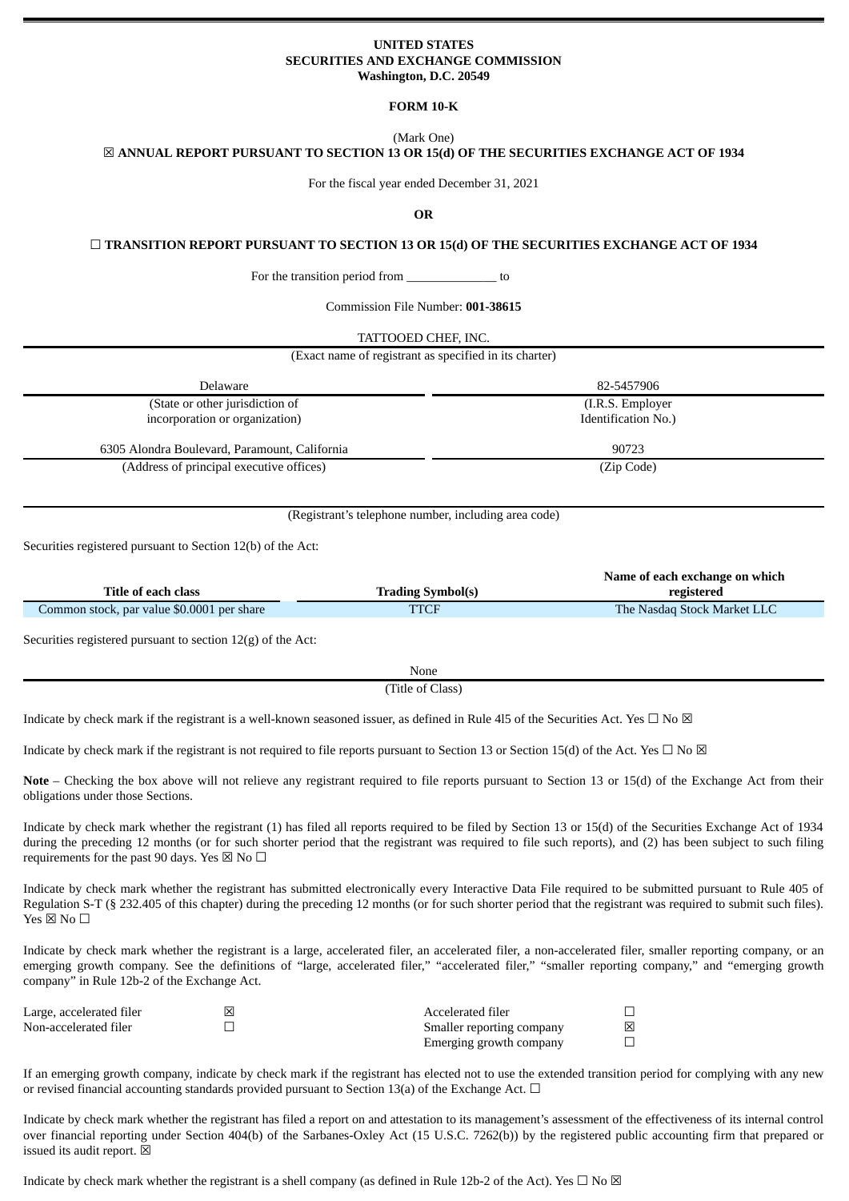**UNITED STATES**
**SECURITIES AND EXCHANGE COMMISSION**
**Washington, D.C. 20549**

**FORM 10-K**

(Mark One)

☒ **ANNUAL REPORT PURSUANT TO SECTION 13 OR 15(d) OF THE SECURITIES EXCHANGE ACT OF 1934**

For the fiscal year ended December 31, 2021

**OR**

☐ **TRANSITION REPORT PURSUANT TO SECTION 13 OR 15(d) OF THE SECURITIES EXCHANGE ACT OF 1934**

For the transition period from ______________ to

Commission File Number: **001-38615**

TATTOOED CHEF, INC.

(Exact name of registrant as specified in its charter)

| Delaware | 82-5457906 |
|---|---|
| (State or other jurisdiction of incorporation or organization) | (I.R.S. Employer Identification No.) |
| 6305 Alondra Boulevard, Paramount, California | 90723 |
| (Address of principal executive offices) | (Zip Code) |

(Registrant's telephone number, including area code)

Securities registered pursuant to Section 12(b) of the Act:

| Title of each class | Trading Symbol(s) | Name of each exchange on which registered |
|---|---|---|
| Common stock, par value $0.0001 per share | TTCF | The Nasdaq Stock Market LLC |

Securities registered pursuant to section 12(g) of the Act:

None

(Title of Class)

Indicate by check mark if the registrant is a well-known seasoned issuer, as defined in Rule 4l5 of the Securities Act. Yes ☐ No ☒

Indicate by check mark if the registrant is not required to file reports pursuant to Section 13 or Section 15(d) of the Act. Yes ☐ No ☒

**Note** – Checking the box above will not relieve any registrant required to file reports pursuant to Section 13 or 15(d) of the Exchange Act from their obligations under those Sections.

Indicate by check mark whether the registrant (1) has filed all reports required to be filed by Section 13 or 15(d) of the Securities Exchange Act of 1934 during the preceding 12 months (or for such shorter period that the registrant was required to file such reports), and (2) has been subject to such filing requirements for the past 90 days. Yes ☒ No ☐

Indicate by check mark whether the registrant has submitted electronically every Interactive Data File required to be submitted pursuant to Rule 405 of Regulation S-T (§ 232.405 of this chapter) during the preceding 12 months (or for such shorter period that the registrant was required to submit such files). Yes ☒ No ☐

Indicate by check mark whether the registrant is a large, accelerated filer, an accelerated filer, a non-accelerated filer, smaller reporting company, or an emerging growth company. See the definitions of "large, accelerated filer," "accelerated filer," "smaller reporting company," and "emerging growth company" in Rule 12b-2 of the Exchange Act.

| | | | |
|---|---|---|---|
| Large, accelerated filer | ☒ | Accelerated filer | ☐ |
| Non-accelerated filer | ☐ | Smaller reporting company | ☒ |
| | | Emerging growth company | ☐ |

If an emerging growth company, indicate by check mark if the registrant has elected not to use the extended transition period for complying with any new or revised financial accounting standards provided pursuant to Section 13(a) of the Exchange Act. ☐

Indicate by check mark whether the registrant has filed a report on and attestation to its management's assessment of the effectiveness of its internal control over financial reporting under Section 404(b) of the Sarbanes-Oxley Act (15 U.S.C. 7262(b)) by the registered public accounting firm that prepared or issued its audit report. ☒

Indicate by check mark whether the registrant is a shell company (as defined in Rule 12b-2 of the Act). Yes ☐ No ☒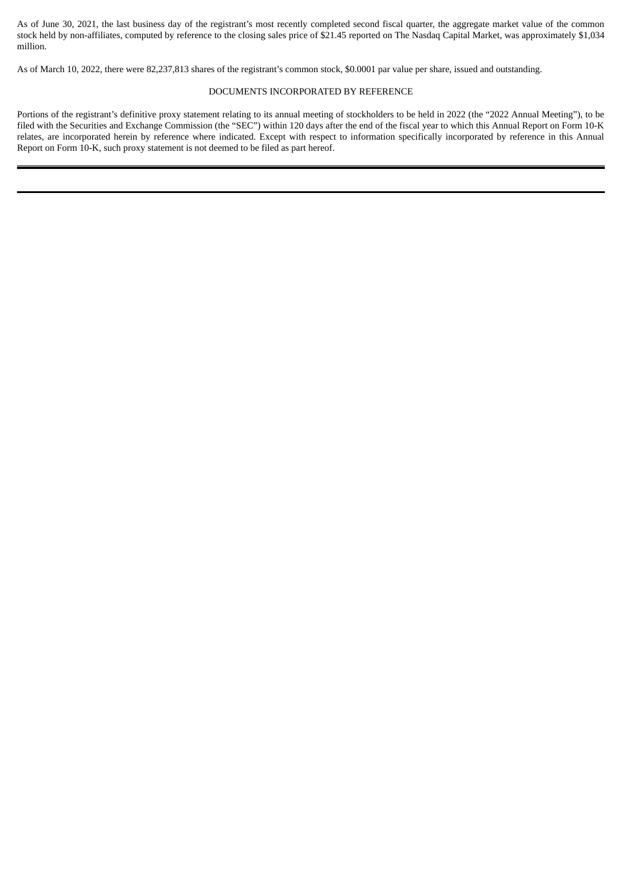As of June 30, 2021, the last business day of the registrant's most recently completed second fiscal quarter, the aggregate market value of the common stock held by non-affiliates, computed by reference to the closing sales price of $21.45 reported on The Nasdaq Capital Market, was approximately $1,034 million.

As of March 10, 2022, there were 82,237,813 shares of the registrant's common stock, $0.0001 par value per share, issued and outstanding.

DOCUMENTS INCORPORATED BY REFERENCE

Portions of the registrant's definitive proxy statement relating to its annual meeting of stockholders to be held in 2022 (the "2022 Annual Meeting"), to be filed with the Securities and Exchange Commission (the "SEC") within 120 days after the end of the fiscal year to which this Annual Report on Form 10-K relates, are incorporated herein by reference where indicated. Except with respect to information specifically incorporated by reference in this Annual Report on Form 10-K, such proxy statement is not deemed to be filed as part hereof.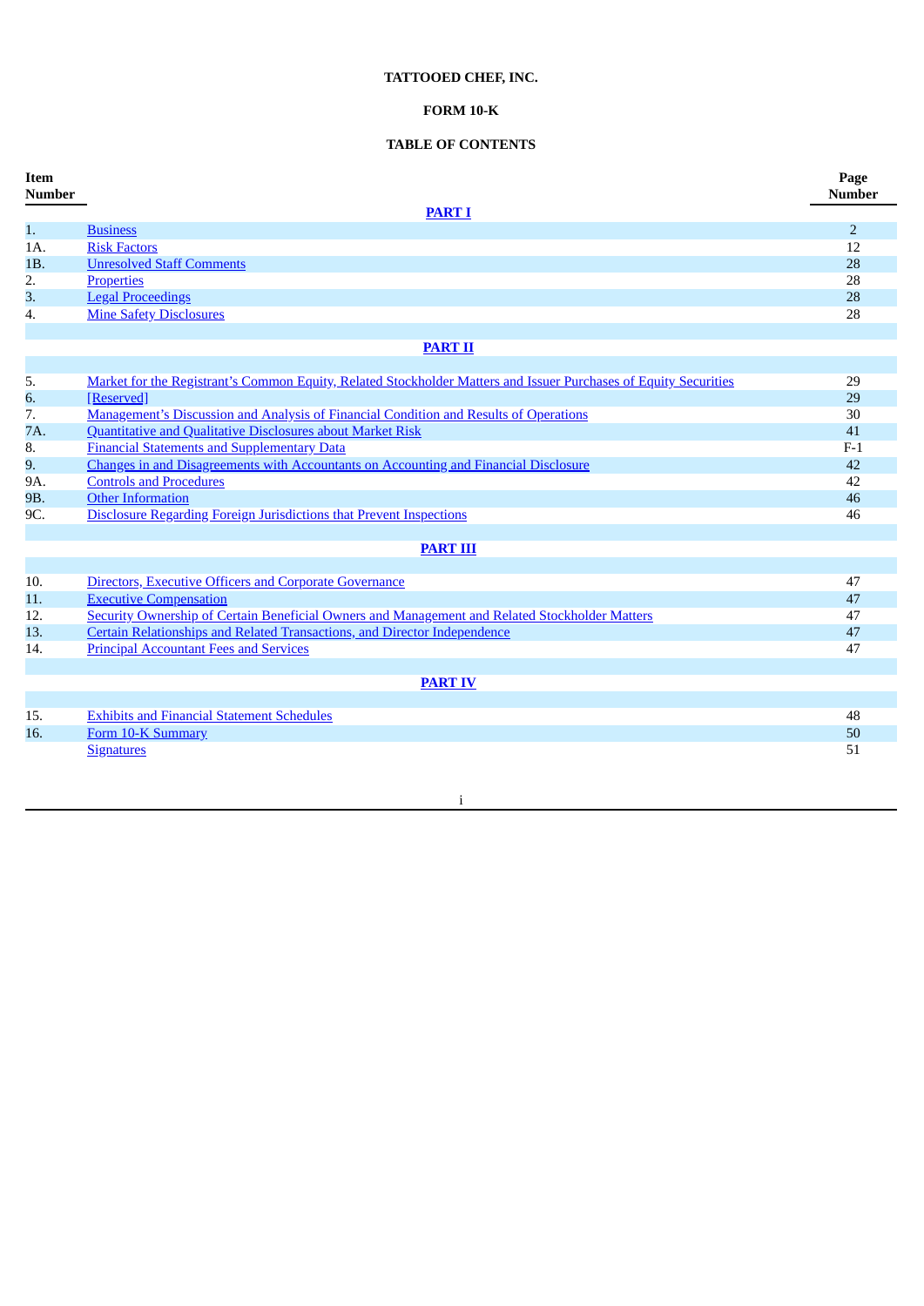**TATTOOED CHEF, INC.**

**FORM 10-K**

**TABLE OF CONTENTS**

| Item Number | | Page Number |
|---|---|---|
| | **PART I** | |
| 1. | Business | 2 |
| 1A. | Risk Factors | 12 |
| 1B. | Unresolved Staff Comments | 28 |
| 2. | Properties | 28 |
| 3. | Legal Proceedings | 28 |
| 4. | Mine Safety Disclosures | 28 |
| | **PART II** | |
| 5. | Market for the Registrant's Common Equity, Related Stockholder Matters and Issuer Purchases of Equity Securities | 29 |
| 6. | [Reserved] | 29 |
| 7. | Management's Discussion and Analysis of Financial Condition and Results of Operations | 30 |
| 7A. | Quantitative and Qualitative Disclosures about Market Risk | 41 |
| 8. | Financial Statements and Supplementary Data | F-1 |
| 9. | Changes in and Disagreements with Accountants on Accounting and Financial Disclosure | 42 |
| 9A. | Controls and Procedures | 42 |
| 9B. | Other Information | 46 |
| 9C. | Disclosure Regarding Foreign Jurisdictions that Prevent Inspections | 46 |
| | **PART III** | |
| 10. | Directors, Executive Officers and Corporate Governance | 47 |
| 11. | Executive Compensation | 47 |
| 12. | Security Ownership of Certain Beneficial Owners and Management and Related Stockholder Matters | 47 |
| 13. | Certain Relationships and Related Transactions, and Director Independence | 47 |
| 14. | Principal Accountant Fees and Services | 47 |
| | **PART IV** | |
| 15. | Exhibits and Financial Statement Schedules | 48 |
| 16. | Form 10-K Summary | 50 |
| | Signatures | 51 |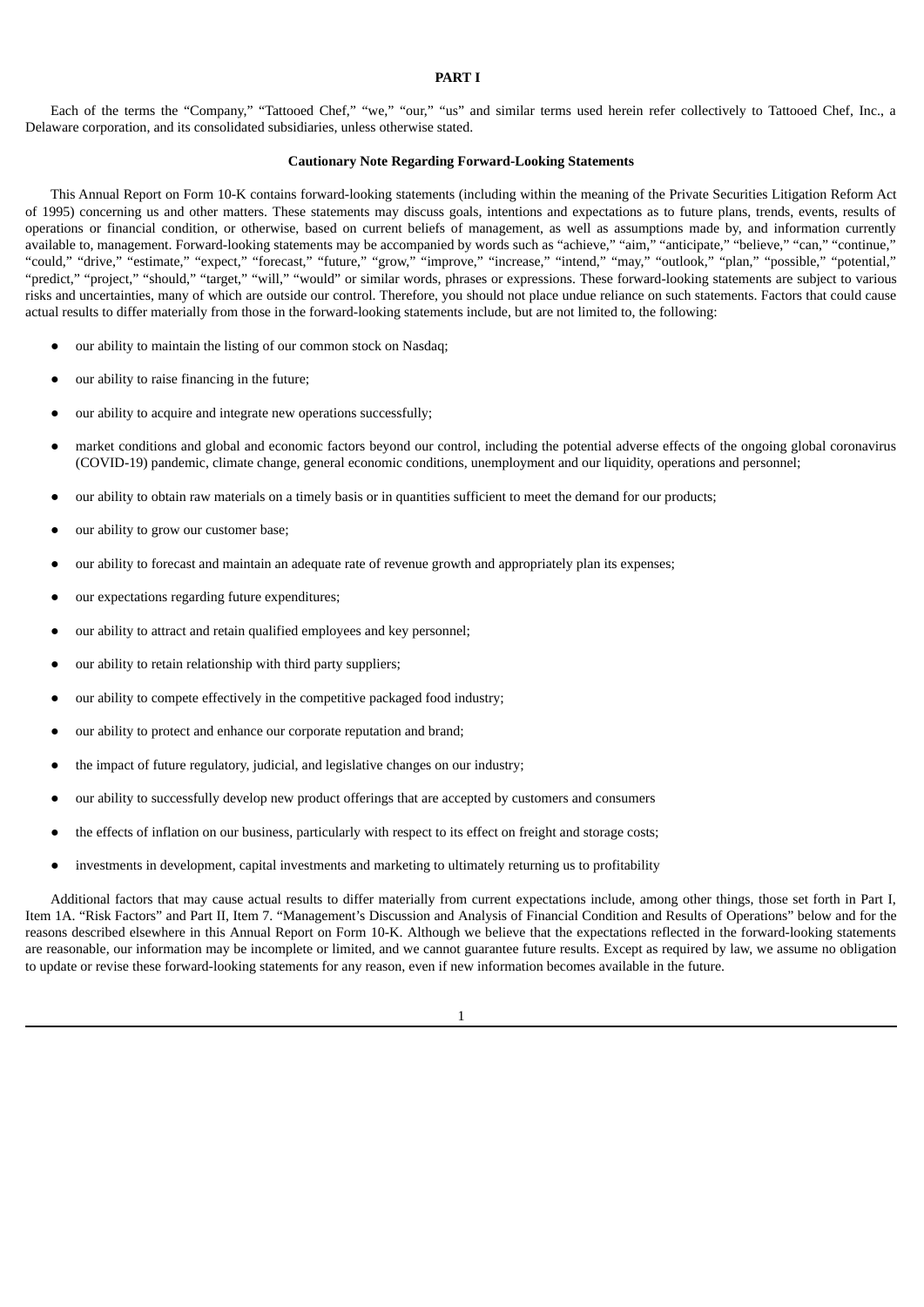# PART I

Each of the terms the "Company," "Tattooed Chef," "we," "our," "us" and similar terms used herein refer collectively to Tattooed Chef, Inc., a Delaware corporation, and its consolidated subsidiaries, unless otherwise stated.

## Cautionary Note Regarding Forward-Looking Statements

This Annual Report on Form 10-K contains forward-looking statements (including within the meaning of the Private Securities Litigation Reform Act of 1995) concerning us and other matters. These statements may discuss goals, intentions and expectations as to future plans, trends, events, results of operations or financial condition, or otherwise, based on current beliefs of management, as well as assumptions made by, and information currently available to, management. Forward-looking statements may be accompanied by words such as "achieve," "aim," "anticipate," "believe," "can," "continue," "could," "drive," "estimate," "expect," "forecast," "future," "grow," "improve," "increase," "intend," "may," "outlook," "plan," "possible," "potential," "predict," "project," "should," "target," "will," "would" or similar words, phrases or expressions. These forward-looking statements are subject to various risks and uncertainties, many of which are outside our control. Therefore, you should not place undue reliance on such statements. Factors that could cause actual results to differ materially from those in the forward-looking statements include, but are not limited to, the following:

- our ability to maintain the listing of our common stock on Nasdaq;
- our ability to raise financing in the future;
- our ability to acquire and integrate new operations successfully;
- market conditions and global and economic factors beyond our control, including the potential adverse effects of the ongoing global coronavirus (COVID-19) pandemic, climate change, general economic conditions, unemployment and our liquidity, operations and personnel;
- our ability to obtain raw materials on a timely basis or in quantities sufficient to meet the demand for our products;
- our ability to grow our customer base;
- our ability to forecast and maintain an adequate rate of revenue growth and appropriately plan its expenses;
- our expectations regarding future expenditures;
- our ability to attract and retain qualified employees and key personnel;
- our ability to retain relationship with third party suppliers;
- our ability to compete effectively in the competitive packaged food industry;
- our ability to protect and enhance our corporate reputation and brand;
- the impact of future regulatory, judicial, and legislative changes on our industry;
- our ability to successfully develop new product offerings that are accepted by customers and consumers
- the effects of inflation on our business, particularly with respect to its effect on freight and storage costs;
- investments in development, capital investments and marketing to ultimately returning us to profitability

Additional factors that may cause actual results to differ materially from current expectations include, among other things, those set forth in Part I, Item 1A. "Risk Factors" and Part II, Item 7. "Management's Discussion and Analysis of Financial Condition and Results of Operations" below and for the reasons described elsewhere in this Annual Report on Form 10-K. Although we believe that the expectations reflected in the forward-looking statements are reasonable, our information may be incomplete or limited, and we cannot guarantee future results. Except as required by law, we assume no obligation to update or revise these forward-looking statements for any reason, even if new information becomes available in the future.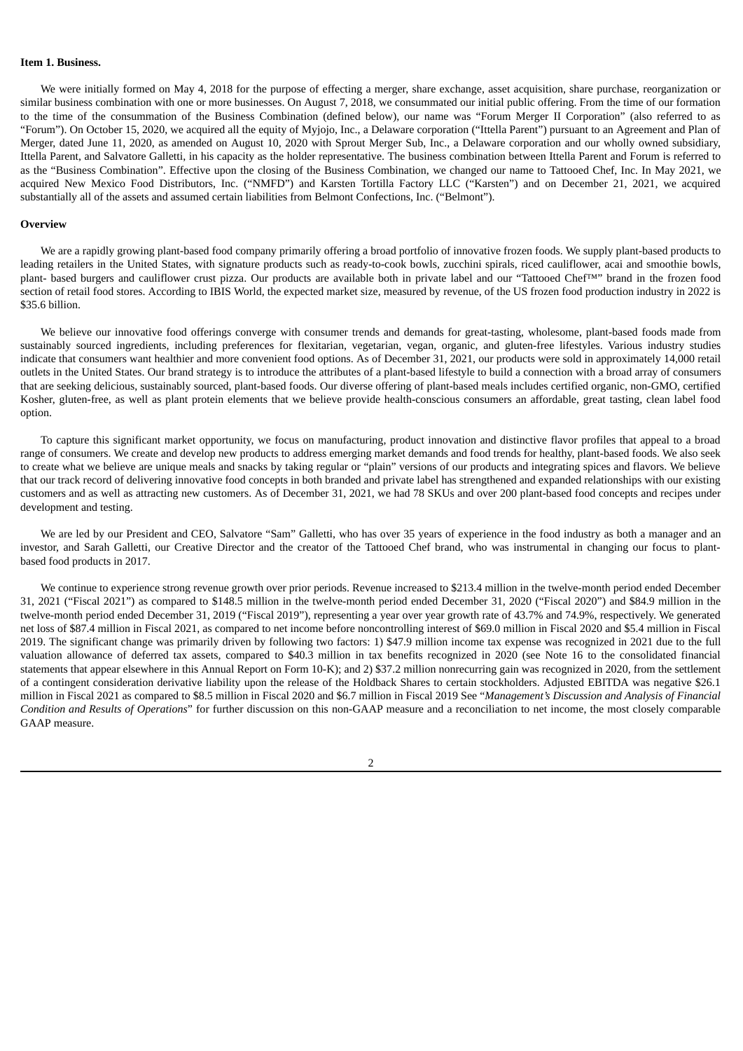**Item 1. Business.**

We were initially formed on May 4, 2018 for the purpose of effecting a merger, share exchange, asset acquisition, share purchase, reorganization or similar business combination with one or more businesses. On August 7, 2018, we consummated our initial public offering. From the time of our formation to the time of the consummation of the Business Combination (defined below), our name was "Forum Merger II Corporation" (also referred to as "Forum"). On October 15, 2020, we acquired all the equity of Myjojo, Inc., a Delaware corporation ("Ittella Parent") pursuant to an Agreement and Plan of Merger, dated June 11, 2020, as amended on August 10, 2020 with Sprout Merger Sub, Inc., a Delaware corporation and our wholly owned subsidiary, Ittella Parent, and Salvatore Galletti, in his capacity as the holder representative. The business combination between Ittella Parent and Forum is referred to as the "Business Combination". Effective upon the closing of the Business Combination, we changed our name to Tattooed Chef, Inc. In May 2021, we acquired New Mexico Food Distributors, Inc. ("NMFD") and Karsten Tortilla Factory LLC ("Karsten") and on December 21, 2021, we acquired substantially all of the assets and assumed certain liabilities from Belmont Confections, Inc. ("Belmont").

**Overview**

We are a rapidly growing plant-based food company primarily offering a broad portfolio of innovative frozen foods. We supply plant-based products to leading retailers in the United States, with signature products such as ready-to-cook bowls, zucchini spirals, riced cauliflower, acai and smoothie bowls, plant- based burgers and cauliflower crust pizza. Our products are available both in private label and our "Tattooed Chef™" brand in the frozen food section of retail food stores. According to IBIS World, the expected market size, measured by revenue, of the US frozen food production industry in 2022 is $35.6 billion.

We believe our innovative food offerings converge with consumer trends and demands for great-tasting, wholesome, plant-based foods made from sustainably sourced ingredients, including preferences for flexitarian, vegetarian, vegan, organic, and gluten-free lifestyles. Various industry studies indicate that consumers want healthier and more convenient food options. As of December 31, 2021, our products were sold in approximately 14,000 retail outlets in the United States. Our brand strategy is to introduce the attributes of a plant-based lifestyle to build a connection with a broad array of consumers that are seeking delicious, sustainably sourced, plant-based foods. Our diverse offering of plant-based meals includes certified organic, non-GMO, certified Kosher, gluten-free, as well as plant protein elements that we believe provide health-conscious consumers an affordable, great tasting, clean label food option.

To capture this significant market opportunity, we focus on manufacturing, product innovation and distinctive flavor profiles that appeal to a broad range of consumers. We create and develop new products to address emerging market demands and food trends for healthy, plant-based foods. We also seek to create what we believe are unique meals and snacks by taking regular or "plain" versions of our products and integrating spices and flavors. We believe that our track record of delivering innovative food concepts in both branded and private label has strengthened and expanded relationships with our existing customers and as well as attracting new customers. As of December 31, 2021, we had 78 SKUs and over 200 plant-based food concepts and recipes under development and testing.

We are led by our President and CEO, Salvatore "Sam" Galletti, who has over 35 years of experience in the food industry as both a manager and an investor, and Sarah Galletti, our Creative Director and the creator of the Tattooed Chef brand, who was instrumental in changing our focus to plant-based food products in 2017.

We continue to experience strong revenue growth over prior periods. Revenue increased to $213.4 million in the twelve-month period ended December 31, 2021 ("Fiscal 2021") as compared to $148.5 million in the twelve-month period ended December 31, 2020 ("Fiscal 2020") and $84.9 million in the twelve-month period ended December 31, 2019 ("Fiscal 2019"), representing a year over year growth rate of 43.7% and 74.9%, respectively. We generated net loss of $87.4 million in Fiscal 2021, as compared to net income before noncontrolling interest of $69.0 million in Fiscal 2020 and $5.4 million in Fiscal 2019. The significant change was primarily driven by following two factors: 1) $47.9 million income tax expense was recognized in 2021 due to the full valuation allowance of deferred tax assets, compared to $40.3 million in tax benefits recognized in 2020 (see Note 16 to the consolidated financial statements that appear elsewhere in this Annual Report on Form 10-K); and 2) $37.2 million nonrecurring gain was recognized in 2020, from the settlement of a contingent consideration derivative liability upon the release of the Holdback Shares to certain stockholders. Adjusted EBITDA was negative $26.1 million in Fiscal 2021 as compared to $8.5 million in Fiscal 2020 and $6.7 million in Fiscal 2019 See "*Management's Discussion and Analysis of Financial Condition and Results of Operations*" for further discussion on this non-GAAP measure and a reconciliation to net income, the most closely comparable GAAP measure.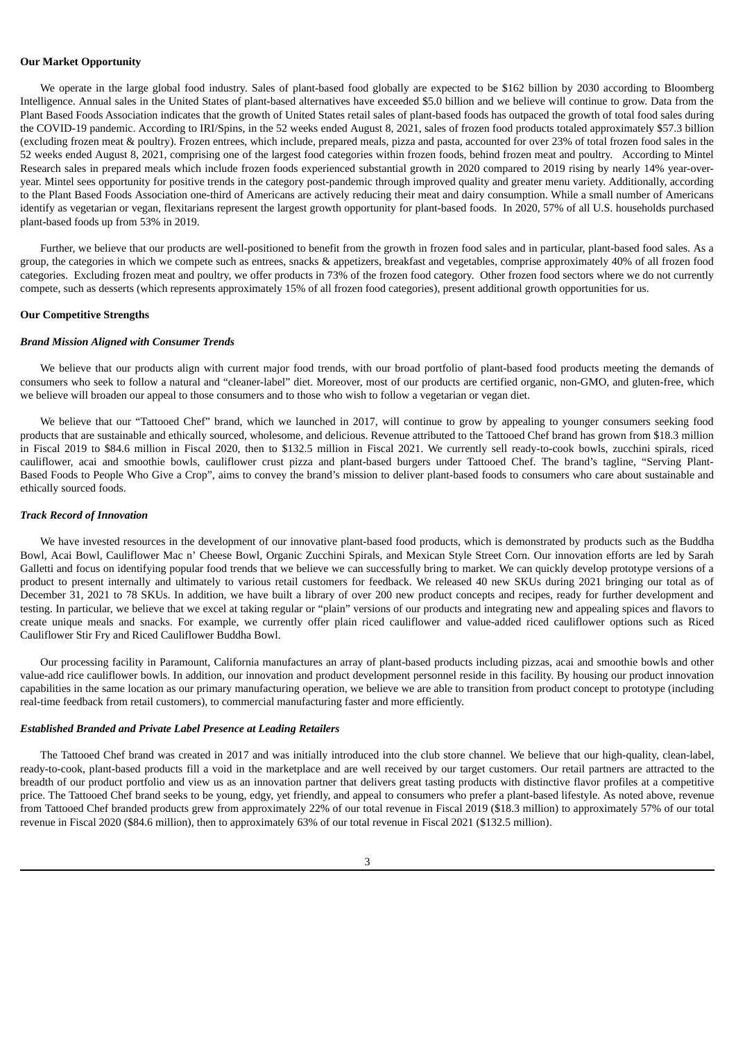**Our Market Opportunity**

We operate in the large global food industry. Sales of plant-based food globally are expected to be $162 billion by 2030 according to Bloomberg Intelligence. Annual sales in the United States of plant-based alternatives have exceeded $5.0 billion and we believe will continue to grow. Data from the Plant Based Foods Association indicates that the growth of United States retail sales of plant-based foods has outpaced the growth of total food sales during the COVID-19 pandemic. According to IRI/Spins, in the 52 weeks ended August 8, 2021, sales of frozen food products totaled approximately $57.3 billion (excluding frozen meat & poultry). Frozen entrees, which include, prepared meals, pizza and pasta, accounted for over 23% of total frozen food sales in the 52 weeks ended August 8, 2021, comprising one of the largest food categories within frozen foods, behind frozen meat and poultry. According to Mintel Research sales in prepared meals which include frozen foods experienced substantial growth in 2020 compared to 2019 rising by nearly 14% year-over-year. Mintel sees opportunity for positive trends in the category post-pandemic through improved quality and greater menu variety. Additionally, according to the Plant Based Foods Association one-third of Americans are actively reducing their meat and dairy consumption. While a small number of Americans identify as vegetarian or vegan, flexitarians represent the largest growth opportunity for plant-based foods. In 2020, 57% of all U.S. households purchased plant-based foods up from 53% in 2019.

Further, we believe that our products are well-positioned to benefit from the growth in frozen food sales and in particular, plant-based food sales. As a group, the categories in which we compete such as entrees, snacks & appetizers, breakfast and vegetables, comprise approximately 40% of all frozen food categories. Excluding frozen meat and poultry, we offer products in 73% of the frozen food category. Other frozen food sectors where we do not currently compete, such as desserts (which represents approximately 15% of all frozen food categories), present additional growth opportunities for us.

**Our Competitive Strengths**

***Brand Mission Aligned with Consumer Trends***

We believe that our products align with current major food trends, with our broad portfolio of plant-based food products meeting the demands of consumers who seek to follow a natural and "cleaner-label" diet. Moreover, most of our products are certified organic, non-GMO, and gluten-free, which we believe will broaden our appeal to those consumers and to those who wish to follow a vegetarian or vegan diet.

We believe that our "Tattooed Chef" brand, which we launched in 2017, will continue to grow by appealing to younger consumers seeking food products that are sustainable and ethically sourced, wholesome, and delicious. Revenue attributed to the Tattooed Chef brand has grown from $18.3 million in Fiscal 2019 to $84.6 million in Fiscal 2020, then to $132.5 million in Fiscal 2021. We currently sell ready-to-cook bowls, zucchini spirals, riced cauliflower, acai and smoothie bowls, cauliflower crust pizza and plant-based burgers under Tattooed Chef. The brand's tagline, "Serving Plant-Based Foods to People Who Give a Crop", aims to convey the brand's mission to deliver plant-based foods to consumers who care about sustainable and ethically sourced foods.

***Track Record of Innovation***

We have invested resources in the development of our innovative plant-based food products, which is demonstrated by products such as the Buddha Bowl, Acai Bowl, Cauliflower Mac n' Cheese Bowl, Organic Zucchini Spirals, and Mexican Style Street Corn. Our innovation efforts are led by Sarah Galletti and focus on identifying popular food trends that we believe we can successfully bring to market. We can quickly develop prototype versions of a product to present internally and ultimately to various retail customers for feedback. We released 40 new SKUs during 2021 bringing our total as of December 31, 2021 to 78 SKUs. In addition, we have built a library of over 200 new product concepts and recipes, ready for further development and testing. In particular, we believe that we excel at taking regular or "plain" versions of our products and integrating new and appealing spices and flavors to create unique meals and snacks. For example, we currently offer plain riced cauliflower and value-added riced cauliflower options such as Riced Cauliflower Stir Fry and Riced Cauliflower Buddha Bowl.

Our processing facility in Paramount, California manufactures an array of plant-based products including pizzas, acai and smoothie bowls and other value-add rice cauliflower bowls. In addition, our innovation and product development personnel reside in this facility. By housing our product innovation capabilities in the same location as our primary manufacturing operation, we believe we are able to transition from product concept to prototype (including real-time feedback from retail customers), to commercial manufacturing faster and more efficiently.

***Established Branded and Private Label Presence at Leading Retailers***

The Tattooed Chef brand was created in 2017 and was initially introduced into the club store channel. We believe that our high-quality, clean-label, ready-to-cook, plant-based products fill a void in the marketplace and are well received by our target customers. Our retail partners are attracted to the breadth of our product portfolio and view us as an innovation partner that delivers great tasting products with distinctive flavor profiles at a competitive price. The Tattooed Chef brand seeks to be young, edgy, yet friendly, and appeal to consumers who prefer a plant-based lifestyle. As noted above, revenue from Tattooed Chef branded products grew from approximately 22% of our total revenue in Fiscal 2019 ($18.3 million) to approximately 57% of our total revenue in Fiscal 2020 ($84.6 million), then to approximately 63% of our total revenue in Fiscal 2021 ($132.5 million).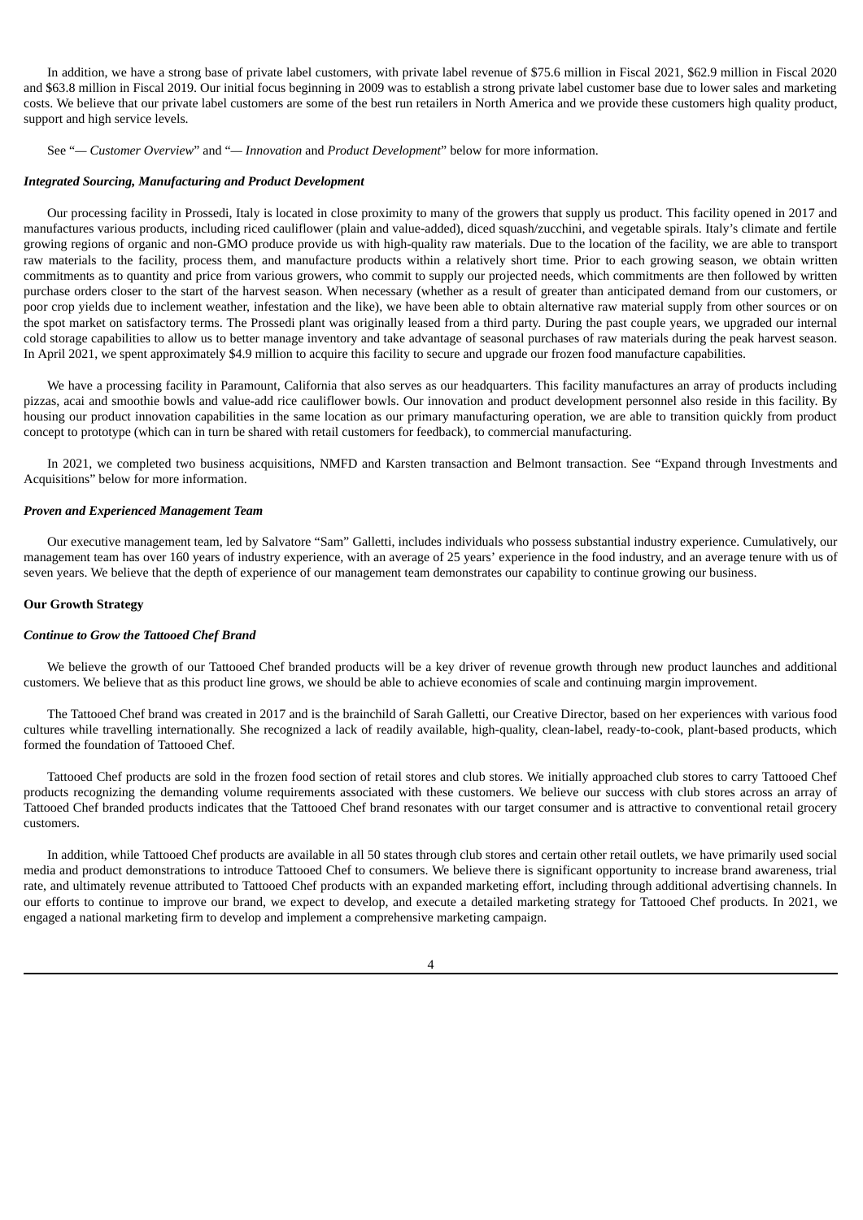In addition, we have a strong base of private label customers, with private label revenue of $75.6 million in Fiscal 2021, $62.9 million in Fiscal 2020 and $63.8 million in Fiscal 2019. Our initial focus beginning in 2009 was to establish a strong private label customer base due to lower sales and marketing costs. We believe that our private label customers are some of the best run retailers in North America and we provide these customers high quality product, support and high service levels.

See "— *Customer Overview*" and "— *Innovation* and *Product Development*" below for more information.

### *Integrated Sourcing, Manufacturing and Product Development*

Our processing facility in Prossedi, Italy is located in close proximity to many of the growers that supply us product. This facility opened in 2017 and manufactures various products, including riced cauliflower (plain and value-added), diced squash/zucchini, and vegetable spirals. Italy's climate and fertile growing regions of organic and non-GMO produce provide us with high-quality raw materials. Due to the location of the facility, we are able to transport raw materials to the facility, process them, and manufacture products within a relatively short time. Prior to each growing season, we obtain written commitments as to quantity and price from various growers, who commit to supply our projected needs, which commitments are then followed by written purchase orders closer to the start of the harvest season. When necessary (whether as a result of greater than anticipated demand from our customers, or poor crop yields due to inclement weather, infestation and the like), we have been able to obtain alternative raw material supply from other sources or on the spot market on satisfactory terms. The Prossedi plant was originally leased from a third party. During the past couple years, we upgraded our internal cold storage capabilities to allow us to better manage inventory and take advantage of seasonal purchases of raw materials during the peak harvest season. In April 2021, we spent approximately $4.9 million to acquire this facility to secure and upgrade our frozen food manufacture capabilities.

We have a processing facility in Paramount, California that also serves as our headquarters. This facility manufactures an array of products including pizzas, acai and smoothie bowls and value-add rice cauliflower bowls. Our innovation and product development personnel also reside in this facility. By housing our product innovation capabilities in the same location as our primary manufacturing operation, we are able to transition quickly from product concept to prototype (which can in turn be shared with retail customers for feedback), to commercial manufacturing.

In 2021, we completed two business acquisitions, NMFD and Karsten transaction and Belmont transaction. See "Expand through Investments and Acquisitions" below for more information.

### *Proven and Experienced Management Team*

Our executive management team, led by Salvatore "Sam" Galletti, includes individuals who possess substantial industry experience. Cumulatively, our management team has over 160 years of industry experience, with an average of 25 years' experience in the food industry, and an average tenure with us of seven years. We believe that the depth of experience of our management team demonstrates our capability to continue growing our business.

## Our Growth Strategy

### *Continue to Grow the Tattooed Chef Brand*

We believe the growth of our Tattooed Chef branded products will be a key driver of revenue growth through new product launches and additional customers. We believe that as this product line grows, we should be able to achieve economies of scale and continuing margin improvement.

The Tattooed Chef brand was created in 2017 and is the brainchild of Sarah Galletti, our Creative Director, based on her experiences with various food cultures while travelling internationally. She recognized a lack of readily available, high-quality, clean-label, ready-to-cook, plant-based products, which formed the foundation of Tattooed Chef.

Tattooed Chef products are sold in the frozen food section of retail stores and club stores. We initially approached club stores to carry Tattooed Chef products recognizing the demanding volume requirements associated with these customers. We believe our success with club stores across an array of Tattooed Chef branded products indicates that the Tattooed Chef brand resonates with our target consumer and is attractive to conventional retail grocery customers.

In addition, while Tattooed Chef products are available in all 50 states through club stores and certain other retail outlets, we have primarily used social media and product demonstrations to introduce Tattooed Chef to consumers. We believe there is significant opportunity to increase brand awareness, trial rate, and ultimately revenue attributed to Tattooed Chef products with an expanded marketing effort, including through additional advertising channels. In our efforts to continue to improve our brand, we expect to develop, and execute a detailed marketing strategy for Tattooed Chef products. In 2021, we engaged a national marketing firm to develop and implement a comprehensive marketing campaign.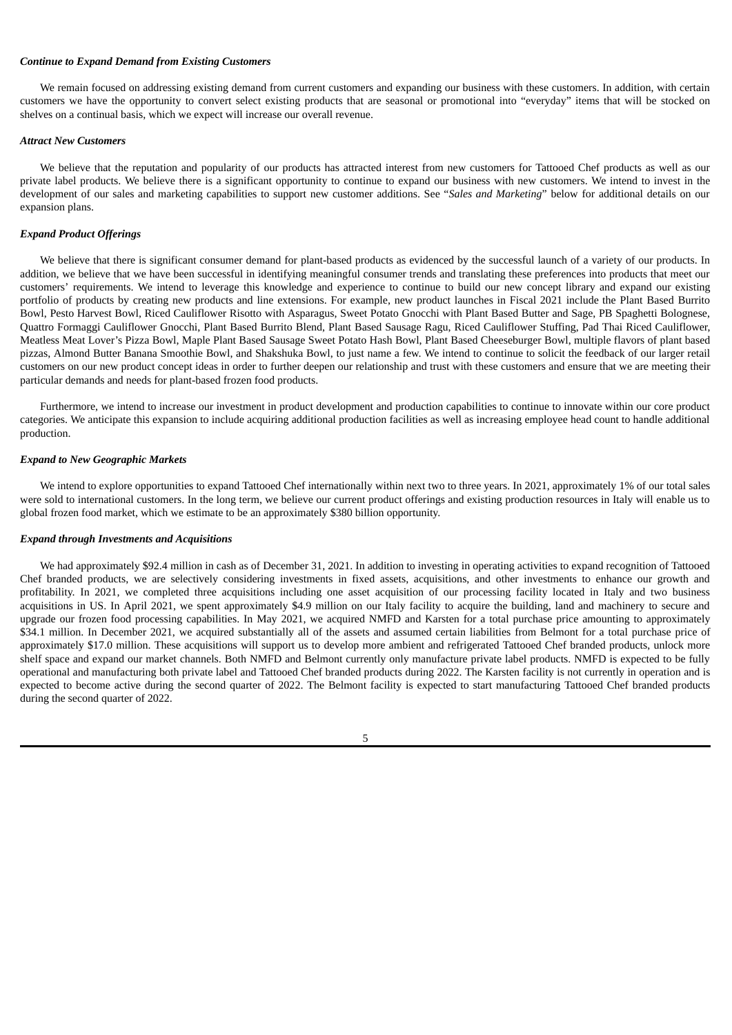***Continue to Expand Demand from Existing Customers***

We remain focused on addressing existing demand from current customers and expanding our business with these customers. In addition, with certain customers we have the opportunity to convert select existing products that are seasonal or promotional into "everyday" items that will be stocked on shelves on a continual basis, which we expect will increase our overall revenue.

***Attract New Customers***

We believe that the reputation and popularity of our products has attracted interest from new customers for Tattooed Chef products as well as our private label products. We believe there is a significant opportunity to continue to expand our business with new customers. We intend to invest in the development of our sales and marketing capabilities to support new customer additions. See "*Sales and Marketing*" below for additional details on our expansion plans.

***Expand Product Offerings***

We believe that there is significant consumer demand for plant-based products as evidenced by the successful launch of a variety of our products. In addition, we believe that we have been successful in identifying meaningful consumer trends and translating these preferences into products that meet our customers' requirements. We intend to leverage this knowledge and experience to continue to build our new concept library and expand our existing portfolio of products by creating new products and line extensions. For example, new product launches in Fiscal 2021 include the Plant Based Burrito Bowl, Pesto Harvest Bowl, Riced Cauliflower Risotto with Asparagus, Sweet Potato Gnocchi with Plant Based Butter and Sage, PB Spaghetti Bolognese, Quattro Formaggi Cauliflower Gnocchi, Plant Based Burrito Blend, Plant Based Sausage Ragu, Riced Cauliflower Stuffing, Pad Thai Riced Cauliflower, Meatless Meat Lover's Pizza Bowl, Maple Plant Based Sausage Sweet Potato Hash Bowl, Plant Based Cheeseburger Bowl, multiple flavors of plant based pizzas, Almond Butter Banana Smoothie Bowl, and Shakshuka Bowl, to just name a few. We intend to continue to solicit the feedback of our larger retail customers on our new product concept ideas in order to further deepen our relationship and trust with these customers and ensure that we are meeting their particular demands and needs for plant-based frozen food products.

Furthermore, we intend to increase our investment in product development and production capabilities to continue to innovate within our core product categories. We anticipate this expansion to include acquiring additional production facilities as well as increasing employee head count to handle additional production.

***Expand to New Geographic Markets***

We intend to explore opportunities to expand Tattooed Chef internationally within next two to three years. In 2021, approximately 1% of our total sales were sold to international customers. In the long term, we believe our current product offerings and existing production resources in Italy will enable us to global frozen food market, which we estimate to be an approximately $380 billion opportunity.

***Expand through Investments and Acquisitions***

We had approximately $92.4 million in cash as of December 31, 2021. In addition to investing in operating activities to expand recognition of Tattooed Chef branded products, we are selectively considering investments in fixed assets, acquisitions, and other investments to enhance our growth and profitability. In 2021, we completed three acquisitions including one asset acquisition of our processing facility located in Italy and two business acquisitions in US. In April 2021, we spent approximately $4.9 million on our Italy facility to acquire the building, land and machinery to secure and upgrade our frozen food processing capabilities. In May 2021, we acquired NMFD and Karsten for a total purchase price amounting to approximately $34.1 million. In December 2021, we acquired substantially all of the assets and assumed certain liabilities from Belmont for a total purchase price of approximately $17.0 million. These acquisitions will support us to develop more ambient and refrigerated Tattooed Chef branded products, unlock more shelf space and expand our market channels. Both NMFD and Belmont currently only manufacture private label products. NMFD is expected to be fully operational and manufacturing both private label and Tattooed Chef branded products during 2022. The Karsten facility is not currently in operation and is expected to become active during the second quarter of 2022. The Belmont facility is expected to start manufacturing Tattooed Chef branded products during the second quarter of 2022.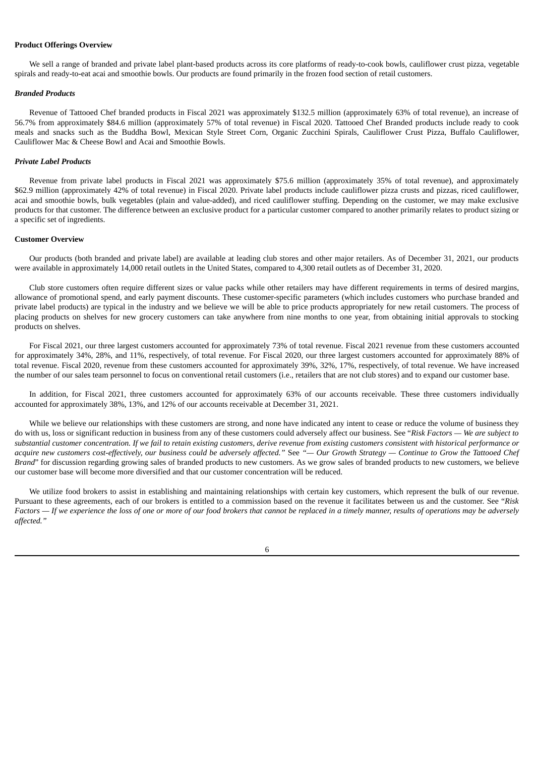**Product Offerings Overview**

We sell a range of branded and private label plant-based products across its core platforms of ready-to-cook bowls, cauliflower crust pizza, vegetable spirals and ready-to-eat acai and smoothie bowls. Our products are found primarily in the frozen food section of retail customers.

***Branded Products***

Revenue of Tattooed Chef branded products in Fiscal 2021 was approximately $132.5 million (approximately 63% of total revenue), an increase of 56.7% from approximately $84.6 million (approximately 57% of total revenue) in Fiscal 2020. Tattooed Chef Branded products include ready to cook meals and snacks such as the Buddha Bowl, Mexican Style Street Corn, Organic Zucchini Spirals, Cauliflower Crust Pizza, Buffalo Cauliflower, Cauliflower Mac & Cheese Bowl and Acai and Smoothie Bowls.

***Private Label Products***

Revenue from private label products in Fiscal 2021 was approximately $75.6 million (approximately 35% of total revenue), and approximately $62.9 million (approximately 42% of total revenue) in Fiscal 2020. Private label products include cauliflower pizza crusts and pizzas, riced cauliflower, acai and smoothie bowls, bulk vegetables (plain and value-added), and riced cauliflower stuffing. Depending on the customer, we may make exclusive products for that customer. The difference between an exclusive product for a particular customer compared to another primarily relates to product sizing or a specific set of ingredients.

**Customer Overview**

Our products (both branded and private label) are available at leading club stores and other major retailers. As of December 31, 2021, our products were available in approximately 14,000 retail outlets in the United States, compared to 4,300 retail outlets as of December 31, 2020.

Club store customers often require different sizes or value packs while other retailers may have different requirements in terms of desired margins, allowance of promotional spend, and early payment discounts. These customer-specific parameters (which includes customers who purchase branded and private label products) are typical in the industry and we believe we will be able to price products appropriately for new retail customers. The process of placing products on shelves for new grocery customers can take anywhere from nine months to one year, from obtaining initial approvals to stocking products on shelves.

For Fiscal 2021, our three largest customers accounted for approximately 73% of total revenue. Fiscal 2021 revenue from these customers accounted for approximately 34%, 28%, and 11%, respectively, of total revenue. For Fiscal 2020, our three largest customers accounted for approximately 88% of total revenue. Fiscal 2020, revenue from these customers accounted for approximately 39%, 32%, 17%, respectively, of total revenue. We have increased the number of our sales team personnel to focus on conventional retail customers (i.e., retailers that are not club stores) and to expand our customer base.

In addition, for Fiscal 2021, three customers accounted for approximately 63% of our accounts receivable. These three customers individually accounted for approximately 38%, 13%, and 12% of our accounts receivable at December 31, 2021.

While we believe our relationships with these customers are strong, and none have indicated any intent to cease or reduce the volume of business they do with us, loss or significant reduction in business from any of these customers could adversely affect our business. See "*Risk Factors — We are subject to substantial customer concentration. If we fail to retain existing customers, derive revenue from existing customers consistent with historical performance or acquire new customers cost-effectively, our business could be adversely affected.*" See *"— Our Growth Strategy — Continue to Grow the Tattooed Chef Brand*" for discussion regarding growing sales of branded products to new customers. As we grow sales of branded products to new customers, we believe our customer base will become more diversified and that our customer concentration will be reduced.

We utilize food brokers to assist in establishing and maintaining relationships with certain key customers, which represent the bulk of our revenue. Pursuant to these agreements, each of our brokers is entitled to a commission based on the revenue it facilitates between us and the customer. See "*Risk Factors — If we experience the loss of one or more of our food brokers that cannot be replaced in a timely manner, results of operations may be adversely affected.*"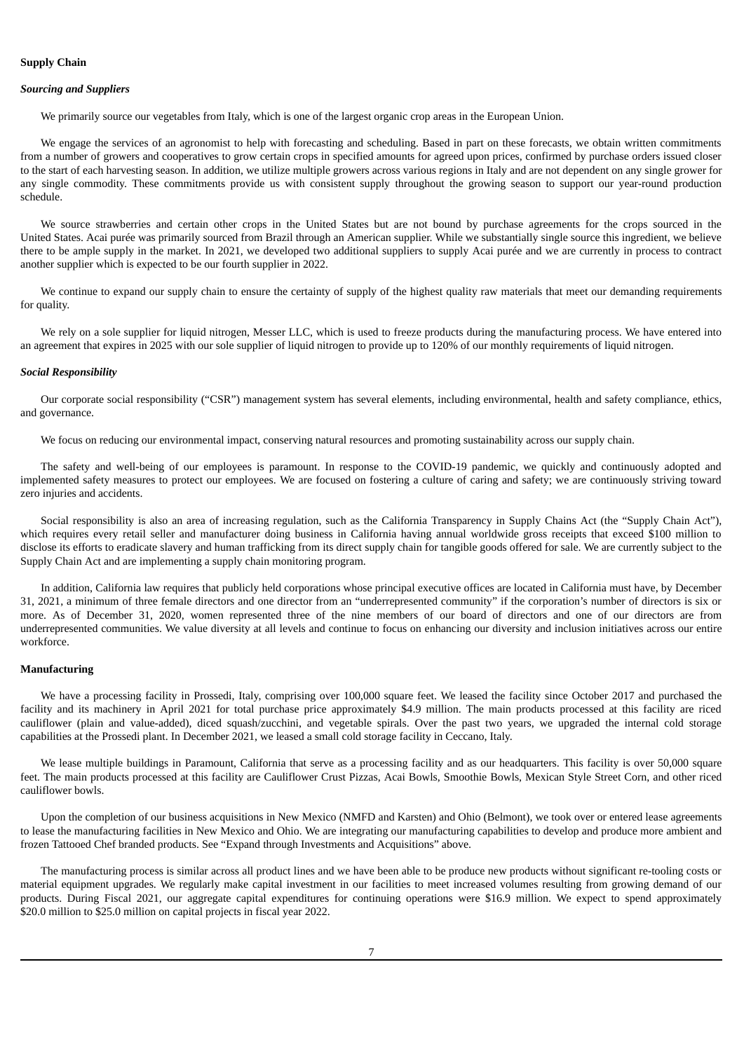**Supply Chain**

***Sourcing and Suppliers***

We primarily source our vegetables from Italy, which is one of the largest organic crop areas in the European Union.

We engage the services of an agronomist to help with forecasting and scheduling. Based in part on these forecasts, we obtain written commitments from a number of growers and cooperatives to grow certain crops in specified amounts for agreed upon prices, confirmed by purchase orders issued closer to the start of each harvesting season. In addition, we utilize multiple growers across various regions in Italy and are not dependent on any single grower for any single commodity. These commitments provide us with consistent supply throughout the growing season to support our year-round production schedule.

We source strawberries and certain other crops in the United States but are not bound by purchase agreements for the crops sourced in the United States. Acai purée was primarily sourced from Brazil through an American supplier. While we substantially single source this ingredient, we believe there to be ample supply in the market. In 2021, we developed two additional suppliers to supply Acai purée and we are currently in process to contract another supplier which is expected to be our fourth supplier in 2022.

We continue to expand our supply chain to ensure the certainty of supply of the highest quality raw materials that meet our demanding requirements for quality.

We rely on a sole supplier for liquid nitrogen, Messer LLC, which is used to freeze products during the manufacturing process. We have entered into an agreement that expires in 2025 with our sole supplier of liquid nitrogen to provide up to 120% of our monthly requirements of liquid nitrogen.

***Social Responsibility***

Our corporate social responsibility ("CSR") management system has several elements, including environmental, health and safety compliance, ethics, and governance.

We focus on reducing our environmental impact, conserving natural resources and promoting sustainability across our supply chain.

The safety and well-being of our employees is paramount. In response to the COVID-19 pandemic, we quickly and continuously adopted and implemented safety measures to protect our employees. We are focused on fostering a culture of caring and safety; we are continuously striving toward zero injuries and accidents.

Social responsibility is also an area of increasing regulation, such as the California Transparency in Supply Chains Act (the "Supply Chain Act"), which requires every retail seller and manufacturer doing business in California having annual worldwide gross receipts that exceed $100 million to disclose its efforts to eradicate slavery and human trafficking from its direct supply chain for tangible goods offered for sale. We are currently subject to the Supply Chain Act and are implementing a supply chain monitoring program.

In addition, California law requires that publicly held corporations whose principal executive offices are located in California must have, by December 31, 2021, a minimum of three female directors and one director from an "underrepresented community" if the corporation's number of directors is six or more. As of December 31, 2020, women represented three of the nine members of our board of directors and one of our directors are from underrepresented communities. We value diversity at all levels and continue to focus on enhancing our diversity and inclusion initiatives across our entire workforce.

**Manufacturing**

We have a processing facility in Prossedi, Italy, comprising over 100,000 square feet. We leased the facility since October 2017 and purchased the facility and its machinery in April 2021 for total purchase price approximately $4.9 million. The main products processed at this facility are riced cauliflower (plain and value-added), diced squash/zucchini, and vegetable spirals. Over the past two years, we upgraded the internal cold storage capabilities at the Prossedi plant. In December 2021, we leased a small cold storage facility in Ceccano, Italy.

We lease multiple buildings in Paramount, California that serve as a processing facility and as our headquarters. This facility is over 50,000 square feet. The main products processed at this facility are Cauliflower Crust Pizzas, Acai Bowls, Smoothie Bowls, Mexican Style Street Corn, and other riced cauliflower bowls.

Upon the completion of our business acquisitions in New Mexico (NMFD and Karsten) and Ohio (Belmont), we took over or entered lease agreements to lease the manufacturing facilities in New Mexico and Ohio. We are integrating our manufacturing capabilities to develop and produce more ambient and frozen Tattooed Chef branded products. See "Expand through Investments and Acquisitions" above.

The manufacturing process is similar across all product lines and we have been able to be produce new products without significant re-tooling costs or material equipment upgrades. We regularly make capital investment in our facilities to meet increased volumes resulting from growing demand of our products. During Fiscal 2021, our aggregate capital expenditures for continuing operations were $16.9 million. We expect to spend approximately $20.0 million to $25.0 million on capital projects in fiscal year 2022.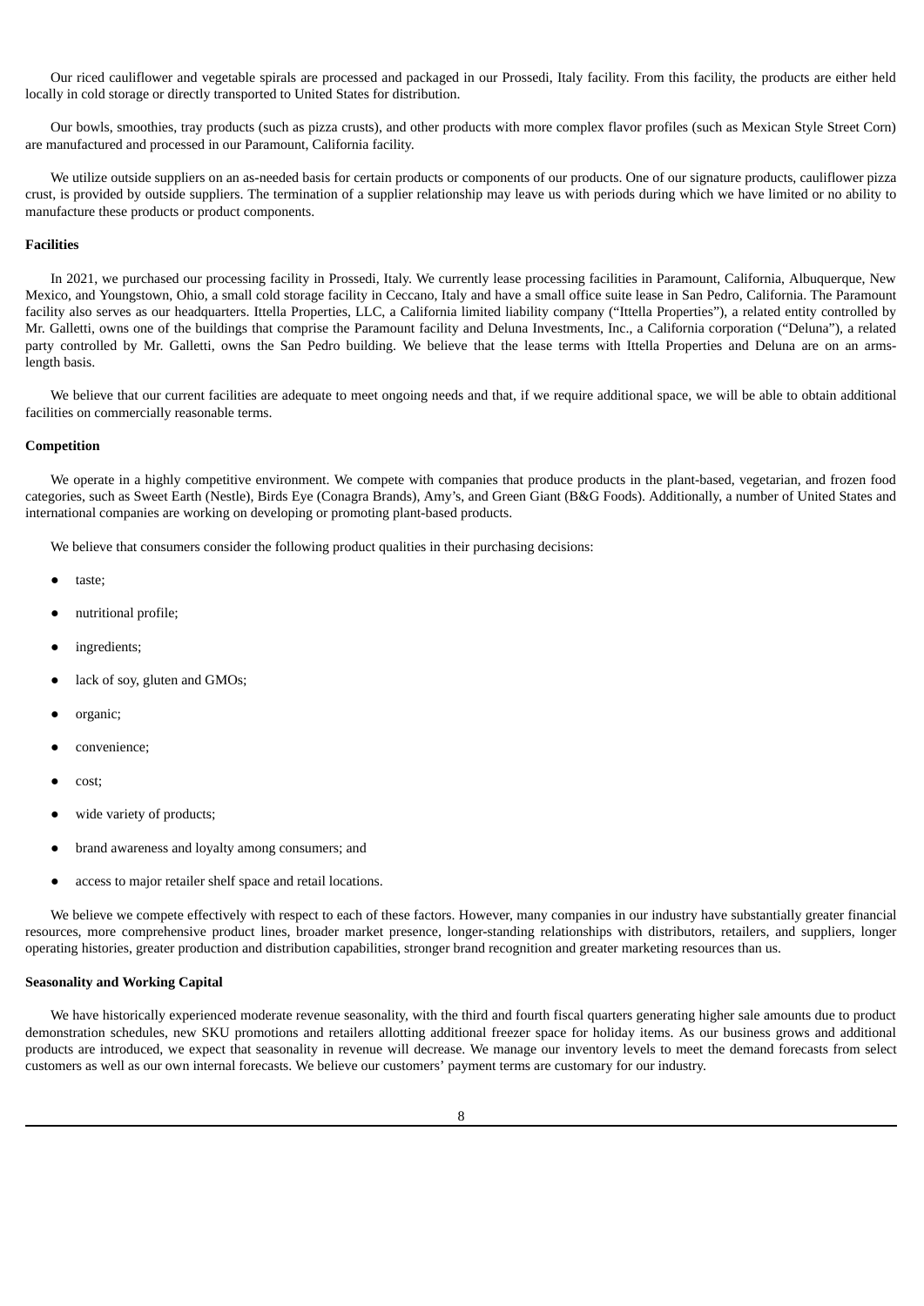Our riced cauliflower and vegetable spirals are processed and packaged in our Prossedi, Italy facility. From this facility, the products are either held locally in cold storage or directly transported to United States for distribution.

Our bowls, smoothies, tray products (such as pizza crusts), and other products with more complex flavor profiles (such as Mexican Style Street Corn) are manufactured and processed in our Paramount, California facility.

We utilize outside suppliers on an as-needed basis for certain products or components of our products. One of our signature products, cauliflower pizza crust, is provided by outside suppliers. The termination of a supplier relationship may leave us with periods during which we have limited or no ability to manufacture these products or product components.

**Facilities**

In 2021, we purchased our processing facility in Prossedi, Italy. We currently lease processing facilities in Paramount, California, Albuquerque, New Mexico, and Youngstown, Ohio, a small cold storage facility in Ceccano, Italy and have a small office suite lease in San Pedro, California. The Paramount facility also serves as our headquarters. Ittella Properties, LLC, a California limited liability company ("Ittella Properties"), a related entity controlled by Mr. Galletti, owns one of the buildings that comprise the Paramount facility and Deluna Investments, Inc., a California corporation ("Deluna"), a related party controlled by Mr. Galletti, owns the San Pedro building. We believe that the lease terms with Ittella Properties and Deluna are on an arms-length basis.

We believe that our current facilities are adequate to meet ongoing needs and that, if we require additional space, we will be able to obtain additional facilities on commercially reasonable terms.

**Competition**

We operate in a highly competitive environment. We compete with companies that produce products in the plant-based, vegetarian, and frozen food categories, such as Sweet Earth (Nestle), Birds Eye (Conagra Brands), Amy's, and Green Giant (B&G Foods). Additionally, a number of United States and international companies are working on developing or promoting plant-based products.

We believe that consumers consider the following product qualities in their purchasing decisions:

- taste;
- nutritional profile;
- ingredients;
- lack of soy, gluten and GMOs;
- organic;
- convenience;
- cost;
- wide variety of products;
- brand awareness and loyalty among consumers; and
- access to major retailer shelf space and retail locations.

We believe we compete effectively with respect to each of these factors. However, many companies in our industry have substantially greater financial resources, more comprehensive product lines, broader market presence, longer-standing relationships with distributors, retailers, and suppliers, longer operating histories, greater production and distribution capabilities, stronger brand recognition and greater marketing resources than us.

**Seasonality and Working Capital**

We have historically experienced moderate revenue seasonality, with the third and fourth fiscal quarters generating higher sale amounts due to product demonstration schedules, new SKU promotions and retailers allotting additional freezer space for holiday items. As our business grows and additional products are introduced, we expect that seasonality in revenue will decrease. We manage our inventory levels to meet the demand forecasts from select customers as well as our own internal forecasts. We believe our customers' payment terms are customary for our industry.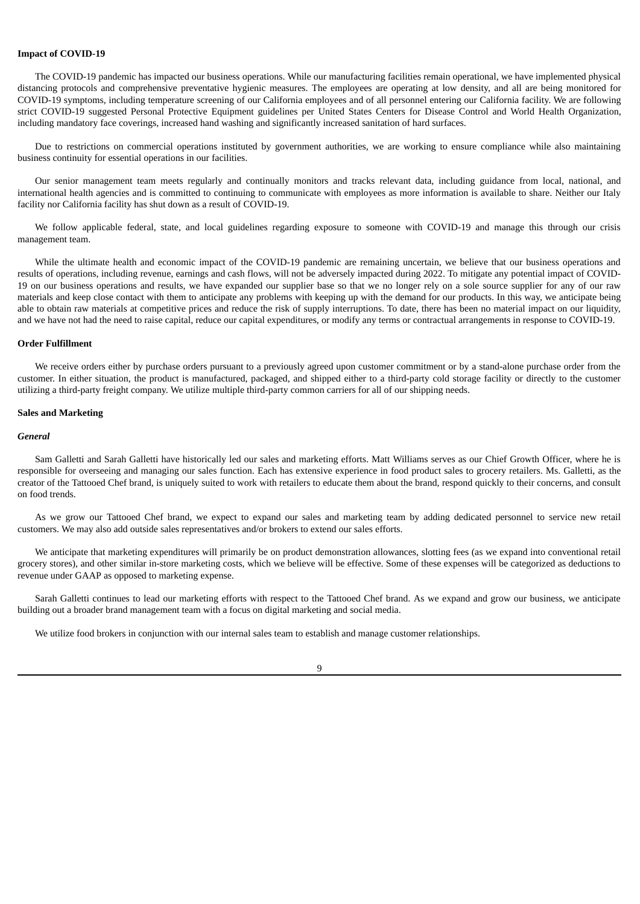**Impact of COVID-19**

The COVID-19 pandemic has impacted our business operations. While our manufacturing facilities remain operational, we have implemented physical distancing protocols and comprehensive preventative hygienic measures. The employees are operating at low density, and all are being monitored for COVID-19 symptoms, including temperature screening of our California employees and of all personnel entering our California facility. We are following strict COVID-19 suggested Personal Protective Equipment guidelines per United States Centers for Disease Control and World Health Organization, including mandatory face coverings, increased hand washing and significantly increased sanitation of hard surfaces.

Due to restrictions on commercial operations instituted by government authorities, we are working to ensure compliance while also maintaining business continuity for essential operations in our facilities.

Our senior management team meets regularly and continually monitors and tracks relevant data, including guidance from local, national, and international health agencies and is committed to continuing to communicate with employees as more information is available to share. Neither our Italy facility nor California facility has shut down as a result of COVID-19.

We follow applicable federal, state, and local guidelines regarding exposure to someone with COVID-19 and manage this through our crisis management team.

While the ultimate health and economic impact of the COVID-19 pandemic are remaining uncertain, we believe that our business operations and results of operations, including revenue, earnings and cash flows, will not be adversely impacted during 2022. To mitigate any potential impact of COVID-19 on our business operations and results, we have expanded our supplier base so that we no longer rely on a sole source supplier for any of our raw materials and keep close contact with them to anticipate any problems with keeping up with the demand for our products. In this way, we anticipate being able to obtain raw materials at competitive prices and reduce the risk of supply interruptions. To date, there has been no material impact on our liquidity, and we have not had the need to raise capital, reduce our capital expenditures, or modify any terms or contractual arrangements in response to COVID-19.

**Order Fulfillment**

We receive orders either by purchase orders pursuant to a previously agreed upon customer commitment or by a stand-alone purchase order from the customer. In either situation, the product is manufactured, packaged, and shipped either to a third-party cold storage facility or directly to the customer utilizing a third-party freight company. We utilize multiple third-party common carriers for all of our shipping needs.

**Sales and Marketing**

***General***

Sam Galletti and Sarah Galletti have historically led our sales and marketing efforts. Matt Williams serves as our Chief Growth Officer, where he is responsible for overseeing and managing our sales function. Each has extensive experience in food product sales to grocery retailers. Ms. Galletti, as the creator of the Tattooed Chef brand, is uniquely suited to work with retailers to educate them about the brand, respond quickly to their concerns, and consult on food trends.

As we grow our Tattooed Chef brand, we expect to expand our sales and marketing team by adding dedicated personnel to service new retail customers. We may also add outside sales representatives and/or brokers to extend our sales efforts.

We anticipate that marketing expenditures will primarily be on product demonstration allowances, slotting fees (as we expand into conventional retail grocery stores), and other similar in-store marketing costs, which we believe will be effective. Some of these expenses will be categorized as deductions to revenue under GAAP as opposed to marketing expense.

Sarah Galletti continues to lead our marketing efforts with respect to the Tattooed Chef brand. As we expand and grow our business, we anticipate building out a broader brand management team with a focus on digital marketing and social media.

We utilize food brokers in conjunction with our internal sales team to establish and manage customer relationships.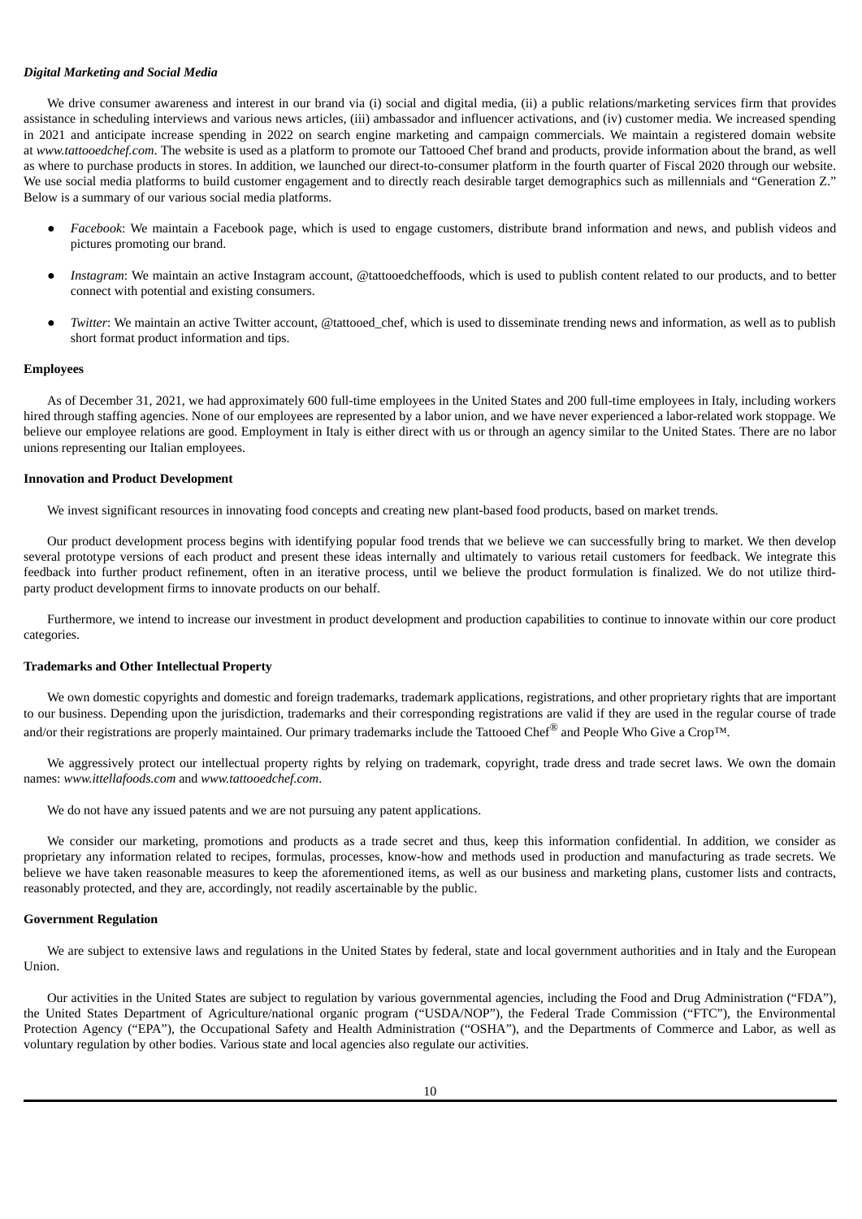***Digital Marketing and Social Media***

We drive consumer awareness and interest in our brand via (i) social and digital media, (ii) a public relations/marketing services firm that provides assistance in scheduling interviews and various news articles, (iii) ambassador and influencer activations, and (iv) customer media. We increased spending in 2021 and anticipate increase spending in 2022 on search engine marketing and campaign commercials. We maintain a registered domain website at *www.tattooedchef.com*. The website is used as a platform to promote our Tattooed Chef brand and products, provide information about the brand, as well as where to purchase products in stores. In addition, we launched our direct-to-consumer platform in the fourth quarter of Fiscal 2020 through our website. We use social media platforms to build customer engagement and to directly reach desirable target demographics such as millennials and "Generation Z." Below is a summary of our various social media platforms.

- *Facebook*: We maintain a Facebook page, which is used to engage customers, distribute brand information and news, and publish videos and pictures promoting our brand.
- *Instagram*: We maintain an active Instagram account, @tattooedcheffoods, which is used to publish content related to our products, and to better connect with potential and existing consumers.
- *Twitter*: We maintain an active Twitter account, @tattooed_chef, which is used to disseminate trending news and information, as well as to publish short format product information and tips.

**Employees**

As of December 31, 2021, we had approximately 600 full-time employees in the United States and 200 full-time employees in Italy, including workers hired through staffing agencies. None of our employees are represented by a labor union, and we have never experienced a labor-related work stoppage. We believe our employee relations are good. Employment in Italy is either direct with us or through an agency similar to the United States. There are no labor unions representing our Italian employees.

**Innovation and Product Development**

We invest significant resources in innovating food concepts and creating new plant-based food products, based on market trends.

Our product development process begins with identifying popular food trends that we believe we can successfully bring to market. We then develop several prototype versions of each product and present these ideas internally and ultimately to various retail customers for feedback. We integrate this feedback into further product refinement, often in an iterative process, until we believe the product formulation is finalized. We do not utilize third-party product development firms to innovate products on our behalf.

Furthermore, we intend to increase our investment in product development and production capabilities to continue to innovate within our core product categories.

**Trademarks and Other Intellectual Property**

We own domestic copyrights and domestic and foreign trademarks, trademark applications, registrations, and other proprietary rights that are important to our business. Depending upon the jurisdiction, trademarks and their corresponding registrations are valid if they are used in the regular course of trade and/or their registrations are properly maintained. Our primary trademarks include the Tattooed Chef® and People Who Give a Crop™.

We aggressively protect our intellectual property rights by relying on trademark, copyright, trade dress and trade secret laws. We own the domain names: *www.ittellafoods.com* and *www.tattooedchef.com*.

We do not have any issued patents and we are not pursuing any patent applications.

We consider our marketing, promotions and products as a trade secret and thus, keep this information confidential. In addition, we consider as proprietary any information related to recipes, formulas, processes, know-how and methods used in production and manufacturing as trade secrets. We believe we have taken reasonable measures to keep the aforementioned items, as well as our business and marketing plans, customer lists and contracts, reasonably protected, and they are, accordingly, not readily ascertainable by the public.

**Government Regulation**

We are subject to extensive laws and regulations in the United States by federal, state and local government authorities and in Italy and the European Union.

Our activities in the United States are subject to regulation by various governmental agencies, including the Food and Drug Administration ("FDA"), the United States Department of Agriculture/national organic program ("USDA/NOP"), the Federal Trade Commission ("FTC"), the Environmental Protection Agency ("EPA"), the Occupational Safety and Health Administration ("OSHA"), and the Departments of Commerce and Labor, as well as voluntary regulation by other bodies. Various state and local agencies also regulate our activities.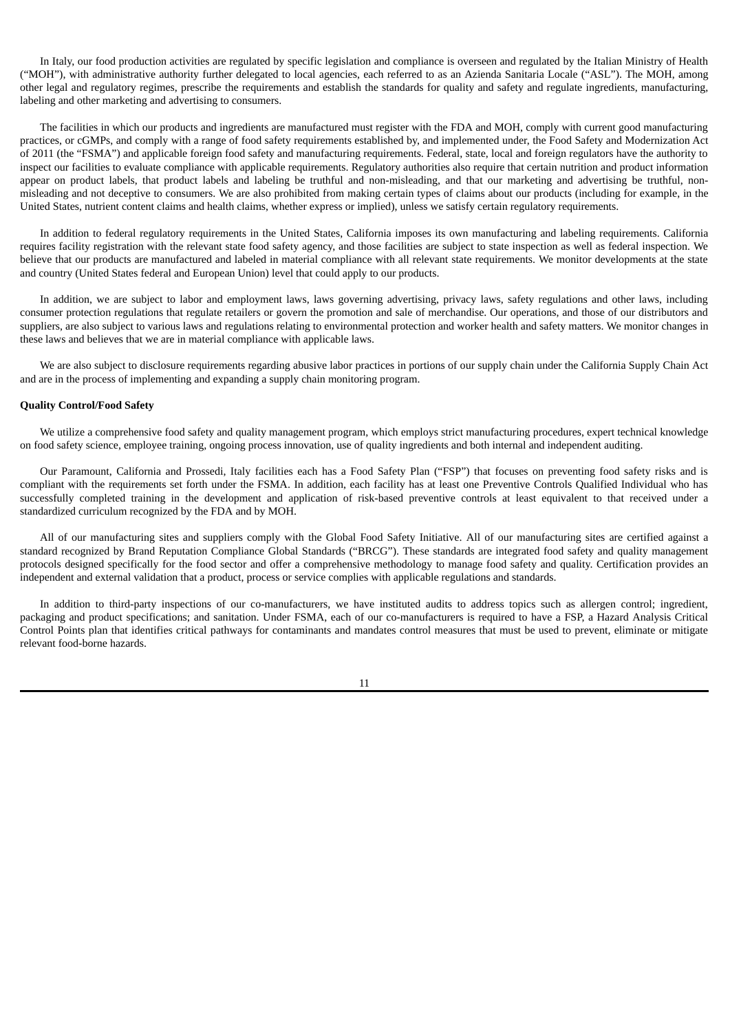In Italy, our food production activities are regulated by specific legislation and compliance is overseen and regulated by the Italian Ministry of Health ("MOH"), with administrative authority further delegated to local agencies, each referred to as an Azienda Sanitaria Locale ("ASL"). The MOH, among other legal and regulatory regimes, prescribe the requirements and establish the standards for quality and safety and regulate ingredients, manufacturing, labeling and other marketing and advertising to consumers.

The facilities in which our products and ingredients are manufactured must register with the FDA and MOH, comply with current good manufacturing practices, or cGMPs, and comply with a range of food safety requirements established by, and implemented under, the Food Safety and Modernization Act of 2011 (the "FSMA") and applicable foreign food safety and manufacturing requirements. Federal, state, local and foreign regulators have the authority to inspect our facilities to evaluate compliance with applicable requirements. Regulatory authorities also require that certain nutrition and product information appear on product labels, that product labels and labeling be truthful and non-misleading, and that our marketing and advertising be truthful, non-misleading and not deceptive to consumers. We are also prohibited from making certain types of claims about our products (including for example, in the United States, nutrient content claims and health claims, whether express or implied), unless we satisfy certain regulatory requirements.

In addition to federal regulatory requirements in the United States, California imposes its own manufacturing and labeling requirements. California requires facility registration with the relevant state food safety agency, and those facilities are subject to state inspection as well as federal inspection. We believe that our products are manufactured and labeled in material compliance with all relevant state requirements. We monitor developments at the state and country (United States federal and European Union) level that could apply to our products.

In addition, we are subject to labor and employment laws, laws governing advertising, privacy laws, safety regulations and other laws, including consumer protection regulations that regulate retailers or govern the promotion and sale of merchandise. Our operations, and those of our distributors and suppliers, are also subject to various laws and regulations relating to environmental protection and worker health and safety matters. We monitor changes in these laws and believes that we are in material compliance with applicable laws.

We are also subject to disclosure requirements regarding abusive labor practices in portions of our supply chain under the California Supply Chain Act and are in the process of implementing and expanding a supply chain monitoring program.

**Quality Control/Food Safety**

We utilize a comprehensive food safety and quality management program, which employs strict manufacturing procedures, expert technical knowledge on food safety science, employee training, ongoing process innovation, use of quality ingredients and both internal and independent auditing.

Our Paramount, California and Prossedi, Italy facilities each has a Food Safety Plan ("FSP") that focuses on preventing food safety risks and is compliant with the requirements set forth under the FSMA. In addition, each facility has at least one Preventive Controls Qualified Individual who has successfully completed training in the development and application of risk-based preventive controls at least equivalent to that received under a standardized curriculum recognized by the FDA and by MOH.

All of our manufacturing sites and suppliers comply with the Global Food Safety Initiative. All of our manufacturing sites are certified against a standard recognized by Brand Reputation Compliance Global Standards ("BRCG"). These standards are integrated food safety and quality management protocols designed specifically for the food sector and offer a comprehensive methodology to manage food safety and quality. Certification provides an independent and external validation that a product, process or service complies with applicable regulations and standards.

In addition to third-party inspections of our co-manufacturers, we have instituted audits to address topics such as allergen control; ingredient, packaging and product specifications; and sanitation. Under FSMA, each of our co-manufacturers is required to have a FSP, a Hazard Analysis Critical Control Points plan that identifies critical pathways for contaminants and mandates control measures that must be used to prevent, eliminate or mitigate relevant food-borne hazards.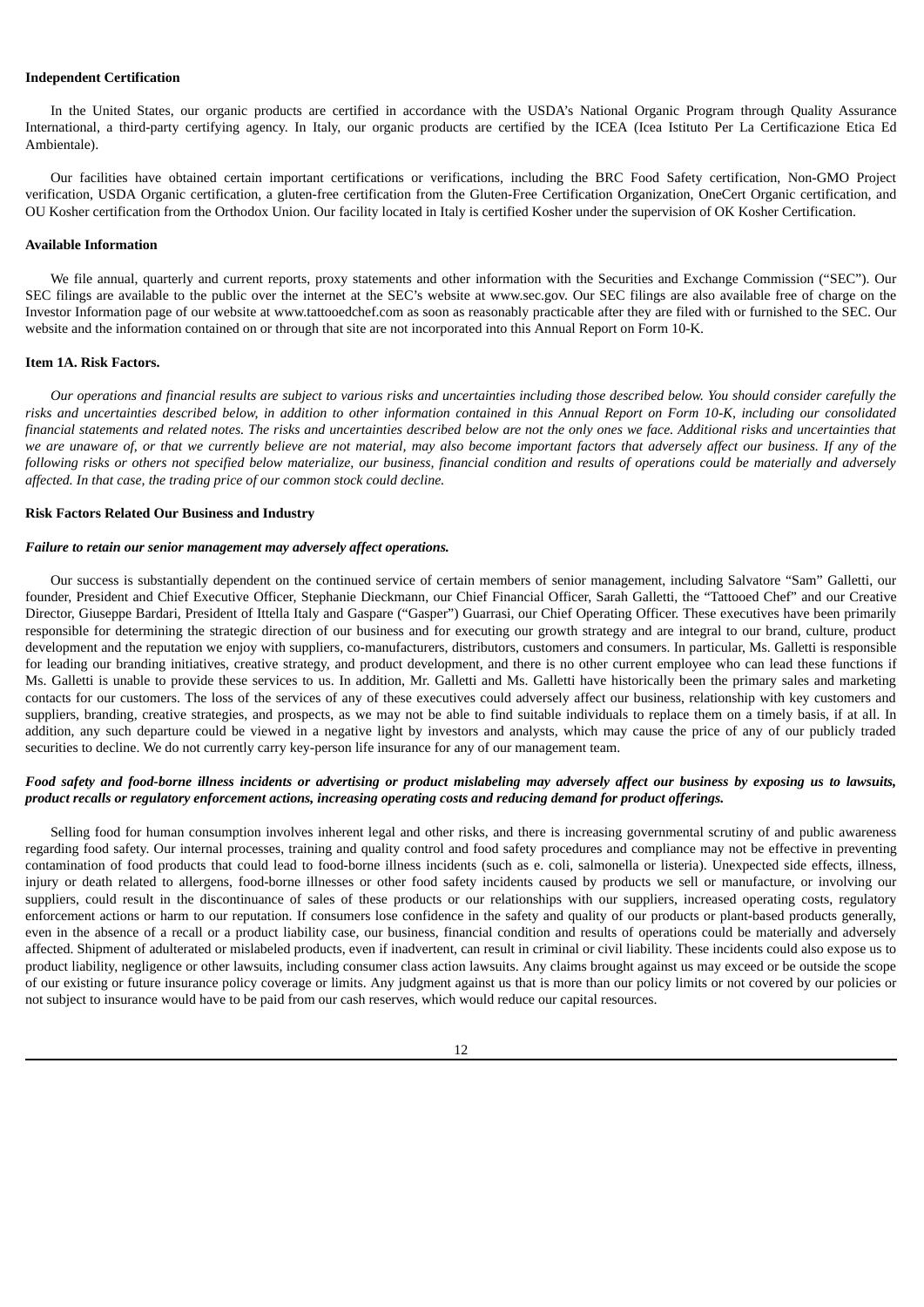**Independent Certification**

In the United States, our organic products are certified in accordance with the USDA's National Organic Program through Quality Assurance International, a third-party certifying agency. In Italy, our organic products are certified by the ICEA (Icea Istituto Per La Certificazione Etica Ed Ambientale).

Our facilities have obtained certain important certifications or verifications, including the BRC Food Safety certification, Non-GMO Project verification, USDA Organic certification, a gluten-free certification from the Gluten-Free Certification Organization, OneCert Organic certification, and OU Kosher certification from the Orthodox Union. Our facility located in Italy is certified Kosher under the supervision of OK Kosher Certification.

**Available Information**

We file annual, quarterly and current reports, proxy statements and other information with the Securities and Exchange Commission ("SEC"). Our SEC filings are available to the public over the internet at the SEC's website at www.sec.gov. Our SEC filings are also available free of charge on the Investor Information page of our website at www.tattooedchef.com as soon as reasonably practicable after they are filed with or furnished to the SEC. Our website and the information contained on or through that site are not incorporated into this Annual Report on Form 10-K.

## Item 1A. Risk Factors.

*Our operations and financial results are subject to various risks and uncertainties including those described below. You should consider carefully the risks and uncertainties described below, in addition to other information contained in this Annual Report on Form 10-K, including our consolidated financial statements and related notes. The risks and uncertainties described below are not the only ones we face. Additional risks and uncertainties that we are unaware of, or that we currently believe are not material, may also become important factors that adversely affect our business. If any of the following risks or others not specified below materialize, our business, financial condition and results of operations could be materially and adversely affected. In that case, the trading price of our common stock could decline.*

### Risk Factors Related Our Business and Industry

***Failure to retain our senior management may adversely affect operations.***

Our success is substantially dependent on the continued service of certain members of senior management, including Salvatore "Sam" Galletti, our founder, President and Chief Executive Officer, Stephanie Dieckmann, our Chief Financial Officer, Sarah Galletti, the "Tattooed Chef" and our Creative Director, Giuseppe Bardari, President of Ittella Italy and Gaspare ("Gasper") Guarrasi, our Chief Operating Officer. These executives have been primarily responsible for determining the strategic direction of our business and for executing our growth strategy and are integral to our brand, culture, product development and the reputation we enjoy with suppliers, co-manufacturers, distributors, customers and consumers. In particular, Ms. Galletti is responsible for leading our branding initiatives, creative strategy, and product development, and there is no other current employee who can lead these functions if Ms. Galletti is unable to provide these services to us. In addition, Mr. Galletti and Ms. Galletti have historically been the primary sales and marketing contacts for our customers. The loss of the services of any of these executives could adversely affect our business, relationship with key customers and suppliers, branding, creative strategies, and prospects, as we may not be able to find suitable individuals to replace them on a timely basis, if at all. In addition, any such departure could be viewed in a negative light by investors and analysts, which may cause the price of any of our publicly traded securities to decline. We do not currently carry key-person life insurance for any of our management team.

***Food safety and food-borne illness incidents or advertising or product mislabeling may adversely affect our business by exposing us to lawsuits, product recalls or regulatory enforcement actions, increasing operating costs and reducing demand for product offerings.***

Selling food for human consumption involves inherent legal and other risks, and there is increasing governmental scrutiny of and public awareness regarding food safety. Our internal processes, training and quality control and food safety procedures and compliance may not be effective in preventing contamination of food products that could lead to food-borne illness incidents (such as e. coli, salmonella or listeria). Unexpected side effects, illness, injury or death related to allergens, food-borne illnesses or other food safety incidents caused by products we sell or manufacture, or involving our suppliers, could result in the discontinuance of sales of these products or our relationships with our suppliers, increased operating costs, regulatory enforcement actions or harm to our reputation. If consumers lose confidence in the safety and quality of our products or plant-based products generally, even in the absence of a recall or a product liability case, our business, financial condition and results of operations could be materially and adversely affected. Shipment of adulterated or mislabeled products, even if inadvertent, can result in criminal or civil liability. These incidents could also expose us to product liability, negligence or other lawsuits, including consumer class action lawsuits. Any claims brought against us may exceed or be outside the scope of our existing or future insurance policy coverage or limits. Any judgment against us that is more than our policy limits or not covered by our policies or not subject to insurance would have to be paid from our cash reserves, which would reduce our capital resources.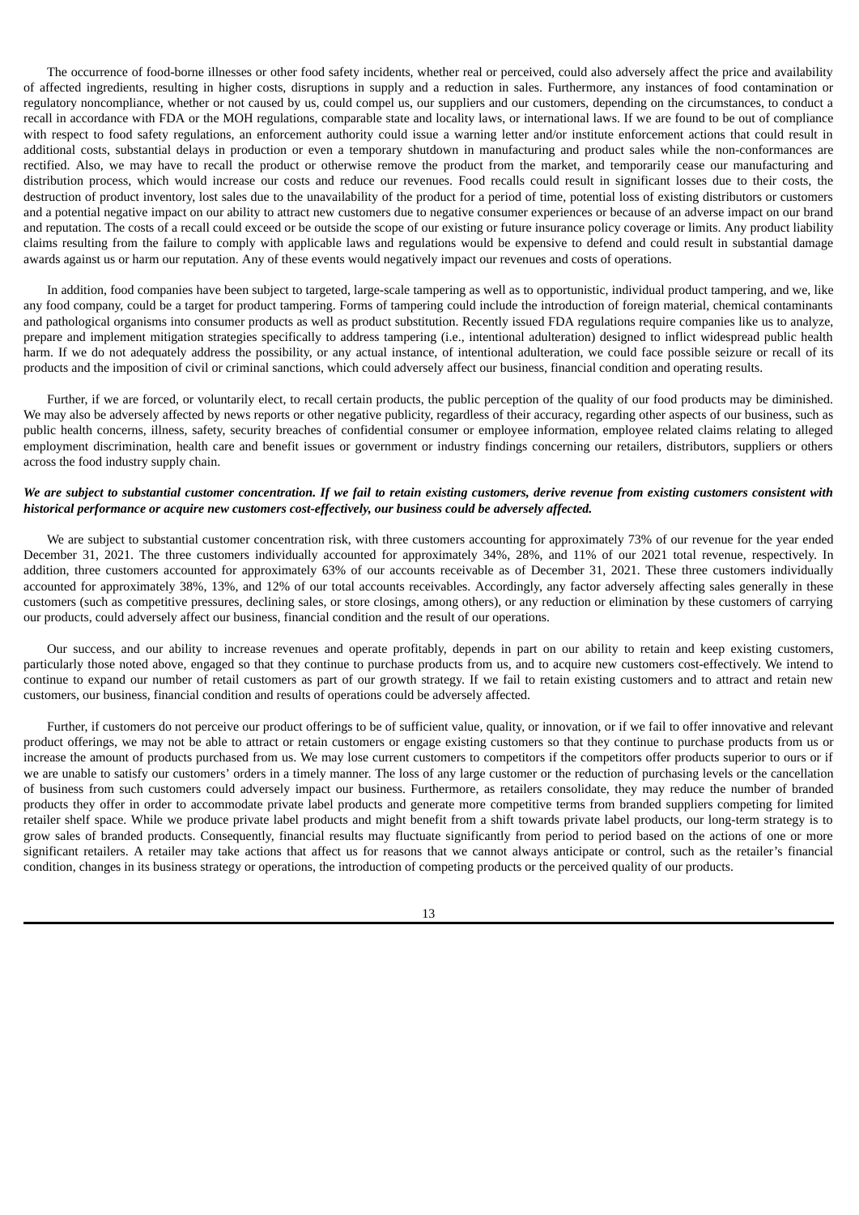The occurrence of food-borne illnesses or other food safety incidents, whether real or perceived, could also adversely affect the price and availability of affected ingredients, resulting in higher costs, disruptions in supply and a reduction in sales. Furthermore, any instances of food contamination or regulatory noncompliance, whether or not caused by us, could compel us, our suppliers and our customers, depending on the circumstances, to conduct a recall in accordance with FDA or the MOH regulations, comparable state and locality laws, or international laws. If we are found to be out of compliance with respect to food safety regulations, an enforcement authority could issue a warning letter and/or institute enforcement actions that could result in additional costs, substantial delays in production or even a temporary shutdown in manufacturing and product sales while the non-conformances are rectified. Also, we may have to recall the product or otherwise remove the product from the market, and temporarily cease our manufacturing and distribution process, which would increase our costs and reduce our revenues. Food recalls could result in significant losses due to their costs, the destruction of product inventory, lost sales due to the unavailability of the product for a period of time, potential loss of existing distributors or customers and a potential negative impact on our ability to attract new customers due to negative consumer experiences or because of an adverse impact on our brand and reputation. The costs of a recall could exceed or be outside the scope of our existing or future insurance policy coverage or limits. Any product liability claims resulting from the failure to comply with applicable laws and regulations would be expensive to defend and could result in substantial damage awards against us or harm our reputation. Any of these events would negatively impact our revenues and costs of operations.

In addition, food companies have been subject to targeted, large-scale tampering as well as to opportunistic, individual product tampering, and we, like any food company, could be a target for product tampering. Forms of tampering could include the introduction of foreign material, chemical contaminants and pathological organisms into consumer products as well as product substitution. Recently issued FDA regulations require companies like us to analyze, prepare and implement mitigation strategies specifically to address tampering (i.e., intentional adulteration) designed to inflict widespread public health harm. If we do not adequately address the possibility, or any actual instance, of intentional adulteration, we could face possible seizure or recall of its products and the imposition of civil or criminal sanctions, which could adversely affect our business, financial condition and operating results.

Further, if we are forced, or voluntarily elect, to recall certain products, the public perception of the quality of our food products may be diminished. We may also be adversely affected by news reports or other negative publicity, regardless of their accuracy, regarding other aspects of our business, such as public health concerns, illness, safety, security breaches of confidential consumer or employee information, employee related claims relating to alleged employment discrimination, health care and benefit issues or government or industry findings concerning our retailers, distributors, suppliers or others across the food industry supply chain.

***We are subject to substantial customer concentration. If we fail to retain existing customers, derive revenue from existing customers consistent with historical performance or acquire new customers cost-effectively, our business could be adversely affected.***

We are subject to substantial customer concentration risk, with three customers accounting for approximately 73% of our revenue for the year ended December 31, 2021. The three customers individually accounted for approximately 34%, 28%, and 11% of our 2021 total revenue, respectively. In addition, three customers accounted for approximately 63% of our accounts receivable as of December 31, 2021. These three customers individually accounted for approximately 38%, 13%, and 12% of our total accounts receivables. Accordingly, any factor adversely affecting sales generally in these customers (such as competitive pressures, declining sales, or store closings, among others), or any reduction or elimination by these customers of carrying our products, could adversely affect our business, financial condition and the result of our operations.

Our success, and our ability to increase revenues and operate profitably, depends in part on our ability to retain and keep existing customers, particularly those noted above, engaged so that they continue to purchase products from us, and to acquire new customers cost-effectively. We intend to continue to expand our number of retail customers as part of our growth strategy. If we fail to retain existing customers and to attract and retain new customers, our business, financial condition and results of operations could be adversely affected.

Further, if customers do not perceive our product offerings to be of sufficient value, quality, or innovation, or if we fail to offer innovative and relevant product offerings, we may not be able to attract or retain customers or engage existing customers so that they continue to purchase products from us or increase the amount of products purchased from us. We may lose current customers to competitors if the competitors offer products superior to ours or if we are unable to satisfy our customers' orders in a timely manner. The loss of any large customer or the reduction of purchasing levels or the cancellation of business from such customers could adversely impact our business. Furthermore, as retailers consolidate, they may reduce the number of branded products they offer in order to accommodate private label products and generate more competitive terms from branded suppliers competing for limited retailer shelf space. While we produce private label products and might benefit from a shift towards private label products, our long-term strategy is to grow sales of branded products. Consequently, financial results may fluctuate significantly from period to period based on the actions of one or more significant retailers. A retailer may take actions that affect us for reasons that we cannot always anticipate or control, such as the retailer's financial condition, changes in its business strategy or operations, the introduction of competing products or the perceived quality of our products.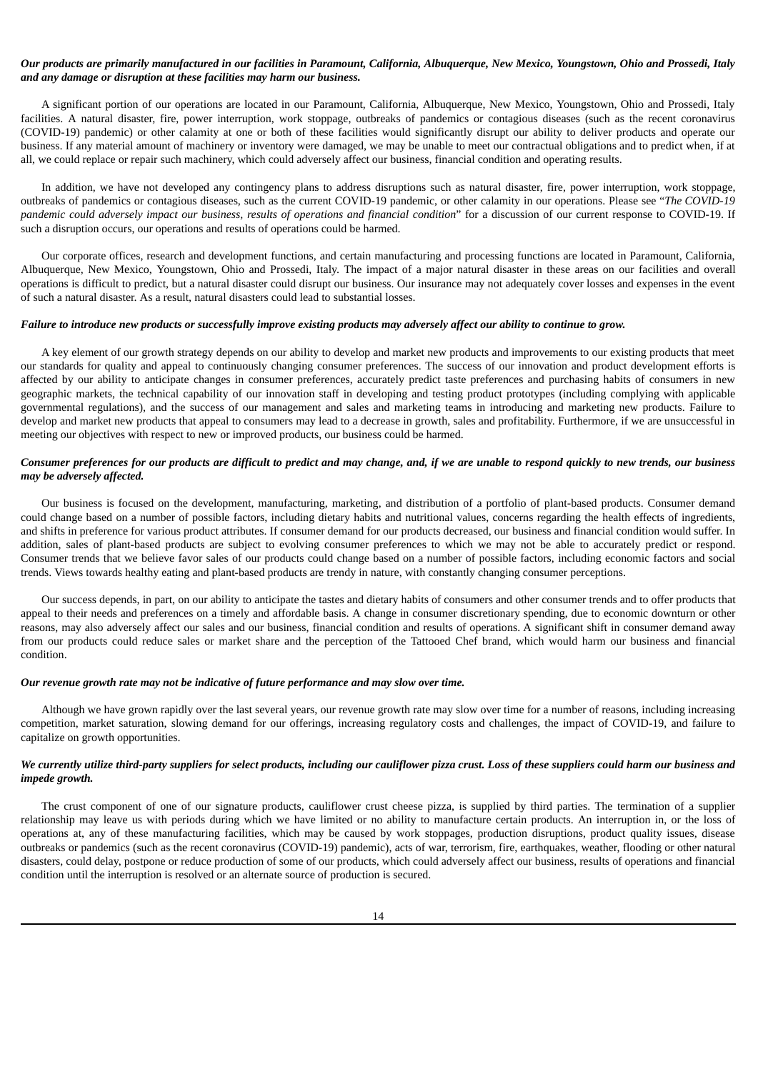***Our products are primarily manufactured in our facilities in Paramount, California, Albuquerque, New Mexico, Youngstown, Ohio and Prossedi, Italy and any damage or disruption at these facilities may harm our business.***

A significant portion of our operations are located in our Paramount, California, Albuquerque, New Mexico, Youngstown, Ohio and Prossedi, Italy facilities. A natural disaster, fire, power interruption, work stoppage, outbreaks of pandemics or contagious diseases (such as the recent coronavirus (COVID-19) pandemic) or other calamity at one or both of these facilities would significantly disrupt our ability to deliver products and operate our business. If any material amount of machinery or inventory were damaged, we may be unable to meet our contractual obligations and to predict when, if at all, we could replace or repair such machinery, which could adversely affect our business, financial condition and operating results.

In addition, we have not developed any contingency plans to address disruptions such as natural disaster, fire, power interruption, work stoppage, outbreaks of pandemics or contagious diseases, such as the current COVID-19 pandemic, or other calamity in our operations. Please see "*The COVID-19 pandemic could adversely impact our business, results of operations and financial condition*" for a discussion of our current response to COVID-19. If such a disruption occurs, our operations and results of operations could be harmed.

Our corporate offices, research and development functions, and certain manufacturing and processing functions are located in Paramount, California, Albuquerque, New Mexico, Youngstown, Ohio and Prossedi, Italy. The impact of a major natural disaster in these areas on our facilities and overall operations is difficult to predict, but a natural disaster could disrupt our business. Our insurance may not adequately cover losses and expenses in the event of such a natural disaster. As a result, natural disasters could lead to substantial losses.

***Failure to introduce new products or successfully improve existing products may adversely affect our ability to continue to grow.***

A key element of our growth strategy depends on our ability to develop and market new products and improvements to our existing products that meet our standards for quality and appeal to continuously changing consumer preferences. The success of our innovation and product development efforts is affected by our ability to anticipate changes in consumer preferences, accurately predict taste preferences and purchasing habits of consumers in new geographic markets, the technical capability of our innovation staff in developing and testing product prototypes (including complying with applicable governmental regulations), and the success of our management and sales and marketing teams in introducing and marketing new products. Failure to develop and market new products that appeal to consumers may lead to a decrease in growth, sales and profitability. Furthermore, if we are unsuccessful in meeting our objectives with respect to new or improved products, our business could be harmed.

***Consumer preferences for our products are difficult to predict and may change, and, if we are unable to respond quickly to new trends, our business may be adversely affected.***

Our business is focused on the development, manufacturing, marketing, and distribution of a portfolio of plant-based products. Consumer demand could change based on a number of possible factors, including dietary habits and nutritional values, concerns regarding the health effects of ingredients, and shifts in preference for various product attributes. If consumer demand for our products decreased, our business and financial condition would suffer. In addition, sales of plant-based products are subject to evolving consumer preferences to which we may not be able to accurately predict or respond. Consumer trends that we believe favor sales of our products could change based on a number of possible factors, including economic factors and social trends. Views towards healthy eating and plant-based products are trendy in nature, with constantly changing consumer perceptions.

Our success depends, in part, on our ability to anticipate the tastes and dietary habits of consumers and other consumer trends and to offer products that appeal to their needs and preferences on a timely and affordable basis. A change in consumer discretionary spending, due to economic downturn or other reasons, may also adversely affect our sales and our business, financial condition and results of operations. A significant shift in consumer demand away from our products could reduce sales or market share and the perception of the Tattooed Chef brand, which would harm our business and financial condition.

***Our revenue growth rate may not be indicative of future performance and may slow over time.***

Although we have grown rapidly over the last several years, our revenue growth rate may slow over time for a number of reasons, including increasing competition, market saturation, slowing demand for our offerings, increasing regulatory costs and challenges, the impact of COVID-19, and failure to capitalize on growth opportunities.

***We currently utilize third-party suppliers for select products, including our cauliflower pizza crust. Loss of these suppliers could harm our business and impede growth.***

The crust component of one of our signature products, cauliflower crust cheese pizza, is supplied by third parties. The termination of a supplier relationship may leave us with periods during which we have limited or no ability to manufacture certain products. An interruption in, or the loss of operations at, any of these manufacturing facilities, which may be caused by work stoppages, production disruptions, product quality issues, disease outbreaks or pandemics (such as the recent coronavirus (COVID-19) pandemic), acts of war, terrorism, fire, earthquakes, weather, flooding or other natural disasters, could delay, postpone or reduce production of some of our products, which could adversely affect our business, results of operations and financial condition until the interruption is resolved or an alternate source of production is secured.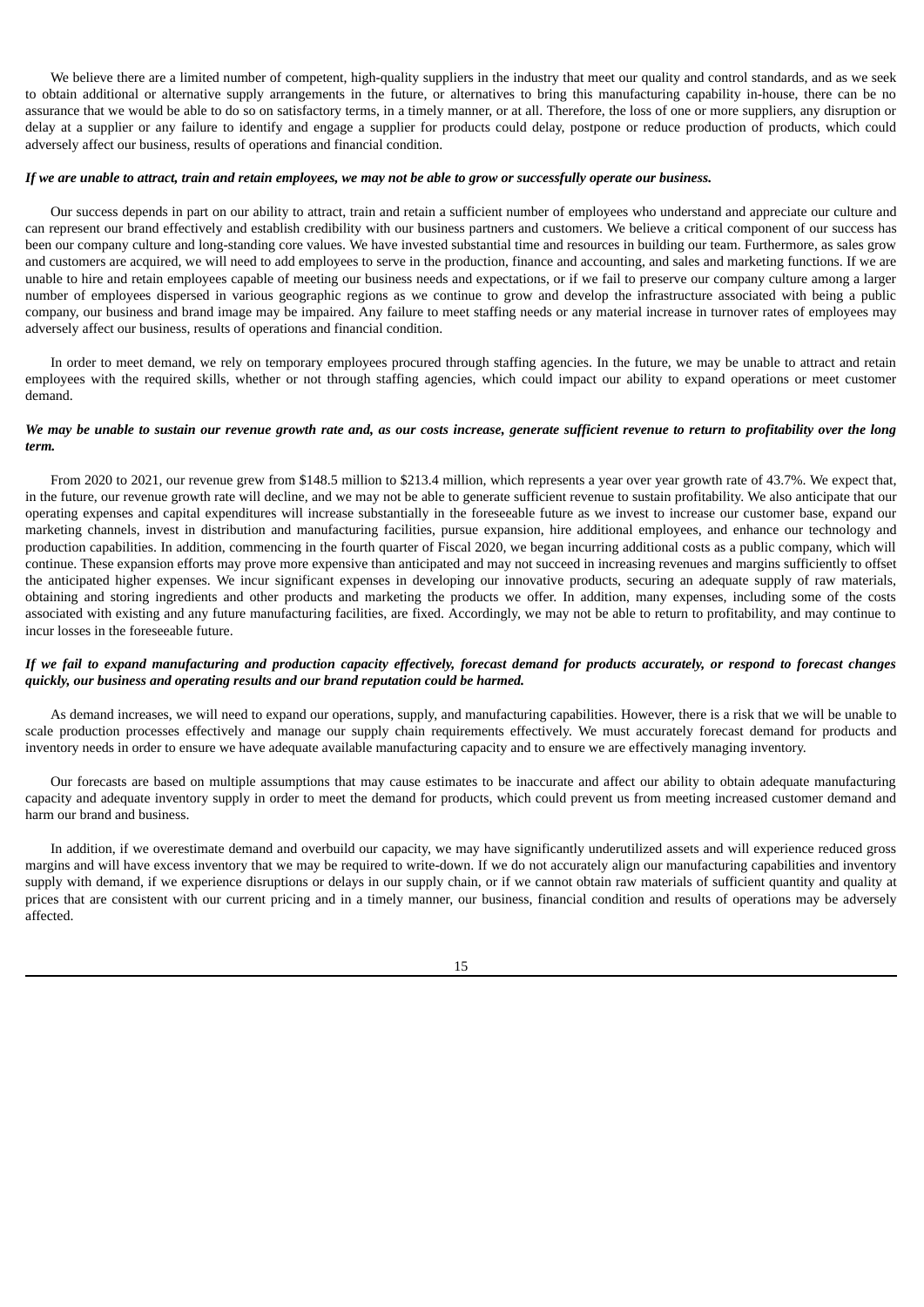We believe there are a limited number of competent, high-quality suppliers in the industry that meet our quality and control standards, and as we seek to obtain additional or alternative supply arrangements in the future, or alternatives to bring this manufacturing capability in-house, there can be no assurance that we would be able to do so on satisfactory terms, in a timely manner, or at all. Therefore, the loss of one or more suppliers, any disruption or delay at a supplier or any failure to identify and engage a supplier for products could delay, postpone or reduce production of products, which could adversely affect our business, results of operations and financial condition.

***If we are unable to attract, train and retain employees, we may not be able to grow or successfully operate our business.***

Our success depends in part on our ability to attract, train and retain a sufficient number of employees who understand and appreciate our culture and can represent our brand effectively and establish credibility with our business partners and customers. We believe a critical component of our success has been our company culture and long-standing core values. We have invested substantial time and resources in building our team. Furthermore, as sales grow and customers are acquired, we will need to add employees to serve in the production, finance and accounting, and sales and marketing functions. If we are unable to hire and retain employees capable of meeting our business needs and expectations, or if we fail to preserve our company culture among a larger number of employees dispersed in various geographic regions as we continue to grow and develop the infrastructure associated with being a public company, our business and brand image may be impaired. Any failure to meet staffing needs or any material increase in turnover rates of employees may adversely affect our business, results of operations and financial condition.

In order to meet demand, we rely on temporary employees procured through staffing agencies. In the future, we may be unable to attract and retain employees with the required skills, whether or not through staffing agencies, which could impact our ability to expand operations or meet customer demand.

***We may be unable to sustain our revenue growth rate and, as our costs increase, generate sufficient revenue to return to profitability over the long term.***

From 2020 to 2021, our revenue grew from \$148.5 million to \$213.4 million, which represents a year over year growth rate of 43.7%. We expect that, in the future, our revenue growth rate will decline, and we may not be able to generate sufficient revenue to sustain profitability. We also anticipate that our operating expenses and capital expenditures will increase substantially in the foreseeable future as we invest to increase our customer base, expand our marketing channels, invest in distribution and manufacturing facilities, pursue expansion, hire additional employees, and enhance our technology and production capabilities. In addition, commencing in the fourth quarter of Fiscal 2020, we began incurring additional costs as a public company, which will continue. These expansion efforts may prove more expensive than anticipated and may not succeed in increasing revenues and margins sufficiently to offset the anticipated higher expenses. We incur significant expenses in developing our innovative products, securing an adequate supply of raw materials, obtaining and storing ingredients and other products and marketing the products we offer. In addition, many expenses, including some of the costs associated with existing and any future manufacturing facilities, are fixed. Accordingly, we may not be able to return to profitability, and may continue to incur losses in the foreseeable future.

***If we fail to expand manufacturing and production capacity effectively, forecast demand for products accurately, or respond to forecast changes quickly, our business and operating results and our brand reputation could be harmed.***

As demand increases, we will need to expand our operations, supply, and manufacturing capabilities. However, there is a risk that we will be unable to scale production processes effectively and manage our supply chain requirements effectively. We must accurately forecast demand for products and inventory needs in order to ensure we have adequate available manufacturing capacity and to ensure we are effectively managing inventory.

Our forecasts are based on multiple assumptions that may cause estimates to be inaccurate and affect our ability to obtain adequate manufacturing capacity and adequate inventory supply in order to meet the demand for products, which could prevent us from meeting increased customer demand and harm our brand and business.

In addition, if we overestimate demand and overbuild our capacity, we may have significantly underutilized assets and will experience reduced gross margins and will have excess inventory that we may be required to write-down. If we do not accurately align our manufacturing capabilities and inventory supply with demand, if we experience disruptions or delays in our supply chain, or if we cannot obtain raw materials of sufficient quantity and quality at prices that are consistent with our current pricing and in a timely manner, our business, financial condition and results of operations may be adversely affected.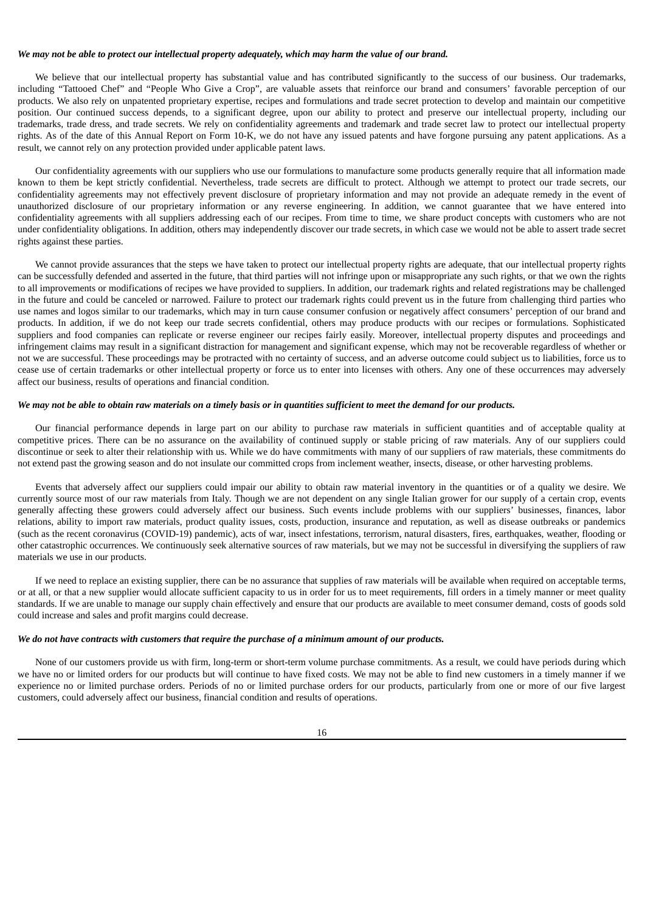***We may not be able to protect our intellectual property adequately, which may harm the value of our brand.***

We believe that our intellectual property has substantial value and has contributed significantly to the success of our business. Our trademarks, including "Tattooed Chef" and "People Who Give a Crop", are valuable assets that reinforce our brand and consumers' favorable perception of our products. We also rely on unpatented proprietary expertise, recipes and formulations and trade secret protection to develop and maintain our competitive position. Our continued success depends, to a significant degree, upon our ability to protect and preserve our intellectual property, including our trademarks, trade dress, and trade secrets. We rely on confidentiality agreements and trademark and trade secret law to protect our intellectual property rights. As of the date of this Annual Report on Form 10-K, we do not have any issued patents and have forgone pursuing any patent applications. As a result, we cannot rely on any protection provided under applicable patent laws.

Our confidentiality agreements with our suppliers who use our formulations to manufacture some products generally require that all information made known to them be kept strictly confidential. Nevertheless, trade secrets are difficult to protect. Although we attempt to protect our trade secrets, our confidentiality agreements may not effectively prevent disclosure of proprietary information and may not provide an adequate remedy in the event of unauthorized disclosure of our proprietary information or any reverse engineering. In addition, we cannot guarantee that we have entered into confidentiality agreements with all suppliers addressing each of our recipes. From time to time, we share product concepts with customers who are not under confidentiality obligations. In addition, others may independently discover our trade secrets, in which case we would not be able to assert trade secret rights against these parties.

We cannot provide assurances that the steps we have taken to protect our intellectual property rights are adequate, that our intellectual property rights can be successfully defended and asserted in the future, that third parties will not infringe upon or misappropriate any such rights, or that we own the rights to all improvements or modifications of recipes we have provided to suppliers. In addition, our trademark rights and related registrations may be challenged in the future and could be canceled or narrowed. Failure to protect our trademark rights could prevent us in the future from challenging third parties who use names and logos similar to our trademarks, which may in turn cause consumer confusion or negatively affect consumers' perception of our brand and products. In addition, if we do not keep our trade secrets confidential, others may produce products with our recipes or formulations. Sophisticated suppliers and food companies can replicate or reverse engineer our recipes fairly easily. Moreover, intellectual property disputes and proceedings and infringement claims may result in a significant distraction for management and significant expense, which may not be recoverable regardless of whether or not we are successful. These proceedings may be protracted with no certainty of success, and an adverse outcome could subject us to liabilities, force us to cease use of certain trademarks or other intellectual property or force us to enter into licenses with others. Any one of these occurrences may adversely affect our business, results of operations and financial condition.

***We may not be able to obtain raw materials on a timely basis or in quantities sufficient to meet the demand for our products.***

Our financial performance depends in large part on our ability to purchase raw materials in sufficient quantities and of acceptable quality at competitive prices. There can be no assurance on the availability of continued supply or stable pricing of raw materials. Any of our suppliers could discontinue or seek to alter their relationship with us. While we do have commitments with many of our suppliers of raw materials, these commitments do not extend past the growing season and do not insulate our committed crops from inclement weather, insects, disease, or other harvesting problems.

Events that adversely affect our suppliers could impair our ability to obtain raw material inventory in the quantities or of a quality we desire. We currently source most of our raw materials from Italy. Though we are not dependent on any single Italian grower for our supply of a certain crop, events generally affecting these growers could adversely affect our business. Such events include problems with our suppliers' businesses, finances, labor relations, ability to import raw materials, product quality issues, costs, production, insurance and reputation, as well as disease outbreaks or pandemics (such as the recent coronavirus (COVID-19) pandemic), acts of war, insect infestations, terrorism, natural disasters, fires, earthquakes, weather, flooding or other catastrophic occurrences. We continuously seek alternative sources of raw materials, but we may not be successful in diversifying the suppliers of raw materials we use in our products.

If we need to replace an existing supplier, there can be no assurance that supplies of raw materials will be available when required on acceptable terms, or at all, or that a new supplier would allocate sufficient capacity to us in order for us to meet requirements, fill orders in a timely manner or meet quality standards. If we are unable to manage our supply chain effectively and ensure that our products are available to meet consumer demand, costs of goods sold could increase and sales and profit margins could decrease.

***We do not have contracts with customers that require the purchase of a minimum amount of our products.***

None of our customers provide us with firm, long-term or short-term volume purchase commitments. As a result, we could have periods during which we have no or limited orders for our products but will continue to have fixed costs. We may not be able to find new customers in a timely manner if we experience no or limited purchase orders. Periods of no or limited purchase orders for our products, particularly from one or more of our five largest customers, could adversely affect our business, financial condition and results of operations.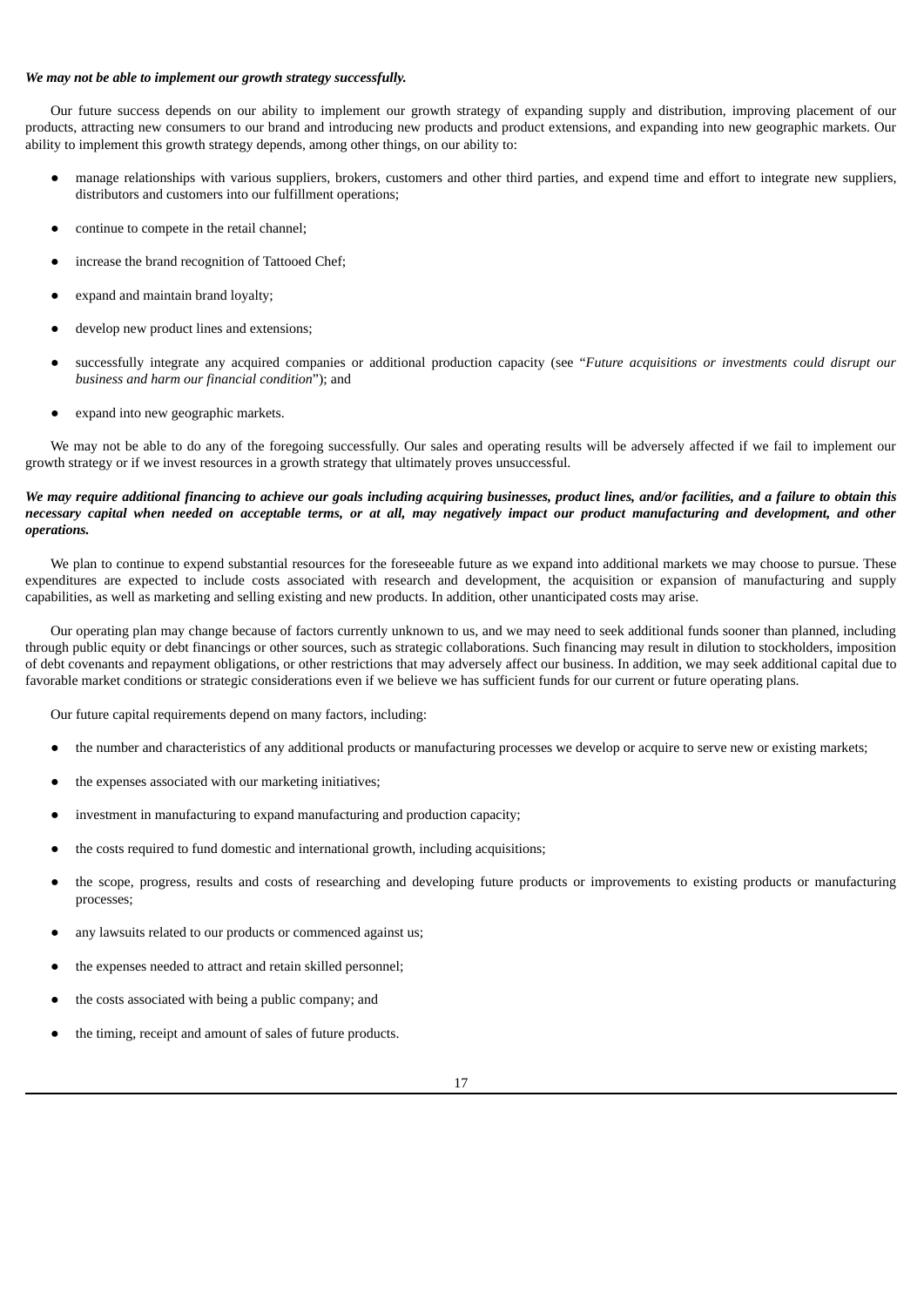***We may not be able to implement our growth strategy successfully.***

Our future success depends on our ability to implement our growth strategy of expanding supply and distribution, improving placement of our products, attracting new consumers to our brand and introducing new products and product extensions, and expanding into new geographic markets. Our ability to implement this growth strategy depends, among other things, on our ability to:

- manage relationships with various suppliers, brokers, customers and other third parties, and expend time and effort to integrate new suppliers, distributors and customers into our fulfillment operations;
- continue to compete in the retail channel;
- increase the brand recognition of Tattooed Chef;
- expand and maintain brand loyalty;
- develop new product lines and extensions;
- successfully integrate any acquired companies or additional production capacity (see "*Future acquisitions or investments could disrupt our business and harm our financial condition*"); and
- expand into new geographic markets.

We may not be able to do any of the foregoing successfully. Our sales and operating results will be adversely affected if we fail to implement our growth strategy or if we invest resources in a growth strategy that ultimately proves unsuccessful.

***We may require additional financing to achieve our goals including acquiring businesses, product lines, and/or facilities, and a failure to obtain this necessary capital when needed on acceptable terms, or at all, may negatively impact our product manufacturing and development, and other operations.***

We plan to continue to expend substantial resources for the foreseeable future as we expand into additional markets we may choose to pursue. These expenditures are expected to include costs associated with research and development, the acquisition or expansion of manufacturing and supply capabilities, as well as marketing and selling existing and new products. In addition, other unanticipated costs may arise.

Our operating plan may change because of factors currently unknown to us, and we may need to seek additional funds sooner than planned, including through public equity or debt financings or other sources, such as strategic collaborations. Such financing may result in dilution to stockholders, imposition of debt covenants and repayment obligations, or other restrictions that may adversely affect our business. In addition, we may seek additional capital due to favorable market conditions or strategic considerations even if we believe we has sufficient funds for our current or future operating plans.

Our future capital requirements depend on many factors, including:

- the number and characteristics of any additional products or manufacturing processes we develop or acquire to serve new or existing markets;
- the expenses associated with our marketing initiatives;
- investment in manufacturing to expand manufacturing and production capacity;
- the costs required to fund domestic and international growth, including acquisitions;
- the scope, progress, results and costs of researching and developing future products or improvements to existing products or manufacturing processes;
- any lawsuits related to our products or commenced against us;
- the expenses needed to attract and retain skilled personnel;
- the costs associated with being a public company; and
- the timing, receipt and amount of sales of future products.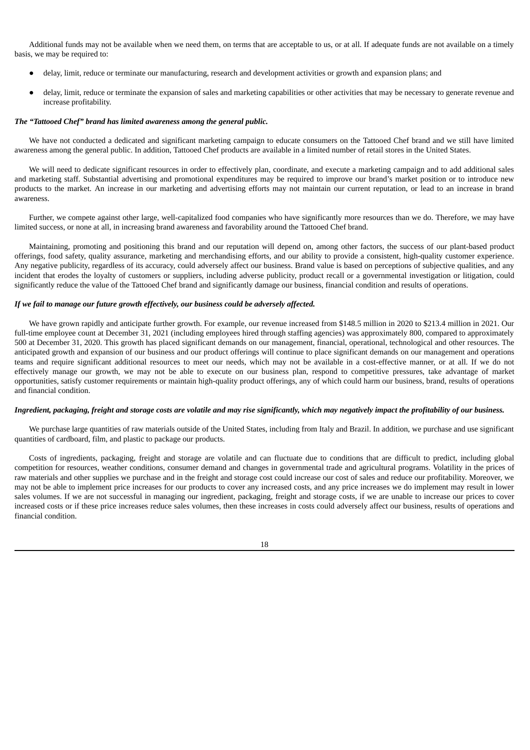Additional funds may not be available when we need them, on terms that are acceptable to us, or at all. If adequate funds are not available on a timely basis, we may be required to:

- delay, limit, reduce or terminate our manufacturing, research and development activities or growth and expansion plans; and
- delay, limit, reduce or terminate the expansion of sales and marketing capabilities or other activities that may be necessary to generate revenue and increase profitability.

***The "Tattooed Chef" brand has limited awareness among the general public.***

We have not conducted a dedicated and significant marketing campaign to educate consumers on the Tattooed Chef brand and we still have limited awareness among the general public. In addition, Tattooed Chef products are available in a limited number of retail stores in the United States.

We will need to dedicate significant resources in order to effectively plan, coordinate, and execute a marketing campaign and to add additional sales and marketing staff. Substantial advertising and promotional expenditures may be required to improve our brand's market position or to introduce new products to the market. An increase in our marketing and advertising efforts may not maintain our current reputation, or lead to an increase in brand awareness.

Further, we compete against other large, well-capitalized food companies who have significantly more resources than we do. Therefore, we may have limited success, or none at all, in increasing brand awareness and favorability around the Tattooed Chef brand.

Maintaining, promoting and positioning this brand and our reputation will depend on, among other factors, the success of our plant-based product offerings, food safety, quality assurance, marketing and merchandising efforts, and our ability to provide a consistent, high-quality customer experience. Any negative publicity, regardless of its accuracy, could adversely affect our business. Brand value is based on perceptions of subjective qualities, and any incident that erodes the loyalty of customers or suppliers, including adverse publicity, product recall or a governmental investigation or litigation, could significantly reduce the value of the Tattooed Chef brand and significantly damage our business, financial condition and results of operations.

***If we fail to manage our future growth effectively, our business could be adversely affected.***

We have grown rapidly and anticipate further growth. For example, our revenue increased from $148.5 million in 2020 to $213.4 million in 2021. Our full-time employee count at December 31, 2021 (including employees hired through staffing agencies) was approximately 800, compared to approximately 500 at December 31, 2020. This growth has placed significant demands on our management, financial, operational, technological and other resources. The anticipated growth and expansion of our business and our product offerings will continue to place significant demands on our management and operations teams and require significant additional resources to meet our needs, which may not be available in a cost-effective manner, or at all. If we do not effectively manage our growth, we may not be able to execute on our business plan, respond to competitive pressures, take advantage of market opportunities, satisfy customer requirements or maintain high-quality product offerings, any of which could harm our business, brand, results of operations and financial condition.

***Ingredient, packaging, freight and storage costs are volatile and may rise significantly, which may negatively impact the profitability of our business.***

We purchase large quantities of raw materials outside of the United States, including from Italy and Brazil. In addition, we purchase and use significant quantities of cardboard, film, and plastic to package our products.

Costs of ingredients, packaging, freight and storage are volatile and can fluctuate due to conditions that are difficult to predict, including global competition for resources, weather conditions, consumer demand and changes in governmental trade and agricultural programs. Volatility in the prices of raw materials and other supplies we purchase and in the freight and storage cost could increase our cost of sales and reduce our profitability. Moreover, we may not be able to implement price increases for our products to cover any increased costs, and any price increases we do implement may result in lower sales volumes. If we are not successful in managing our ingredient, packaging, freight and storage costs, if we are unable to increase our prices to cover increased costs or if these price increases reduce sales volumes, then these increases in costs could adversely affect our business, results of operations and financial condition.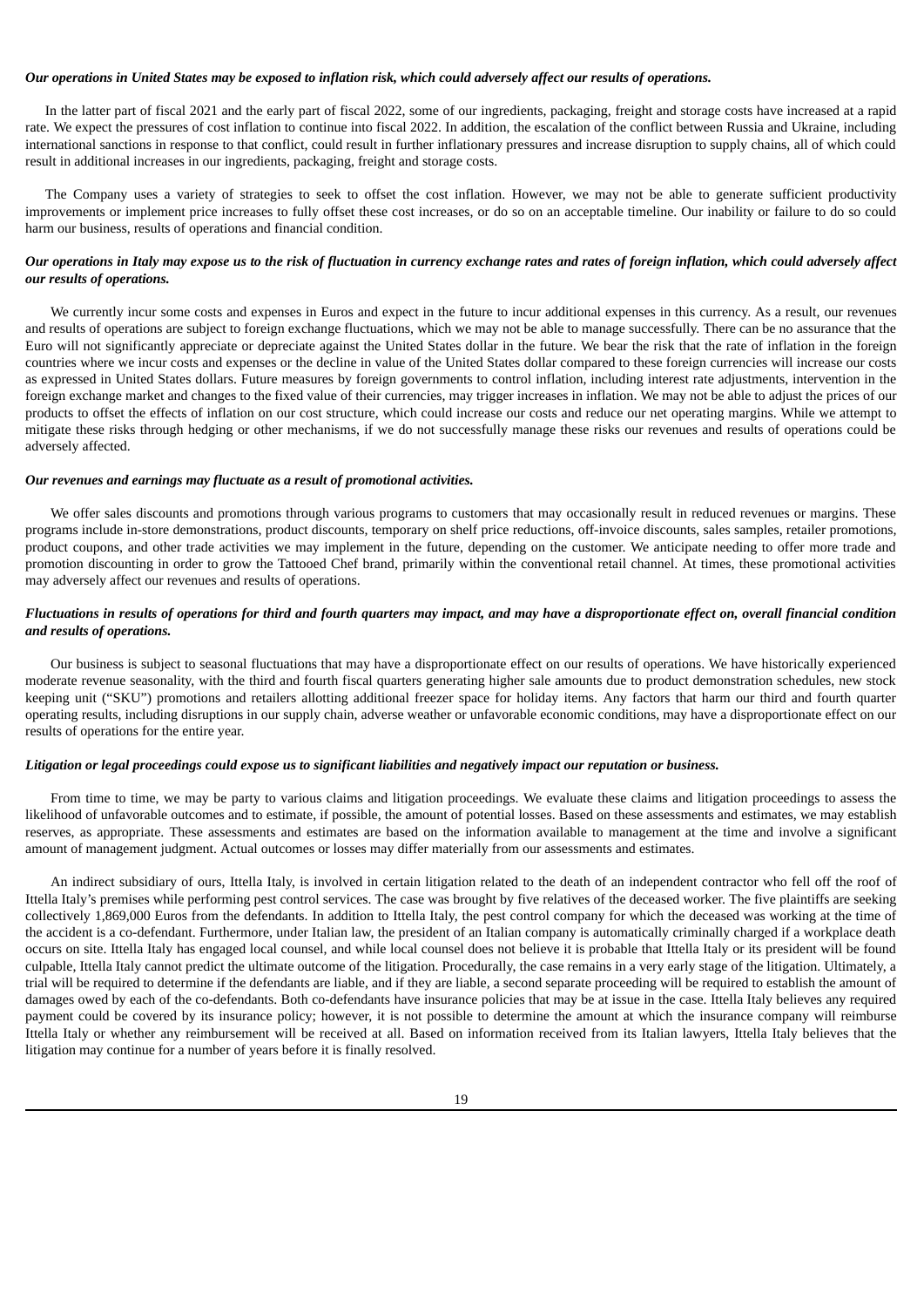***Our operations in United States may be exposed to inflation risk, which could adversely affect our results of operations.***

In the latter part of fiscal 2021 and the early part of fiscal 2022, some of our ingredients, packaging, freight and storage costs have increased at a rapid rate. We expect the pressures of cost inflation to continue into fiscal 2022. In addition, the escalation of the conflict between Russia and Ukraine, including international sanctions in response to that conflict, could result in further inflationary pressures and increase disruption to supply chains, all of which could result in additional increases in our ingredients, packaging, freight and storage costs.

The Company uses a variety of strategies to seek to offset the cost inflation. However, we may not be able to generate sufficient productivity improvements or implement price increases to fully offset these cost increases, or do so on an acceptable timeline. Our inability or failure to do so could harm our business, results of operations and financial condition.

***Our operations in Italy may expose us to the risk of fluctuation in currency exchange rates and rates of foreign inflation, which could adversely affect our results of operations.***

We currently incur some costs and expenses in Euros and expect in the future to incur additional expenses in this currency. As a result, our revenues and results of operations are subject to foreign exchange fluctuations, which we may not be able to manage successfully. There can be no assurance that the Euro will not significantly appreciate or depreciate against the United States dollar in the future. We bear the risk that the rate of inflation in the foreign countries where we incur costs and expenses or the decline in value of the United States dollar compared to these foreign currencies will increase our costs as expressed in United States dollars. Future measures by foreign governments to control inflation, including interest rate adjustments, intervention in the foreign exchange market and changes to the fixed value of their currencies, may trigger increases in inflation. We may not be able to adjust the prices of our products to offset the effects of inflation on our cost structure, which could increase our costs and reduce our net operating margins. While we attempt to mitigate these risks through hedging or other mechanisms, if we do not successfully manage these risks our revenues and results of operations could be adversely affected.

***Our revenues and earnings may fluctuate as a result of promotional activities.***

We offer sales discounts and promotions through various programs to customers that may occasionally result in reduced revenues or margins. These programs include in-store demonstrations, product discounts, temporary on shelf price reductions, off-invoice discounts, sales samples, retailer promotions, product coupons, and other trade activities we may implement in the future, depending on the customer. We anticipate needing to offer more trade and promotion discounting in order to grow the Tattooed Chef brand, primarily within the conventional retail channel. At times, these promotional activities may adversely affect our revenues and results of operations.

***Fluctuations in results of operations for third and fourth quarters may impact, and may have a disproportionate effect on, overall financial condition and results of operations.***

Our business is subject to seasonal fluctuations that may have a disproportionate effect on our results of operations. We have historically experienced moderate revenue seasonality, with the third and fourth fiscal quarters generating higher sale amounts due to product demonstration schedules, new stock keeping unit ("SKU") promotions and retailers allotting additional freezer space for holiday items. Any factors that harm our third and fourth quarter operating results, including disruptions in our supply chain, adverse weather or unfavorable economic conditions, may have a disproportionate effect on our results of operations for the entire year.

***Litigation or legal proceedings could expose us to significant liabilities and negatively impact our reputation or business.***

From time to time, we may be party to various claims and litigation proceedings. We evaluate these claims and litigation proceedings to assess the likelihood of unfavorable outcomes and to estimate, if possible, the amount of potential losses. Based on these assessments and estimates, we may establish reserves, as appropriate. These assessments and estimates are based on the information available to management at the time and involve a significant amount of management judgment. Actual outcomes or losses may differ materially from our assessments and estimates.

An indirect subsidiary of ours, Ittella Italy, is involved in certain litigation related to the death of an independent contractor who fell off the roof of Ittella Italy's premises while performing pest control services. The case was brought by five relatives of the deceased worker. The five plaintiffs are seeking collectively 1,869,000 Euros from the defendants. In addition to Ittella Italy, the pest control company for which the deceased was working at the time of the accident is a co-defendant. Furthermore, under Italian law, the president of an Italian company is automatically criminally charged if a workplace death occurs on site. Ittella Italy has engaged local counsel, and while local counsel does not believe it is probable that Ittella Italy or its president will be found culpable, Ittella Italy cannot predict the ultimate outcome of the litigation. Procedurally, the case remains in a very early stage of the litigation. Ultimately, a trial will be required to determine if the defendants are liable, and if they are liable, a second separate proceeding will be required to establish the amount of damages owed by each of the co-defendants. Both co-defendants have insurance policies that may be at issue in the case. Ittella Italy believes any required payment could be covered by its insurance policy; however, it is not possible to determine the amount at which the insurance company will reimburse Ittella Italy or whether any reimbursement will be received at all. Based on information received from its Italian lawyers, Ittella Italy believes that the litigation may continue for a number of years before it is finally resolved.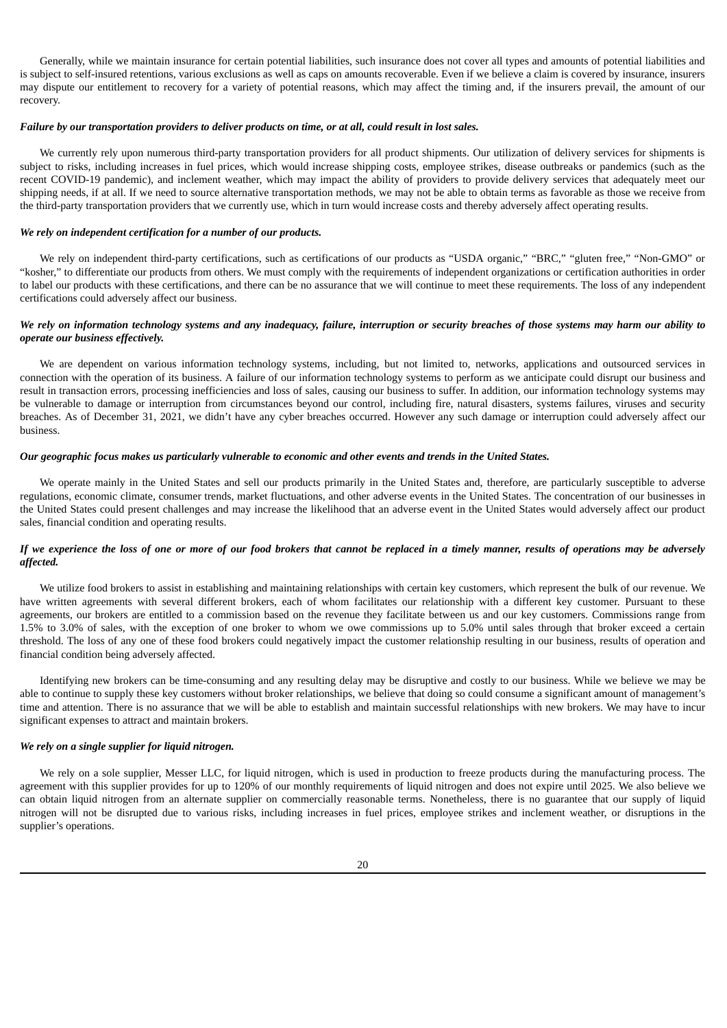Generally, while we maintain insurance for certain potential liabilities, such insurance does not cover all types and amounts of potential liabilities and is subject to self-insured retentions, various exclusions as well as caps on amounts recoverable. Even if we believe a claim is covered by insurance, insurers may dispute our entitlement to recovery for a variety of potential reasons, which may affect the timing and, if the insurers prevail, the amount of our recovery.

***Failure by our transportation providers to deliver products on time, or at all, could result in lost sales.***

We currently rely upon numerous third-party transportation providers for all product shipments. Our utilization of delivery services for shipments is subject to risks, including increases in fuel prices, which would increase shipping costs, employee strikes, disease outbreaks or pandemics (such as the recent COVID-19 pandemic), and inclement weather, which may impact the ability of providers to provide delivery services that adequately meet our shipping needs, if at all. If we need to source alternative transportation methods, we may not be able to obtain terms as favorable as those we receive from the third-party transportation providers that we currently use, which in turn would increase costs and thereby adversely affect operating results.

***We rely on independent certification for a number of our products.***

We rely on independent third-party certifications, such as certifications of our products as "USDA organic," "BRC," "gluten free," "Non-GMO" or "kosher," to differentiate our products from others. We must comply with the requirements of independent organizations or certification authorities in order to label our products with these certifications, and there can be no assurance that we will continue to meet these requirements. The loss of any independent certifications could adversely affect our business.

***We rely on information technology systems and any inadequacy, failure, interruption or security breaches of those systems may harm our ability to operate our business effectively.***

We are dependent on various information technology systems, including, but not limited to, networks, applications and outsourced services in connection with the operation of its business. A failure of our information technology systems to perform as we anticipate could disrupt our business and result in transaction errors, processing inefficiencies and loss of sales, causing our business to suffer. In addition, our information technology systems may be vulnerable to damage or interruption from circumstances beyond our control, including fire, natural disasters, systems failures, viruses and security breaches. As of December 31, 2021, we didn't have any cyber breaches occurred. However any such damage or interruption could adversely affect our business.

***Our geographic focus makes us particularly vulnerable to economic and other events and trends in the United States.***

We operate mainly in the United States and sell our products primarily in the United States and, therefore, are particularly susceptible to adverse regulations, economic climate, consumer trends, market fluctuations, and other adverse events in the United States. The concentration of our businesses in the United States could present challenges and may increase the likelihood that an adverse event in the United States would adversely affect our product sales, financial condition and operating results.

***If we experience the loss of one or more of our food brokers that cannot be replaced in a timely manner, results of operations may be adversely affected.***

We utilize food brokers to assist in establishing and maintaining relationships with certain key customers, which represent the bulk of our revenue. We have written agreements with several different brokers, each of whom facilitates our relationship with a different key customer. Pursuant to these agreements, our brokers are entitled to a commission based on the revenue they facilitate between us and our key customers. Commissions range from 1.5% to 3.0% of sales, with the exception of one broker to whom we owe commissions up to 5.0% until sales through that broker exceed a certain threshold. The loss of any one of these food brokers could negatively impact the customer relationship resulting in our business, results of operation and financial condition being adversely affected.

Identifying new brokers can be time-consuming and any resulting delay may be disruptive and costly to our business. While we believe we may be able to continue to supply these key customers without broker relationships, we believe that doing so could consume a significant amount of management's time and attention. There is no assurance that we will be able to establish and maintain successful relationships with new brokers. We may have to incur significant expenses to attract and maintain brokers.

***We rely on a single supplier for liquid nitrogen.***

We rely on a sole supplier, Messer LLC, for liquid nitrogen, which is used in production to freeze products during the manufacturing process. The agreement with this supplier provides for up to 120% of our monthly requirements of liquid nitrogen and does not expire until 2025. We also believe we can obtain liquid nitrogen from an alternate supplier on commercially reasonable terms. Nonetheless, there is no guarantee that our supply of liquid nitrogen will not be disrupted due to various risks, including increases in fuel prices, employee strikes and inclement weather, or disruptions in the supplier's operations.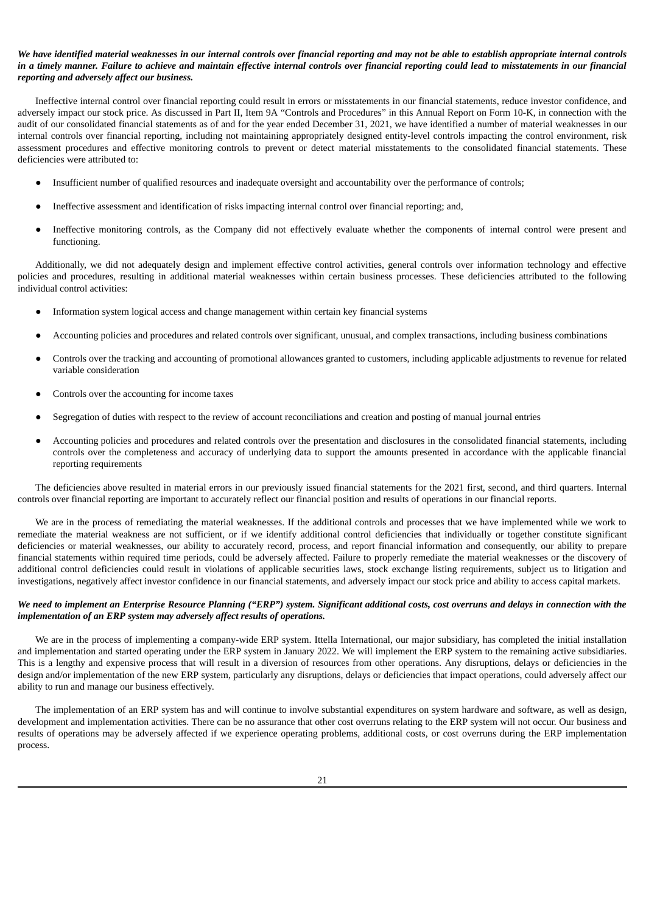***We have identified material weaknesses in our internal controls over financial reporting and may not be able to establish appropriate internal controls in a timely manner. Failure to achieve and maintain effective internal controls over financial reporting could lead to misstatements in our financial reporting and adversely affect our business.***

Ineffective internal control over financial reporting could result in errors or misstatements in our financial statements, reduce investor confidence, and adversely impact our stock price. As discussed in Part II, Item 9A "Controls and Procedures" in this Annual Report on Form 10-K, in connection with the audit of our consolidated financial statements as of and for the year ended December 31, 2021, we have identified a number of material weaknesses in our internal controls over financial reporting, including not maintaining appropriately designed entity-level controls impacting the control environment, risk assessment procedures and effective monitoring controls to prevent or detect material misstatements to the consolidated financial statements. These deficiencies were attributed to:

- Insufficient number of qualified resources and inadequate oversight and accountability over the performance of controls;
- Ineffective assessment and identification of risks impacting internal control over financial reporting; and,
- Ineffective monitoring controls, as the Company did not effectively evaluate whether the components of internal control were present and functioning.

Additionally, we did not adequately design and implement effective control activities, general controls over information technology and effective policies and procedures, resulting in additional material weaknesses within certain business processes. These deficiencies attributed to the following individual control activities:

- Information system logical access and change management within certain key financial systems
- Accounting policies and procedures and related controls over significant, unusual, and complex transactions, including business combinations
- Controls over the tracking and accounting of promotional allowances granted to customers, including applicable adjustments to revenue for related variable consideration
- Controls over the accounting for income taxes
- Segregation of duties with respect to the review of account reconciliations and creation and posting of manual journal entries
- Accounting policies and procedures and related controls over the presentation and disclosures in the consolidated financial statements, including controls over the completeness and accuracy of underlying data to support the amounts presented in accordance with the applicable financial reporting requirements

The deficiencies above resulted in material errors in our previously issued financial statements for the 2021 first, second, and third quarters. Internal controls over financial reporting are important to accurately reflect our financial position and results of operations in our financial reports.

We are in the process of remediating the material weaknesses. If the additional controls and processes that we have implemented while we work to remediate the material weakness are not sufficient, or if we identify additional control deficiencies that individually or together constitute significant deficiencies or material weaknesses, our ability to accurately record, process, and report financial information and consequently, our ability to prepare financial statements within required time periods, could be adversely affected. Failure to properly remediate the material weaknesses or the discovery of additional control deficiencies could result in violations of applicable securities laws, stock exchange listing requirements, subject us to litigation and investigations, negatively affect investor confidence in our financial statements, and adversely impact our stock price and ability to access capital markets.

***We need to implement an Enterprise Resource Planning ("ERP") system. Significant additional costs, cost overruns and delays in connection with the implementation of an ERP system may adversely affect results of operations.***

We are in the process of implementing a company-wide ERP system. Ittella International, our major subsidiary, has completed the initial installation and implementation and started operating under the ERP system in January 2022. We will implement the ERP system to the remaining active subsidiaries. This is a lengthy and expensive process that will result in a diversion of resources from other operations. Any disruptions, delays or deficiencies in the design and/or implementation of the new ERP system, particularly any disruptions, delays or deficiencies that impact operations, could adversely affect our ability to run and manage our business effectively.

The implementation of an ERP system has and will continue to involve substantial expenditures on system hardware and software, as well as design, development and implementation activities. There can be no assurance that other cost overruns relating to the ERP system will not occur. Our business and results of operations may be adversely affected if we experience operating problems, additional costs, or cost overruns during the ERP implementation process.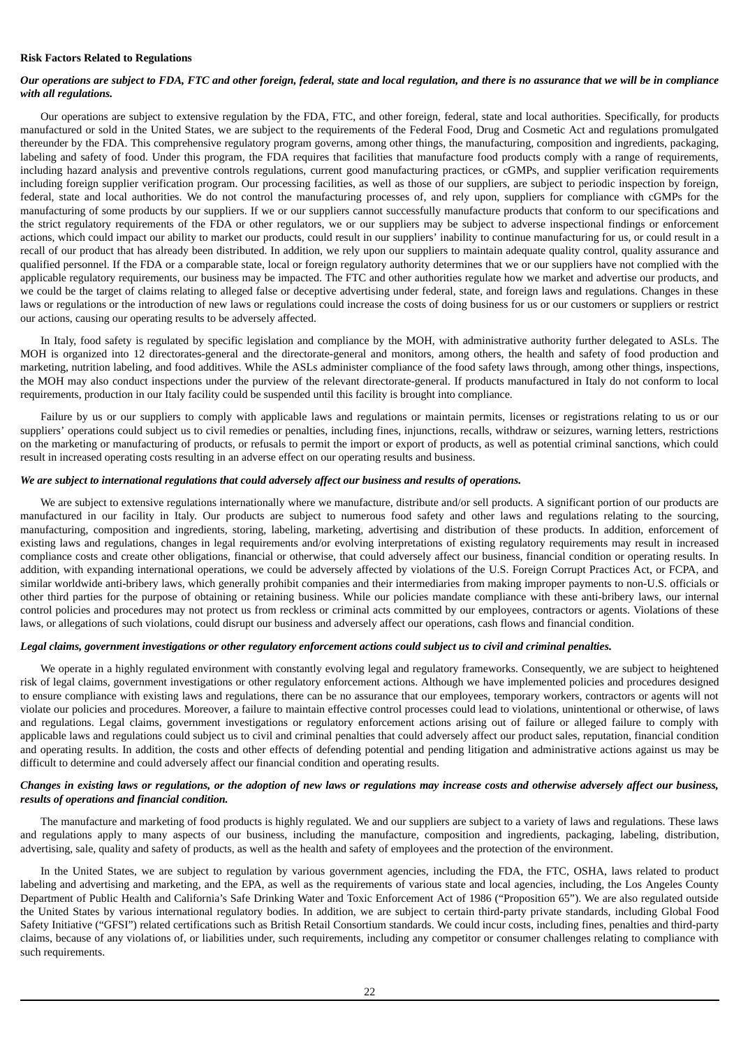**Risk Factors Related to Regulations**

***Our operations are subject to FDA, FTC and other foreign, federal, state and local regulation, and there is no assurance that we will be in compliance with all regulations.***

Our operations are subject to extensive regulation by the FDA, FTC, and other foreign, federal, state and local authorities. Specifically, for products manufactured or sold in the United States, we are subject to the requirements of the Federal Food, Drug and Cosmetic Act and regulations promulgated thereunder by the FDA. This comprehensive regulatory program governs, among other things, the manufacturing, composition and ingredients, packaging, labeling and safety of food. Under this program, the FDA requires that facilities that manufacture food products comply with a range of requirements, including hazard analysis and preventive controls regulations, current good manufacturing practices, or cGMPs, and supplier verification requirements including foreign supplier verification program. Our processing facilities, as well as those of our suppliers, are subject to periodic inspection by foreign, federal, state and local authorities. We do not control the manufacturing processes of, and rely upon, suppliers for compliance with cGMPs for the manufacturing of some products by our suppliers. If we or our suppliers cannot successfully manufacture products that conform to our specifications and the strict regulatory requirements of the FDA or other regulators, we or our suppliers may be subject to adverse inspectional findings or enforcement actions, which could impact our ability to market our products, could result in our suppliers' inability to continue manufacturing for us, or could result in a recall of our product that has already been distributed. In addition, we rely upon our suppliers to maintain adequate quality control, quality assurance and qualified personnel. If the FDA or a comparable state, local or foreign regulatory authority determines that we or our suppliers have not complied with the applicable regulatory requirements, our business may be impacted. The FTC and other authorities regulate how we market and advertise our products, and we could be the target of claims relating to alleged false or deceptive advertising under federal, state, and foreign laws and regulations. Changes in these laws or regulations or the introduction of new laws or regulations could increase the costs of doing business for us or our customers or suppliers or restrict our actions, causing our operating results to be adversely affected.

In Italy, food safety is regulated by specific legislation and compliance by the MOH, with administrative authority further delegated to ASLs. The MOH is organized into 12 directorates-general and the directorate-general and monitors, among others, the health and safety of food production and marketing, nutrition labeling, and food additives. While the ASLs administer compliance of the food safety laws through, among other things, inspections, the MOH may also conduct inspections under the purview of the relevant directorate-general. If products manufactured in Italy do not conform to local requirements, production in our Italy facility could be suspended until this facility is brought into compliance.

Failure by us or our suppliers to comply with applicable laws and regulations or maintain permits, licenses or registrations relating to us or our suppliers' operations could subject us to civil remedies or penalties, including fines, injunctions, recalls, withdraw or seizures, warning letters, restrictions on the marketing or manufacturing of products, or refusals to permit the import or export of products, as well as potential criminal sanctions, which could result in increased operating costs resulting in an adverse effect on our operating results and business.

***We are subject to international regulations that could adversely affect our business and results of operations.***

We are subject to extensive regulations internationally where we manufacture, distribute and/or sell products. A significant portion of our products are manufactured in our facility in Italy. Our products are subject to numerous food safety and other laws and regulations relating to the sourcing, manufacturing, composition and ingredients, storing, labeling, marketing, advertising and distribution of these products. In addition, enforcement of existing laws and regulations, changes in legal requirements and/or evolving interpretations of existing regulatory requirements may result in increased compliance costs and create other obligations, financial or otherwise, that could adversely affect our business, financial condition or operating results. In addition, with expanding international operations, we could be adversely affected by violations of the U.S. Foreign Corrupt Practices Act, or FCPA, and similar worldwide anti-bribery laws, which generally prohibit companies and their intermediaries from making improper payments to non-U.S. officials or other third parties for the purpose of obtaining or retaining business. While our policies mandate compliance with these anti-bribery laws, our internal control policies and procedures may not protect us from reckless or criminal acts committed by our employees, contractors or agents. Violations of these laws, or allegations of such violations, could disrupt our business and adversely affect our operations, cash flows and financial condition.

***Legal claims, government investigations or other regulatory enforcement actions could subject us to civil and criminal penalties.***

We operate in a highly regulated environment with constantly evolving legal and regulatory frameworks. Consequently, we are subject to heightened risk of legal claims, government investigations or other regulatory enforcement actions. Although we have implemented policies and procedures designed to ensure compliance with existing laws and regulations, there can be no assurance that our employees, temporary workers, contractors or agents will not violate our policies and procedures. Moreover, a failure to maintain effective control processes could lead to violations, unintentional or otherwise, of laws and regulations. Legal claims, government investigations or regulatory enforcement actions arising out of failure or alleged failure to comply with applicable laws and regulations could subject us to civil and criminal penalties that could adversely affect our product sales, reputation, financial condition and operating results. In addition, the costs and other effects of defending potential and pending litigation and administrative actions against us may be difficult to determine and could adversely affect our financial condition and operating results.

***Changes in existing laws or regulations, or the adoption of new laws or regulations may increase costs and otherwise adversely affect our business, results of operations and financial condition.***

The manufacture and marketing of food products is highly regulated. We and our suppliers are subject to a variety of laws and regulations. These laws and regulations apply to many aspects of our business, including the manufacture, composition and ingredients, packaging, labeling, distribution, advertising, sale, quality and safety of products, as well as the health and safety of employees and the protection of the environment.

In the United States, we are subject to regulation by various government agencies, including the FDA, the FTC, OSHA, laws related to product labeling and advertising and marketing, and the EPA, as well as the requirements of various state and local agencies, including, the Los Angeles County Department of Public Health and California's Safe Drinking Water and Toxic Enforcement Act of 1986 ("Proposition 65"). We are also regulated outside the United States by various international regulatory bodies. In addition, we are subject to certain third-party private standards, including Global Food Safety Initiative ("GFSI") related certifications such as British Retail Consortium standards. We could incur costs, including fines, penalties and third-party claims, because of any violations of, or liabilities under, such requirements, including any competitor or consumer challenges relating to compliance with such requirements.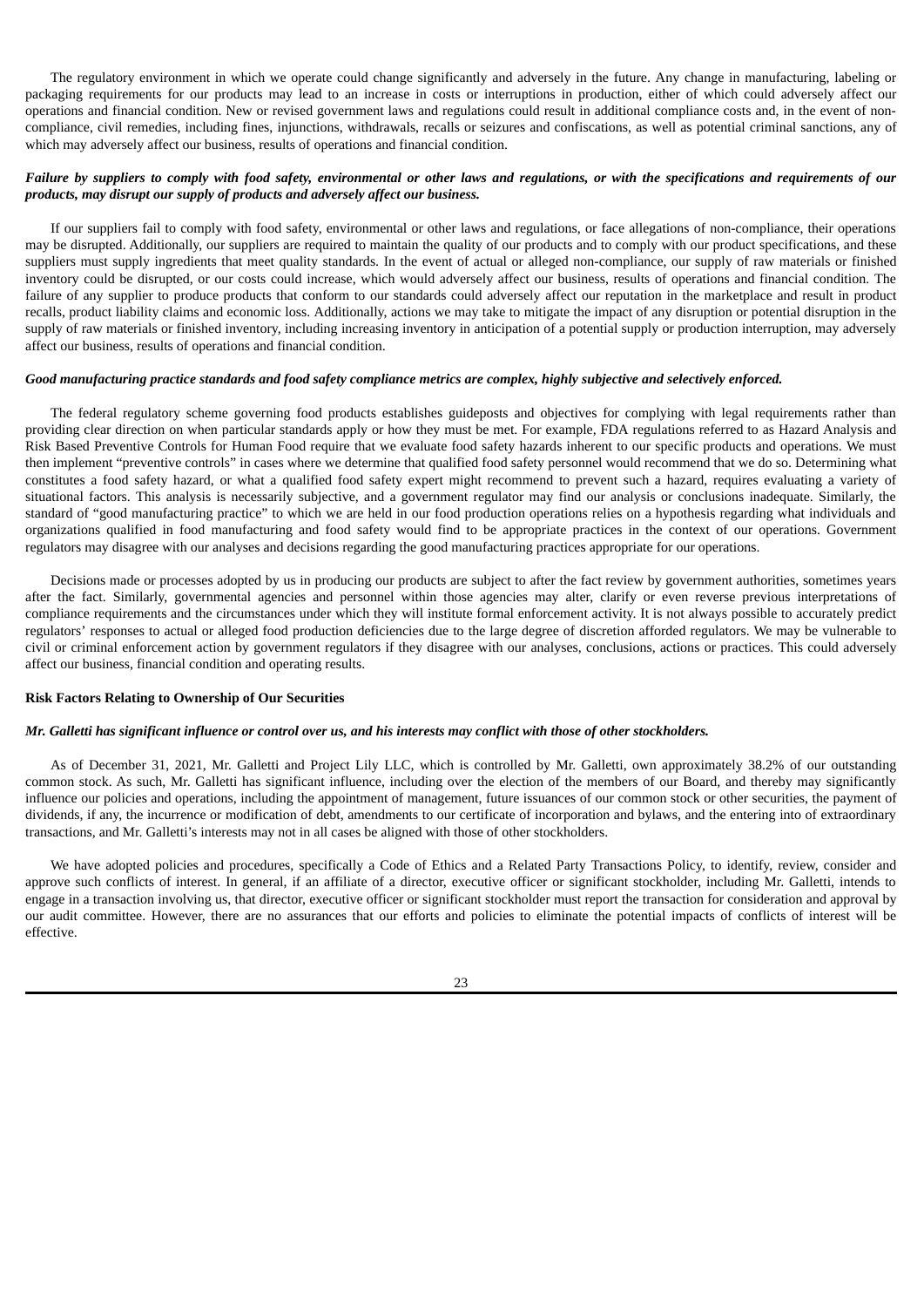The regulatory environment in which we operate could change significantly and adversely in the future. Any change in manufacturing, labeling or packaging requirements for our products may lead to an increase in costs or interruptions in production, either of which could adversely affect our operations and financial condition. New or revised government laws and regulations could result in additional compliance costs and, in the event of non-compliance, civil remedies, including fines, injunctions, withdrawals, recalls or seizures and confiscations, as well as potential criminal sanctions, any of which may adversely affect our business, results of operations and financial condition.

***Failure by suppliers to comply with food safety, environmental or other laws and regulations, or with the specifications and requirements of our products, may disrupt our supply of products and adversely affect our business.***

If our suppliers fail to comply with food safety, environmental or other laws and regulations, or face allegations of non-compliance, their operations may be disrupted. Additionally, our suppliers are required to maintain the quality of our products and to comply with our product specifications, and these suppliers must supply ingredients that meet quality standards. In the event of actual or alleged non-compliance, our supply of raw materials or finished inventory could be disrupted, or our costs could increase, which would adversely affect our business, results of operations and financial condition. The failure of any supplier to produce products that conform to our standards could adversely affect our reputation in the marketplace and result in product recalls, product liability claims and economic loss. Additionally, actions we may take to mitigate the impact of any disruption or potential disruption in the supply of raw materials or finished inventory, including increasing inventory in anticipation of a potential supply or production interruption, may adversely affect our business, results of operations and financial condition.

***Good manufacturing practice standards and food safety compliance metrics are complex, highly subjective and selectively enforced.***

The federal regulatory scheme governing food products establishes guideposts and objectives for complying with legal requirements rather than providing clear direction on when particular standards apply or how they must be met. For example, FDA regulations referred to as Hazard Analysis and Risk Based Preventive Controls for Human Food require that we evaluate food safety hazards inherent to our specific products and operations. We must then implement "preventive controls" in cases where we determine that qualified food safety personnel would recommend that we do so. Determining what constitutes a food safety hazard, or what a qualified food safety expert might recommend to prevent such a hazard, requires evaluating a variety of situational factors. This analysis is necessarily subjective, and a government regulator may find our analysis or conclusions inadequate. Similarly, the standard of "good manufacturing practice" to which we are held in our food production operations relies on a hypothesis regarding what individuals and organizations qualified in food manufacturing and food safety would find to be appropriate practices in the context of our operations. Government regulators may disagree with our analyses and decisions regarding the good manufacturing practices appropriate for our operations.

Decisions made or processes adopted by us in producing our products are subject to after the fact review by government authorities, sometimes years after the fact. Similarly, governmental agencies and personnel within those agencies may alter, clarify or even reverse previous interpretations of compliance requirements and the circumstances under which they will institute formal enforcement activity. It is not always possible to accurately predict regulators' responses to actual or alleged food production deficiencies due to the large degree of discretion afforded regulators. We may be vulnerable to civil or criminal enforcement action by government regulators if they disagree with our analyses, conclusions, actions or practices. This could adversely affect our business, financial condition and operating results.

**Risk Factors Relating to Ownership of Our Securities**

***Mr. Galletti has significant influence or control over us, and his interests may conflict with those of other stockholders.***

As of December 31, 2021, Mr. Galletti and Project Lily LLC, which is controlled by Mr. Galletti, own approximately 38.2% of our outstanding common stock. As such, Mr. Galletti has significant influence, including over the election of the members of our Board, and thereby may significantly influence our policies and operations, including the appointment of management, future issuances of our common stock or other securities, the payment of dividends, if any, the incurrence or modification of debt, amendments to our certificate of incorporation and bylaws, and the entering into of extraordinary transactions, and Mr. Galletti's interests may not in all cases be aligned with those of other stockholders.

We have adopted policies and procedures, specifically a Code of Ethics and a Related Party Transactions Policy, to identify, review, consider and approve such conflicts of interest. In general, if an affiliate of a director, executive officer or significant stockholder, including Mr. Galletti, intends to engage in a transaction involving us, that director, executive officer or significant stockholder must report the transaction for consideration and approval by our audit committee. However, there are no assurances that our efforts and policies to eliminate the potential impacts of conflicts of interest will be effective.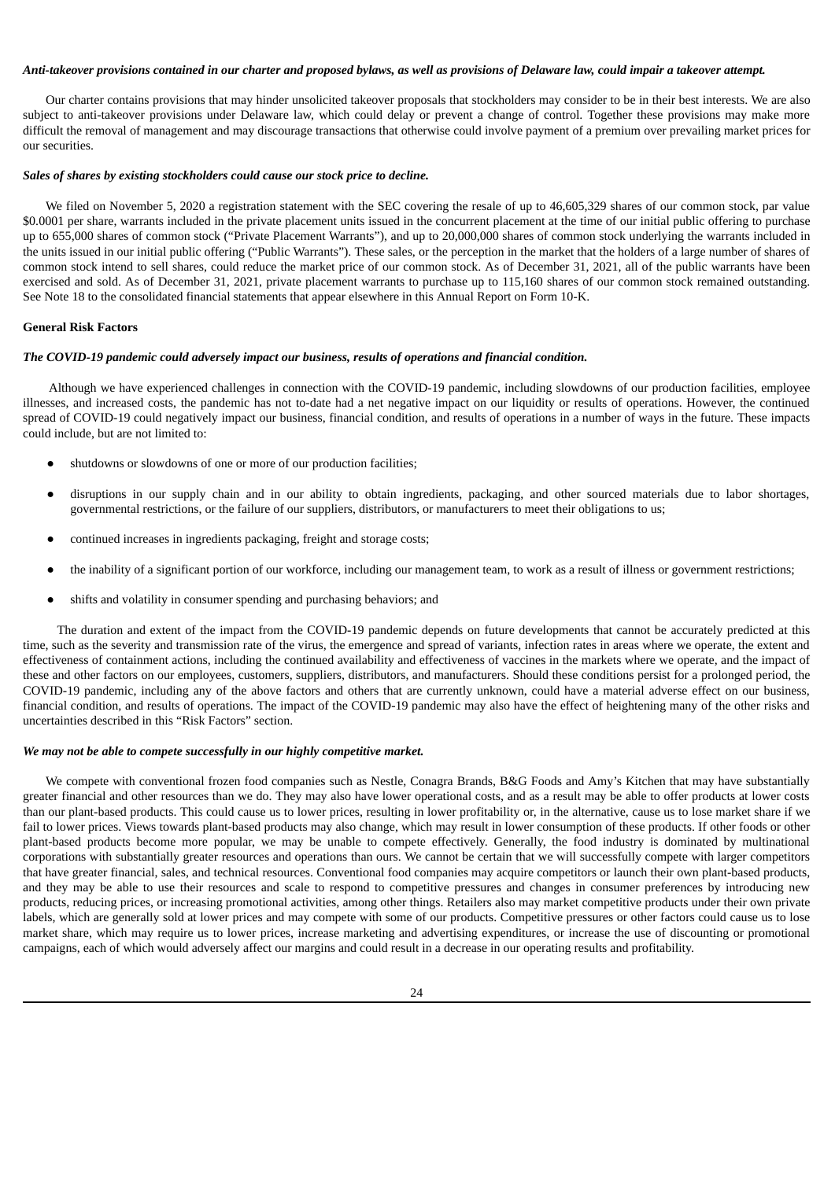***Anti-takeover provisions contained in our charter and proposed bylaws, as well as provisions of Delaware law, could impair a takeover attempt.***

Our charter contains provisions that may hinder unsolicited takeover proposals that stockholders may consider to be in their best interests. We are also subject to anti-takeover provisions under Delaware law, which could delay or prevent a change of control. Together these provisions may make more difficult the removal of management and may discourage transactions that otherwise could involve payment of a premium over prevailing market prices for our securities.

***Sales of shares by existing stockholders could cause our stock price to decline.***

We filed on November 5, 2020 a registration statement with the SEC covering the resale of up to 46,605,329 shares of our common stock, par value $0.0001 per share, warrants included in the private placement units issued in the concurrent placement at the time of our initial public offering to purchase up to 655,000 shares of common stock ("Private Placement Warrants"), and up to 20,000,000 shares of common stock underlying the warrants included in the units issued in our initial public offering ("Public Warrants"). These sales, or the perception in the market that the holders of a large number of shares of common stock intend to sell shares, could reduce the market price of our common stock. As of December 31, 2021, all of the public warrants have been exercised and sold. As of December 31, 2021, private placement warrants to purchase up to 115,160 shares of our common stock remained outstanding. See Note 18 to the consolidated financial statements that appear elsewhere in this Annual Report on Form 10-K.

**General Risk Factors**

***The COVID-19 pandemic could adversely impact our business, results of operations and financial condition.***

Although we have experienced challenges in connection with the COVID-19 pandemic, including slowdowns of our production facilities, employee illnesses, and increased costs, the pandemic has not to-date had a net negative impact on our liquidity or results of operations. However, the continued spread of COVID-19 could negatively impact our business, financial condition, and results of operations in a number of ways in the future. These impacts could include, but are not limited to:

- shutdowns or slowdowns of one or more of our production facilities;
- disruptions in our supply chain and in our ability to obtain ingredients, packaging, and other sourced materials due to labor shortages, governmental restrictions, or the failure of our suppliers, distributors, or manufacturers to meet their obligations to us;
- continued increases in ingredients packaging, freight and storage costs;
- the inability of a significant portion of our workforce, including our management team, to work as a result of illness or government restrictions;
- shifts and volatility in consumer spending and purchasing behaviors; and

The duration and extent of the impact from the COVID-19 pandemic depends on future developments that cannot be accurately predicted at this time, such as the severity and transmission rate of the virus, the emergence and spread of variants, infection rates in areas where we operate, the extent and effectiveness of containment actions, including the continued availability and effectiveness of vaccines in the markets where we operate, and the impact of these and other factors on our employees, customers, suppliers, distributors, and manufacturers. Should these conditions persist for a prolonged period, the COVID-19 pandemic, including any of the above factors and others that are currently unknown, could have a material adverse effect on our business, financial condition, and results of operations. The impact of the COVID-19 pandemic may also have the effect of heightening many of the other risks and uncertainties described in this "Risk Factors" section.

***We may not be able to compete successfully in our highly competitive market.***

We compete with conventional frozen food companies such as Nestle, Conagra Brands, B&G Foods and Amy's Kitchen that may have substantially greater financial and other resources than we do. They may also have lower operational costs, and as a result may be able to offer products at lower costs than our plant-based products. This could cause us to lower prices, resulting in lower profitability or, in the alternative, cause us to lose market share if we fail to lower prices. Views towards plant-based products may also change, which may result in lower consumption of these products. If other foods or other plant-based products become more popular, we may be unable to compete effectively. Generally, the food industry is dominated by multinational corporations with substantially greater resources and operations than ours. We cannot be certain that we will successfully compete with larger competitors that have greater financial, sales, and technical resources. Conventional food companies may acquire competitors or launch their own plant-based products, and they may be able to use their resources and scale to respond to competitive pressures and changes in consumer preferences by introducing new products, reducing prices, or increasing promotional activities, among other things. Retailers also may market competitive products under their own private labels, which are generally sold at lower prices and may compete with some of our products. Competitive pressures or other factors could cause us to lose market share, which may require us to lower prices, increase marketing and advertising expenditures, or increase the use of discounting or promotional campaigns, each of which would adversely affect our margins and could result in a decrease in our operating results and profitability.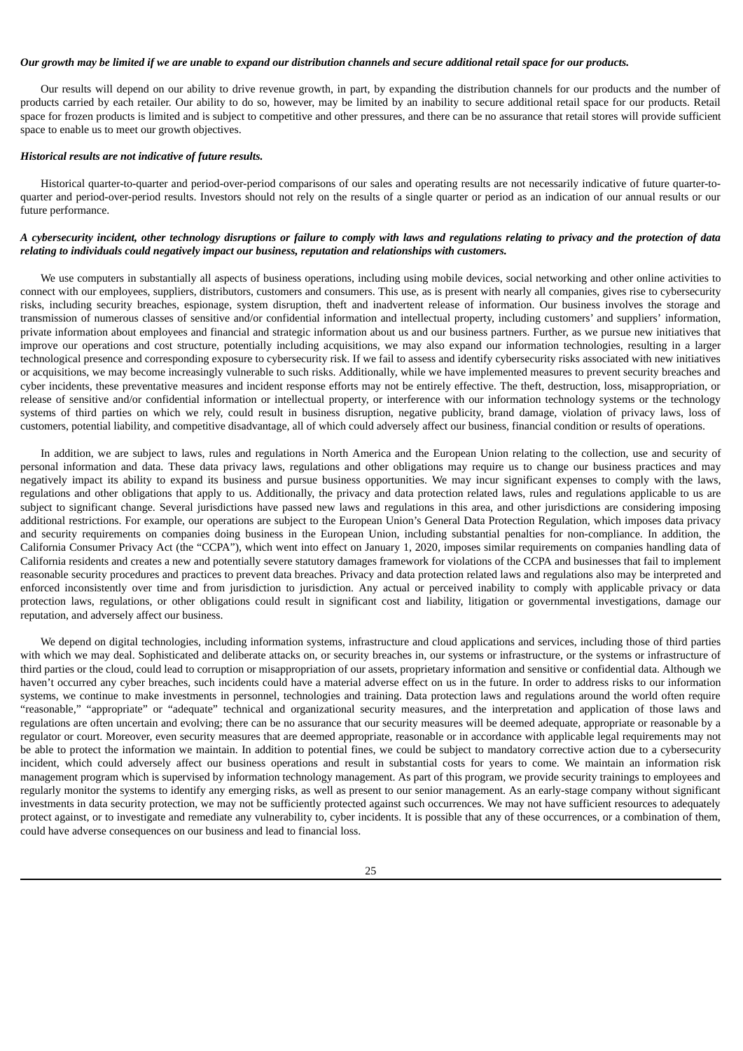***Our growth may be limited if we are unable to expand our distribution channels and secure additional retail space for our products.***

Our results will depend on our ability to drive revenue growth, in part, by expanding the distribution channels for our products and the number of products carried by each retailer. Our ability to do so, however, may be limited by an inability to secure additional retail space for our products. Retail space for frozen products is limited and is subject to competitive and other pressures, and there can be no assurance that retail stores will provide sufficient space to enable us to meet our growth objectives.

***Historical results are not indicative of future results.***

Historical quarter-to-quarter and period-over-period comparisons of our sales and operating results are not necessarily indicative of future quarter-to-quarter and period-over-period results. Investors should not rely on the results of a single quarter or period as an indication of our annual results or our future performance.

***A cybersecurity incident, other technology disruptions or failure to comply with laws and regulations relating to privacy and the protection of data relating to individuals could negatively impact our business, reputation and relationships with customers.***

We use computers in substantially all aspects of business operations, including using mobile devices, social networking and other online activities to connect with our employees, suppliers, distributors, customers and consumers. This use, as is present with nearly all companies, gives rise to cybersecurity risks, including security breaches, espionage, system disruption, theft and inadvertent release of information. Our business involves the storage and transmission of numerous classes of sensitive and/or confidential information and intellectual property, including customers' and suppliers' information, private information about employees and financial and strategic information about us and our business partners. Further, as we pursue new initiatives that improve our operations and cost structure, potentially including acquisitions, we may also expand our information technologies, resulting in a larger technological presence and corresponding exposure to cybersecurity risk. If we fail to assess and identify cybersecurity risks associated with new initiatives or acquisitions, we may become increasingly vulnerable to such risks. Additionally, while we have implemented measures to prevent security breaches and cyber incidents, these preventative measures and incident response efforts may not be entirely effective. The theft, destruction, loss, misappropriation, or release of sensitive and/or confidential information or intellectual property, or interference with our information technology systems or the technology systems of third parties on which we rely, could result in business disruption, negative publicity, brand damage, violation of privacy laws, loss of customers, potential liability, and competitive disadvantage, all of which could adversely affect our business, financial condition or results of operations.

In addition, we are subject to laws, rules and regulations in North America and the European Union relating to the collection, use and security of personal information and data. These data privacy laws, regulations and other obligations may require us to change our business practices and may negatively impact its ability to expand its business and pursue business opportunities. We may incur significant expenses to comply with the laws, regulations and other obligations that apply to us. Additionally, the privacy and data protection related laws, rules and regulations applicable to us are subject to significant change. Several jurisdictions have passed new laws and regulations in this area, and other jurisdictions are considering imposing additional restrictions. For example, our operations are subject to the European Union's General Data Protection Regulation, which imposes data privacy and security requirements on companies doing business in the European Union, including substantial penalties for non-compliance. In addition, the California Consumer Privacy Act (the "CCPA"), which went into effect on January 1, 2020, imposes similar requirements on companies handling data of California residents and creates a new and potentially severe statutory damages framework for violations of the CCPA and businesses that fail to implement reasonable security procedures and practices to prevent data breaches. Privacy and data protection related laws and regulations also may be interpreted and enforced inconsistently over time and from jurisdiction to jurisdiction. Any actual or perceived inability to comply with applicable privacy or data protection laws, regulations, or other obligations could result in significant cost and liability, litigation or governmental investigations, damage our reputation, and adversely affect our business.

We depend on digital technologies, including information systems, infrastructure and cloud applications and services, including those of third parties with which we may deal. Sophisticated and deliberate attacks on, or security breaches in, our systems or infrastructure, or the systems or infrastructure of third parties or the cloud, could lead to corruption or misappropriation of our assets, proprietary information and sensitive or confidential data. Although we haven't occurred any cyber breaches, such incidents could have a material adverse effect on us in the future. In order to address risks to our information systems, we continue to make investments in personnel, technologies and training. Data protection laws and regulations around the world often require "reasonable," "appropriate" or "adequate" technical and organizational security measures, and the interpretation and application of those laws and regulations are often uncertain and evolving; there can be no assurance that our security measures will be deemed adequate, appropriate or reasonable by a regulator or court. Moreover, even security measures that are deemed appropriate, reasonable or in accordance with applicable legal requirements may not be able to protect the information we maintain. In addition to potential fines, we could be subject to mandatory corrective action due to a cybersecurity incident, which could adversely affect our business operations and result in substantial costs for years to come. We maintain an information risk management program which is supervised by information technology management. As part of this program, we provide security trainings to employees and regularly monitor the systems to identify any emerging risks, as well as present to our senior management. As an early-stage company without significant investments in data security protection, we may not be sufficiently protected against such occurrences. We may not have sufficient resources to adequately protect against, or to investigate and remediate any vulnerability to, cyber incidents. It is possible that any of these occurrences, or a combination of them, could have adverse consequences on our business and lead to financial loss.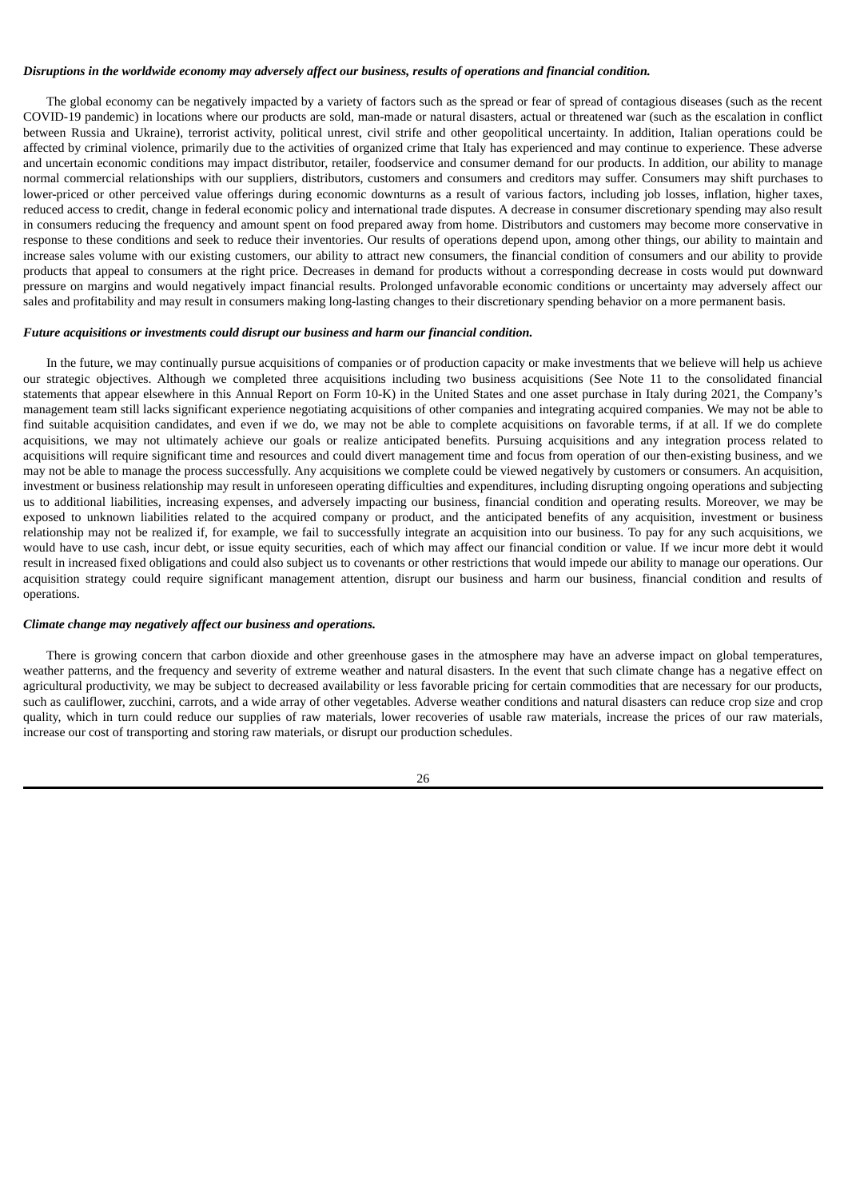***Disruptions in the worldwide economy may adversely affect our business, results of operations and financial condition.***

The global economy can be negatively impacted by a variety of factors such as the spread or fear of spread of contagious diseases (such as the recent COVID-19 pandemic) in locations where our products are sold, man-made or natural disasters, actual or threatened war (such as the escalation in conflict between Russia and Ukraine), terrorist activity, political unrest, civil strife and other geopolitical uncertainty. In addition, Italian operations could be affected by criminal violence, primarily due to the activities of organized crime that Italy has experienced and may continue to experience. These adverse and uncertain economic conditions may impact distributor, retailer, foodservice and consumer demand for our products. In addition, our ability to manage normal commercial relationships with our suppliers, distributors, customers and consumers and creditors may suffer. Consumers may shift purchases to lower-priced or other perceived value offerings during economic downturns as a result of various factors, including job losses, inflation, higher taxes, reduced access to credit, change in federal economic policy and international trade disputes. A decrease in consumer discretionary spending may also result in consumers reducing the frequency and amount spent on food prepared away from home. Distributors and customers may become more conservative in response to these conditions and seek to reduce their inventories. Our results of operations depend upon, among other things, our ability to maintain and increase sales volume with our existing customers, our ability to attract new consumers, the financial condition of consumers and our ability to provide products that appeal to consumers at the right price. Decreases in demand for products without a corresponding decrease in costs would put downward pressure on margins and would negatively impact financial results. Prolonged unfavorable economic conditions or uncertainty may adversely affect our sales and profitability and may result in consumers making long-lasting changes to their discretionary spending behavior on a more permanent basis.

***Future acquisitions or investments could disrupt our business and harm our financial condition.***

In the future, we may continually pursue acquisitions of companies or of production capacity or make investments that we believe will help us achieve our strategic objectives. Although we completed three acquisitions including two business acquisitions (See Note 11 to the consolidated financial statements that appear elsewhere in this Annual Report on Form 10-K) in the United States and one asset purchase in Italy during 2021, the Company's management team still lacks significant experience negotiating acquisitions of other companies and integrating acquired companies. We may not be able to find suitable acquisition candidates, and even if we do, we may not be able to complete acquisitions on favorable terms, if at all. If we do complete acquisitions, we may not ultimately achieve our goals or realize anticipated benefits. Pursuing acquisitions and any integration process related to acquisitions will require significant time and resources and could divert management time and focus from operation of our then-existing business, and we may not be able to manage the process successfully. Any acquisitions we complete could be viewed negatively by customers or consumers. An acquisition, investment or business relationship may result in unforeseen operating difficulties and expenditures, including disrupting ongoing operations and subjecting us to additional liabilities, increasing expenses, and adversely impacting our business, financial condition and operating results. Moreover, we may be exposed to unknown liabilities related to the acquired company or product, and the anticipated benefits of any acquisition, investment or business relationship may not be realized if, for example, we fail to successfully integrate an acquisition into our business. To pay for any such acquisitions, we would have to use cash, incur debt, or issue equity securities, each of which may affect our financial condition or value. If we incur more debt it would result in increased fixed obligations and could also subject us to covenants or other restrictions that would impede our ability to manage our operations. Our acquisition strategy could require significant management attention, disrupt our business and harm our business, financial condition and results of operations.

***Climate change may negatively affect our business and operations.***

There is growing concern that carbon dioxide and other greenhouse gases in the atmosphere may have an adverse impact on global temperatures, weather patterns, and the frequency and severity of extreme weather and natural disasters. In the event that such climate change has a negative effect on agricultural productivity, we may be subject to decreased availability or less favorable pricing for certain commodities that are necessary for our products, such as cauliflower, zucchini, carrots, and a wide array of other vegetables. Adverse weather conditions and natural disasters can reduce crop size and crop quality, which in turn could reduce our supplies of raw materials, lower recoveries of usable raw materials, increase the prices of our raw materials, increase our cost of transporting and storing raw materials, or disrupt our production schedules.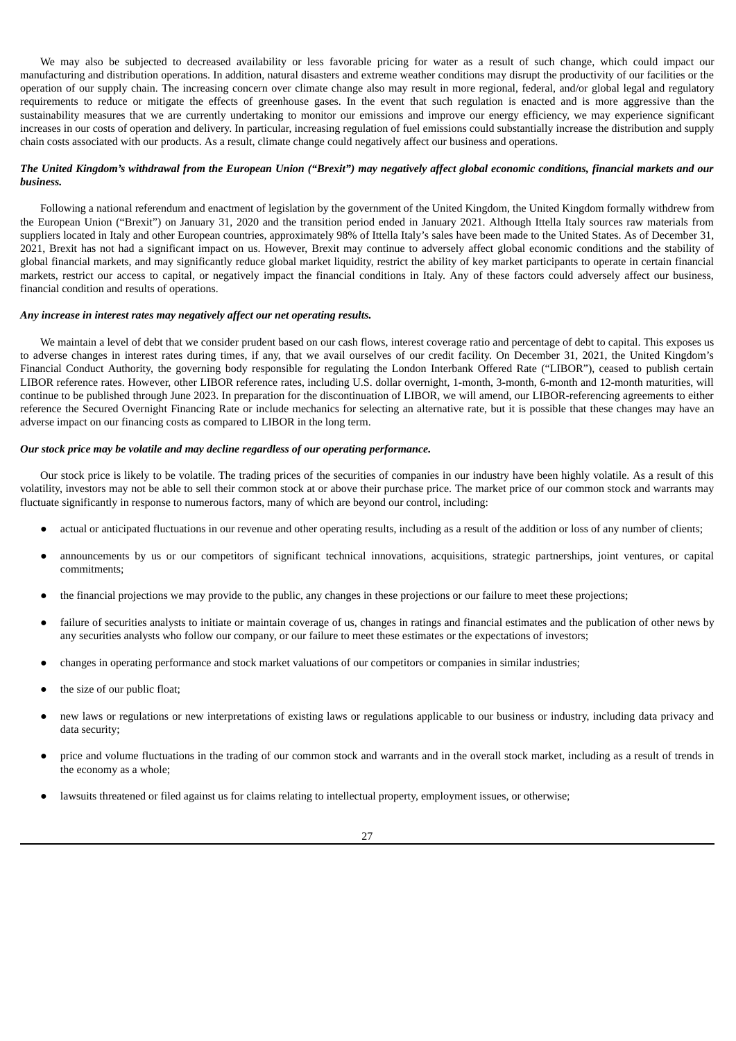We may also be subjected to decreased availability or less favorable pricing for water as a result of such change, which could impact our manufacturing and distribution operations. In addition, natural disasters and extreme weather conditions may disrupt the productivity of our facilities or the operation of our supply chain. The increasing concern over climate change also may result in more regional, federal, and/or global legal and regulatory requirements to reduce or mitigate the effects of greenhouse gases. In the event that such regulation is enacted and is more aggressive than the sustainability measures that we are currently undertaking to monitor our emissions and improve our energy efficiency, we may experience significant increases in our costs of operation and delivery. In particular, increasing regulation of fuel emissions could substantially increase the distribution and supply chain costs associated with our products. As a result, climate change could negatively affect our business and operations.

***The United Kingdom's withdrawal from the European Union ("Brexit") may negatively affect global economic conditions, financial markets and our business.***

Following a national referendum and enactment of legislation by the government of the United Kingdom, the United Kingdom formally withdrew from the European Union ("Brexit") on January 31, 2020 and the transition period ended in January 2021. Although Ittella Italy sources raw materials from suppliers located in Italy and other European countries, approximately 98% of Ittella Italy's sales have been made to the United States. As of December 31, 2021, Brexit has not had a significant impact on us. However, Brexit may continue to adversely affect global economic conditions and the stability of global financial markets, and may significantly reduce global market liquidity, restrict the ability of key market participants to operate in certain financial markets, restrict our access to capital, or negatively impact the financial conditions in Italy. Any of these factors could adversely affect our business, financial condition and results of operations.

***Any increase in interest rates may negatively affect our net operating results.***

We maintain a level of debt that we consider prudent based on our cash flows, interest coverage ratio and percentage of debt to capital. This exposes us to adverse changes in interest rates during times, if any, that we avail ourselves of our credit facility. On December 31, 2021, the United Kingdom's Financial Conduct Authority, the governing body responsible for regulating the London Interbank Offered Rate ("LIBOR"), ceased to publish certain LIBOR reference rates. However, other LIBOR reference rates, including U.S. dollar overnight, 1-month, 3-month, 6-month and 12-month maturities, will continue to be published through June 2023. In preparation for the discontinuation of LIBOR, we will amend, our LIBOR-referencing agreements to either reference the Secured Overnight Financing Rate or include mechanics for selecting an alternative rate, but it is possible that these changes may have an adverse impact on our financing costs as compared to LIBOR in the long term.

***Our stock price may be volatile and may decline regardless of our operating performance.***

Our stock price is likely to be volatile. The trading prices of the securities of companies in our industry have been highly volatile. As a result of this volatility, investors may not be able to sell their common stock at or above their purchase price. The market price of our common stock and warrants may fluctuate significantly in response to numerous factors, many of which are beyond our control, including:

- actual or anticipated fluctuations in our revenue and other operating results, including as a result of the addition or loss of any number of clients;
- announcements by us or our competitors of significant technical innovations, acquisitions, strategic partnerships, joint ventures, or capital commitments;
- the financial projections we may provide to the public, any changes in these projections or our failure to meet these projections;
- failure of securities analysts to initiate or maintain coverage of us, changes in ratings and financial estimates and the publication of other news by any securities analysts who follow our company, or our failure to meet these estimates or the expectations of investors;
- changes in operating performance and stock market valuations of our competitors or companies in similar industries;
- the size of our public float;
- new laws or regulations or new interpretations of existing laws or regulations applicable to our business or industry, including data privacy and data security;
- price and volume fluctuations in the trading of our common stock and warrants and in the overall stock market, including as a result of trends in the economy as a whole;
- lawsuits threatened or filed against us for claims relating to intellectual property, employment issues, or otherwise;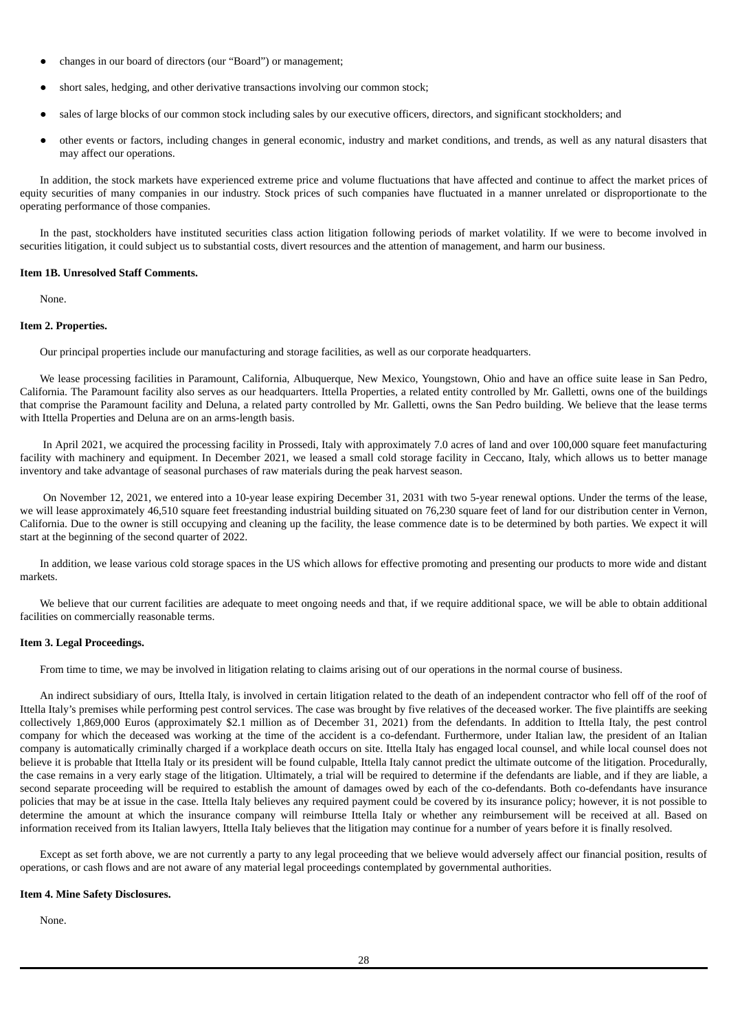- changes in our board of directors (our "Board") or management;
- short sales, hedging, and other derivative transactions involving our common stock;
- sales of large blocks of our common stock including sales by our executive officers, directors, and significant stockholders; and
- other events or factors, including changes in general economic, industry and market conditions, and trends, as well as any natural disasters that may affect our operations.

In addition, the stock markets have experienced extreme price and volume fluctuations that have affected and continue to affect the market prices of equity securities of many companies in our industry. Stock prices of such companies have fluctuated in a manner unrelated or disproportionate to the operating performance of those companies.

In the past, stockholders have instituted securities class action litigation following periods of market volatility. If we were to become involved in securities litigation, it could subject us to substantial costs, divert resources and the attention of management, and harm our business.

**Item 1B. Unresolved Staff Comments.**

None.

**Item 2. Properties.**

Our principal properties include our manufacturing and storage facilities, as well as our corporate headquarters.

We lease processing facilities in Paramount, California, Albuquerque, New Mexico, Youngstown, Ohio and have an office suite lease in San Pedro, California. The Paramount facility also serves as our headquarters. Ittella Properties, a related entity controlled by Mr. Galletti, owns one of the buildings that comprise the Paramount facility and Deluna, a related party controlled by Mr. Galletti, owns the San Pedro building. We believe that the lease terms with Ittella Properties and Deluna are on an arms-length basis.

In April 2021, we acquired the processing facility in Prossedi, Italy with approximately 7.0 acres of land and over 100,000 square feet manufacturing facility with machinery and equipment. In December 2021, we leased a small cold storage facility in Ceccano, Italy, which allows us to better manage inventory and take advantage of seasonal purchases of raw materials during the peak harvest season.

On November 12, 2021, we entered into a 10-year lease expiring December 31, 2031 with two 5-year renewal options. Under the terms of the lease, we will lease approximately 46,510 square feet freestanding industrial building situated on 76,230 square feet of land for our distribution center in Vernon, California. Due to the owner is still occupying and cleaning up the facility, the lease commence date is to be determined by both parties. We expect it will start at the beginning of the second quarter of 2022.

In addition, we lease various cold storage spaces in the US which allows for effective promoting and presenting our products to more wide and distant markets.

We believe that our current facilities are adequate to meet ongoing needs and that, if we require additional space, we will be able to obtain additional facilities on commercially reasonable terms.

**Item 3. Legal Proceedings.**

From time to time, we may be involved in litigation relating to claims arising out of our operations in the normal course of business.

An indirect subsidiary of ours, Ittella Italy, is involved in certain litigation related to the death of an independent contractor who fell off of the roof of Ittella Italy's premises while performing pest control services. The case was brought by five relatives of the deceased worker. The five plaintiffs are seeking collectively 1,869,000 Euros (approximately $2.1 million as of December 31, 2021) from the defendants. In addition to Ittella Italy, the pest control company for which the deceased was working at the time of the accident is a co-defendant. Furthermore, under Italian law, the president of an Italian company is automatically criminally charged if a workplace death occurs on site. Ittella Italy has engaged local counsel, and while local counsel does not believe it is probable that Ittella Italy or its president will be found culpable, Ittella Italy cannot predict the ultimate outcome of the litigation. Procedurally, the case remains in a very early stage of the litigation. Ultimately, a trial will be required to determine if the defendants are liable, and if they are liable, a second separate proceeding will be required to establish the amount of damages owed by each of the co-defendants. Both co-defendants have insurance policies that may be at issue in the case. Ittella Italy believes any required payment could be covered by its insurance policy; however, it is not possible to determine the amount at which the insurance company will reimburse Ittella Italy or whether any reimbursement will be received at all. Based on information received from its Italian lawyers, Ittella Italy believes that the litigation may continue for a number of years before it is finally resolved.

Except as set forth above, we are not currently a party to any legal proceeding that we believe would adversely affect our financial position, results of operations, or cash flows and are not aware of any material legal proceedings contemplated by governmental authorities.

**Item 4. Mine Safety Disclosures.**

None.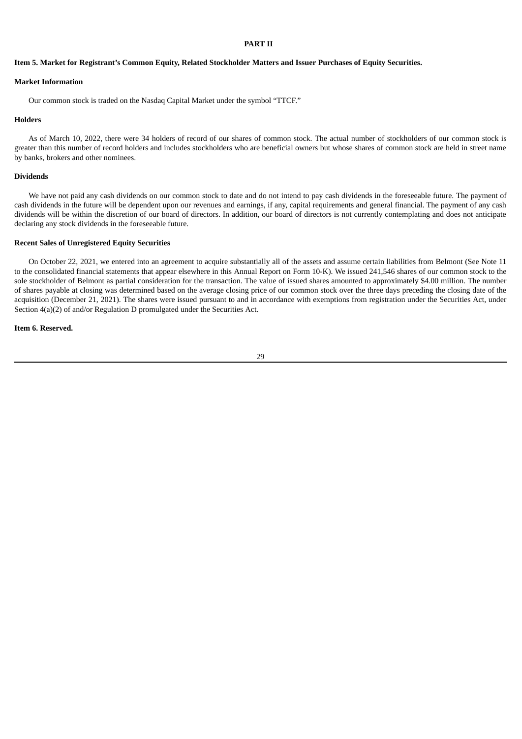# PART II

## Item 5. Market for Registrant's Common Equity, Related Stockholder Matters and Issuer Purchases of Equity Securities.

### Market Information

Our common stock is traded on the Nasdaq Capital Market under the symbol "TTCF."

### Holders

As of March 10, 2022, there were 34 holders of record of our shares of common stock. The actual number of stockholders of our common stock is greater than this number of record holders and includes stockholders who are beneficial owners but whose shares of common stock are held in street name by banks, brokers and other nominees.

### Dividends

We have not paid any cash dividends on our common stock to date and do not intend to pay cash dividends in the foreseeable future. The payment of cash dividends in the future will be dependent upon our revenues and earnings, if any, capital requirements and general financial. The payment of any cash dividends will be within the discretion of our board of directors. In addition, our board of directors is not currently contemplating and does not anticipate declaring any stock dividends in the foreseeable future.

### Recent Sales of Unregistered Equity Securities

On October 22, 2021, we entered into an agreement to acquire substantially all of the assets and assume certain liabilities from Belmont (See Note 11 to the consolidated financial statements that appear elsewhere in this Annual Report on Form 10-K). We issued 241,546 shares of our common stock to the sole stockholder of Belmont as partial consideration for the transaction. The value of issued shares amounted to approximately $4.00 million. The number of shares payable at closing was determined based on the average closing price of our common stock over the three days preceding the closing date of the acquisition (December 21, 2021). The shares were issued pursuant to and in accordance with exemptions from registration under the Securities Act, under Section 4(a)(2) of and/or Regulation D promulgated under the Securities Act.

## Item 6. Reserved.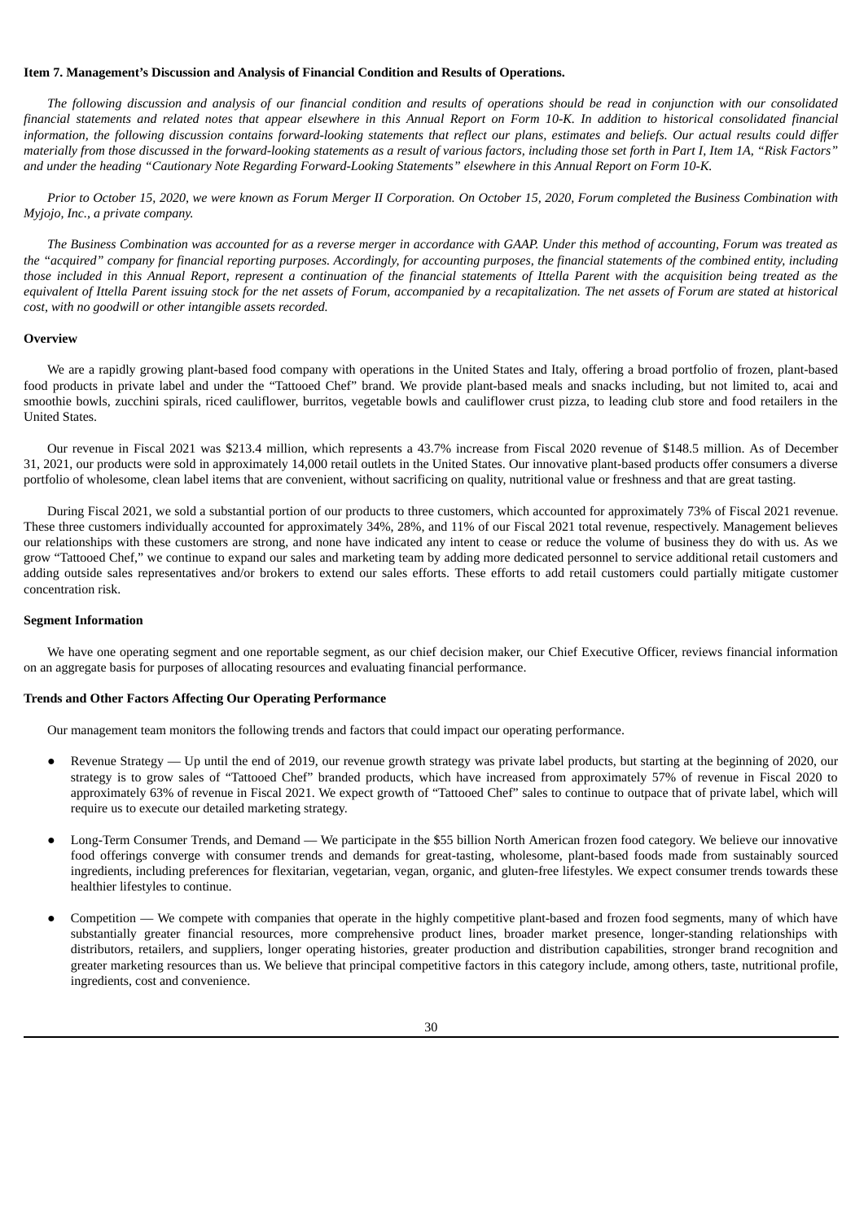**Item 7. Management's Discussion and Analysis of Financial Condition and Results of Operations.**

*The following discussion and analysis of our financial condition and results of operations should be read in conjunction with our consolidated financial statements and related notes that appear elsewhere in this Annual Report on Form 10-K. In addition to historical consolidated financial information, the following discussion contains forward-looking statements that reflect our plans, estimates and beliefs. Our actual results could differ materially from those discussed in the forward-looking statements as a result of various factors, including those set forth in Part I, Item 1A, "Risk Factors" and under the heading "Cautionary Note Regarding Forward-Looking Statements" elsewhere in this Annual Report on Form 10-K.*

*Prior to October 15, 2020, we were known as Forum Merger II Corporation. On October 15, 2020, Forum completed the Business Combination with Myjojo, Inc., a private company.*

*The Business Combination was accounted for as a reverse merger in accordance with GAAP. Under this method of accounting, Forum was treated as the "acquired" company for financial reporting purposes. Accordingly, for accounting purposes, the financial statements of the combined entity, including those included in this Annual Report, represent a continuation of the financial statements of Ittella Parent with the acquisition being treated as the equivalent of Ittella Parent issuing stock for the net assets of Forum, accompanied by a recapitalization. The net assets of Forum are stated at historical cost, with no goodwill or other intangible assets recorded.*

**Overview**

We are a rapidly growing plant-based food company with operations in the United States and Italy, offering a broad portfolio of frozen, plant-based food products in private label and under the "Tattooed Chef" brand. We provide plant-based meals and snacks including, but not limited to, acai and smoothie bowls, zucchini spirals, riced cauliflower, burritos, vegetable bowls and cauliflower crust pizza, to leading club store and food retailers in the United States.

Our revenue in Fiscal 2021 was $213.4 million, which represents a 43.7% increase from Fiscal 2020 revenue of $148.5 million. As of December 31, 2021, our products were sold in approximately 14,000 retail outlets in the United States. Our innovative plant-based products offer consumers a diverse portfolio of wholesome, clean label items that are convenient, without sacrificing on quality, nutritional value or freshness and that are great tasting.

During Fiscal 2021, we sold a substantial portion of our products to three customers, which accounted for approximately 73% of Fiscal 2021 revenue. These three customers individually accounted for approximately 34%, 28%, and 11% of our Fiscal 2021 total revenue, respectively. Management believes our relationships with these customers are strong, and none have indicated any intent to cease or reduce the volume of business they do with us. As we grow "Tattooed Chef," we continue to expand our sales and marketing team by adding more dedicated personnel to service additional retail customers and adding outside sales representatives and/or brokers to extend our sales efforts. These efforts to add retail customers could partially mitigate customer concentration risk.

**Segment Information**

We have one operating segment and one reportable segment, as our chief decision maker, our Chief Executive Officer, reviews financial information on an aggregate basis for purposes of allocating resources and evaluating financial performance.

**Trends and Other Factors Affecting Our Operating Performance**

Our management team monitors the following trends and factors that could impact our operating performance.

- Revenue Strategy — Up until the end of 2019, our revenue growth strategy was private label products, but starting at the beginning of 2020, our strategy is to grow sales of "Tattooed Chef" branded products, which have increased from approximately 57% of revenue in Fiscal 2020 to approximately 63% of revenue in Fiscal 2021. We expect growth of "Tattooed Chef" sales to continue to outpace that of private label, which will require us to execute our detailed marketing strategy.

- Long-Term Consumer Trends, and Demand — We participate in the $55 billion North American frozen food category. We believe our innovative food offerings converge with consumer trends and demands for great-tasting, wholesome, plant-based foods made from sustainably sourced ingredients, including preferences for flexitarian, vegetarian, vegan, organic, and gluten-free lifestyles. We expect consumer trends towards these healthier lifestyles to continue.

- Competition — We compete with companies that operate in the highly competitive plant-based and frozen food segments, many of which have substantially greater financial resources, more comprehensive product lines, broader market presence, longer-standing relationships with distributors, retailers, and suppliers, longer operating histories, greater production and distribution capabilities, stronger brand recognition and greater marketing resources than us. We believe that principal competitive factors in this category include, among others, taste, nutritional profile, ingredients, cost and convenience.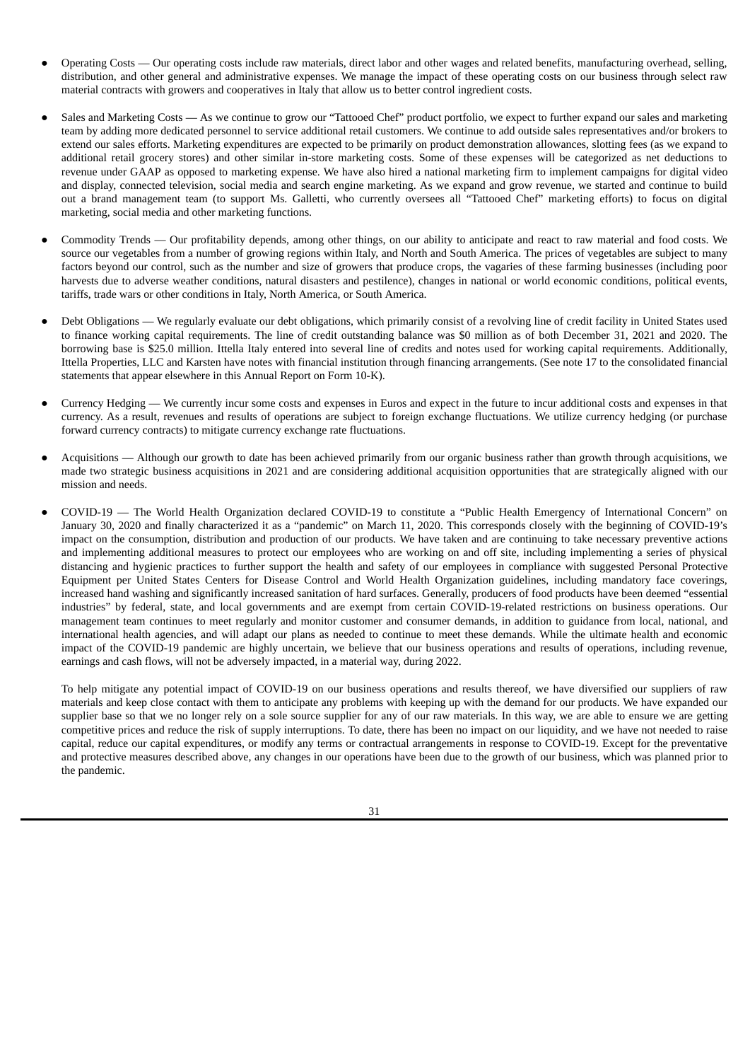- Operating Costs — Our operating costs include raw materials, direct labor and other wages and related benefits, manufacturing overhead, selling, distribution, and other general and administrative expenses. We manage the impact of these operating costs on our business through select raw material contracts with growers and cooperatives in Italy that allow us to better control ingredient costs.

- Sales and Marketing Costs — As we continue to grow our "Tattooed Chef" product portfolio, we expect to further expand our sales and marketing team by adding more dedicated personnel to service additional retail customers. We continue to add outside sales representatives and/or brokers to extend our sales efforts. Marketing expenditures are expected to be primarily on product demonstration allowances, slotting fees (as we expand to additional retail grocery stores) and other similar in-store marketing costs. Some of these expenses will be categorized as net deductions to revenue under GAAP as opposed to marketing expense. We have also hired a national marketing firm to implement campaigns for digital video and display, connected television, social media and search engine marketing. As we expand and grow revenue, we started and continue to build out a brand management team (to support Ms. Galletti, who currently oversees all "Tattooed Chef" marketing efforts) to focus on digital marketing, social media and other marketing functions.

- Commodity Trends — Our profitability depends, among other things, on our ability to anticipate and react to raw material and food costs. We source our vegetables from a number of growing regions within Italy, and North and South America. The prices of vegetables are subject to many factors beyond our control, such as the number and size of growers that produce crops, the vagaries of these farming businesses (including poor harvests due to adverse weather conditions, natural disasters and pestilence), changes in national or world economic conditions, political events, tariffs, trade wars or other conditions in Italy, North America, or South America.

- Debt Obligations — We regularly evaluate our debt obligations, which primarily consist of a revolving line of credit facility in United States used to finance working capital requirements. The line of credit outstanding balance was $0 million as of both December 31, 2021 and 2020. The borrowing base is $25.0 million. Ittella Italy entered into several line of credits and notes used for working capital requirements. Additionally, Ittella Properties, LLC and Karsten have notes with financial institution through financing arrangements. (See note 17 to the consolidated financial statements that appear elsewhere in this Annual Report on Form 10-K).

- Currency Hedging — We currently incur some costs and expenses in Euros and expect in the future to incur additional costs and expenses in that currency. As a result, revenues and results of operations are subject to foreign exchange fluctuations. We utilize currency hedging (or purchase forward currency contracts) to mitigate currency exchange rate fluctuations.

- Acquisitions — Although our growth to date has been achieved primarily from our organic business rather than growth through acquisitions, we made two strategic business acquisitions in 2021 and are considering additional acquisition opportunities that are strategically aligned with our mission and needs.

- COVID-19 — The World Health Organization declared COVID-19 to constitute a "Public Health Emergency of International Concern" on January 30, 2020 and finally characterized it as a "pandemic" on March 11, 2020. This corresponds closely with the beginning of COVID-19's impact on the consumption, distribution and production of our products. We have taken and are continuing to take necessary preventive actions and implementing additional measures to protect our employees who are working on and off site, including implementing a series of physical distancing and hygienic practices to further support the health and safety of our employees in compliance with suggested Personal Protective Equipment per United States Centers for Disease Control and World Health Organization guidelines, including mandatory face coverings, increased hand washing and significantly increased sanitation of hard surfaces. Generally, producers of food products have been deemed "essential industries" by federal, state, and local governments and are exempt from certain COVID-19-related restrictions on business operations. Our management team continues to meet regularly and monitor customer and consumer demands, in addition to guidance from local, national, and international health agencies, and will adapt our plans as needed to continue to meet these demands. While the ultimate health and economic impact of the COVID-19 pandemic are highly uncertain, we believe that our business operations and results of operations, including revenue, earnings and cash flows, will not be adversely impacted, in a material way, during 2022.

  To help mitigate any potential impact of COVID-19 on our business operations and results thereof, we have diversified our suppliers of raw materials and keep close contact with them to anticipate any problems with keeping up with the demand for our products. We have expanded our supplier base so that we no longer rely on a sole source supplier for any of our raw materials. In this way, we are able to ensure we are getting competitive prices and reduce the risk of supply interruptions. To date, there has been no impact on our liquidity, and we have not needed to raise capital, reduce our capital expenditures, or modify any terms or contractual arrangements in response to COVID-19. Except for the preventative and protective measures described above, any changes in our operations have been due to the growth of our business, which was planned prior to the pandemic.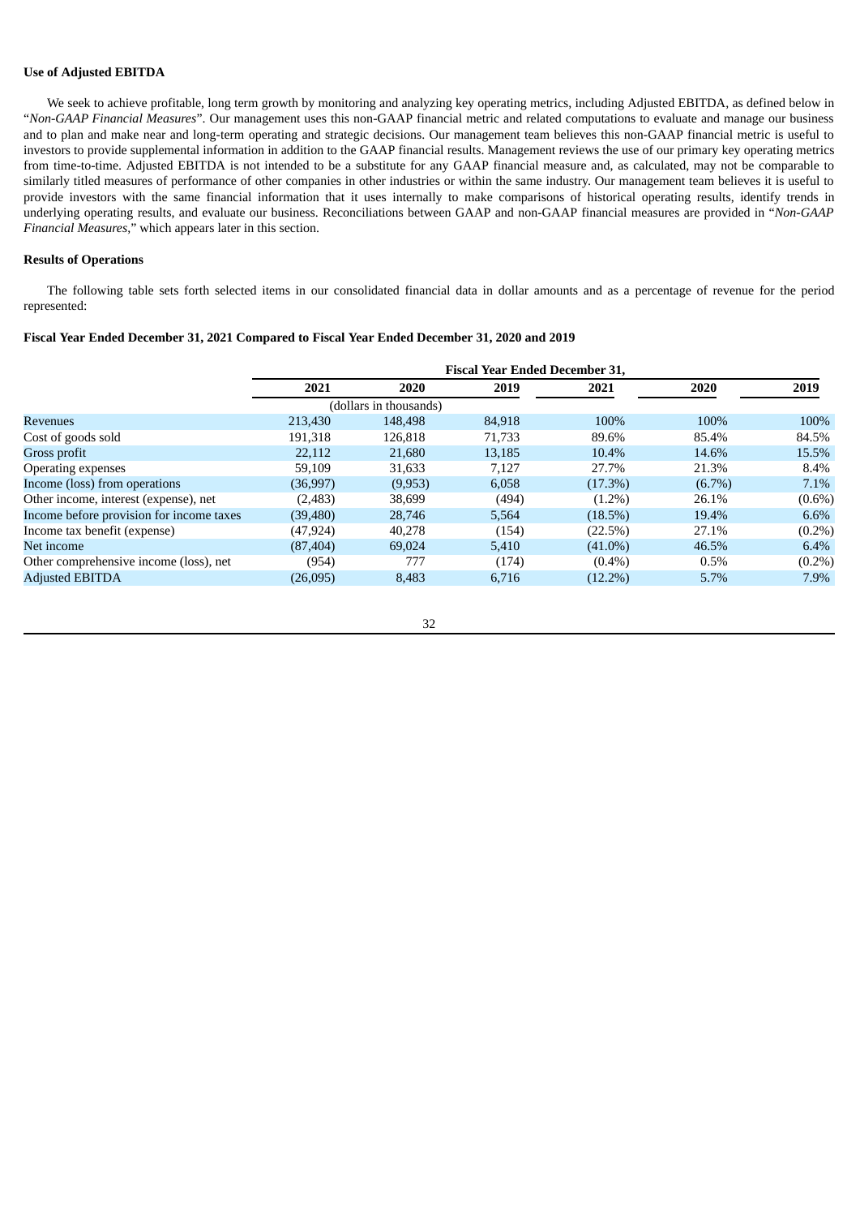**Use of Adjusted EBITDA**

We seek to achieve profitable, long term growth by monitoring and analyzing key operating metrics, including Adjusted EBITDA, as defined below in "*Non-GAAP Financial Measures*". Our management uses this non-GAAP financial metric and related computations to evaluate and manage our business and to plan and make near and long-term operating and strategic decisions. Our management team believes this non-GAAP financial metric is useful to investors to provide supplemental information in addition to the GAAP financial results. Management reviews the use of our primary key operating metrics from time-to-time. Adjusted EBITDA is not intended to be a substitute for any GAAP financial measure and, as calculated, may not be comparable to similarly titled measures of performance of other companies in other industries or within the same industry. Our management team believes it is useful to provide investors with the same financial information that it uses internally to make comparisons of historical operating results, identify trends in underlying operating results, and evaluate our business. Reconciliations between GAAP and non-GAAP financial measures are provided in "*Non-GAAP Financial Measures*," which appears later in this section.

**Results of Operations**

The following table sets forth selected items in our consolidated financial data in dollar amounts and as a percentage of revenue for the period represented:

**Fiscal Year Ended December 31, 2021 Compared to Fiscal Year Ended December 31, 2020 and 2019**

| | Fiscal Year Ended December 31, | | | | | |
|---|---|---|---|---|---|---|
| | 2021 | 2020 | 2019 | 2021 | 2020 | 2019 |
| | (dollars in thousands) | | | | | |
| Revenues | 213,430 | 148,498 | 84,918 | 100% | 100% | 100% |
| Cost of goods sold | 191,318 | 126,818 | 71,733 | 89.6% | 85.4% | 84.5% |
| Gross profit | 22,112 | 21,680 | 13,185 | 10.4% | 14.6% | 15.5% |
| Operating expenses | 59,109 | 31,633 | 7,127 | 27.7% | 21.3% | 8.4% |
| Income (loss) from operations | (36,997) | (9,953) | 6,058 | (17.3%) | (6.7%) | 7.1% |
| Other income, interest (expense), net | (2,483) | 38,699 | (494) | (1.2%) | 26.1% | (0.6%) |
| Income before provision for income taxes | (39,480) | 28,746 | 5,564 | (18.5%) | 19.4% | 6.6% |
| Income tax benefit (expense) | (47,924) | 40,278 | (154) | (22.5%) | 27.1% | (0.2%) |
| Net income | (87,404) | 69,024 | 5,410 | (41.0%) | 46.5% | 6.4% |
| Other comprehensive income (loss), net | (954) | 777 | (174) | (0.4%) | 0.5% | (0.2%) |
| Adjusted EBITDA | (26,095) | 8,483 | 6,716 | (12.2%) | 5.7% | 7.9% |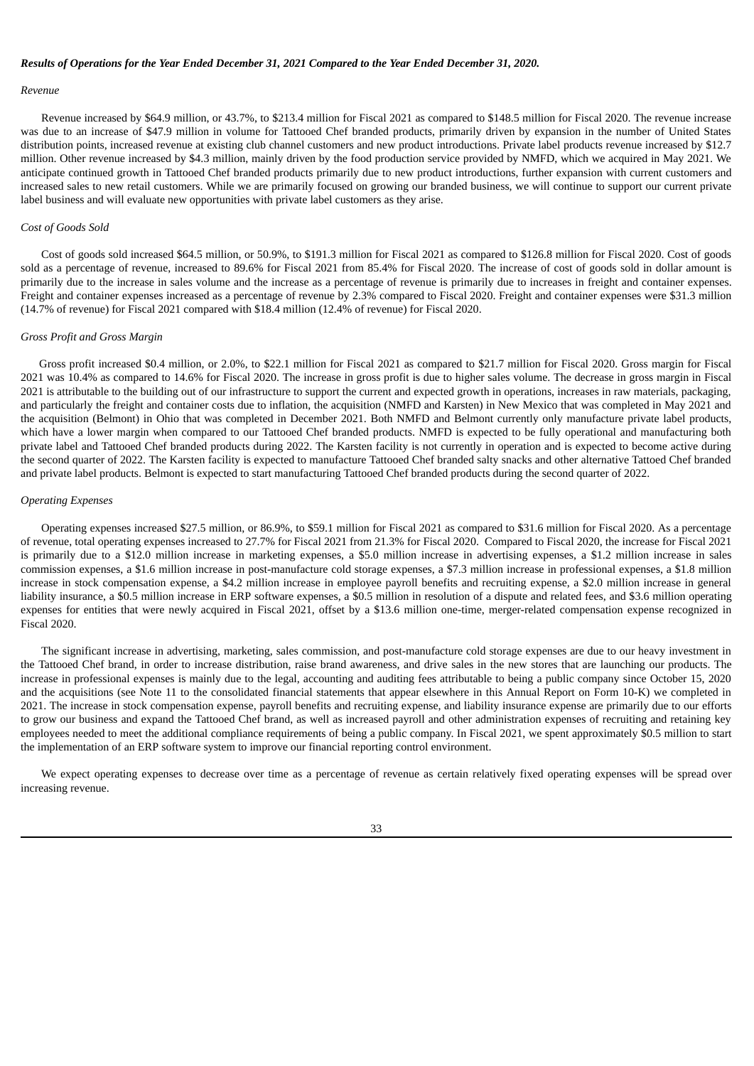***Results of Operations for the Year Ended December 31, 2021 Compared to the Year Ended December 31, 2020.***

*Revenue*

Revenue increased by $64.9 million, or 43.7%, to $213.4 million for Fiscal 2021 as compared to $148.5 million for Fiscal 2020. The revenue increase was due to an increase of $47.9 million in volume for Tattooed Chef branded products, primarily driven by expansion in the number of United States distribution points, increased revenue at existing club channel customers and new product introductions. Private label products revenue increased by $12.7 million. Other revenue increased by $4.3 million, mainly driven by the food production service provided by NMFD, which we acquired in May 2021. We anticipate continued growth in Tattooed Chef branded products primarily due to new product introductions, further expansion with current customers and increased sales to new retail customers. While we are primarily focused on growing our branded business, we will continue to support our current private label business and will evaluate new opportunities with private label customers as they arise.

*Cost of Goods Sold*

Cost of goods sold increased $64.5 million, or 50.9%, to $191.3 million for Fiscal 2021 as compared to $126.8 million for Fiscal 2020. Cost of goods sold as a percentage of revenue, increased to 89.6% for Fiscal 2021 from 85.4% for Fiscal 2020. The increase of cost of goods sold in dollar amount is primarily due to the increase in sales volume and the increase as a percentage of revenue is primarily due to increases in freight and container expenses. Freight and container expenses increased as a percentage of revenue by 2.3% compared to Fiscal 2020. Freight and container expenses were $31.3 million (14.7% of revenue) for Fiscal 2021 compared with $18.4 million (12.4% of revenue) for Fiscal 2020.

*Gross Profit and Gross Margin*

Gross profit increased $0.4 million, or 2.0%, to $22.1 million for Fiscal 2021 as compared to $21.7 million for Fiscal 2020. Gross margin for Fiscal 2021 was 10.4% as compared to 14.6% for Fiscal 2020. The increase in gross profit is due to higher sales volume. The decrease in gross margin in Fiscal 2021 is attributable to the building out of our infrastructure to support the current and expected growth in operations, increases in raw materials, packaging, and particularly the freight and container costs due to inflation, the acquisition (NMFD and Karsten) in New Mexico that was completed in May 2021 and the acquisition (Belmont) in Ohio that was completed in December 2021. Both NMFD and Belmont currently only manufacture private label products, which have a lower margin when compared to our Tattooed Chef branded products. NMFD is expected to be fully operational and manufacturing both private label and Tattooed Chef branded products during 2022. The Karsten facility is not currently in operation and is expected to become active during the second quarter of 2022. The Karsten facility is expected to manufacture Tattooed Chef branded salty snacks and other alternative Tattooed Chef branded and private label products. Belmont is expected to start manufacturing Tattooed Chef branded products during the second quarter of 2022.

*Operating Expenses*

Operating expenses increased $27.5 million, or 86.9%, to $59.1 million for Fiscal 2021 as compared to $31.6 million for Fiscal 2020. As a percentage of revenue, total operating expenses increased to 27.7% for Fiscal 2021 from 21.3% for Fiscal 2020. Compared to Fiscal 2020, the increase for Fiscal 2021 is primarily due to a $12.0 million increase in marketing expenses, a $5.0 million increase in advertising expenses, a $1.2 million increase in sales commission expenses, a $1.6 million increase in post-manufacture cold storage expenses, a $7.3 million increase in professional expenses, a $1.8 million increase in stock compensation expense, a $4.2 million increase in employee payroll benefits and recruiting expense, a $2.0 million increase in general liability insurance, a $0.5 million increase in ERP software expenses, a $0.5 million in resolution of a dispute and related fees, and $3.6 million operating expenses for entities that were newly acquired in Fiscal 2021, offset by a $13.6 million one-time, merger-related compensation expense recognized in Fiscal 2020.

The significant increase in advertising, marketing, sales commission, and post-manufacture cold storage expenses are due to our heavy investment in the Tattooed Chef brand, in order to increase distribution, raise brand awareness, and drive sales in the new stores that are launching our products. The increase in professional expenses is mainly due to the legal, accounting and auditing fees attributable to being a public company since October 15, 2020 and the acquisitions (see Note 11 to the consolidated financial statements that appear elsewhere in this Annual Report on Form 10-K) we completed in 2021. The increase in stock compensation expense, payroll benefits and recruiting expense, and liability insurance expense are primarily due to our efforts to grow our business and expand the Tattooed Chef brand, as well as increased payroll and other administration expenses of recruiting and retaining key employees needed to meet the additional compliance requirements of being a public company. In Fiscal 2021, we spent approximately $0.5 million to start the implementation of an ERP software system to improve our financial reporting control environment.

We expect operating expenses to decrease over time as a percentage of revenue as certain relatively fixed operating expenses will be spread over increasing revenue.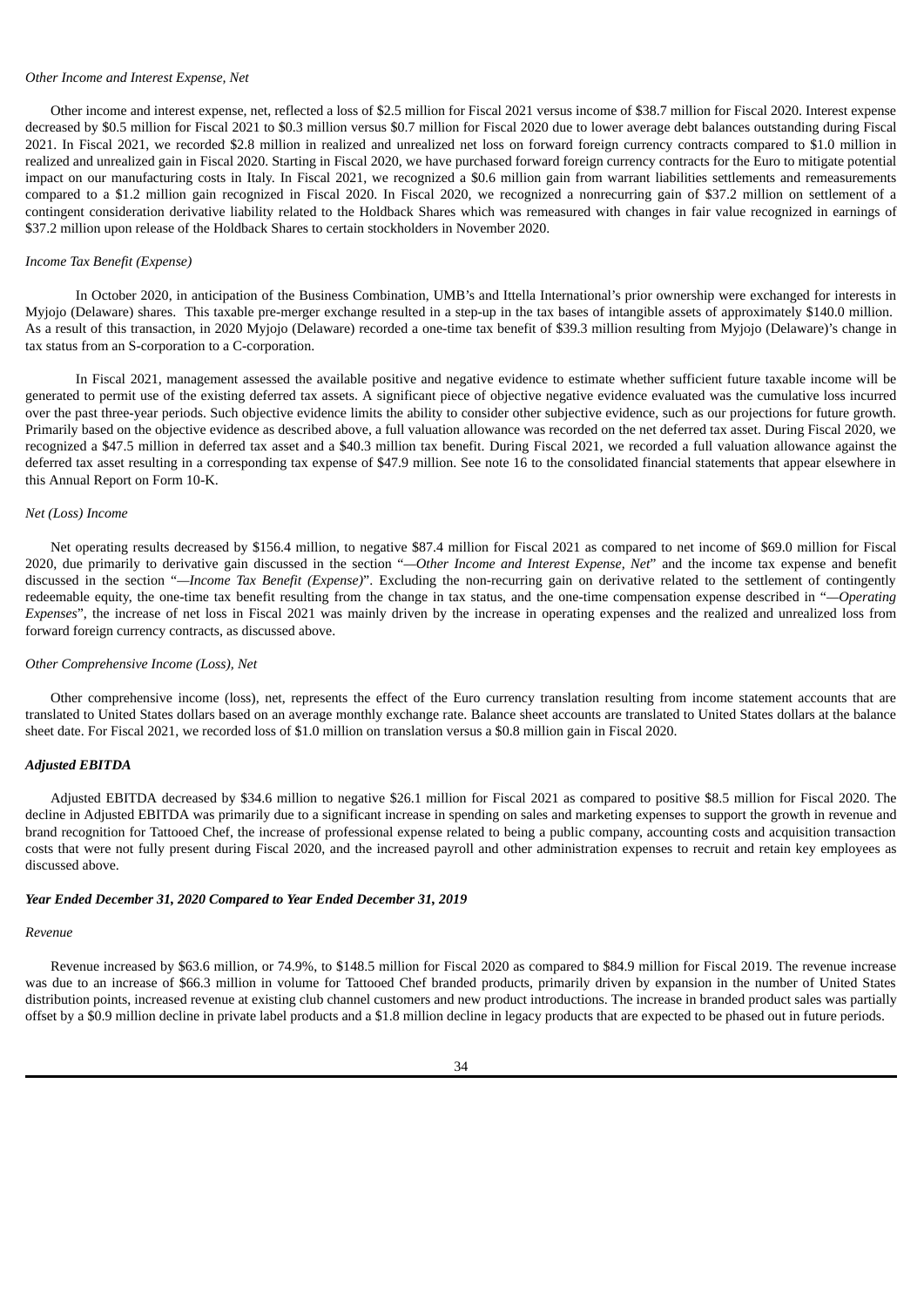*Other Income and Interest Expense, Net*

Other income and interest expense, net, reflected a loss of $2.5 million for Fiscal 2021 versus income of $38.7 million for Fiscal 2020. Interest expense decreased by $0.5 million for Fiscal 2021 to $0.3 million versus $0.7 million for Fiscal 2020 due to lower average debt balances outstanding during Fiscal 2021. In Fiscal 2021, we recorded $2.8 million in realized and unrealized net loss on forward foreign currency contracts compared to $1.0 million in realized and unrealized gain in Fiscal 2020. Starting in Fiscal 2020, we have purchased forward foreign currency contracts for the Euro to mitigate potential impact on our manufacturing costs in Italy. In Fiscal 2021, we recognized a $0.6 million gain from warrant liabilities settlements and remeasurements compared to a $1.2 million gain recognized in Fiscal 2020. In Fiscal 2020, we recognized a nonrecurring gain of $37.2 million on settlement of a contingent consideration derivative liability related to the Holdback Shares which was remeasured with changes in fair value recognized in earnings of $37.2 million upon release of the Holdback Shares to certain stockholders in November 2020.

*Income Tax Benefit (Expense)*

In October 2020, in anticipation of the Business Combination, UMB's and Ittella International's prior ownership were exchanged for interests in Myjojo (Delaware) shares. This taxable pre-merger exchange resulted in a step-up in the tax bases of intangible assets of approximately $140.0 million. As a result of this transaction, in 2020 Myjojo (Delaware) recorded a one-time tax benefit of $39.3 million resulting from Myjojo (Delaware)'s change in tax status from an S-corporation to a C-corporation.

In Fiscal 2021, management assessed the available positive and negative evidence to estimate whether sufficient future taxable income will be generated to permit use of the existing deferred tax assets. A significant piece of objective negative evidence evaluated was the cumulative loss incurred over the past three-year periods. Such objective evidence limits the ability to consider other subjective evidence, such as our projections for future growth. Primarily based on the objective evidence as described above, a full valuation allowance was recorded on the net deferred tax asset. During Fiscal 2020, we recognized a $47.5 million in deferred tax asset and a $40.3 million tax benefit. During Fiscal 2021, we recorded a full valuation allowance against the deferred tax asset resulting in a corresponding tax expense of $47.9 million. See note 16 to the consolidated financial statements that appear elsewhere in this Annual Report on Form 10-K.

*Net (Loss) Income*

Net operating results decreased by $156.4 million, to negative $87.4 million for Fiscal 2021 as compared to net income of $69.0 million for Fiscal 2020, due primarily to derivative gain discussed in the section "*—Other Income and Interest Expense, Net*" and the income tax expense and benefit discussed in the section "*—Income Tax Benefit (Expense)*". Excluding the non-recurring gain on derivative related to the settlement of contingently redeemable equity, the one-time tax benefit resulting from the change in tax status, and the one-time compensation expense described in "*—Operating Expenses*", the increase of net loss in Fiscal 2021 was mainly driven by the increase in operating expenses and the realized and unrealized loss from forward foreign currency contracts, as discussed above.

*Other Comprehensive Income (Loss), Net*

Other comprehensive income (loss), net, represents the effect of the Euro currency translation resulting from income statement accounts that are translated to United States dollars based on an average monthly exchange rate. Balance sheet accounts are translated to United States dollars at the balance sheet date. For Fiscal 2021, we recorded loss of $1.0 million on translation versus a $0.8 million gain in Fiscal 2020.

***Adjusted EBITDA***

Adjusted EBITDA decreased by $34.6 million to negative $26.1 million for Fiscal 2021 as compared to positive $8.5 million for Fiscal 2020. The decline in Adjusted EBITDA was primarily due to a significant increase in spending on sales and marketing expenses to support the growth in revenue and brand recognition for Tattooed Chef, the increase of professional expense related to being a public company, accounting costs and acquisition transaction costs that were not fully present during Fiscal 2020, and the increased payroll and other administration expenses to recruit and retain key employees as discussed above.

***Year Ended December 31, 2020 Compared to Year Ended December 31, 2019***

*Revenue*

Revenue increased by $63.6 million, or 74.9%, to $148.5 million for Fiscal 2020 as compared to $84.9 million for Fiscal 2019. The revenue increase was due to an increase of $66.3 million in volume for Tattooed Chef branded products, primarily driven by expansion in the number of United States distribution points, increased revenue at existing club channel customers and new product introductions. The increase in branded product sales was partially offset by a $0.9 million decline in private label products and a $1.8 million decline in legacy products that are expected to be phased out in future periods.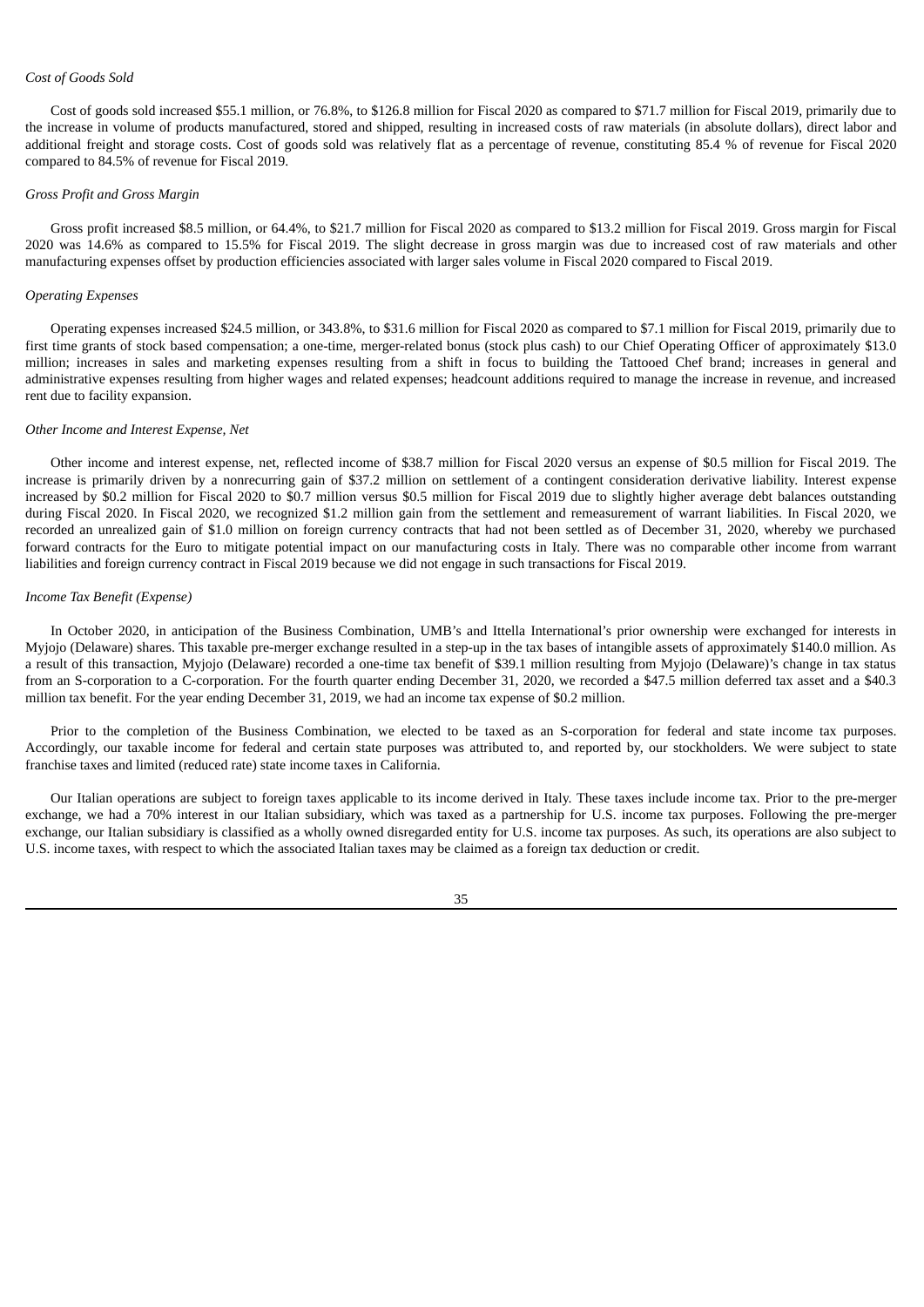*Cost of Goods Sold*

Cost of goods sold increased $55.1 million, or 76.8%, to $126.8 million for Fiscal 2020 as compared to $71.7 million for Fiscal 2019, primarily due to the increase in volume of products manufactured, stored and shipped, resulting in increased costs of raw materials (in absolute dollars), direct labor and additional freight and storage costs. Cost of goods sold was relatively flat as a percentage of revenue, constituting 85.4 % of revenue for Fiscal 2020 compared to 84.5% of revenue for Fiscal 2019.

*Gross Profit and Gross Margin*

Gross profit increased $8.5 million, or 64.4%, to $21.7 million for Fiscal 2020 as compared to $13.2 million for Fiscal 2019. Gross margin for Fiscal 2020 was 14.6% as compared to 15.5% for Fiscal 2019. The slight decrease in gross margin was due to increased cost of raw materials and other manufacturing expenses offset by production efficiencies associated with larger sales volume in Fiscal 2020 compared to Fiscal 2019.

*Operating Expenses*

Operating expenses increased $24.5 million, or 343.8%, to $31.6 million for Fiscal 2020 as compared to $7.1 million for Fiscal 2019, primarily due to first time grants of stock based compensation; a one-time, merger-related bonus (stock plus cash) to our Chief Operating Officer of approximately $13.0 million; increases in sales and marketing expenses resulting from a shift in focus to building the Tattooed Chef brand; increases in general and administrative expenses resulting from higher wages and related expenses; headcount additions required to manage the increase in revenue, and increased rent due to facility expansion.

*Other Income and Interest Expense, Net*

Other income and interest expense, net, reflected income of $38.7 million for Fiscal 2020 versus an expense of $0.5 million for Fiscal 2019. The increase is primarily driven by a nonrecurring gain of $37.2 million on settlement of a contingent consideration derivative liability. Interest expense increased by $0.2 million for Fiscal 2020 to $0.7 million versus $0.5 million for Fiscal 2019 due to slightly higher average debt balances outstanding during Fiscal 2020. In Fiscal 2020, we recognized $1.2 million gain from the settlement and remeasurement of warrant liabilities. In Fiscal 2020, we recorded an unrealized gain of $1.0 million on foreign currency contracts that had not been settled as of December 31, 2020, whereby we purchased forward contracts for the Euro to mitigate potential impact on our manufacturing costs in Italy. There was no comparable other income from warrant liabilities and foreign currency contract in Fiscal 2019 because we did not engage in such transactions for Fiscal 2019.

*Income Tax Benefit (Expense)*

In October 2020, in anticipation of the Business Combination, UMB's and Ittella International's prior ownership were exchanged for interests in Myjojo (Delaware) shares. This taxable pre-merger exchange resulted in a step-up in the tax bases of intangible assets of approximately $140.0 million. As a result of this transaction, Myjojo (Delaware) recorded a one-time tax benefit of $39.1 million resulting from Myjojo (Delaware)'s change in tax status from an S-corporation to a C-corporation. For the fourth quarter ending December 31, 2020, we recorded a $47.5 million deferred tax asset and a $40.3 million tax benefit. For the year ending December 31, 2019, we had an income tax expense of $0.2 million.

Prior to the completion of the Business Combination, we elected to be taxed as an S-corporation for federal and state income tax purposes. Accordingly, our taxable income for federal and certain state purposes was attributed to, and reported by, our stockholders. We were subject to state franchise taxes and limited (reduced rate) state income taxes in California.

Our Italian operations are subject to foreign taxes applicable to its income derived in Italy. These taxes include income tax. Prior to the pre-merger exchange, we had a 70% interest in our Italian subsidiary, which was taxed as a partnership for U.S. income tax purposes. Following the pre-merger exchange, our Italian subsidiary is classified as a wholly owned disregarded entity for U.S. income tax purposes. As such, its operations are also subject to U.S. income taxes, with respect to which the associated Italian taxes may be claimed as a foreign tax deduction or credit.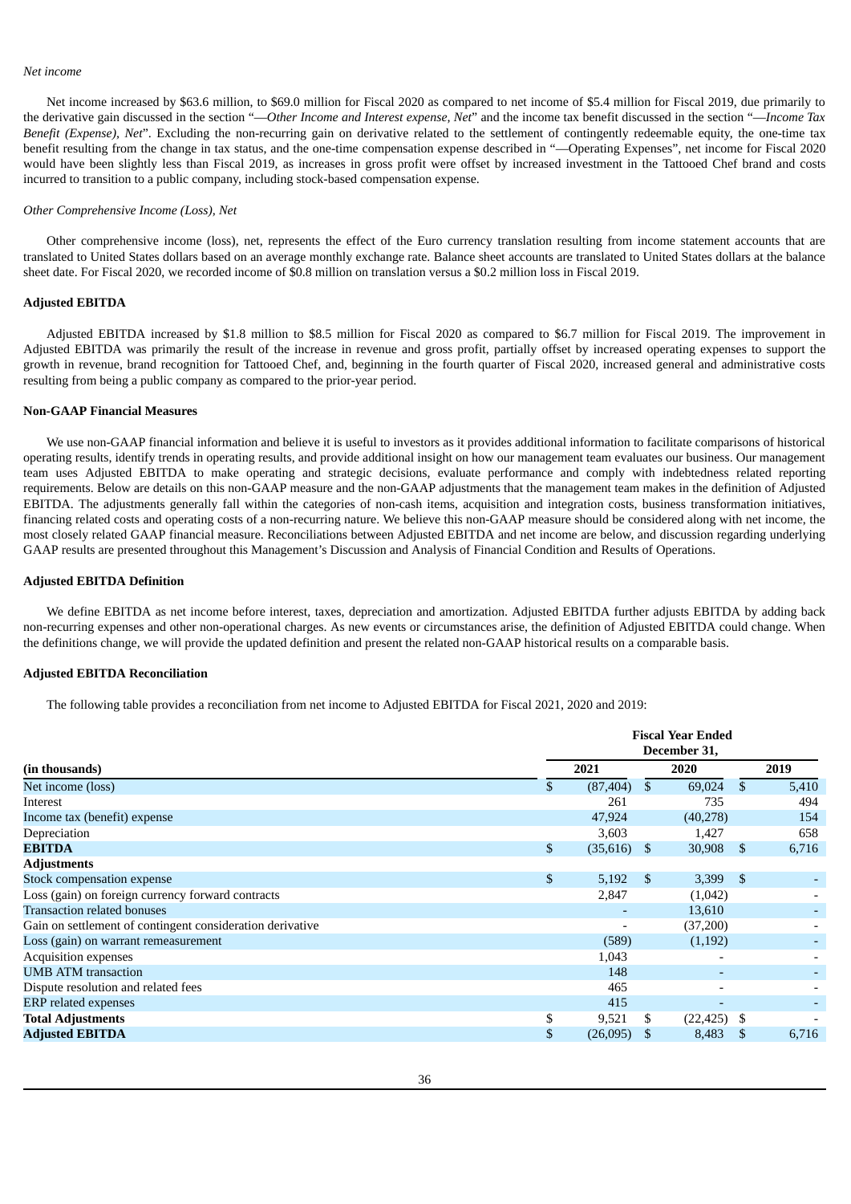*Net income*

Net income increased by $63.6 million, to $69.0 million for Fiscal 2020 as compared to net income of $5.4 million for Fiscal 2019, due primarily to the derivative gain discussed in the section "—*Other Income and Interest expense, Net*" and the income tax benefit discussed in the section "—*Income Tax Benefit (Expense), Net*". Excluding the non-recurring gain on derivative related to the settlement of contingently redeemable equity, the one-time tax benefit resulting from the change in tax status, and the one-time compensation expense described in "—Operating Expenses", net income for Fiscal 2020 would have been slightly less than Fiscal 2019, as increases in gross profit were offset by increased investment in the Tattooed Chef brand and costs incurred to transition to a public company, including stock-based compensation expense.

*Other Comprehensive Income (Loss), Net*

Other comprehensive income (loss), net, represents the effect of the Euro currency translation resulting from income statement accounts that are translated to United States dollars based on an average monthly exchange rate. Balance sheet accounts are translated to United States dollars at the balance sheet date. For Fiscal 2020, we recorded income of $0.8 million on translation versus a $0.2 million loss in Fiscal 2019.

**Adjusted EBITDA**

Adjusted EBITDA increased by $1.8 million to $8.5 million for Fiscal 2020 as compared to $6.7 million for Fiscal 2019. The improvement in Adjusted EBITDA was primarily the result of the increase in revenue and gross profit, partially offset by increased operating expenses to support the growth in revenue, brand recognition for Tattooed Chef, and, beginning in the fourth quarter of Fiscal 2020, increased general and administrative costs resulting from being a public company as compared to the prior-year period.

**Non-GAAP Financial Measures**

We use non-GAAP financial information and believe it is useful to investors as it provides additional information to facilitate comparisons of historical operating results, identify trends in operating results, and provide additional insight on how our management team evaluates our business. Our management team uses Adjusted EBITDA to make operating and strategic decisions, evaluate performance and comply with indebtedness related reporting requirements. Below are details on this non-GAAP measure and the non-GAAP adjustments that the management team makes in the definition of Adjusted EBITDA. The adjustments generally fall within the categories of non-cash items, acquisition and integration costs, business transformation initiatives, financing related costs and operating costs of a non-recurring nature. We believe this non-GAAP measure should be considered along with net income, the most closely related GAAP financial measure. Reconciliations between Adjusted EBITDA and net income are below, and discussion regarding underlying GAAP results are presented throughout this Management's Discussion and Analysis of Financial Condition and Results of Operations.

**Adjusted EBITDA Definition**

We define EBITDA as net income before interest, taxes, depreciation and amortization. Adjusted EBITDA further adjusts EBITDA by adding back non-recurring expenses and other non-operational charges. As new events or circumstances arise, the definition of Adjusted EBITDA could change. When the definitions change, we will provide the updated definition and present the related non-GAAP historical results on a comparable basis.

**Adjusted EBITDA Reconciliation**

The following table provides a reconciliation from net income to Adjusted EBITDA for Fiscal 2021, 2020 and 2019:

| (in thousands) | Fiscal Year Ended December 31, 2021 | 2020 | 2019 |
|---|---|---|---|
| Net income (loss) | $ (87,404) | $ 69,024 | $ 5,410 |
| Interest | 261 | 735 | 494 |
| Income tax (benefit) expense | 47,924 | (40,278) | 154 |
| Depreciation | 3,603 | 1,427 | 658 |
| **EBITDA** | $ (35,616) | $ 30,908 | $ 6,716 |
| **Adjustments** | | | |
| Stock compensation expense | $ 5,192 | $ 3,399 | $ - |
| Loss (gain) on foreign currency forward contracts | 2,847 | (1,042) | - |
| Transaction related bonuses | - | 13,610 | - |
| Gain on settlement of contingent consideration derivative | - | (37,200) | - |
| Loss (gain) on warrant remeasurement | (589) | (1,192) | - |
| Acquisition expenses | 1,043 | - | - |
| UMB ATM transaction | 148 | - | - |
| Dispute resolution and related fees | 465 | - | - |
| ERP related expenses | 415 | - | - |
| **Total Adjustments** | $ 9,521 | $ (22,425) | $ - |
| **Adjusted EBITDA** | $ (26,095) | $ 8,483 | $ 6,716 |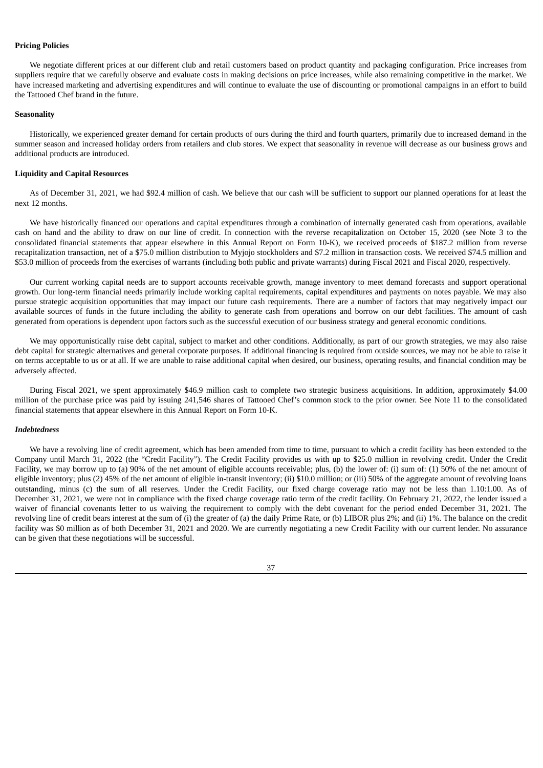**Pricing Policies**

We negotiate different prices at our different club and retail customers based on product quantity and packaging configuration. Price increases from suppliers require that we carefully observe and evaluate costs in making decisions on price increases, while also remaining competitive in the market. We have increased marketing and advertising expenditures and will continue to evaluate the use of discounting or promotional campaigns in an effort to build the Tattooed Chef brand in the future.

**Seasonality**

Historically, we experienced greater demand for certain products of ours during the third and fourth quarters, primarily due to increased demand in the summer season and increased holiday orders from retailers and club stores. We expect that seasonality in revenue will decrease as our business grows and additional products are introduced.

**Liquidity and Capital Resources**

As of December 31, 2021, we had $92.4 million of cash. We believe that our cash will be sufficient to support our planned operations for at least the next 12 months.

We have historically financed our operations and capital expenditures through a combination of internally generated cash from operations, available cash on hand and the ability to draw on our line of credit. In connection with the reverse recapitalization on October 15, 2020 (see Note 3 to the consolidated financial statements that appear elsewhere in this Annual Report on Form 10-K), we received proceeds of $187.2 million from reverse recapitalization transaction, net of a $75.0 million distribution to Myjojo stockholders and $7.2 million in transaction costs. We received $74.5 million and $53.0 million of proceeds from the exercises of warrants (including both public and private warrants) during Fiscal 2021 and Fiscal 2020, respectively.

Our current working capital needs are to support accounts receivable growth, manage inventory to meet demand forecasts and support operational growth. Our long-term financial needs primarily include working capital requirements, capital expenditures and payments on notes payable. We may also pursue strategic acquisition opportunities that may impact our future cash requirements. There are a number of factors that may negatively impact our available sources of funds in the future including the ability to generate cash from operations and borrow on our debt facilities. The amount of cash generated from operations is dependent upon factors such as the successful execution of our business strategy and general economic conditions.

We may opportunistically raise debt capital, subject to market and other conditions. Additionally, as part of our growth strategies, we may also raise debt capital for strategic alternatives and general corporate purposes. If additional financing is required from outside sources, we may not be able to raise it on terms acceptable to us or at all. If we are unable to raise additional capital when desired, our business, operating results, and financial condition may be adversely affected.

During Fiscal 2021, we spent approximately $46.9 million cash to complete two strategic business acquisitions. In addition, approximately $4.00 million of the purchase price was paid by issuing 241,546 shares of Tattooed Chef's common stock to the prior owner. See Note 11 to the consolidated financial statements that appear elsewhere in this Annual Report on Form 10-K.

***Indebtedness***

We have a revolving line of credit agreement, which has been amended from time to time, pursuant to which a credit facility has been extended to the Company until March 31, 2022 (the "Credit Facility"). The Credit Facility provides us with up to $25.0 million in revolving credit. Under the Credit Facility, we may borrow up to (a) 90% of the net amount of eligible accounts receivable; plus, (b) the lower of: (i) sum of: (1) 50% of the net amount of eligible inventory; plus (2) 45% of the net amount of eligible in-transit inventory; (ii) $10.0 million; or (iii) 50% of the aggregate amount of revolving loans outstanding, minus (c) the sum of all reserves. Under the Credit Facility, our fixed charge coverage ratio may not be less than 1.10:1.00. As of December 31, 2021, we were not in compliance with the fixed charge coverage ratio term of the credit facility. On February 21, 2022, the lender issued a waiver of financial covenants letter to us waiving the requirement to comply with the debt covenant for the period ended December 31, 2021. The revolving line of credit bears interest at the sum of (i) the greater of (a) the daily Prime Rate, or (b) LIBOR plus 2%; and (ii) 1%. The balance on the credit facility was $0 million as of both December 31, 2021 and 2020. We are currently negotiating a new Credit Facility with our current lender. No assurance can be given that these negotiations will be successful.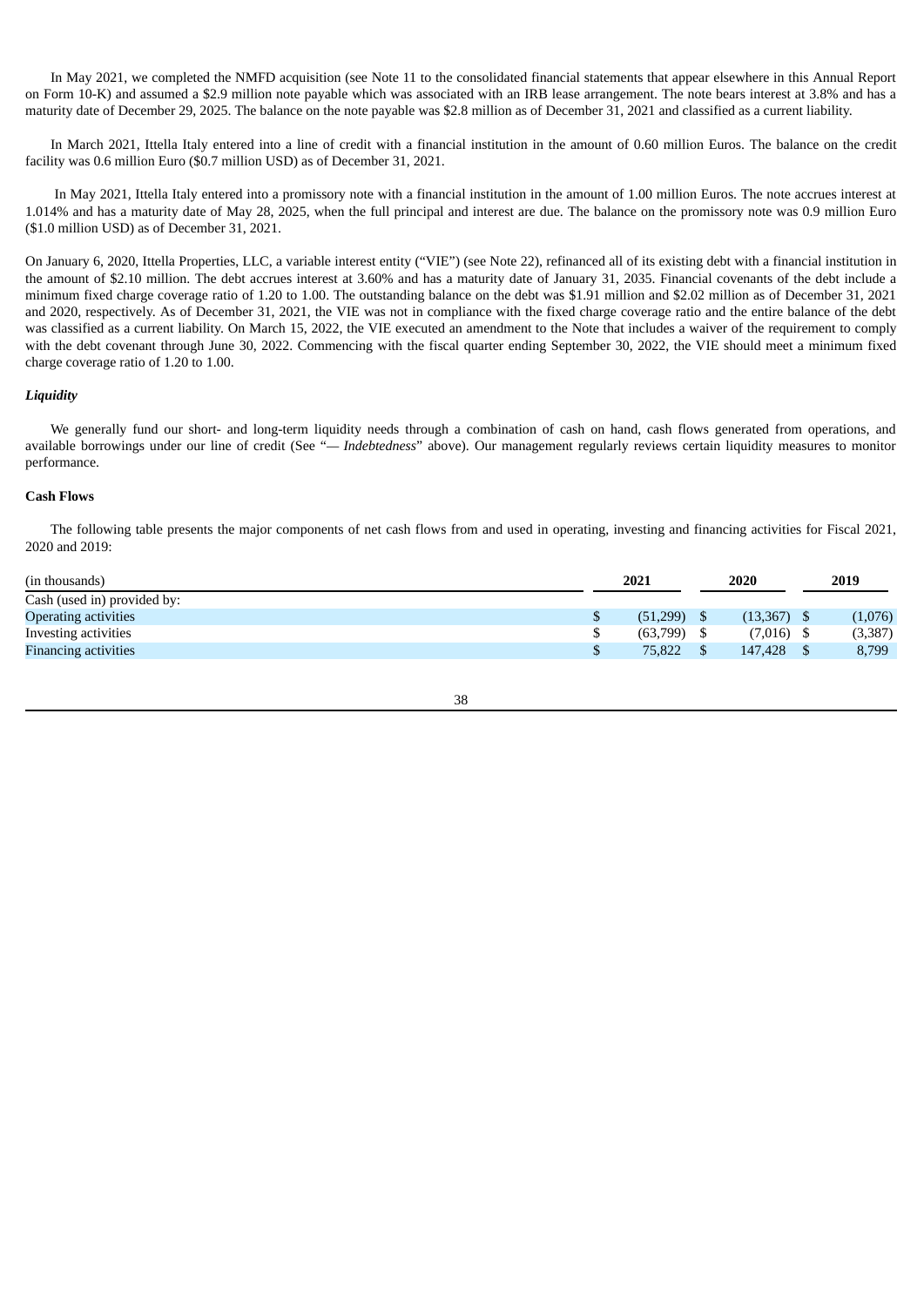In May 2021, we completed the NMFD acquisition (see Note 11 to the consolidated financial statements that appear elsewhere in this Annual Report on Form 10-K) and assumed a $2.9 million note payable which was associated with an IRB lease arrangement. The note bears interest at 3.8% and has a maturity date of December 29, 2025. The balance on the note payable was $2.8 million as of December 31, 2021 and classified as a current liability.

In March 2021, Ittella Italy entered into a line of credit with a financial institution in the amount of 0.60 million Euros. The balance on the credit facility was 0.6 million Euro ($0.7 million USD) as of December 31, 2021.

In May 2021, Ittella Italy entered into a promissory note with a financial institution in the amount of 1.00 million Euros. The note accrues interest at 1.014% and has a maturity date of May 28, 2025, when the full principal and interest are due. The balance on the promissory note was 0.9 million Euro ($1.0 million USD) as of December 31, 2021.

On January 6, 2020, Ittella Properties, LLC, a variable interest entity ("VIE") (see Note 22), refinanced all of its existing debt with a financial institution in the amount of $2.10 million. The debt accrues interest at 3.60% and has a maturity date of January 31, 2035. Financial covenants of the debt include a minimum fixed charge coverage ratio of 1.20 to 1.00. The outstanding balance on the debt was $1.91 million and $2.02 million as of December 31, 2021 and 2020, respectively. As of December 31, 2021, the VIE was not in compliance with the fixed charge coverage ratio and the entire balance of the debt was classified as a current liability. On March 15, 2022, the VIE executed an amendment to the Note that includes a waiver of the requirement to comply with the debt covenant through June 30, 2022. Commencing with the fiscal quarter ending September 30, 2022, the VIE should meet a minimum fixed charge coverage ratio of 1.20 to 1.00.

***Liquidity***

We generally fund our short- and long-term liquidity needs through a combination of cash on hand, cash flows generated from operations, and available borrowings under our line of credit (See "— *Indebtedness*" above). Our management regularly reviews certain liquidity measures to monitor performance.

**Cash Flows**

The following table presents the major components of net cash flows from and used in operating, investing and financing activities for Fiscal 2021, 2020 and 2019:

| (in thousands) | 2021 | 2020 | 2019 |
|---|---|---|---|
| Cash (used in) provided by: | | | |
| Operating activities | $ (51,299) | $ (13,367) | $ (1,076) |
| Investing activities | $ (63,799) | $ (7,016) | $ (3,387) |
| Financing activities | $ 75,822 | $ 147,428 | $ 8,799 |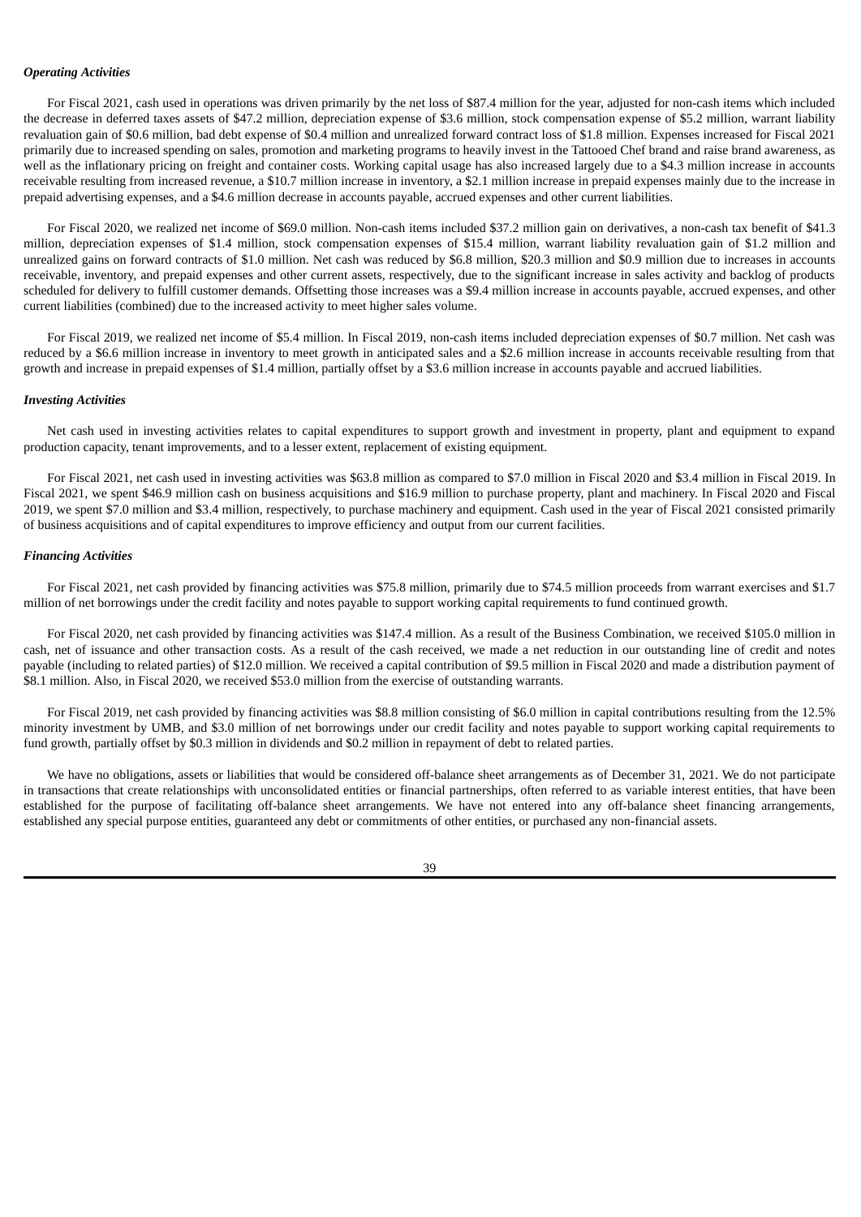***Operating Activities***

For Fiscal 2021, cash used in operations was driven primarily by the net loss of $87.4 million for the year, adjusted for non-cash items which included the decrease in deferred taxes assets of $47.2 million, depreciation expense of $3.6 million, stock compensation expense of $5.2 million, warrant liability revaluation gain of $0.6 million, bad debt expense of $0.4 million and unrealized forward contract loss of $1.8 million. Expenses increased for Fiscal 2021 primarily due to increased spending on sales, promotion and marketing programs to heavily invest in the Tattooed Chef brand and raise brand awareness, as well as the inflationary pricing on freight and container costs. Working capital usage has also increased largely due to a $4.3 million increase in accounts receivable resulting from increased revenue, a $10.7 million increase in inventory, a $2.1 million increase in prepaid expenses mainly due to the increase in prepaid advertising expenses, and a $4.6 million decrease in accounts payable, accrued expenses and other current liabilities.

For Fiscal 2020, we realized net income of $69.0 million. Non-cash items included $37.2 million gain on derivatives, a non-cash tax benefit of $41.3 million, depreciation expenses of $1.4 million, stock compensation expenses of $15.4 million, warrant liability revaluation gain of $1.2 million and unrealized gains on forward contracts of $1.0 million. Net cash was reduced by $6.8 million, $20.3 million and $0.9 million due to increases in accounts receivable, inventory, and prepaid expenses and other current assets, respectively, due to the significant increase in sales activity and backlog of products scheduled for delivery to fulfill customer demands. Offsetting those increases was a $9.4 million increase in accounts payable, accrued expenses, and other current liabilities (combined) due to the increased activity to meet higher sales volume.

For Fiscal 2019, we realized net income of $5.4 million. In Fiscal 2019, non-cash items included depreciation expenses of $0.7 million. Net cash was reduced by a $6.6 million increase in inventory to meet growth in anticipated sales and a $2.6 million increase in accounts receivable resulting from that growth and increase in prepaid expenses of $1.4 million, partially offset by a $3.6 million increase in accounts payable and accrued liabilities.

***Investing Activities***

Net cash used in investing activities relates to capital expenditures to support growth and investment in property, plant and equipment to expand production capacity, tenant improvements, and to a lesser extent, replacement of existing equipment.

For Fiscal 2021, net cash used in investing activities was $63.8 million as compared to $7.0 million in Fiscal 2020 and $3.4 million in Fiscal 2019. In Fiscal 2021, we spent $46.9 million cash on business acquisitions and $16.9 million to purchase property, plant and machinery. In Fiscal 2020 and Fiscal 2019, we spent $7.0 million and $3.4 million, respectively, to purchase machinery and equipment. Cash used in the year of Fiscal 2021 consisted primarily of business acquisitions and of capital expenditures to improve efficiency and output from our current facilities.

***Financing Activities***

For Fiscal 2021, net cash provided by financing activities was $75.8 million, primarily due to $74.5 million proceeds from warrant exercises and $1.7 million of net borrowings under the credit facility and notes payable to support working capital requirements to fund continued growth.

For Fiscal 2020, net cash provided by financing activities was $147.4 million. As a result of the Business Combination, we received $105.0 million in cash, net of issuance and other transaction costs. As a result of the cash received, we made a net reduction in our outstanding line of credit and notes payable (including to related parties) of $12.0 million. We received a capital contribution of $9.5 million in Fiscal 2020 and made a distribution payment of $8.1 million. Also, in Fiscal 2020, we received $53.0 million from the exercise of outstanding warrants.

For Fiscal 2019, net cash provided by financing activities was $8.8 million consisting of $6.0 million in capital contributions resulting from the 12.5% minority investment by UMB, and $3.0 million of net borrowings under our credit facility and notes payable to support working capital requirements to fund growth, partially offset by $0.3 million in dividends and $0.2 million in repayment of debt to related parties.

We have no obligations, assets or liabilities that would be considered off-balance sheet arrangements as of December 31, 2021. We do not participate in transactions that create relationships with unconsolidated entities or financial partnerships, often referred to as variable interest entities, that have been established for the purpose of facilitating off-balance sheet arrangements. We have not entered into any off-balance sheet financing arrangements, established any special purpose entities, guaranteed any debt or commitments of other entities, or purchased any non-financial assets.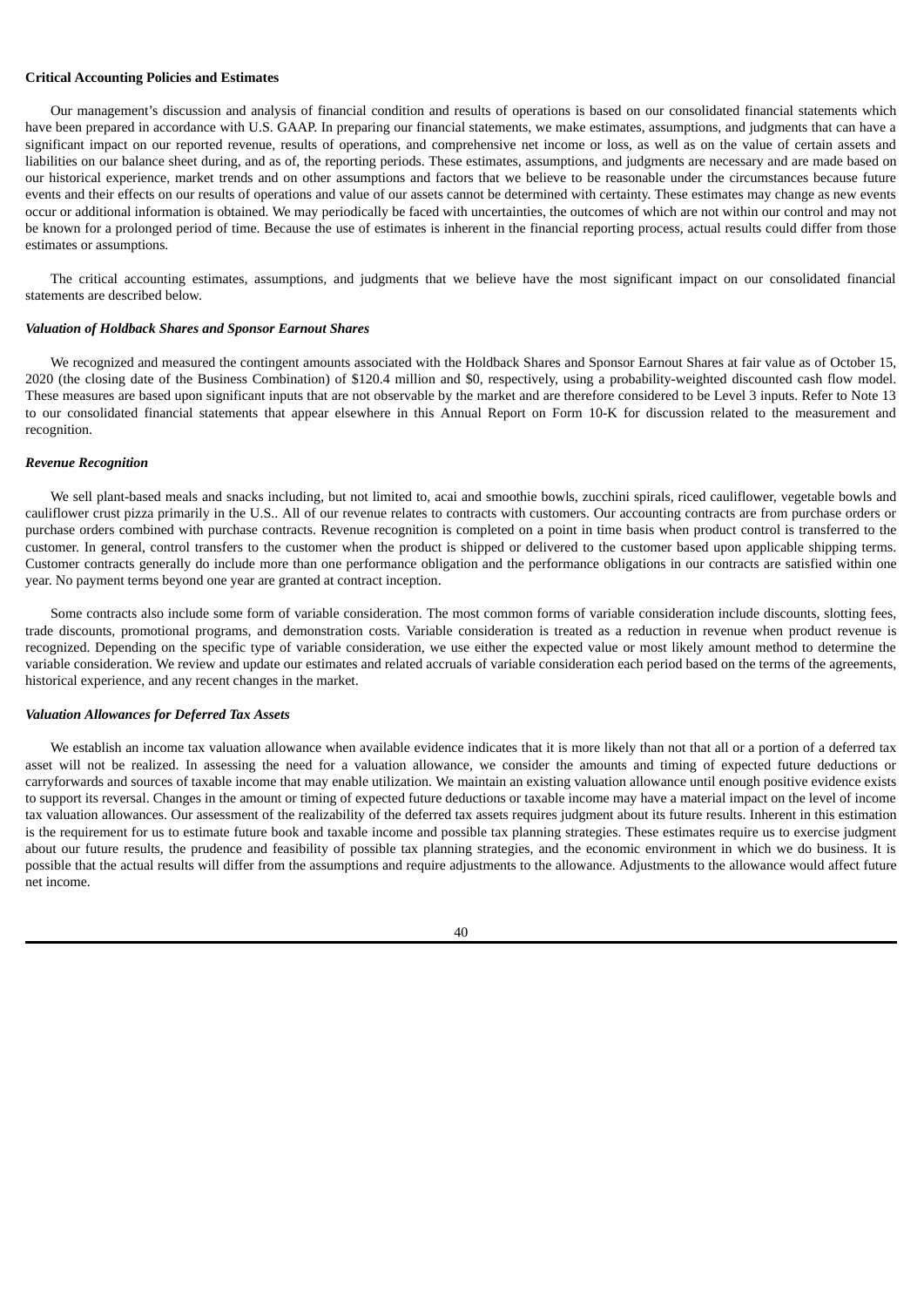**Critical Accounting Policies and Estimates**

Our management's discussion and analysis of financial condition and results of operations is based on our consolidated financial statements which have been prepared in accordance with U.S. GAAP. In preparing our financial statements, we make estimates, assumptions, and judgments that can have a significant impact on our reported revenue, results of operations, and comprehensive net income or loss, as well as on the value of certain assets and liabilities on our balance sheet during, and as of, the reporting periods. These estimates, assumptions, and judgments are necessary and are made based on our historical experience, market trends and on other assumptions and factors that we believe to be reasonable under the circumstances because future events and their effects on our results of operations and value of our assets cannot be determined with certainty. These estimates may change as new events occur or additional information is obtained. We may periodically be faced with uncertainties, the outcomes of which are not within our control and may not be known for a prolonged period of time. Because the use of estimates is inherent in the financial reporting process, actual results could differ from those estimates or assumptions.

The critical accounting estimates, assumptions, and judgments that we believe have the most significant impact on our consolidated financial statements are described below.

***Valuation of Holdback Shares and Sponsor Earnout Shares***

We recognized and measured the contingent amounts associated with the Holdback Shares and Sponsor Earnout Shares at fair value as of October 15, 2020 (the closing date of the Business Combination) of $120.4 million and $0, respectively, using a probability-weighted discounted cash flow model. These measures are based upon significant inputs that are not observable by the market and are therefore considered to be Level 3 inputs. Refer to Note 13 to our consolidated financial statements that appear elsewhere in this Annual Report on Form 10-K for discussion related to the measurement and recognition.

***Revenue Recognition***

We sell plant-based meals and snacks including, but not limited to, acai and smoothie bowls, zucchini spirals, riced cauliflower, vegetable bowls and cauliflower crust pizza primarily in the U.S.. All of our revenue relates to contracts with customers. Our accounting contracts are from purchase orders or purchase orders combined with purchase contracts. Revenue recognition is completed on a point in time basis when product control is transferred to the customer. In general, control transfers to the customer when the product is shipped or delivered to the customer based upon applicable shipping terms. Customer contracts generally do include more than one performance obligation and the performance obligations in our contracts are satisfied within one year. No payment terms beyond one year are granted at contract inception.

Some contracts also include some form of variable consideration. The most common forms of variable consideration include discounts, slotting fees, trade discounts, promotional programs, and demonstration costs. Variable consideration is treated as a reduction in revenue when product revenue is recognized. Depending on the specific type of variable consideration, we use either the expected value or most likely amount method to determine the variable consideration. We review and update our estimates and related accruals of variable consideration each period based on the terms of the agreements, historical experience, and any recent changes in the market.

***Valuation Allowances for Deferred Tax Assets***

We establish an income tax valuation allowance when available evidence indicates that it is more likely than not that all or a portion of a deferred tax asset will not be realized. In assessing the need for a valuation allowance, we consider the amounts and timing of expected future deductions or carryforwards and sources of taxable income that may enable utilization. We maintain an existing valuation allowance until enough positive evidence exists to support its reversal. Changes in the amount or timing of expected future deductions or taxable income may have a material impact on the level of income tax valuation allowances. Our assessment of the realizability of the deferred tax assets requires judgment about its future results. Inherent in this estimation is the requirement for us to estimate future book and taxable income and possible tax planning strategies. These estimates require us to exercise judgment about our future results, the prudence and feasibility of possible tax planning strategies, and the economic environment in which we do business. It is possible that the actual results will differ from the assumptions and require adjustments to the allowance. Adjustments to the allowance would affect future net income.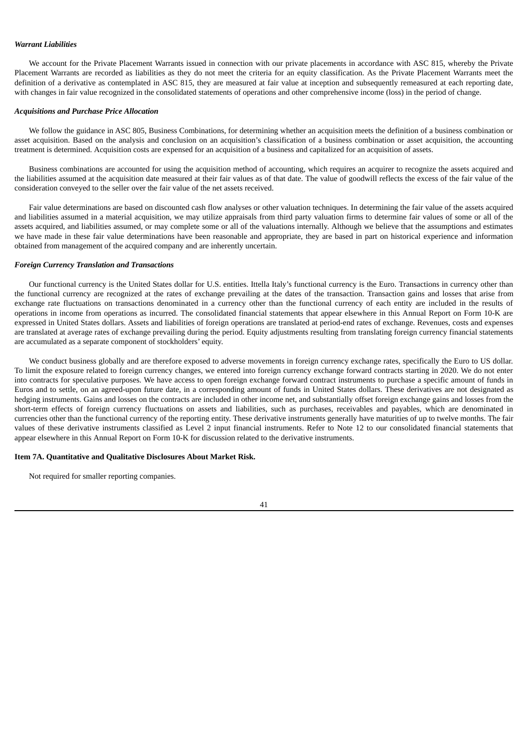***Warrant Liabilities***

We account for the Private Placement Warrants issued in connection with our private placements in accordance with ASC 815, whereby the Private Placement Warrants are recorded as liabilities as they do not meet the criteria for an equity classification. As the Private Placement Warrants meet the definition of a derivative as contemplated in ASC 815, they are measured at fair value at inception and subsequently remeasured at each reporting date, with changes in fair value recognized in the consolidated statements of operations and other comprehensive income (loss) in the period of change.

***Acquisitions and Purchase Price Allocation***

We follow the guidance in ASC 805, Business Combinations, for determining whether an acquisition meets the definition of a business combination or asset acquisition. Based on the analysis and conclusion on an acquisition's classification of a business combination or asset acquisition, the accounting treatment is determined. Acquisition costs are expensed for an acquisition of a business and capitalized for an acquisition of assets.

Business combinations are accounted for using the acquisition method of accounting, which requires an acquirer to recognize the assets acquired and the liabilities assumed at the acquisition date measured at their fair values as of that date. The value of goodwill reflects the excess of the fair value of the consideration conveyed to the seller over the fair value of the net assets received.

Fair value determinations are based on discounted cash flow analyses or other valuation techniques. In determining the fair value of the assets acquired and liabilities assumed in a material acquisition, we may utilize appraisals from third party valuation firms to determine fair values of some or all of the assets acquired, and liabilities assumed, or may complete some or all of the valuations internally. Although we believe that the assumptions and estimates we have made in these fair value determinations have been reasonable and appropriate, they are based in part on historical experience and information obtained from management of the acquired company and are inherently uncertain.

***Foreign Currency Translation and Transactions***

Our functional currency is the United States dollar for U.S. entities. Ittella Italy's functional currency is the Euro. Transactions in currency other than the functional currency are recognized at the rates of exchange prevailing at the dates of the transaction. Transaction gains and losses that arise from exchange rate fluctuations on transactions denominated in a currency other than the functional currency of each entity are included in the results of operations in income from operations as incurred. The consolidated financial statements that appear elsewhere in this Annual Report on Form 10-K are expressed in United States dollars. Assets and liabilities of foreign operations are translated at period-end rates of exchange. Revenues, costs and expenses are translated at average rates of exchange prevailing during the period. Equity adjustments resulting from translating foreign currency financial statements are accumulated as a separate component of stockholders' equity.

We conduct business globally and are therefore exposed to adverse movements in foreign currency exchange rates, specifically the Euro to US dollar. To limit the exposure related to foreign currency changes, we entered into foreign currency exchange forward contracts starting in 2020. We do not enter into contracts for speculative purposes. We have access to open foreign exchange forward contract instruments to purchase a specific amount of funds in Euros and to settle, on an agreed-upon future date, in a corresponding amount of funds in United States dollars. These derivatives are not designated as hedging instruments. Gains and losses on the contracts are included in other income net, and substantially offset foreign exchange gains and losses from the short-term effects of foreign currency fluctuations on assets and liabilities, such as purchases, receivables and payables, which are denominated in currencies other than the functional currency of the reporting entity. These derivative instruments generally have maturities of up to twelve months. The fair values of these derivative instruments classified as Level 2 input financial instruments. Refer to Note 12 to our consolidated financial statements that appear elsewhere in this Annual Report on Form 10-K for discussion related to the derivative instruments.

**Item 7A. Quantitative and Qualitative Disclosures About Market Risk.**

Not required for smaller reporting companies.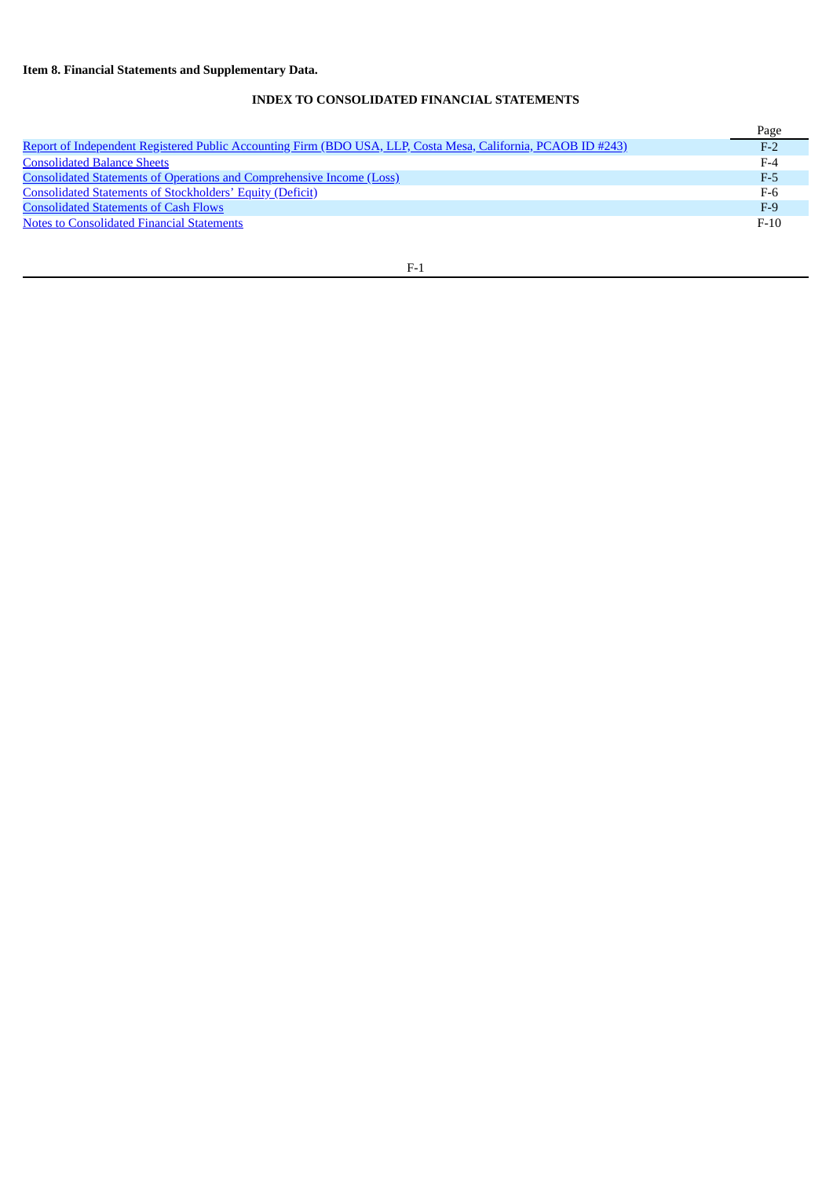**Item 8. Financial Statements and Supplementary Data.**

## INDEX TO CONSOLIDATED FINANCIAL STATEMENTS

| | Page |
|---|---|
| Report of Independent Registered Public Accounting Firm (BDO USA, LLP, Costa Mesa, California, PCAOB ID #243) | F-2 |
| Consolidated Balance Sheets | F-4 |
| Consolidated Statements of Operations and Comprehensive Income (Loss) | F-5 |
| Consolidated Statements of Stockholders' Equity (Deficit) | F-6 |
| Consolidated Statements of Cash Flows | F-9 |
| Notes to Consolidated Financial Statements | F-10 |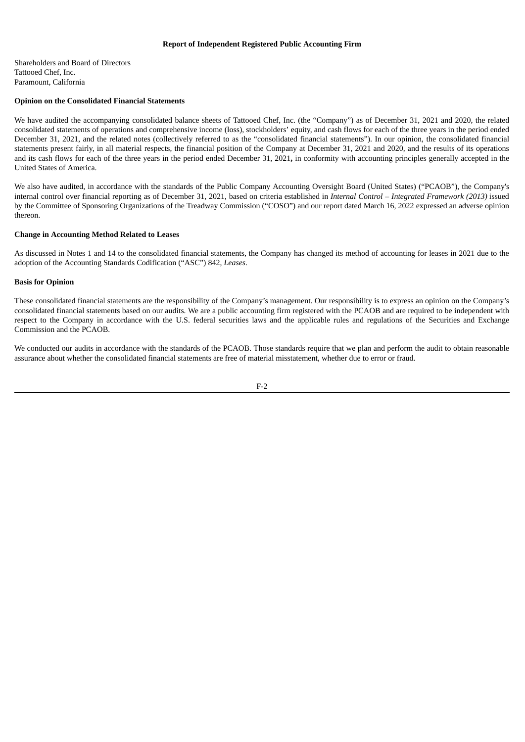## Report of Independent Registered Public Accounting Firm

Shareholders and Board of Directors
Tattooed Chef, Inc.
Paramount, California

### Opinion on the Consolidated Financial Statements

We have audited the accompanying consolidated balance sheets of Tattooed Chef, Inc. (the "Company") as of December 31, 2021 and 2020, the related consolidated statements of operations and comprehensive income (loss), stockholders' equity, and cash flows for each of the three years in the period ended December 31, 2021, and the related notes (collectively referred to as the "consolidated financial statements"). In our opinion, the consolidated financial statements present fairly, in all material respects, the financial position of the Company at December 31, 2021 and 2020, and the results of its operations and its cash flows for each of the three years in the period ended December 31, 2021**,** in conformity with accounting principles generally accepted in the United States of America.

We also have audited, in accordance with the standards of the Public Company Accounting Oversight Board (United States) ("PCAOB"), the Company's internal control over financial reporting as of December 31, 2021, based on criteria established in *Internal Control – Integrated Framework (2013)* issued by the Committee of Sponsoring Organizations of the Treadway Commission ("COSO") and our report dated March 16, 2022 expressed an adverse opinion thereon.

### Change in Accounting Method Related to Leases

As discussed in Notes 1 and 14 to the consolidated financial statements, the Company has changed its method of accounting for leases in 2021 due to the adoption of the Accounting Standards Codification ("ASC") 842, *Leases*.

### Basis for Opinion

These consolidated financial statements are the responsibility of the Company's management. Our responsibility is to express an opinion on the Company's consolidated financial statements based on our audits. We are a public accounting firm registered with the PCAOB and are required to be independent with respect to the Company in accordance with the U.S. federal securities laws and the applicable rules and regulations of the Securities and Exchange Commission and the PCAOB.

We conducted our audits in accordance with the standards of the PCAOB. Those standards require that we plan and perform the audit to obtain reasonable assurance about whether the consolidated financial statements are free of material misstatement, whether due to error or fraud.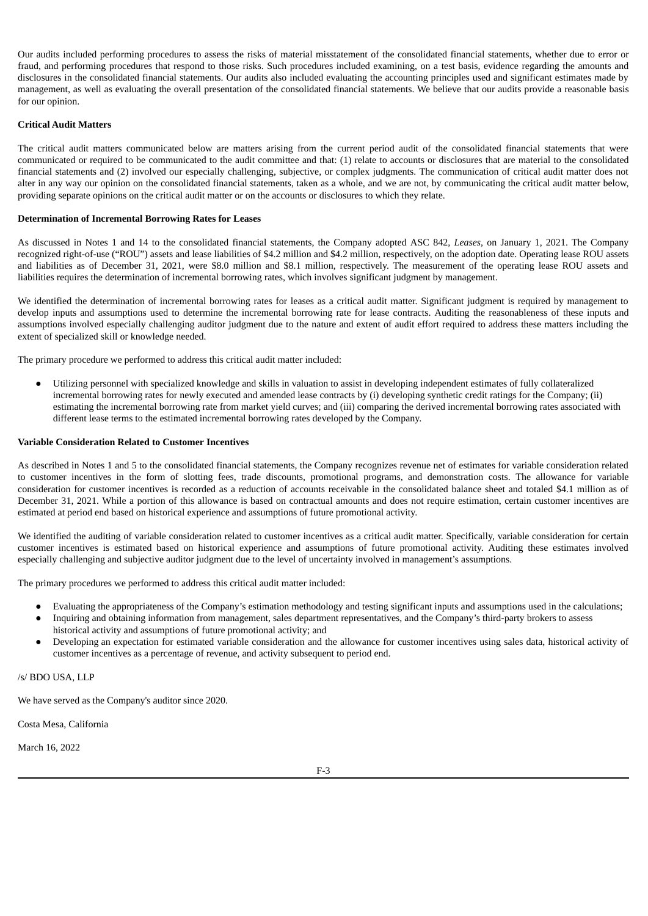Our audits included performing procedures to assess the risks of material misstatement of the consolidated financial statements, whether due to error or fraud, and performing procedures that respond to those risks. Such procedures included examining, on a test basis, evidence regarding the amounts and disclosures in the consolidated financial statements. Our audits also included evaluating the accounting principles used and significant estimates made by management, as well as evaluating the overall presentation of the consolidated financial statements. We believe that our audits provide a reasonable basis for our opinion.

**Critical Audit Matters**

The critical audit matters communicated below are matters arising from the current period audit of the consolidated financial statements that were communicated or required to be communicated to the audit committee and that: (1) relate to accounts or disclosures that are material to the consolidated financial statements and (2) involved our especially challenging, subjective, or complex judgments. The communication of critical audit matter does not alter in any way our opinion on the consolidated financial statements, taken as a whole, and we are not, by communicating the critical audit matter below, providing separate opinions on the critical audit matter or on the accounts or disclosures to which they relate.

**Determination of Incremental Borrowing Rates for Leases**

As discussed in Notes 1 and 14 to the consolidated financial statements, the Company adopted ASC 842, *Leases*, on January 1, 2021. The Company recognized right-of-use ("ROU") assets and lease liabilities of $4.2 million and $4.2 million, respectively, on the adoption date. Operating lease ROU assets and liabilities as of December 31, 2021, were $8.0 million and $8.1 million, respectively. The measurement of the operating lease ROU assets and liabilities requires the determination of incremental borrowing rates, which involves significant judgment by management.

We identified the determination of incremental borrowing rates for leases as a critical audit matter. Significant judgment is required by management to develop inputs and assumptions used to determine the incremental borrowing rate for lease contracts. Auditing the reasonableness of these inputs and assumptions involved especially challenging auditor judgment due to the nature and extent of audit effort required to address these matters including the extent of specialized skill or knowledge needed.

The primary procedure we performed to address this critical audit matter included:

- Utilizing personnel with specialized knowledge and skills in valuation to assist in developing independent estimates of fully collateralized incremental borrowing rates for newly executed and amended lease contracts by (i) developing synthetic credit ratings for the Company; (ii) estimating the incremental borrowing rate from market yield curves; and (iii) comparing the derived incremental borrowing rates associated with different lease terms to the estimated incremental borrowing rates developed by the Company.

**Variable Consideration Related to Customer Incentives**

As described in Notes 1 and 5 to the consolidated financial statements, the Company recognizes revenue net of estimates for variable consideration related to customer incentives in the form of slotting fees, trade discounts, promotional programs, and demonstration costs. The allowance for variable consideration for customer incentives is recorded as a reduction of accounts receivable in the consolidated balance sheet and totaled $4.1 million as of December 31, 2021. While a portion of this allowance is based on contractual amounts and does not require estimation, certain customer incentives are estimated at period end based on historical experience and assumptions of future promotional activity.

We identified the auditing of variable consideration related to customer incentives as a critical audit matter. Specifically, variable consideration for certain customer incentives is estimated based on historical experience and assumptions of future promotional activity. Auditing these estimates involved especially challenging and subjective auditor judgment due to the level of uncertainty involved in management's assumptions.

The primary procedures we performed to address this critical audit matter included:

- Evaluating the appropriateness of the Company's estimation methodology and testing significant inputs and assumptions used in the calculations;
- Inquiring and obtaining information from management, sales department representatives, and the Company's third-party brokers to assess historical activity and assumptions of future promotional activity; and
- Developing an expectation for estimated variable consideration and the allowance for customer incentives using sales data, historical activity of customer incentives as a percentage of revenue, and activity subsequent to period end.

/s/ BDO USA, LLP

We have served as the Company's auditor since 2020.

Costa Mesa, California

March 16, 2022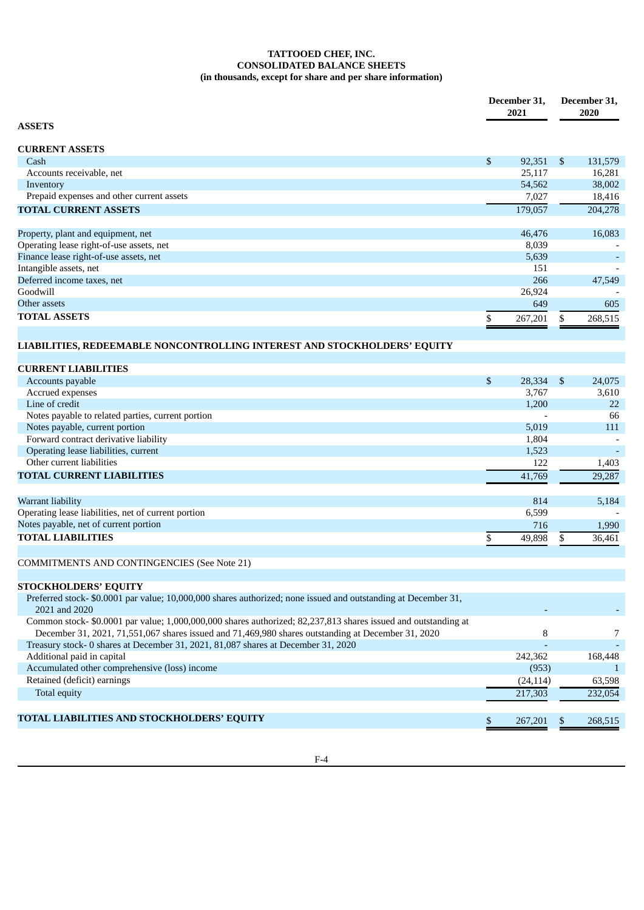# TATTOOED CHEF, INC.
## CONSOLIDATED BALANCE SHEETS
### (in thousands, except for share and per share information)

| | December 31, 2021 | December 31, 2020 |
|---|---|---|
| **ASSETS** | | |
| **CURRENT ASSETS** | | |
| Cash | $ 92,351 | $ 131,579 |
| Accounts receivable, net | 25,117 | 16,281 |
| Inventory | 54,562 | 38,002 |
| Prepaid expenses and other current assets | 7,027 | 18,416 |
| **TOTAL CURRENT ASSETS** | 179,057 | 204,278 |
| | | |
| Property, plant and equipment, net | 46,476 | 16,083 |
| Operating lease right-of-use assets, net | 8,039 | - |
| Finance lease right-of-use assets, net | 5,639 | - |
| Intangible assets, net | 151 | - |
| Deferred income taxes, net | 266 | 47,549 |
| Goodwill | 26,924 | - |
| Other assets | 649 | 605 |
| **TOTAL ASSETS** | $ 267,201 | $ 268,515 |
| | | |
| **LIABILITIES, REDEEMABLE NONCONTROLLING INTEREST AND STOCKHOLDERS' EQUITY** | | |
| **CURRENT LIABILITIES** | | |
| Accounts payable | $ 28,334 | $ 24,075 |
| Accrued expenses | 3,767 | 3,610 |
| Line of credit | 1,200 | 22 |
| Notes payable to related parties, current portion | - | 66 |
| Notes payable, current portion | 5,019 | 111 |
| Forward contract derivative liability | 1,804 | - |
| Operating lease liabilities, current | 1,523 | - |
| Other current liabilities | 122 | 1,403 |
| **TOTAL CURRENT LIABILITIES** | 41,769 | 29,287 |
| | | |
| Warrant liability | 814 | 5,184 |
| Operating lease liabilities, net of current portion | 6,599 | - |
| Notes payable, net of current portion | 716 | 1,990 |
| **TOTAL LIABILITIES** | $ 49,898 | $ 36,461 |
| | | |
| COMMITMENTS AND CONTINGENCIES (See Note 21) | | |
| | | |
| **STOCKHOLDERS' EQUITY** | | |
| Preferred stock- $0.0001 par value; 10,000,000 shares authorized; none issued and outstanding at December 31, 2021 and 2020 | - | - |
| Common stock- $0.0001 par value; 1,000,000,000 shares authorized; 82,237,813 shares issued and outstanding at December 31, 2021, 71,551,067 shares issued and 71,469,980 shares outstanding at December 31, 2020 | 8 | 7 |
| Treasury stock- 0 shares at December 31, 2021, 81,087 shares at December 31, 2020 | - | - |
| Additional paid in capital | 242,362 | 168,448 |
| Accumulated other comprehensive (loss) income | (953) | 1 |
| Retained (deficit) earnings | (24,114) | 63,598 |
| Total equity | 217,303 | 232,054 |
| | | |
| **TOTAL LIABILITIES AND STOCKHOLDERS' EQUITY** | $ 267,201 | $ 268,515 |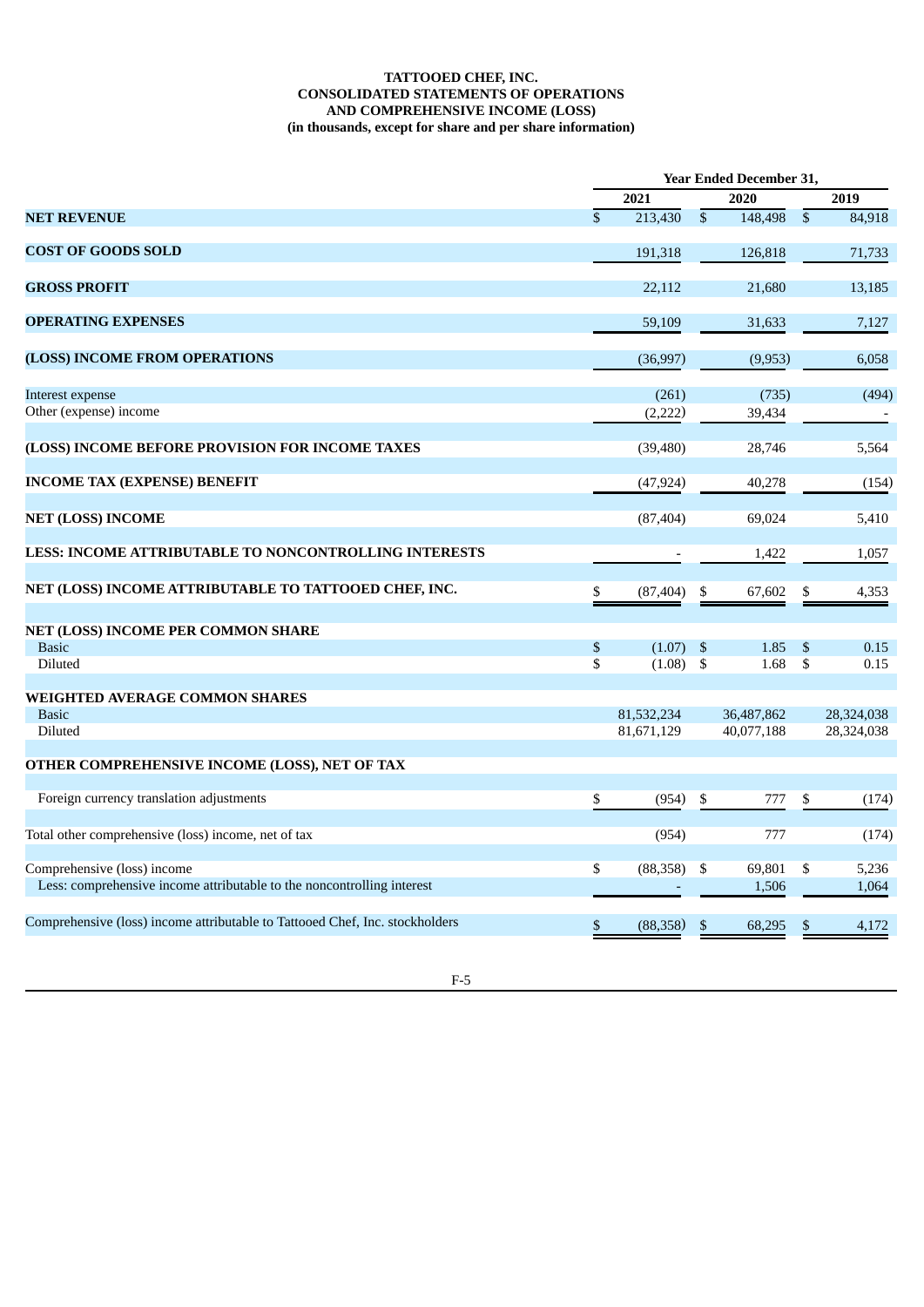**TATTOOED CHEF, INC.**
**CONSOLIDATED STATEMENTS OF OPERATIONS**
**AND COMPREHENSIVE INCOME (LOSS)**
**(in thousands, except for share and per share information)**

| | Year Ended December 31, | | |
|---|---|---|---|
| | 2021 | 2020 | 2019 |
| **NET REVENUE** | $ 213,430 | $ 148,498 | $ 84,918 |
| **COST OF GOODS SOLD** | 191,318 | 126,818 | 71,733 |
| **GROSS PROFIT** | 22,112 | 21,680 | 13,185 |
| **OPERATING EXPENSES** | 59,109 | 31,633 | 7,127 |
| **(LOSS) INCOME FROM OPERATIONS** | (36,997) | (9,953) | 6,058 |
| Interest expense | (261) | (735) | (494) |
| Other (expense) income | (2,222) | 39,434 | - |
| **(LOSS) INCOME BEFORE PROVISION FOR INCOME TAXES** | (39,480) | 28,746 | 5,564 |
| **INCOME TAX (EXPENSE) BENEFIT** | (47,924) | 40,278 | (154) |
| **NET (LOSS) INCOME** | (87,404) | 69,024 | 5,410 |
| **LESS: INCOME ATTRIBUTABLE TO NONCONTROLLING INTERESTS** | - | 1,422 | 1,057 |
| **NET (LOSS) INCOME ATTRIBUTABLE TO TATTOOED CHEF, INC.** | $ (87,404) | $ 67,602 | $ 4,353 |
| **NET (LOSS) INCOME PER COMMON SHARE** | | | |
| Basic | $ (1.07) | $ 1.85 | $ 0.15 |
| Diluted | $ (1.08) | $ 1.68 | $ 0.15 |
| **WEIGHTED AVERAGE COMMON SHARES** | | | |
| Basic | 81,532,234 | 36,487,862 | 28,324,038 |
| Diluted | 81,671,129 | 40,077,188 | 28,324,038 |
| **OTHER COMPREHENSIVE INCOME (LOSS), NET OF TAX** | | | |
| Foreign currency translation adjustments | $ (954) | $ 777 | $ (174) |
| Total other comprehensive (loss) income, net of tax | (954) | 777 | (174) |
| Comprehensive (loss) income | $ (88,358) | $ 69,801 | $ 5,236 |
| Less: comprehensive income attributable to the noncontrolling interest | - | 1,506 | 1,064 |
| Comprehensive (loss) income attributable to Tattooed Chef, Inc. stockholders | $ (88,358) | $ 68,295 | $ 4,172 |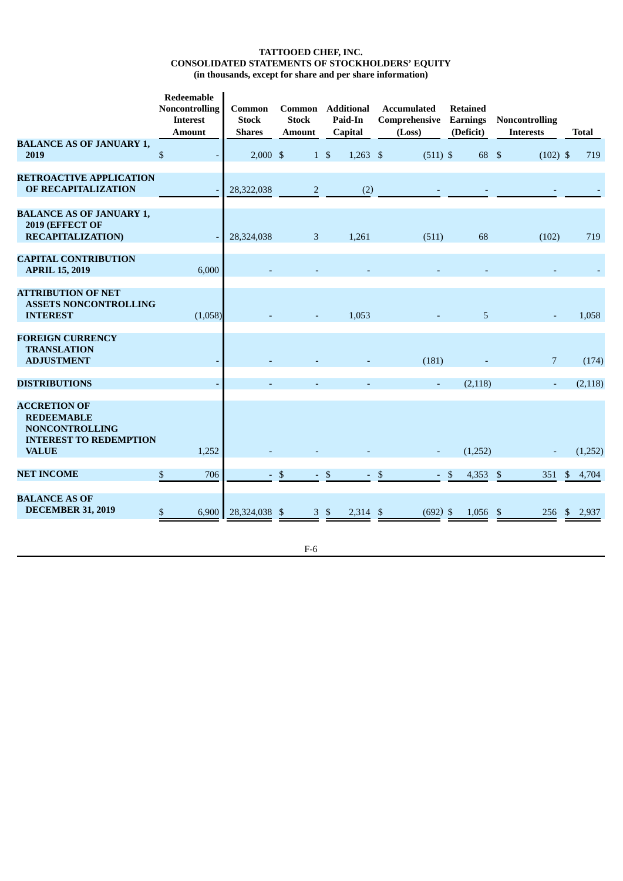**TATTOOED CHEF, INC.**
**CONSOLIDATED STATEMENTS OF STOCKHOLDERS' EQUITY**
**(in thousands, except for share and per share information)**

| | Redeemable Noncontrolling Interest Amount | Common Stock Shares | Common Stock Amount | Additional Paid-In Capital | Accumulated Comprehensive (Loss) | Retained Earnings (Deficit) | Noncontrolling Interests | Total |
|---|---|---|---|---|---|---|---|---|
| **BALANCE AS OF JANUARY 1, 2019** | $ - | 2,000 | $ 1 | $ 1,263 | $ (511) | $ 68 | $ (102) | $ 719 |
| **RETROACTIVE APPLICATION OF RECAPITALIZATION** | - | 28,322,038 | 2 | (2) | - | - | - | - |
| **BALANCE AS OF JANUARY 1, 2019 (EFFECT OF RECAPITALIZATION)** | - | 28,324,038 | 3 | 1,261 | (511) | 68 | (102) | 719 |
| **CAPITAL CONTRIBUTION APRIL 15, 2019** | 6,000 | - | - | - | - | - | - | - |
| **ATTRIBUTION OF NET ASSETS NONCONTROLLING INTEREST** | (1,058) | - | - | 1,053 | - | 5 | - | 1,058 |
| **FOREIGN CURRENCY TRANSLATION ADJUSTMENT** | - | - | - | - | (181) | - | 7 | (174) |
| **DISTRIBUTIONS** | - | - | - | - | - | (2,118) | - | (2,118) |
| **ACCRETION OF REDEEMABLE NONCONTROLLING INTEREST TO REDEMPTION VALUE** | 1,252 | - | - | - | - | (1,252) | - | (1,252) |
| **NET INCOME** | $ 706 | - | $ - | $ - | $ - | $ 4,353 | $ 351 | $ 4,704 |
| **BALANCE AS OF DECEMBER 31, 2019** | $ 6,900 | 28,324,038 | $ 3 | $ 2,314 | $ (692) | $ 1,056 | $ 256 | $ 2,937 |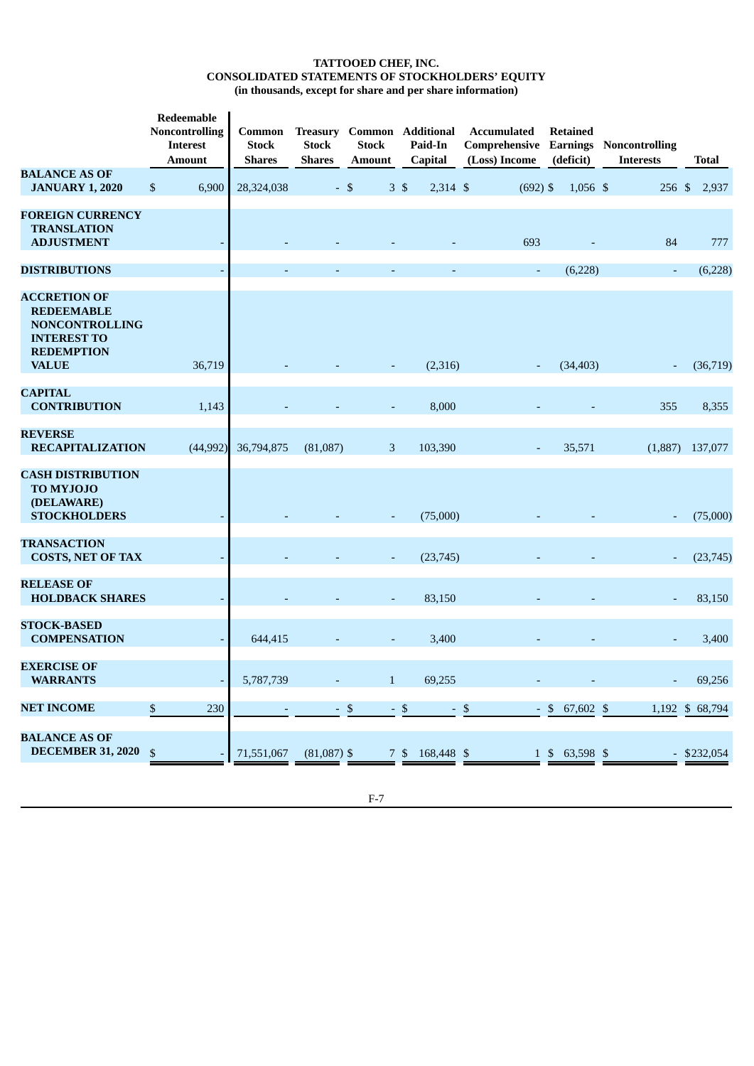# TATTOOED CHEF, INC.
## CONSOLIDATED STATEMENTS OF STOCKHOLDERS' EQUITY
### (in thousands, except for share and per share information)

| | Redeemable Noncontrolling Interest Amount | Common Stock Shares | Treasury Stock Shares | Common Stock Amount | Additional Paid-In Capital | Accumulated Comprehensive (Loss) Income | Retained Earnings (deficit) | Noncontrolling Interests | Total |
|---|---|---|---|---|---|---|---|---|---|
| **BALANCE AS OF JANUARY 1, 2020** | $ 6,900 | 28,324,038 | - | $ 3 | $ 2,314 | $ (692) | $ 1,056 | $ 256 | $ 2,937 |
| **FOREIGN CURRENCY TRANSLATION ADJUSTMENT** | - | - | - | - | - | 693 | - | 84 | 777 |
| **DISTRIBUTIONS** | - | - | - | - | - | - | (6,228) | - | (6,228) |
| **ACCRETION OF REDEEMABLE NONCONTROLLING INTEREST TO REDEMPTION VALUE** | 36,719 | - | - | - | (2,316) | - | (34,403) | - | (36,719) |
| **CAPITAL CONTRIBUTION** | 1,143 | - | - | - | 8,000 | - | - | 355 | 8,355 |
| **REVERSE RECAPITALIZATION** | (44,992) | 36,794,875 | (81,087) | 3 | 103,390 | - | 35,571 | (1,887) | 137,077 |
| **CASH DISTRIBUTION TO MYJOJO (DELAWARE) STOCKHOLDERS** | - | - | - | - | (75,000) | - | - | - | (75,000) |
| **TRANSACTION COSTS, NET OF TAX** | - | - | - | - | (23,745) | - | - | - | (23,745) |
| **RELEASE OF HOLDBACK SHARES** | - | - | - | - | 83,150 | - | - | - | 83,150 |
| **STOCK-BASED COMPENSATION** | - | 644,415 | - | - | 3,400 | - | - | - | 3,400 |
| **EXERCISE OF WARRANTS** | - | 5,787,739 | - | 1 | 69,255 | - | - | - | 69,256 |
| **NET INCOME** | $ 230 | - | - | $ - | $ - | $ - | $ 67,602 | $ 1,192 | $ 68,794 |
| **BALANCE AS OF DECEMBER 31, 2020** | $ - | 71,551,067 | (81,087) | $ 7 | $ 168,448 | $ 1 | $ 63,598 | $ - | $232,054 |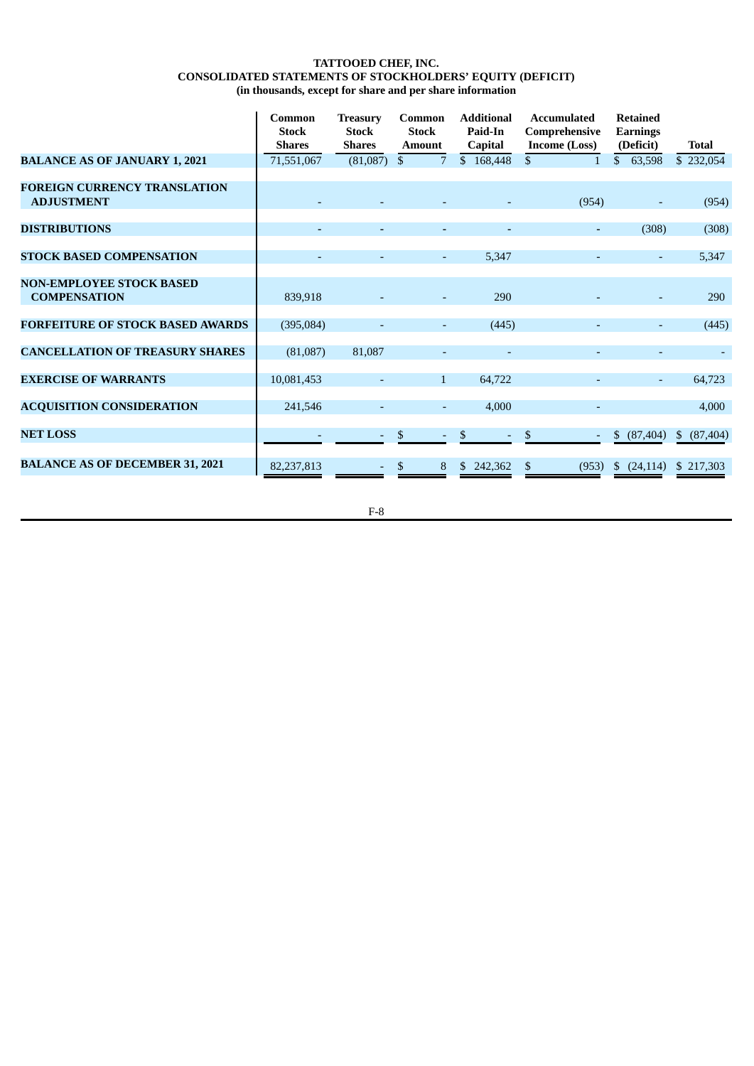**TATTOOED CHEF, INC.**
**CONSOLIDATED STATEMENTS OF STOCKHOLDERS' EQUITY (DEFICIT)**
**(in thousands, except for share and per share information)**

| | Common Stock Shares | Treasury Stock Shares | Common Stock Amount | Additional Paid-In Capital | Accumulated Comprehensive Income (Loss) | Retained Earnings (Deficit) | Total |
|---|---|---|---|---|---|---|---|
| **BALANCE AS OF JANUARY 1, 2021** | 71,551,067 | (81,087) | $ 7 | $ 168,448 | $ 1 | $ 63,598 | $ 232,054 |
| **FOREIGN CURRENCY TRANSLATION ADJUSTMENT** | - | - | - | - | (954) | - | (954) |
| **DISTRIBUTIONS** | - | - | - | - | - | (308) | (308) |
| **STOCK BASED COMPENSATION** | - | - | - | 5,347 | - | - | 5,347 |
| **NON-EMPLOYEE STOCK BASED COMPENSATION** | 839,918 | - | - | 290 | - | - | 290 |
| **FORFEITURE OF STOCK BASED AWARDS** | (395,084) | - | - | (445) | - | - | (445) |
| **CANCELLATION OF TREASURY SHARES** | (81,087) | 81,087 | - | - | - | - | - |
| **EXERCISE OF WARRANTS** | 10,081,453 | - | 1 | 64,722 | - | - | 64,723 |
| **ACQUISITION CONSIDERATION** | 241,546 | - | - | 4,000 | - | | 4,000 |
| **NET LOSS** | - | - | $ - | $ - | $ - | $ (87,404) | $ (87,404) |
| **BALANCE AS OF DECEMBER 31, 2021** | 82,237,813 | - | $ 8 | $ 242,362 | $ (953) | $ (24,114) | $ 217,303 |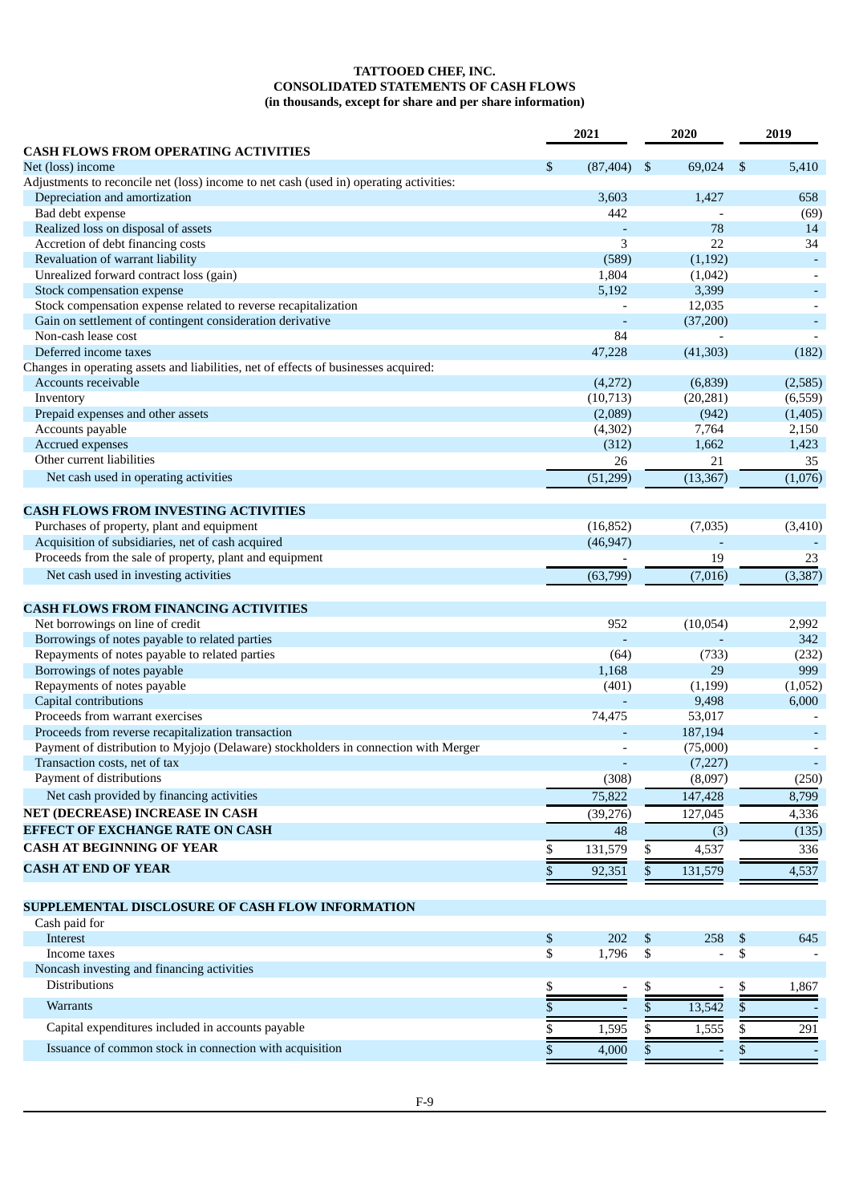**TATTOOED CHEF, INC.**
**CONSOLIDATED STATEMENTS OF CASH FLOWS**
**(in thousands, except for share and per share information)**

| | 2021 | 2020 | 2019 |
|---|---|---|---|
| **CASH FLOWS FROM OPERATING ACTIVITIES** | | | |
| Net (loss) income | $ (87,404) | $ 69,024 | $ 5,410 |
| Adjustments to reconcile net (loss) income to net cash (used in) operating activities: | | | |
| Depreciation and amortization | 3,603 | 1,427 | 658 |
| Bad debt expense | 442 | - | (69) |
| Realized loss on disposal of assets | - | 78 | 14 |
| Accretion of debt financing costs | 3 | 22 | 34 |
| Revaluation of warrant liability | (589) | (1,192) | - |
| Unrealized forward contract loss (gain) | 1,804 | (1,042) | - |
| Stock compensation expense | 5,192 | 3,399 | - |
| Stock compensation expense related to reverse recapitalization | - | 12,035 | - |
| Gain on settlement of contingent consideration derivative | - | (37,200) | - |
| Non-cash lease cost | 84 | - | - |
| Deferred income taxes | 47,228 | (41,303) | (182) |
| Changes in operating assets and liabilities, net of effects of businesses acquired: | | | |
| Accounts receivable | (4,272) | (6,839) | (2,585) |
| Inventory | (10,713) | (20,281) | (6,559) |
| Prepaid expenses and other assets | (2,089) | (942) | (1,405) |
| Accounts payable | (4,302) | 7,764 | 2,150 |
| Accrued expenses | (312) | 1,662 | 1,423 |
| Other current liabilities | 26 | 21 | 35 |
| Net cash used in operating activities | (51,299) | (13,367) | (1,076) |
| **CASH FLOWS FROM INVESTING ACTIVITIES** | | | |
| Purchases of property, plant and equipment | (16,852) | (7,035) | (3,410) |
| Acquisition of subsidiaries, net of cash acquired | (46,947) | - | - |
| Proceeds from the sale of property, plant and equipment | - | 19 | 23 |
| Net cash used in investing activities | (63,799) | (7,016) | (3,387) |
| **CASH FLOWS FROM FINANCING ACTIVITIES** | | | |
| Net borrowings on line of credit | 952 | (10,054) | 2,992 |
| Borrowings of notes payable to related parties | - | - | 342 |
| Repayments of notes payable to related parties | (64) | (733) | (232) |
| Borrowings of notes payable | 1,168 | 29 | 999 |
| Repayments of notes payable | (401) | (1,199) | (1,052) |
| Capital contributions | - | 9,498 | 6,000 |
| Proceeds from warrant exercises | 74,475 | 53,017 | - |
| Proceeds from reverse recapitalization transaction | - | 187,194 | - |
| Payment of distribution to Myjojo (Delaware) stockholders in connection with Merger | - | (75,000) | - |
| Transaction costs, net of tax | - | (7,227) | - |
| Payment of distributions | (308) | (8,097) | (250) |
| Net cash provided by financing activities | 75,822 | 147,428 | 8,799 |
| **NET (DECREASE) INCREASE IN CASH** | (39,276) | 127,045 | 4,336 |
| **EFFECT OF EXCHANGE RATE ON CASH** | 48 | (3) | (135) |
| **CASH AT BEGINNING OF YEAR** | $ 131,579 | $ 4,537 | 336 |
| **CASH AT END OF YEAR** | $ 92,351 | $ 131,579 | 4,537 |
| | | | |
| **SUPPLEMENTAL DISCLOSURE OF CASH FLOW INFORMATION** | | | |
| Cash paid for | | | |
| Interest | $ 202 | $ 258 | $ 645 |
| Income taxes | $ 1,796 | $ - | $ - |
| Noncash investing and financing activities | | | |
| Distributions | $ - | $ - | $ 1,867 |
| Warrants | $ - | $ 13,542 | $ - |
| Capital expenditures included in accounts payable | $ 1,595 | $ 1,555 | $ 291 |
| Issuance of common stock in connection with acquisition | $ 4,000 | $ - | $ - |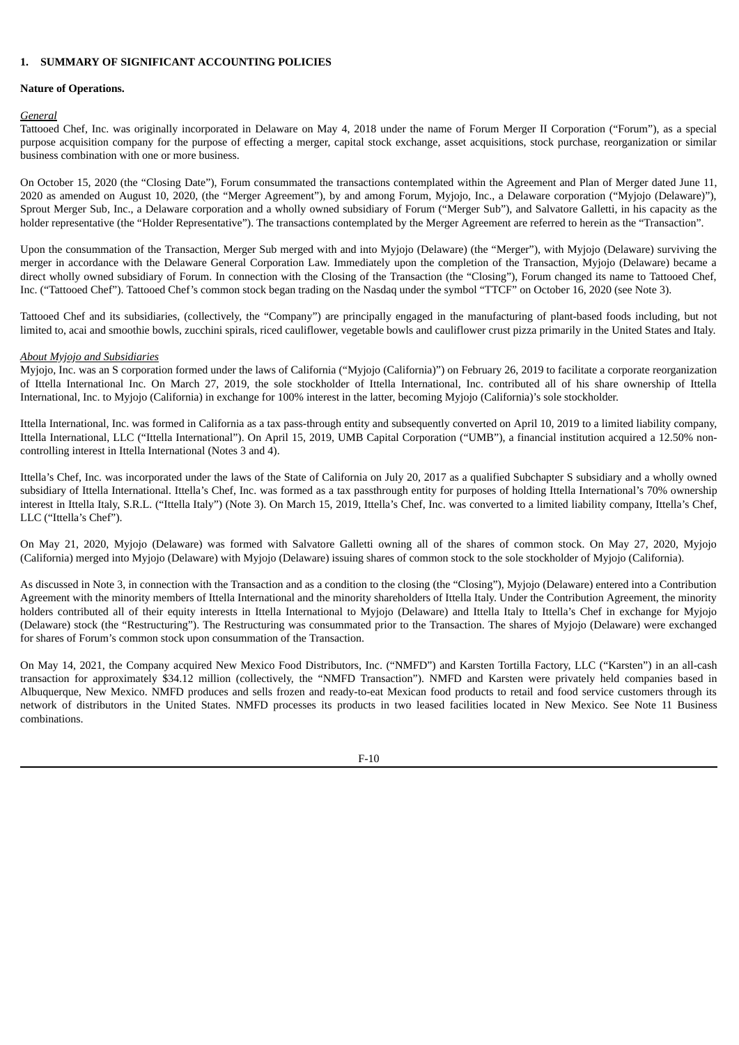**1. SUMMARY OF SIGNIFICANT ACCOUNTING POLICIES**

**Nature of Operations.**

*General*

Tattooed Chef, Inc. was originally incorporated in Delaware on May 4, 2018 under the name of Forum Merger II Corporation ("Forum"), as a special purpose acquisition company for the purpose of effecting a merger, capital stock exchange, asset acquisitions, stock purchase, reorganization or similar business combination with one or more business.

On October 15, 2020 (the "Closing Date"), Forum consummated the transactions contemplated within the Agreement and Plan of Merger dated June 11, 2020 as amended on August 10, 2020, (the "Merger Agreement"), by and among Forum, Myjojo, Inc., a Delaware corporation ("Myjojo (Delaware)"), Sprout Merger Sub, Inc., a Delaware corporation and a wholly owned subsidiary of Forum ("Merger Sub"), and Salvatore Galletti, in his capacity as the holder representative (the "Holder Representative"). The transactions contemplated by the Merger Agreement are referred to herein as the "Transaction".

Upon the consummation of the Transaction, Merger Sub merged with and into Myjojo (Delaware) (the "Merger"), with Myjojo (Delaware) surviving the merger in accordance with the Delaware General Corporation Law. Immediately upon the completion of the Transaction, Myjojo (Delaware) became a direct wholly owned subsidiary of Forum. In connection with the Closing of the Transaction (the "Closing"), Forum changed its name to Tattooed Chef, Inc. ("Tattooed Chef"). Tattooed Chef's common stock began trading on the Nasdaq under the symbol "TTCF" on October 16, 2020 (see Note 3).

Tattooed Chef and its subsidiaries, (collectively, the "Company") are principally engaged in the manufacturing of plant-based foods including, but not limited to, acai and smoothie bowls, zucchini spirals, riced cauliflower, vegetable bowls and cauliflower crust pizza primarily in the United States and Italy.

*About Myjojo and Subsidiaries*

Myjojo, Inc. was an S corporation formed under the laws of California ("Myjojo (California)") on February 26, 2019 to facilitate a corporate reorganization of Ittella International Inc. On March 27, 2019, the sole stockholder of Ittella International, Inc. contributed all of his share ownership of Ittella International, Inc. to Myjojo (California) in exchange for 100% interest in the latter, becoming Myjojo (California)'s sole stockholder.

Ittella International, Inc. was formed in California as a tax pass-through entity and subsequently converted on April 10, 2019 to a limited liability company, Ittella International, LLC ("Ittella International"). On April 15, 2019, UMB Capital Corporation ("UMB"), a financial institution acquired a 12.50% non-controlling interest in Ittella International (Notes 3 and 4).

Ittella's Chef, Inc. was incorporated under the laws of the State of California on July 20, 2017 as a qualified Subchapter S subsidiary and a wholly owned subsidiary of Ittella International. Ittella's Chef, Inc. was formed as a tax passthrough entity for purposes of holding Ittella International's 70% ownership interest in Ittella Italy, S.R.L. ("Ittella Italy") (Note 3). On March 15, 2019, Ittella's Chef, Inc. was converted to a limited liability company, Ittella's Chef, LLC ("Ittella's Chef").

On May 21, 2020, Myjojo (Delaware) was formed with Salvatore Galletti owning all of the shares of common stock. On May 27, 2020, Myjojo (California) merged into Myjojo (Delaware) with Myjojo (Delaware) issuing shares of common stock to the sole stockholder of Myjojo (California).

As discussed in Note 3, in connection with the Transaction and as a condition to the closing (the "Closing"), Myjojo (Delaware) entered into a Contribution Agreement with the minority members of Ittella International and the minority shareholders of Ittella Italy. Under the Contribution Agreement, the minority holders contributed all of their equity interests in Ittella International to Myjojo (Delaware) and Ittella Italy to Ittella's Chef in exchange for Myjojo (Delaware) stock (the "Restructuring"). The Restructuring was consummated prior to the Transaction. The shares of Myjojo (Delaware) were exchanged for shares of Forum's common stock upon consummation of the Transaction.

On May 14, 2021, the Company acquired New Mexico Food Distributors, Inc. ("NMFD") and Karsten Tortilla Factory, LLC ("Karsten") in an all-cash transaction for approximately $34.12 million (collectively, the "NMFD Transaction"). NMFD and Karsten were privately held companies based in Albuquerque, New Mexico. NMFD produces and sells frozen and ready-to-eat Mexican food products to retail and food service customers through its network of distributors in the United States. NMFD processes its products in two leased facilities located in New Mexico. See Note 11 Business combinations.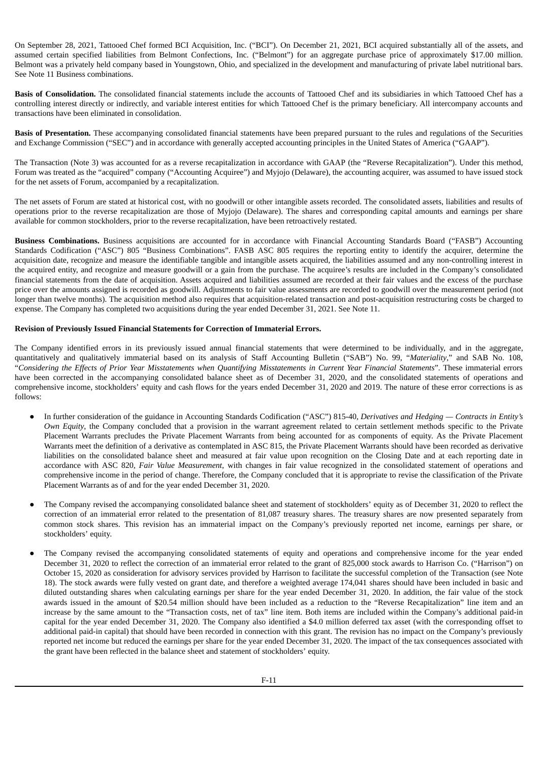On September 28, 2021, Tattooed Chef formed BCI Acquisition, Inc. ("BCI"). On December 21, 2021, BCI acquired substantially all of the assets, and assumed certain specified liabilities from Belmont Confections, Inc. ("Belmont") for an aggregate purchase price of approximately $17.00 million. Belmont was a privately held company based in Youngstown, Ohio, and specialized in the development and manufacturing of private label nutritional bars. See Note 11 Business combinations.

**Basis of Consolidation.** The consolidated financial statements include the accounts of Tattooed Chef and its subsidiaries in which Tattooed Chef has a controlling interest directly or indirectly, and variable interest entities for which Tattooed Chef is the primary beneficiary. All intercompany accounts and transactions have been eliminated in consolidation.

**Basis of Presentation.** These accompanying consolidated financial statements have been prepared pursuant to the rules and regulations of the Securities and Exchange Commission ("SEC") and in accordance with generally accepted accounting principles in the United States of America ("GAAP").

The Transaction (Note 3) was accounted for as a reverse recapitalization in accordance with GAAP (the "Reverse Recapitalization"). Under this method, Forum was treated as the "acquired" company ("Accounting Acquiree") and Myjojo (Delaware), the accounting acquirer, was assumed to have issued stock for the net assets of Forum, accompanied by a recapitalization.

The net assets of Forum are stated at historical cost, with no goodwill or other intangible assets recorded. The consolidated assets, liabilities and results of operations prior to the reverse recapitalization are those of Myjojo (Delaware). The shares and corresponding capital amounts and earnings per share available for common stockholders, prior to the reverse recapitalization, have been retroactively restated.

**Business Combinations.** Business acquisitions are accounted for in accordance with Financial Accounting Standards Board ("FASB") Accounting Standards Codification ("ASC") 805 "Business Combinations". FASB ASC 805 requires the reporting entity to identify the acquirer, determine the acquisition date, recognize and measure the identifiable tangible and intangible assets acquired, the liabilities assumed and any non-controlling interest in the acquired entity, and recognize and measure goodwill or a gain from the purchase. The acquiree's results are included in the Company's consolidated financial statements from the date of acquisition. Assets acquired and liabilities assumed are recorded at their fair values and the excess of the purchase price over the amounts assigned is recorded as goodwill. Adjustments to fair value assessments are recorded to goodwill over the measurement period (not longer than twelve months). The acquisition method also requires that acquisition-related transaction and post-acquisition restructuring costs be charged to expense. The Company has completed two acquisitions during the year ended December 31, 2021. See Note 11.

**Revision of Previously Issued Financial Statements for Correction of Immaterial Errors.**

The Company identified errors in its previously issued annual financial statements that were determined to be individually, and in the aggregate, quantitatively and qualitatively immaterial based on its analysis of Staff Accounting Bulletin ("SAB") No. 99, "*Materiality*," and SAB No. 108, "*Considering the Effects of Prior Year Misstatements when Quantifying Misstatements in Current Year Financial Statements*". These immaterial errors have been corrected in the accompanying consolidated balance sheet as of December 31, 2020, and the consolidated statements of operations and comprehensive income, stockholders' equity and cash flows for the years ended December 31, 2020 and 2019. The nature of these error corrections is as follows:

- In further consideration of the guidance in Accounting Standards Codification ("ASC") 815-40, *Derivatives and Hedging — Contracts in Entity's Own Equity*, the Company concluded that a provision in the warrant agreement related to certain settlement methods specific to the Private Placement Warrants precludes the Private Placement Warrants from being accounted for as components of equity. As the Private Placement Warrants meet the definition of a derivative as contemplated in ASC 815, the Private Placement Warrants should have been recorded as derivative liabilities on the consolidated balance sheet and measured at fair value upon recognition on the Closing Date and at each reporting date in accordance with ASC 820, *Fair Value Measurement*, with changes in fair value recognized in the consolidated statement of operations and comprehensive income in the period of change. Therefore, the Company concluded that it is appropriate to revise the classification of the Private Placement Warrants as of and for the year ended December 31, 2020.

- The Company revised the accompanying consolidated balance sheet and statement of stockholders' equity as of December 31, 2020 to reflect the correction of an immaterial error related to the presentation of 81,087 treasury shares. The treasury shares are now presented separately from common stock shares. This revision has an immaterial impact on the Company's previously reported net income, earnings per share, or stockholders' equity.

- The Company revised the accompanying consolidated statements of equity and operations and comprehensive income for the year ended December 31, 2020 to reflect the correction of an immaterial error related to the grant of 825,000 stock awards to Harrison Co. ("Harrison") on October 15, 2020 as consideration for advisory services provided by Harrison to facilitate the successful completion of the Transaction (see Note 18). The stock awards were fully vested on grant date, and therefore a weighted average 174,041 shares should have been included in basic and diluted outstanding shares when calculating earnings per share for the year ended December 31, 2020. In addition, the fair value of the stock awards issued in the amount of $20.54 million should have been included as a reduction to the "Reverse Recapitalization" line item and an increase by the same amount to the "Transaction costs, net of tax" line item. Both items are included within the Company's additional paid-in capital for the year ended December 31, 2020. The Company also identified a $4.0 million deferred tax asset (with the corresponding offset to additional paid-in capital) that should have been recorded in connection with this grant. The revision has no impact on the Company's previously reported net income but reduced the earnings per share for the year ended December 31, 2020. The impact of the tax consequences associated with the grant have been reflected in the balance sheet and statement of stockholders' equity.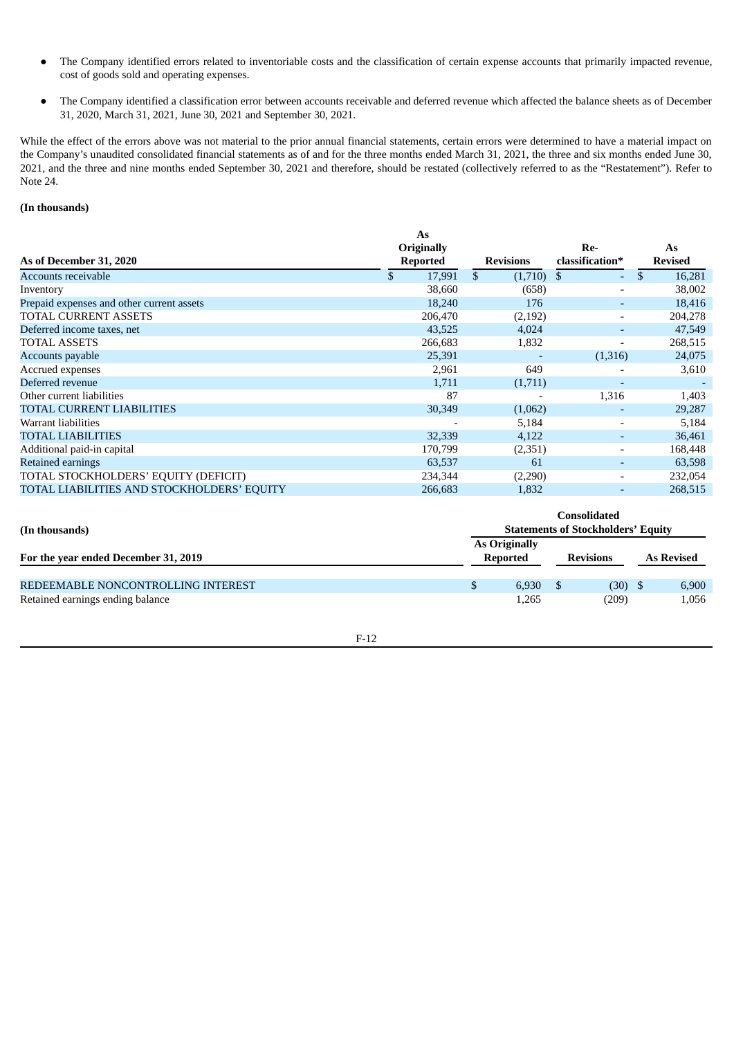- The Company identified errors related to inventoriable costs and the classification of certain expense accounts that primarily impacted revenue, cost of goods sold and operating expenses.
- The Company identified a classification error between accounts receivable and deferred revenue which affected the balance sheets as of December 31, 2020, March 31, 2021, June 30, 2021 and September 30, 2021.

While the effect of the errors above was not material to the prior annual financial statements, certain errors were determined to have a material impact on the Company's unaudited consolidated financial statements as of and for the three months ended March 31, 2021, the three and six months ended June 30, 2021, and the three and nine months ended September 30, 2021 and therefore, should be restated (collectively referred to as the "Restatement"). Refer to Note 24.

**(In thousands)**

| As of December 31, 2020 | As Originally Reported | Revisions | Re-classification* | As Revised |
|---|---|---|---|---|
| Accounts receivable | $ 17,991 | $ (1,710) | $ - | $ 16,281 |
| Inventory | 38,660 | (658) | - | 38,002 |
| Prepaid expenses and other current assets | 18,240 | 176 | - | 18,416 |
| TOTAL CURRENT ASSETS | 206,470 | (2,192) | - | 204,278 |
| Deferred income taxes, net | 43,525 | 4,024 | - | 47,549 |
| TOTAL ASSETS | 266,683 | 1,832 | - | 268,515 |
| Accounts payable | 25,391 | - | (1,316) | 24,075 |
| Accrued expenses | 2,961 | 649 | - | 3,610 |
| Deferred revenue | 1,711 | (1,711) | - | - |
| Other current liabilities | 87 | - | 1,316 | 1,403 |
| TOTAL CURRENT LIABILITIES | 30,349 | (1,062) | - | 29,287 |
| Warrant liabilities | - | 5,184 | - | 5,184 |
| TOTAL LIABILITIES | 32,339 | 4,122 | - | 36,461 |
| Additional paid-in capital | 170,799 | (2,351) | - | 168,448 |
| Retained earnings | 63,537 | 61 | - | 63,598 |
| TOTAL STOCKHOLDERS' EQUITY (DEFICIT) | 234,344 | (2,290) | - | 232,054 |
| TOTAL LIABILITIES AND STOCKHOLDERS' EQUITY | 266,683 | 1,832 | - | 268,515 |

| (In thousands) | Consolidated Statements of Stockholders' Equity | | |
|---|---|---|---|
| For the year ended December 31, 2019 | As Originally Reported | Revisions | As Revised |
| REDEEMABLE NONCONTROLLING INTEREST | $ 6,930 | $ (30) | $ 6,900 |
| Retained earnings ending balance | 1,265 | (209) | 1,056 |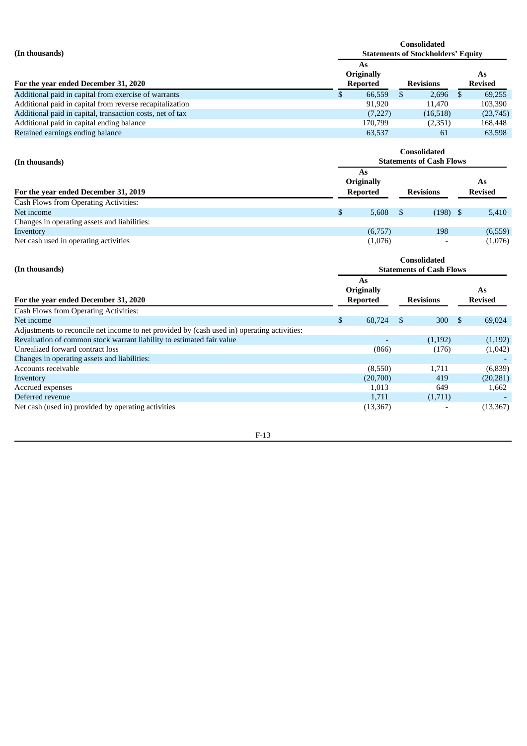| (In thousands) | Consolidated Statements of Stockholders' Equity | | |
|---|---|---|---|
| For the year ended December 31, 2020 | As Originally Reported | Revisions | As Revised |
| Additional paid in capital from exercise of warrants | $ 66,559 | $ 2,696 | $ 69,255 |
| Additional paid in capital from reverse recapitalization | 91,920 | 11,470 | 103,390 |
| Additional paid in capital, transaction costs, net of tax | (7,227) | (16,518) | (23,745) |
| Additional paid in capital ending balance | 170,799 | (2,351) | 168,448 |
| Retained earnings ending balance | 63,537 | 61 | 63,598 |

| (In thousands) | Consolidated Statements of Cash Flows | | |
|---|---|---|---|
| For the year ended December 31, 2019 | As Originally Reported | Revisions | As Revised |
| Cash Flows from Operating Activities: | | | |
| Net income | $ 5,608 | $ (198) | $ 5,410 |
| Changes in operating assets and liabilities: | | | |
| Inventory | (6,757) | 198 | (6,559) |
| Net cash used in operating activities | (1,076) | - | (1,076) |

| (In thousands) | Consolidated Statements of Cash Flows | | |
|---|---|---|---|
| For the year ended December 31, 2020 | As Originally Reported | Revisions | As Revised |
| Cash Flows from Operating Activities: | | | |
| Net income | $ 68,724 | $ 300 | $ 69,024 |
| Adjustments to reconcile net income to net provided by (cash used in) operating activities: | | | |
| Revaluation of common stock warrant liability to estimated fair value | - | (1,192) | (1,192) |
| Unrealized forward contract loss | (866) | (176) | (1,042) |
| Changes in operating assets and liabilities: | | | - |
| Accounts receivable | (8,550) | 1,711 | (6,839) |
| Inventory | (20,700) | 419 | (20,281) |
| Accrued expenses | 1,013 | 649 | 1,662 |
| Deferred revenue | 1,711 | (1,711) | - |
| Net cash (used in) provided by operating activities | (13,367) | - | (13,367) |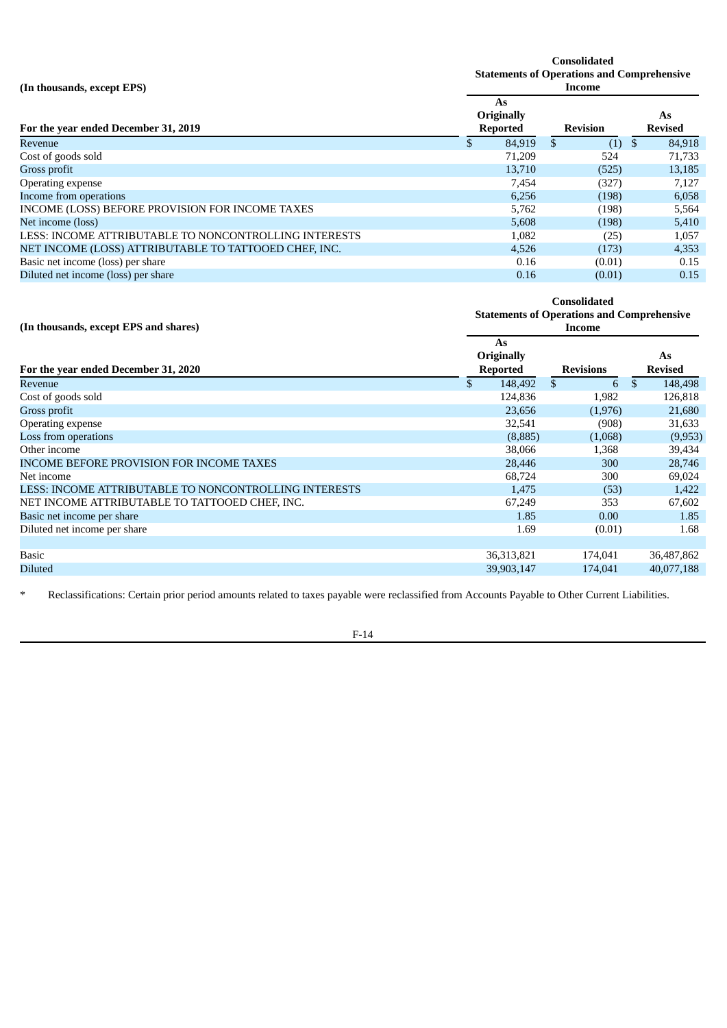| (In thousands, except EPS) | Consolidated Statements of Operations and Comprehensive Income | | |
|---|---|---|---|
| For the year ended December 31, 2019 | As Originally Reported | Revision | As Revised |
| Revenue | $ 84,919 | $ (1) | $ 84,918 |
| Cost of goods sold | 71,209 | 524 | 71,733 |
| Gross profit | 13,710 | (525) | 13,185 |
| Operating expense | 7,454 | (327) | 7,127 |
| Income from operations | 6,256 | (198) | 6,058 |
| INCOME (LOSS) BEFORE PROVISION FOR INCOME TAXES | 5,762 | (198) | 5,564 |
| Net income (loss) | 5,608 | (198) | 5,410 |
| LESS: INCOME ATTRIBUTABLE TO NONCONTROLLING INTERESTS | 1,082 | (25) | 1,057 |
| NET INCOME (LOSS) ATTRIBUTABLE TO TATTOOED CHEF, INC. | 4,526 | (173) | 4,353 |
| Basic net income (loss) per share | 0.16 | (0.01) | 0.15 |
| Diluted net income (loss) per share | 0.16 | (0.01) | 0.15 |

| (In thousands, except EPS and shares) | Consolidated Statements of Operations and Comprehensive Income | | |
|---|---|---|---|
| For the year ended December 31, 2020 | As Originally Reported | Revisions | As Revised |
| Revenue | $ 148,492 | $ 6 | $ 148,498 |
| Cost of goods sold | 124,836 | 1,982 | 126,818 |
| Gross profit | 23,656 | (1,976) | 21,680 |
| Operating expense | 32,541 | (908) | 31,633 |
| Loss from operations | (8,885) | (1,068) | (9,953) |
| Other income | 38,066 | 1,368 | 39,434 |
| INCOME BEFORE PROVISION FOR INCOME TAXES | 28,446 | 300 | 28,746 |
| Net income | 68,724 | 300 | 69,024 |
| LESS: INCOME ATTRIBUTABLE TO NONCONTROLLING INTERESTS | 1,475 | (53) | 1,422 |
| NET INCOME ATTRIBUTABLE TO TATTOOED CHEF, INC. | 67,249 | 353 | 67,602 |
| Basic net income per share | 1.85 | 0.00 | 1.85 |
| Diluted net income per share | 1.69 | (0.01) | 1.68 |
| | | | |
| Basic | 36,313,821 | 174,041 | 36,487,862 |
| Diluted | 39,903,147 | 174,041 | 40,077,188 |

\* Reclassifications: Certain prior period amounts related to taxes payable were reclassified from Accounts Payable to Other Current Liabilities.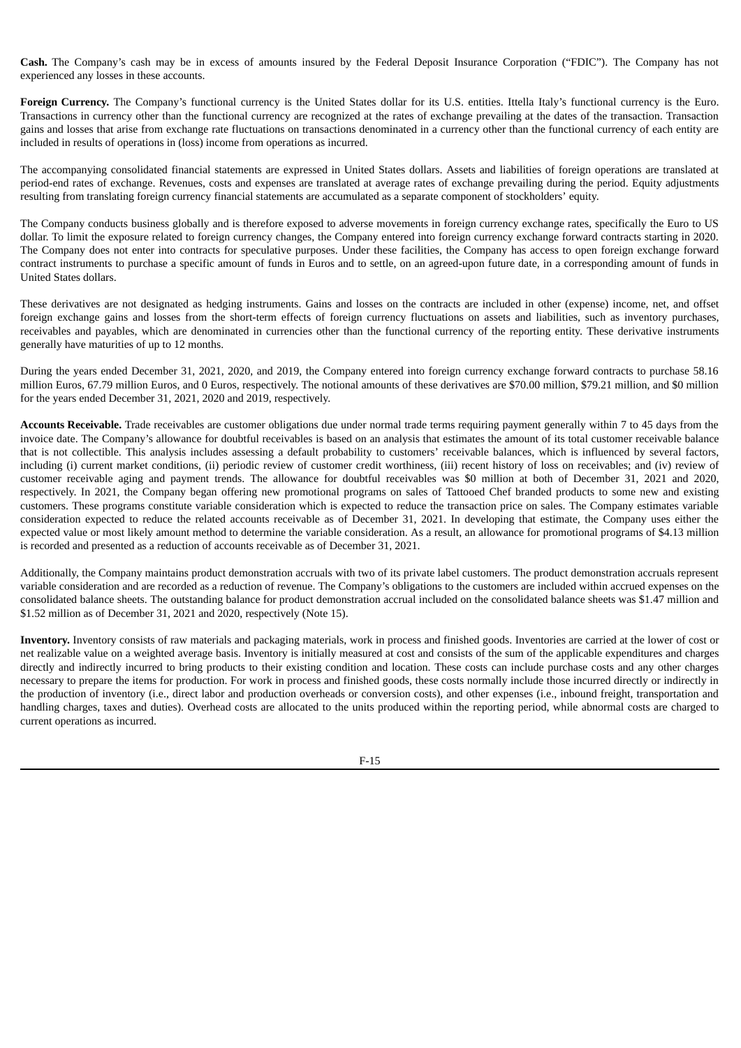**Cash.** The Company's cash may be in excess of amounts insured by the Federal Deposit Insurance Corporation ("FDIC"). The Company has not experienced any losses in these accounts.

**Foreign Currency.** The Company's functional currency is the United States dollar for its U.S. entities. Ittella Italy's functional currency is the Euro. Transactions in currency other than the functional currency are recognized at the rates of exchange prevailing at the dates of the transaction. Transaction gains and losses that arise from exchange rate fluctuations on transactions denominated in a currency other than the functional currency of each entity are included in results of operations in (loss) income from operations as incurred.

The accompanying consolidated financial statements are expressed in United States dollars. Assets and liabilities of foreign operations are translated at period-end rates of exchange. Revenues, costs and expenses are translated at average rates of exchange prevailing during the period. Equity adjustments resulting from translating foreign currency financial statements are accumulated as a separate component of stockholders' equity.

The Company conducts business globally and is therefore exposed to adverse movements in foreign currency exchange rates, specifically the Euro to US dollar. To limit the exposure related to foreign currency changes, the Company entered into foreign currency exchange forward contracts starting in 2020. The Company does not enter into contracts for speculative purposes. Under these facilities, the Company has access to open foreign exchange forward contract instruments to purchase a specific amount of funds in Euros and to settle, on an agreed-upon future date, in a corresponding amount of funds in United States dollars.

These derivatives are not designated as hedging instruments. Gains and losses on the contracts are included in other (expense) income, net, and offset foreign exchange gains and losses from the short-term effects of foreign currency fluctuations on assets and liabilities, such as inventory purchases, receivables and payables, which are denominated in currencies other than the functional currency of the reporting entity. These derivative instruments generally have maturities of up to 12 months.

During the years ended December 31, 2021, 2020, and 2019, the Company entered into foreign currency exchange forward contracts to purchase 58.16 million Euros, 67.79 million Euros, and 0 Euros, respectively. The notional amounts of these derivatives are $70.00 million, $79.21 million, and $0 million for the years ended December 31, 2021, 2020 and 2019, respectively.

**Accounts Receivable.** Trade receivables are customer obligations due under normal trade terms requiring payment generally within 7 to 45 days from the invoice date. The Company's allowance for doubtful receivables is based on an analysis that estimates the amount of its total customer receivable balance that is not collectible. This analysis includes assessing a default probability to customers' receivable balances, which is influenced by several factors, including (i) current market conditions, (ii) periodic review of customer credit worthiness, (iii) recent history of loss on receivables; and (iv) review of customer receivable aging and payment trends. The allowance for doubtful receivables was $0 million at both of December 31, 2021 and 2020, respectively. In 2021, the Company began offering new promotional programs on sales of Tattooed Chef branded products to some new and existing customers. These programs constitute variable consideration which is expected to reduce the transaction price on sales. The Company estimates variable consideration expected to reduce the related accounts receivable as of December 31, 2021. In developing that estimate, the Company uses either the expected value or most likely amount method to determine the variable consideration. As a result, an allowance for promotional programs of $4.13 million is recorded and presented as a reduction of accounts receivable as of December 31, 2021.

Additionally, the Company maintains product demonstration accruals with two of its private label customers. The product demonstration accruals represent variable consideration and are recorded as a reduction of revenue. The Company's obligations to the customers are included within accrued expenses on the consolidated balance sheets. The outstanding balance for product demonstration accrual included on the consolidated balance sheets was $1.47 million and $1.52 million as of December 31, 2021 and 2020, respectively (Note 15).

**Inventory.** Inventory consists of raw materials and packaging materials, work in process and finished goods. Inventories are carried at the lower of cost or net realizable value on a weighted average basis. Inventory is initially measured at cost and consists of the sum of the applicable expenditures and charges directly and indirectly incurred to bring products to their existing condition and location. These costs can include purchase costs and any other charges necessary to prepare the items for production. For work in process and finished goods, these costs normally include those incurred directly or indirectly in the production of inventory (i.e., direct labor and production overheads or conversion costs), and other expenses (i.e., inbound freight, transportation and handling charges, taxes and duties). Overhead costs are allocated to the units produced within the reporting period, while abnormal costs are charged to current operations as incurred.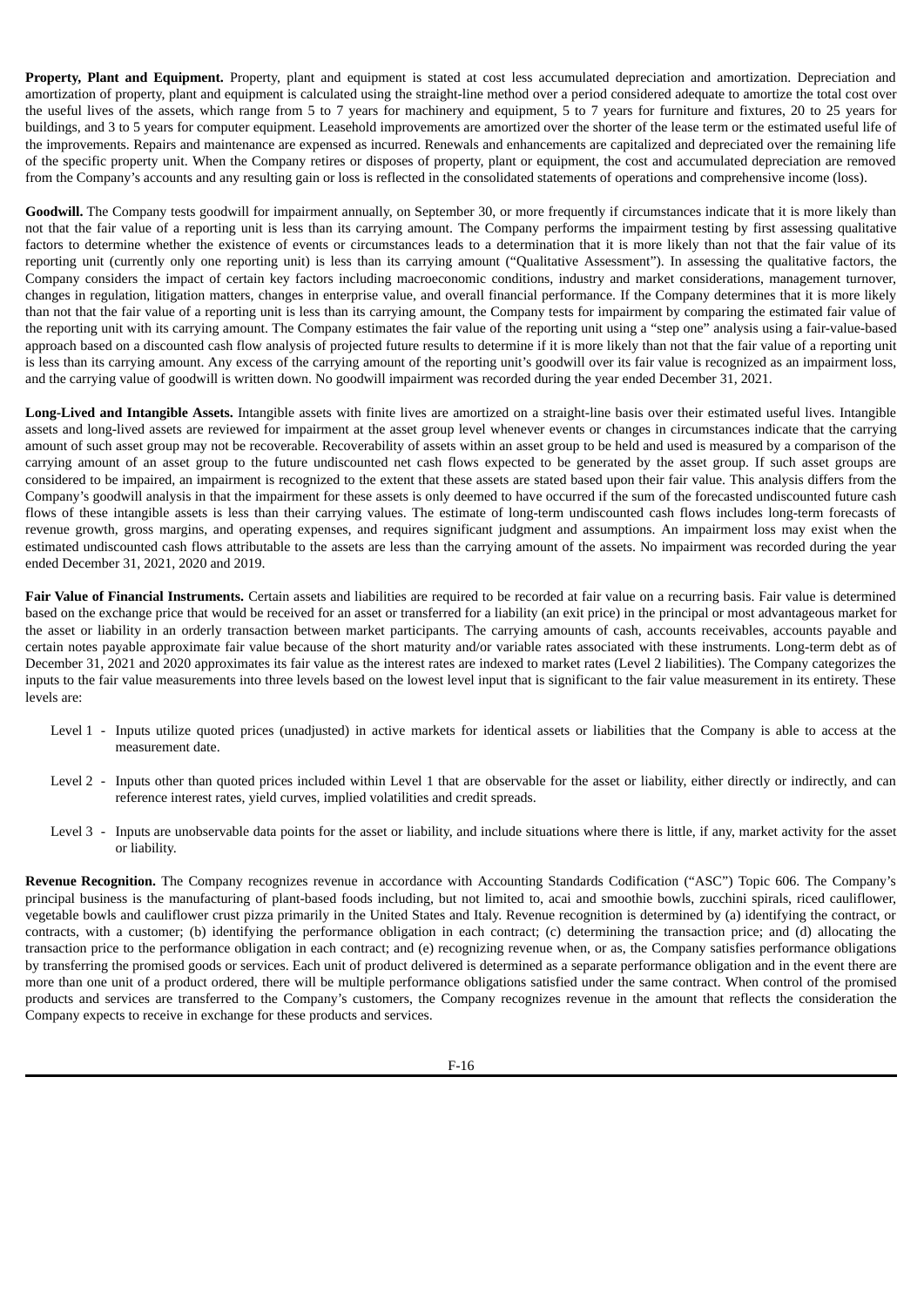**Property, Plant and Equipment.** Property, plant and equipment is stated at cost less accumulated depreciation and amortization. Depreciation and amortization of property, plant and equipment is calculated using the straight-line method over a period considered adequate to amortize the total cost over the useful lives of the assets, which range from 5 to 7 years for machinery and equipment, 5 to 7 years for furniture and fixtures, 20 to 25 years for buildings, and 3 to 5 years for computer equipment. Leasehold improvements are amortized over the shorter of the lease term or the estimated useful life of the improvements. Repairs and maintenance are expensed as incurred. Renewals and enhancements are capitalized and depreciated over the remaining life of the specific property unit. When the Company retires or disposes of property, plant or equipment, the cost and accumulated depreciation are removed from the Company's accounts and any resulting gain or loss is reflected in the consolidated statements of operations and comprehensive income (loss).

**Goodwill.** The Company tests goodwill for impairment annually, on September 30, or more frequently if circumstances indicate that it is more likely than not that the fair value of a reporting unit is less than its carrying amount. The Company performs the impairment testing by first assessing qualitative factors to determine whether the existence of events or circumstances leads to a determination that it is more likely than not that the fair value of its reporting unit (currently only one reporting unit) is less than its carrying amount ("Qualitative Assessment"). In assessing the qualitative factors, the Company considers the impact of certain key factors including macroeconomic conditions, industry and market considerations, management turnover, changes in regulation, litigation matters, changes in enterprise value, and overall financial performance. If the Company determines that it is more likely than not that the fair value of a reporting unit is less than its carrying amount, the Company tests for impairment by comparing the estimated fair value of the reporting unit with its carrying amount. The Company estimates the fair value of the reporting unit using a "step one" analysis using a fair-value-based approach based on a discounted cash flow analysis of projected future results to determine if it is more likely than not that the fair value of a reporting unit is less than its carrying amount. Any excess of the carrying amount of the reporting unit's goodwill over its fair value is recognized as an impairment loss, and the carrying value of goodwill is written down. No goodwill impairment was recorded during the year ended December 31, 2021.

**Long-Lived and Intangible Assets.** Intangible assets with finite lives are amortized on a straight-line basis over their estimated useful lives. Intangible assets and long-lived assets are reviewed for impairment at the asset group level whenever events or changes in circumstances indicate that the carrying amount of such asset group may not be recoverable. Recoverability of assets within an asset group to be held and used is measured by a comparison of the carrying amount of an asset group to the future undiscounted net cash flows expected to be generated by the asset group. If such asset groups are considered to be impaired, an impairment is recognized to the extent that these assets are stated based upon their fair value. This analysis differs from the Company's goodwill analysis in that the impairment for these assets is only deemed to have occurred if the sum of the forecasted undiscounted future cash flows of these intangible assets is less than their carrying values. The estimate of long-term undiscounted cash flows includes long-term forecasts of revenue growth, gross margins, and operating expenses, and requires significant judgment and assumptions. An impairment loss may exist when the estimated undiscounted cash flows attributable to the assets are less than the carrying amount of the assets. No impairment was recorded during the year ended December 31, 2021, 2020 and 2019.

**Fair Value of Financial Instruments.** Certain assets and liabilities are required to be recorded at fair value on a recurring basis. Fair value is determined based on the exchange price that would be received for an asset or transferred for a liability (an exit price) in the principal or most advantageous market for the asset or liability in an orderly transaction between market participants. The carrying amounts of cash, accounts receivables, accounts payable and certain notes payable approximate fair value because of the short maturity and/or variable rates associated with these instruments. Long-term debt as of December 31, 2021 and 2020 approximates its fair value as the interest rates are indexed to market rates (Level 2 liabilities). The Company categorizes the inputs to the fair value measurements into three levels based on the lowest level input that is significant to the fair value measurement in its entirety. These levels are:

- Level 1 - Inputs utilize quoted prices (unadjusted) in active markets for identical assets or liabilities that the Company is able to access at the measurement date.
- Level 2 - Inputs other than quoted prices included within Level 1 that are observable for the asset or liability, either directly or indirectly, and can reference interest rates, yield curves, implied volatilities and credit spreads.
- Level 3 - Inputs are unobservable data points for the asset or liability, and include situations where there is little, if any, market activity for the asset or liability.

**Revenue Recognition.** The Company recognizes revenue in accordance with Accounting Standards Codification ("ASC") Topic 606. The Company's principal business is the manufacturing of plant-based foods including, but not limited to, acai and smoothie bowls, zucchini spirals, riced cauliflower, vegetable bowls and cauliflower crust pizza primarily in the United States and Italy. Revenue recognition is determined by (a) identifying the contract, or contracts, with a customer; (b) identifying the performance obligation in each contract; (c) determining the transaction price; and (d) allocating the transaction price to the performance obligation in each contract; and (e) recognizing revenue when, or as, the Company satisfies performance obligations by transferring the promised goods or services. Each unit of product delivered is determined as a separate performance obligation and in the event there are more than one unit of a product ordered, there will be multiple performance obligations satisfied under the same contract. When control of the promised products and services are transferred to the Company's customers, the Company recognizes revenue in the amount that reflects the consideration the Company expects to receive in exchange for these products and services.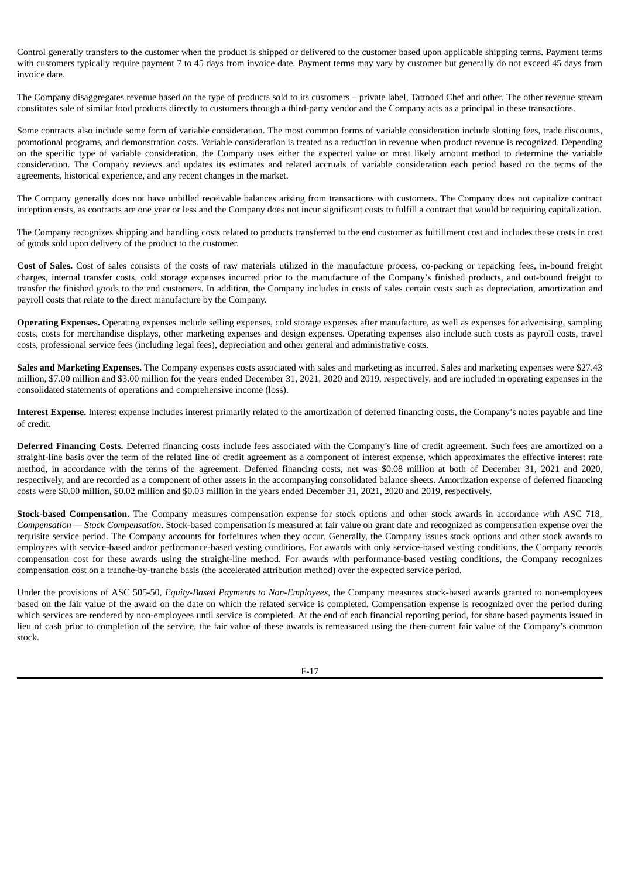Control generally transfers to the customer when the product is shipped or delivered to the customer based upon applicable shipping terms. Payment terms with customers typically require payment 7 to 45 days from invoice date. Payment terms may vary by customer but generally do not exceed 45 days from invoice date.

The Company disaggregates revenue based on the type of products sold to its customers – private label, Tattooed Chef and other. The other revenue stream constitutes sale of similar food products directly to customers through a third-party vendor and the Company acts as a principal in these transactions.

Some contracts also include some form of variable consideration. The most common forms of variable consideration include slotting fees, trade discounts, promotional programs, and demonstration costs. Variable consideration is treated as a reduction in revenue when product revenue is recognized. Depending on the specific type of variable consideration, the Company uses either the expected value or most likely amount method to determine the variable consideration. The Company reviews and updates its estimates and related accruals of variable consideration each period based on the terms of the agreements, historical experience, and any recent changes in the market.

The Company generally does not have unbilled receivable balances arising from transactions with customers. The Company does not capitalize contract inception costs, as contracts are one year or less and the Company does not incur significant costs to fulfill a contract that would be requiring capitalization.

The Company recognizes shipping and handling costs related to products transferred to the end customer as fulfillment cost and includes these costs in cost of goods sold upon delivery of the product to the customer.

**Cost of Sales.** Cost of sales consists of the costs of raw materials utilized in the manufacture process, co-packing or repacking fees, in-bound freight charges, internal transfer costs, cold storage expenses incurred prior to the manufacture of the Company's finished products, and out-bound freight to transfer the finished goods to the end customers. In addition, the Company includes in costs of sales certain costs such as depreciation, amortization and payroll costs that relate to the direct manufacture by the Company.

**Operating Expenses.** Operating expenses include selling expenses, cold storage expenses after manufacture, as well as expenses for advertising, sampling costs, costs for merchandise displays, other marketing expenses and design expenses. Operating expenses also include such costs as payroll costs, travel costs, professional service fees (including legal fees), depreciation and other general and administrative costs.

**Sales and Marketing Expenses.** The Company expenses costs associated with sales and marketing as incurred. Sales and marketing expenses were $27.43 million, $7.00 million and $3.00 million for the years ended December 31, 2021, 2020 and 2019, respectively, and are included in operating expenses in the consolidated statements of operations and comprehensive income (loss).

**Interest Expense.** Interest expense includes interest primarily related to the amortization of deferred financing costs, the Company's notes payable and line of credit.

**Deferred Financing Costs.** Deferred financing costs include fees associated with the Company's line of credit agreement. Such fees are amortized on a straight-line basis over the term of the related line of credit agreement as a component of interest expense, which approximates the effective interest rate method, in accordance with the terms of the agreement. Deferred financing costs, net was $0.08 million at both of December 31, 2021 and 2020, respectively, and are recorded as a component of other assets in the accompanying consolidated balance sheets. Amortization expense of deferred financing costs were $0.00 million, $0.02 million and $0.03 million in the years ended December 31, 2021, 2020 and 2019, respectively.

**Stock-based Compensation.** The Company measures compensation expense for stock options and other stock awards in accordance with ASC 718, *Compensation — Stock Compensation*. Stock-based compensation is measured at fair value on grant date and recognized as compensation expense over the requisite service period. The Company accounts for forfeitures when they occur. Generally, the Company issues stock options and other stock awards to employees with service-based and/or performance-based vesting conditions. For awards with only service-based vesting conditions, the Company records compensation cost for these awards using the straight-line method. For awards with performance-based vesting conditions, the Company recognizes compensation cost on a tranche-by-tranche basis (the accelerated attribution method) over the expected service period.

Under the provisions of ASC 505-50, *Equity-Based Payments to Non-Employees*, the Company measures stock-based awards granted to non-employees based on the fair value of the award on the date on which the related service is completed. Compensation expense is recognized over the period during which services are rendered by non-employees until service is completed. At the end of each financial reporting period, for share based payments issued in lieu of cash prior to completion of the service, the fair value of these awards is remeasured using the then-current fair value of the Company's common stock.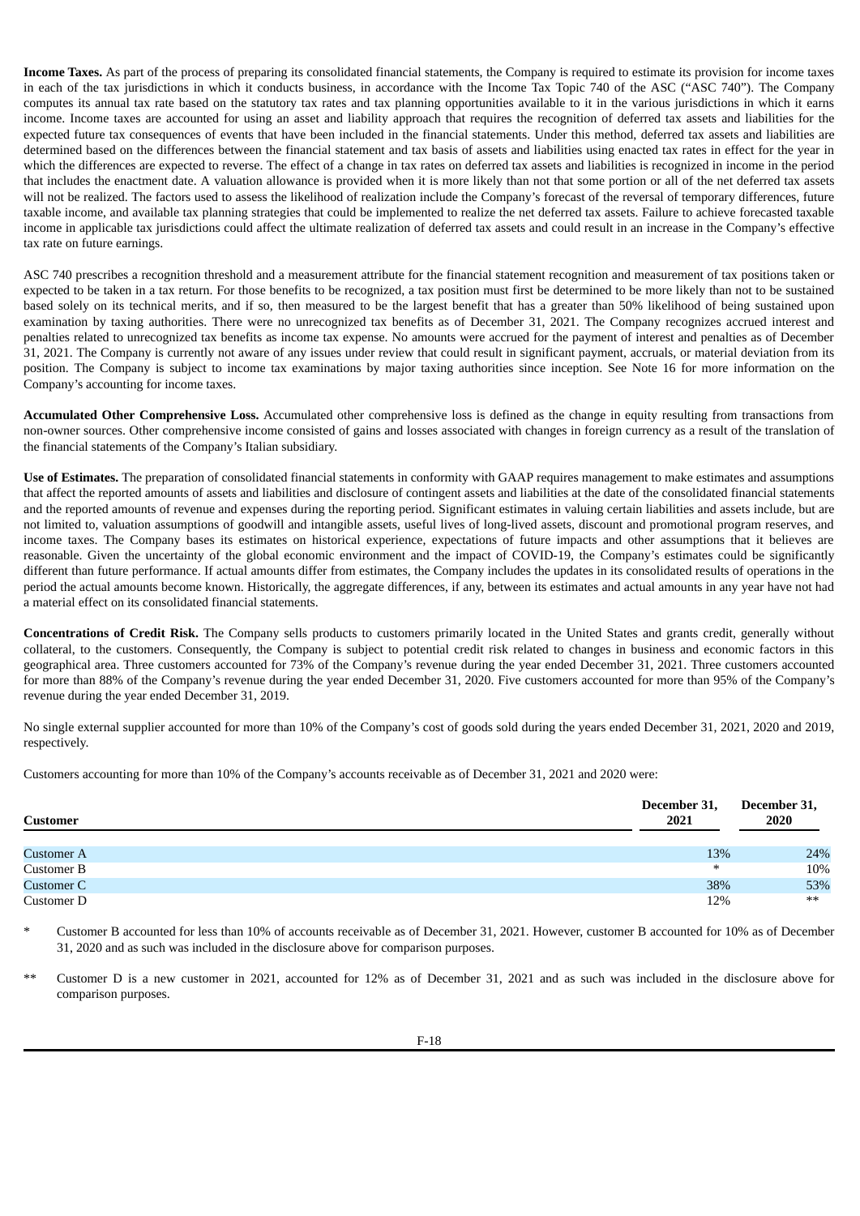**Income Taxes.** As part of the process of preparing its consolidated financial statements, the Company is required to estimate its provision for income taxes in each of the tax jurisdictions in which it conducts business, in accordance with the Income Tax Topic 740 of the ASC ("ASC 740"). The Company computes its annual tax rate based on the statutory tax rates and tax planning opportunities available to it in the various jurisdictions in which it earns income. Income taxes are accounted for using an asset and liability approach that requires the recognition of deferred tax assets and liabilities for the expected future tax consequences of events that have been included in the financial statements. Under this method, deferred tax assets and liabilities are determined based on the differences between the financial statement and tax basis of assets and liabilities using enacted tax rates in effect for the year in which the differences are expected to reverse. The effect of a change in tax rates on deferred tax assets and liabilities is recognized in income in the period that includes the enactment date. A valuation allowance is provided when it is more likely than not that some portion or all of the net deferred tax assets will not be realized. The factors used to assess the likelihood of realization include the Company's forecast of the reversal of temporary differences, future taxable income, and available tax planning strategies that could be implemented to realize the net deferred tax assets. Failure to achieve forecasted taxable income in applicable tax jurisdictions could affect the ultimate realization of deferred tax assets and could result in an increase in the Company's effective tax rate on future earnings.

ASC 740 prescribes a recognition threshold and a measurement attribute for the financial statement recognition and measurement of tax positions taken or expected to be taken in a tax return. For those benefits to be recognized, a tax position must first be determined to be more likely than not to be sustained based solely on its technical merits, and if so, then measured to be the largest benefit that has a greater than 50% likelihood of being sustained upon examination by taxing authorities. There were no unrecognized tax benefits as of December 31, 2021. The Company recognizes accrued interest and penalties related to unrecognized tax benefits as income tax expense. No amounts were accrued for the payment of interest and penalties as of December 31, 2021. The Company is currently not aware of any issues under review that could result in significant payment, accruals, or material deviation from its position. The Company is subject to income tax examinations by major taxing authorities since inception. See Note 16 for more information on the Company's accounting for income taxes.

**Accumulated Other Comprehensive Loss.** Accumulated other comprehensive loss is defined as the change in equity resulting from transactions from non-owner sources. Other comprehensive income consisted of gains and losses associated with changes in foreign currency as a result of the translation of the financial statements of the Company's Italian subsidiary.

**Use of Estimates.** The preparation of consolidated financial statements in conformity with GAAP requires management to make estimates and assumptions that affect the reported amounts of assets and liabilities and disclosure of contingent assets and liabilities at the date of the consolidated financial statements and the reported amounts of revenue and expenses during the reporting period. Significant estimates in valuing certain liabilities and assets include, but are not limited to, valuation assumptions of goodwill and intangible assets, useful lives of long-lived assets, discount and promotional program reserves, and income taxes. The Company bases its estimates on historical experience, expectations of future impacts and other assumptions that it believes are reasonable. Given the uncertainty of the global economic environment and the impact of COVID-19, the Company's estimates could be significantly different than future performance. If actual amounts differ from estimates, the Company includes the updates in its consolidated results of operations in the period the actual amounts become known. Historically, the aggregate differences, if any, between its estimates and actual amounts in any year have not had a material effect on its consolidated financial statements.

**Concentrations of Credit Risk.** The Company sells products to customers primarily located in the United States and grants credit, generally without collateral, to the customers. Consequently, the Company is subject to potential credit risk related to changes in business and economic factors in this geographical area. Three customers accounted for 73% of the Company's revenue during the year ended December 31, 2021. Three customers accounted for more than 88% of the Company's revenue during the year ended December 31, 2020. Five customers accounted for more than 95% of the Company's revenue during the year ended December 31, 2019.

No single external supplier accounted for more than 10% of the Company's cost of goods sold during the years ended December 31, 2021, 2020 and 2019, respectively.

Customers accounting for more than 10% of the Company's accounts receivable as of December 31, 2021 and 2020 were:

| Customer | December 31, 2021 | December 31, 2020 |
|---|---|---|
| Customer A | 13% | 24% |
| Customer B | * | 10% |
| Customer C | 38% | 53% |
| Customer D | 12% | ** |

\* Customer B accounted for less than 10% of accounts receivable as of December 31, 2021. However, customer B accounted for 10% as of December 31, 2020 and as such was included in the disclosure above for comparison purposes.

\*\* Customer D is a new customer in 2021, accounted for 12% as of December 31, 2021 and as such was included in the disclosure above for comparison purposes.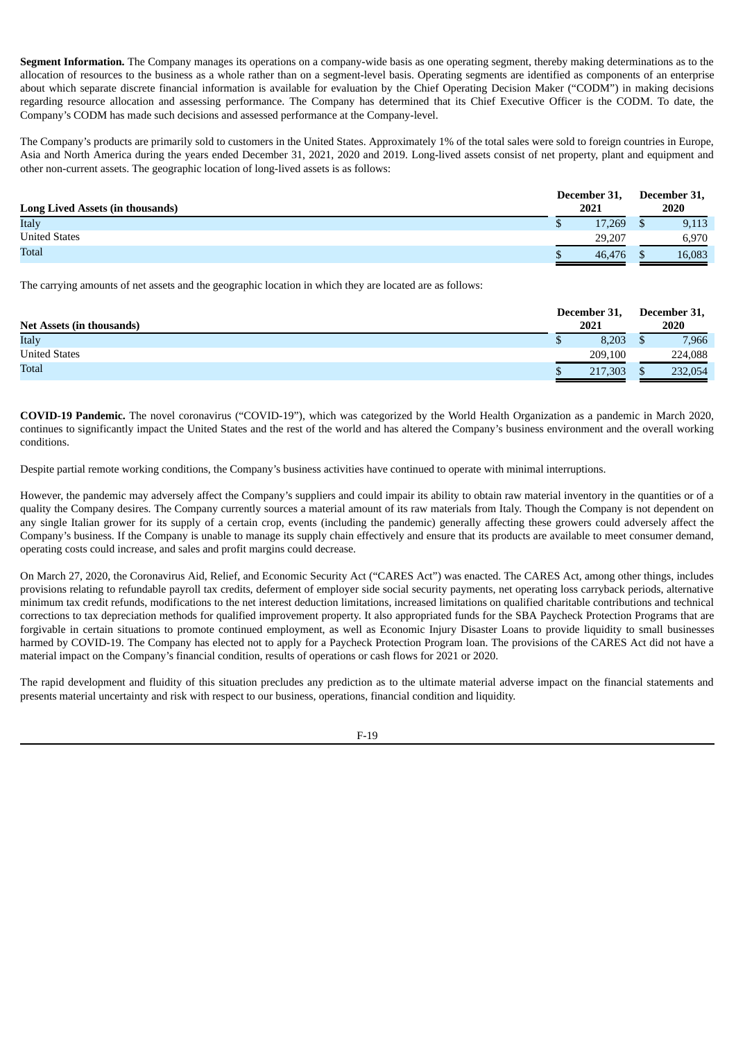**Segment Information.** The Company manages its operations on a company-wide basis as one operating segment, thereby making determinations as to the allocation of resources to the business as a whole rather than on a segment-level basis. Operating segments are identified as components of an enterprise about which separate discrete financial information is available for evaluation by the Chief Operating Decision Maker ("CODM") in making decisions regarding resource allocation and assessing performance. The Company has determined that its Chief Executive Officer is the CODM. To date, the Company's CODM has made such decisions and assessed performance at the Company-level.

The Company's products are primarily sold to customers in the United States. Approximately 1% of the total sales were sold to foreign countries in Europe, Asia and North America during the years ended December 31, 2021, 2020 and 2019. Long-lived assets consist of net property, plant and equipment and other non-current assets. The geographic location of long-lived assets is as follows:

| Long Lived Assets (in thousands) | December 31, 2021 | December 31, 2020 |
|---|---|---|
| Italy | $ 17,269 | $ 9,113 |
| United States | 29,207 | 6,970 |
| Total | $ 46,476 | $ 16,083 |

The carrying amounts of net assets and the geographic location in which they are located are as follows:

| Net Assets (in thousands) | December 31, 2021 | December 31, 2020 |
|---|---|---|
| Italy | $ 8,203 | $ 7,966 |
| United States | 209,100 | 224,088 |
| Total | $ 217,303 | $ 232,054 |

**COVID-19 Pandemic.** The novel coronavirus ("COVID-19"), which was categorized by the World Health Organization as a pandemic in March 2020, continues to significantly impact the United States and the rest of the world and has altered the Company's business environment and the overall working conditions.

Despite partial remote working conditions, the Company's business activities have continued to operate with minimal interruptions.

However, the pandemic may adversely affect the Company's suppliers and could impair its ability to obtain raw material inventory in the quantities or of a quality the Company desires. The Company currently sources a material amount of its raw materials from Italy. Though the Company is not dependent on any single Italian grower for its supply of a certain crop, events (including the pandemic) generally affecting these growers could adversely affect the Company's business. If the Company is unable to manage its supply chain effectively and ensure that its products are available to meet consumer demand, operating costs could increase, and sales and profit margins could decrease.

On March 27, 2020, the Coronavirus Aid, Relief, and Economic Security Act ("CARES Act") was enacted. The CARES Act, among other things, includes provisions relating to refundable payroll tax credits, deferment of employer side social security payments, net operating loss carryback periods, alternative minimum tax credit refunds, modifications to the net interest deduction limitations, increased limitations on qualified charitable contributions and technical corrections to tax depreciation methods for qualified improvement property. It also appropriated funds for the SBA Paycheck Protection Programs that are forgivable in certain situations to promote continued employment, as well as Economic Injury Disaster Loans to provide liquidity to small businesses harmed by COVID-19. The Company has elected not to apply for a Paycheck Protection Program loan. The provisions of the CARES Act did not have a material impact on the Company's financial condition, results of operations or cash flows for 2021 or 2020.

The rapid development and fluidity of this situation precludes any prediction as to the ultimate material adverse impact on the financial statements and presents material uncertainty and risk with respect to our business, operations, financial condition and liquidity.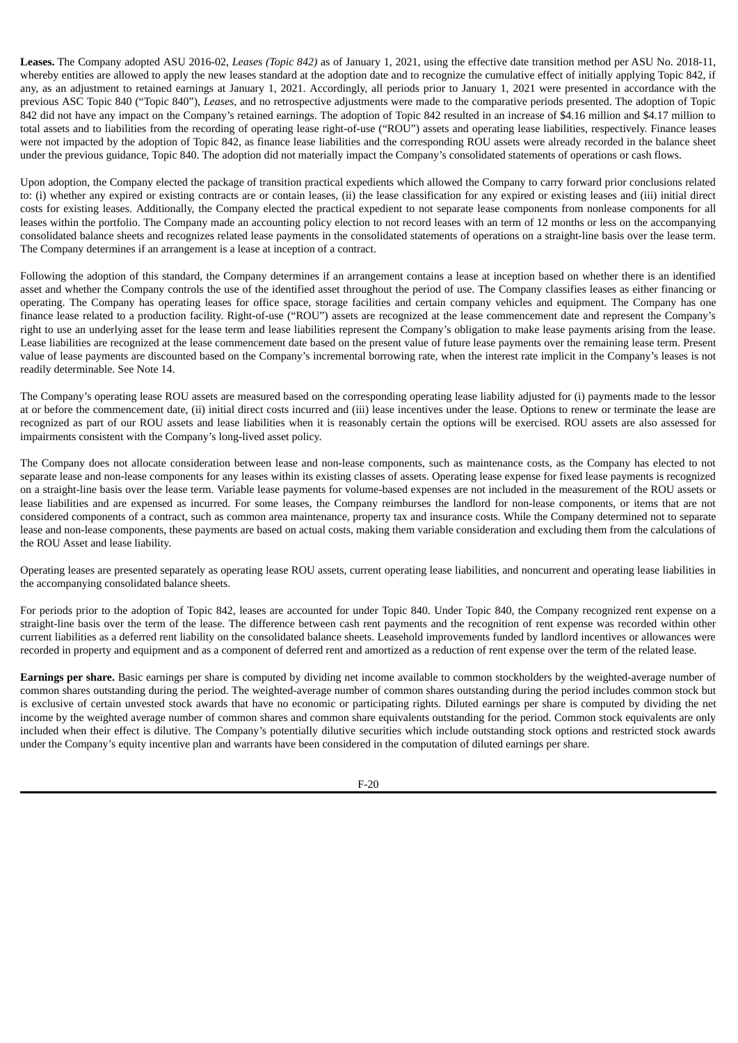**Leases.** The Company adopted ASU 2016-02, *Leases (Topic 842)* as of January 1, 2021, using the effective date transition method per ASU No. 2018-11, whereby entities are allowed to apply the new leases standard at the adoption date and to recognize the cumulative effect of initially applying Topic 842, if any, as an adjustment to retained earnings at January 1, 2021. Accordingly, all periods prior to January 1, 2021 were presented in accordance with the previous ASC Topic 840 ("Topic 840"), *Leases*, and no retrospective adjustments were made to the comparative periods presented. The adoption of Topic 842 did not have any impact on the Company's retained earnings. The adoption of Topic 842 resulted in an increase of $4.16 million and $4.17 million to total assets and to liabilities from the recording of operating lease right-of-use ("ROU") assets and operating lease liabilities, respectively. Finance leases were not impacted by the adoption of Topic 842, as finance lease liabilities and the corresponding ROU assets were already recorded in the balance sheet under the previous guidance, Topic 840. The adoption did not materially impact the Company's consolidated statements of operations or cash flows.

Upon adoption, the Company elected the package of transition practical expedients which allowed the Company to carry forward prior conclusions related to: (i) whether any expired or existing contracts are or contain leases, (ii) the lease classification for any expired or existing leases and (iii) initial direct costs for existing leases. Additionally, the Company elected the practical expedient to not separate lease components from nonlease components for all leases within the portfolio. The Company made an accounting policy election to not record leases with an term of 12 months or less on the accompanying consolidated balance sheets and recognizes related lease payments in the consolidated statements of operations on a straight-line basis over the lease term. The Company determines if an arrangement is a lease at inception of a contract.

Following the adoption of this standard, the Company determines if an arrangement contains a lease at inception based on whether there is an identified asset and whether the Company controls the use of the identified asset throughout the period of use. The Company classifies leases as either financing or operating. The Company has operating leases for office space, storage facilities and certain company vehicles and equipment. The Company has one finance lease related to a production facility. Right-of-use ("ROU") assets are recognized at the lease commencement date and represent the Company's right to use an underlying asset for the lease term and lease liabilities represent the Company's obligation to make lease payments arising from the lease. Lease liabilities are recognized at the lease commencement date based on the present value of future lease payments over the remaining lease term. Present value of lease payments are discounted based on the Company's incremental borrowing rate, when the interest rate implicit in the Company's leases is not readily determinable. See Note 14.

The Company's operating lease ROU assets are measured based on the corresponding operating lease liability adjusted for (i) payments made to the lessor at or before the commencement date, (ii) initial direct costs incurred and (iii) lease incentives under the lease. Options to renew or terminate the lease are recognized as part of our ROU assets and lease liabilities when it is reasonably certain the options will be exercised. ROU assets are also assessed for impairments consistent with the Company's long-lived asset policy.

The Company does not allocate consideration between lease and non-lease components, such as maintenance costs, as the Company has elected to not separate lease and non-lease components for any leases within its existing classes of assets. Operating lease expense for fixed lease payments is recognized on a straight-line basis over the lease term. Variable lease payments for volume-based expenses are not included in the measurement of the ROU assets or lease liabilities and are expensed as incurred. For some leases, the Company reimburses the landlord for non-lease components, or items that are not considered components of a contract, such as common area maintenance, property tax and insurance costs. While the Company determined not to separate lease and non-lease components, these payments are based on actual costs, making them variable consideration and excluding them from the calculations of the ROU Asset and lease liability.

Operating leases are presented separately as operating lease ROU assets, current operating lease liabilities, and noncurrent and operating lease liabilities in the accompanying consolidated balance sheets.

For periods prior to the adoption of Topic 842, leases are accounted for under Topic 840. Under Topic 840, the Company recognized rent expense on a straight-line basis over the term of the lease. The difference between cash rent payments and the recognition of rent expense was recorded within other current liabilities as a deferred rent liability on the consolidated balance sheets. Leasehold improvements funded by landlord incentives or allowances were recorded in property and equipment and as a component of deferred rent and amortized as a reduction of rent expense over the term of the related lease.

**Earnings per share.** Basic earnings per share is computed by dividing net income available to common stockholders by the weighted-average number of common shares outstanding during the period. The weighted-average number of common shares outstanding during the period includes common stock but is exclusive of certain unvested stock awards that have no economic or participating rights. Diluted earnings per share is computed by dividing the net income by the weighted average number of common shares and common share equivalents outstanding for the period. Common stock equivalents are only included when their effect is dilutive. The Company's potentially dilutive securities which include outstanding stock options and restricted stock awards under the Company's equity incentive plan and warrants have been considered in the computation of diluted earnings per share.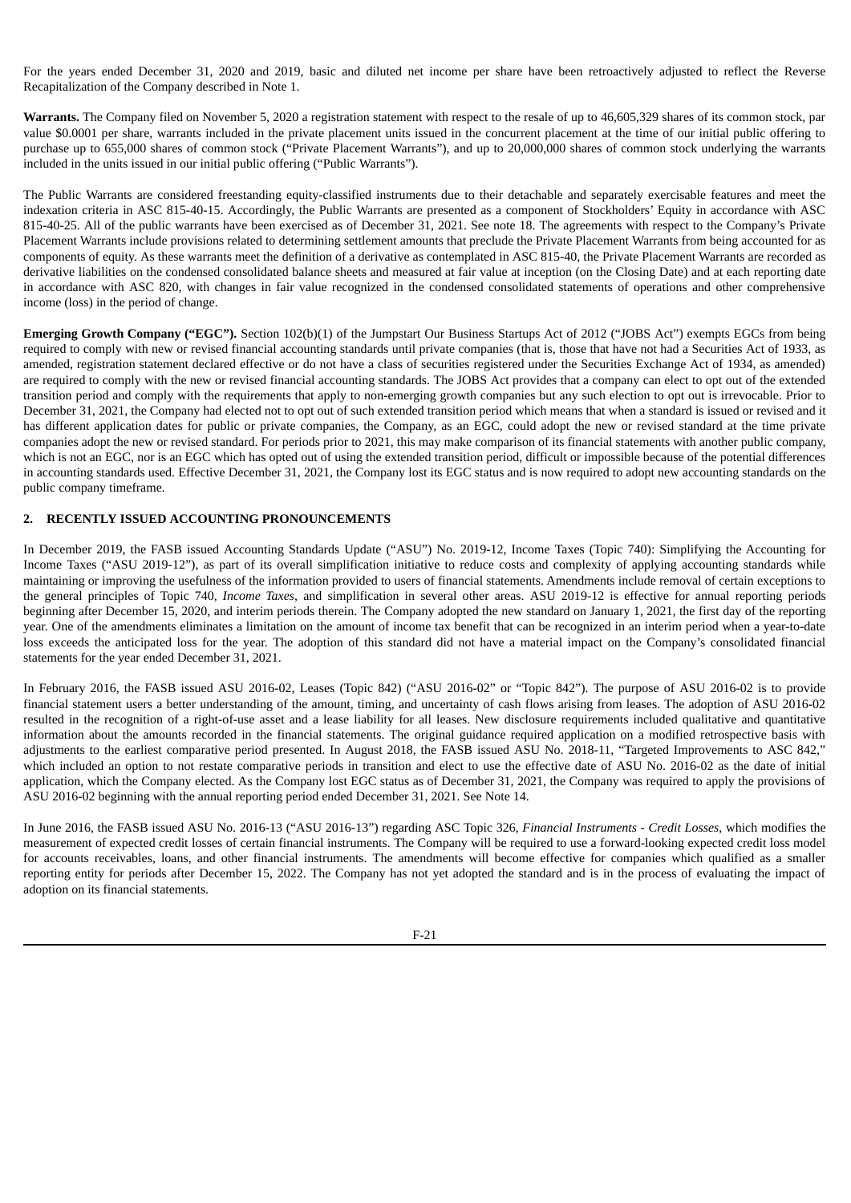For the years ended December 31, 2020 and 2019, basic and diluted net income per share have been retroactively adjusted to reflect the Reverse Recapitalization of the Company described in Note 1.

**Warrants.** The Company filed on November 5, 2020 a registration statement with respect to the resale of up to 46,605,329 shares of its common stock, par value $0.0001 per share, warrants included in the private placement units issued in the concurrent placement at the time of our initial public offering to purchase up to 655,000 shares of common stock ("Private Placement Warrants"), and up to 20,000,000 shares of common stock underlying the warrants included in the units issued in our initial public offering ("Public Warrants").

The Public Warrants are considered freestanding equity-classified instruments due to their detachable and separately exercisable features and meet the indexation criteria in ASC 815-40-15. Accordingly, the Public Warrants are presented as a component of Stockholders' Equity in accordance with ASC 815-40-25. All of the public warrants have been exercised as of December 31, 2021. See note 18. The agreements with respect to the Company's Private Placement Warrants include provisions related to determining settlement amounts that preclude the Private Placement Warrants from being accounted for as components of equity. As these warrants meet the definition of a derivative as contemplated in ASC 815-40, the Private Placement Warrants are recorded as derivative liabilities on the condensed consolidated balance sheets and measured at fair value at inception (on the Closing Date) and at each reporting date in accordance with ASC 820, with changes in fair value recognized in the condensed consolidated statements of operations and other comprehensive income (loss) in the period of change.

**Emerging Growth Company ("EGC").** Section 102(b)(1) of the Jumpstart Our Business Startups Act of 2012 ("JOBS Act") exempts EGCs from being required to comply with new or revised financial accounting standards until private companies (that is, those that have not had a Securities Act of 1933, as amended, registration statement declared effective or do not have a class of securities registered under the Securities Exchange Act of 1934, as amended) are required to comply with the new or revised financial accounting standards. The JOBS Act provides that a company can elect to opt out of the extended transition period and comply with the requirements that apply to non-emerging growth companies but any such election to opt out is irrevocable. Prior to December 31, 2021, the Company had elected not to opt out of such extended transition period which means that when a standard is issued or revised and it has different application dates for public or private companies, the Company, as an EGC, could adopt the new or revised standard at the time private companies adopt the new or revised standard. For periods prior to 2021, this may make comparison of its financial statements with another public company, which is not an EGC, nor is an EGC which has opted out of using the extended transition period, difficult or impossible because of the potential differences in accounting standards used. Effective December 31, 2021, the Company lost its EGC status and is now required to adopt new accounting standards on the public company timeframe.

## 2. RECENTLY ISSUED ACCOUNTING PRONOUNCEMENTS

In December 2019, the FASB issued Accounting Standards Update ("ASU") No. 2019-12, Income Taxes (Topic 740): Simplifying the Accounting for Income Taxes ("ASU 2019-12"), as part of its overall simplification initiative to reduce costs and complexity of applying accounting standards while maintaining or improving the usefulness of the information provided to users of financial statements. Amendments include removal of certain exceptions to the general principles of Topic 740, *Income Taxes*, and simplification in several other areas. ASU 2019-12 is effective for annual reporting periods beginning after December 15, 2020, and interim periods therein. The Company adopted the new standard on January 1, 2021, the first day of the reporting year. One of the amendments eliminates a limitation on the amount of income tax benefit that can be recognized in an interim period when a year-to-date loss exceeds the anticipated loss for the year. The adoption of this standard did not have a material impact on the Company's consolidated financial statements for the year ended December 31, 2021.

In February 2016, the FASB issued ASU 2016-02, Leases (Topic 842) ("ASU 2016-02" or "Topic 842"). The purpose of ASU 2016-02 is to provide financial statement users a better understanding of the amount, timing, and uncertainty of cash flows arising from leases. The adoption of ASU 2016-02 resulted in the recognition of a right-of-use asset and a lease liability for all leases. New disclosure requirements included qualitative and quantitative information about the amounts recorded in the financial statements. The original guidance required application on a modified retrospective basis with adjustments to the earliest comparative period presented. In August 2018, the FASB issued ASU No. 2018-11, "Targeted Improvements to ASC 842," which included an option to not restate comparative periods in transition and elect to use the effective date of ASU No. 2016-02 as the date of initial application, which the Company elected. As the Company lost EGC status as of December 31, 2021, the Company was required to apply the provisions of ASU 2016-02 beginning with the annual reporting period ended December 31, 2021. See Note 14.

In June 2016, the FASB issued ASU No. 2016-13 ("ASU 2016-13") regarding ASC Topic 326, *Financial Instruments - Credit Losses*, which modifies the measurement of expected credit losses of certain financial instruments. The Company will be required to use a forward-looking expected credit loss model for accounts receivables, loans, and other financial instruments. The amendments will become effective for companies which qualified as a smaller reporting entity for periods after December 15, 2022. The Company has not yet adopted the standard and is in the process of evaluating the impact of adoption on its financial statements.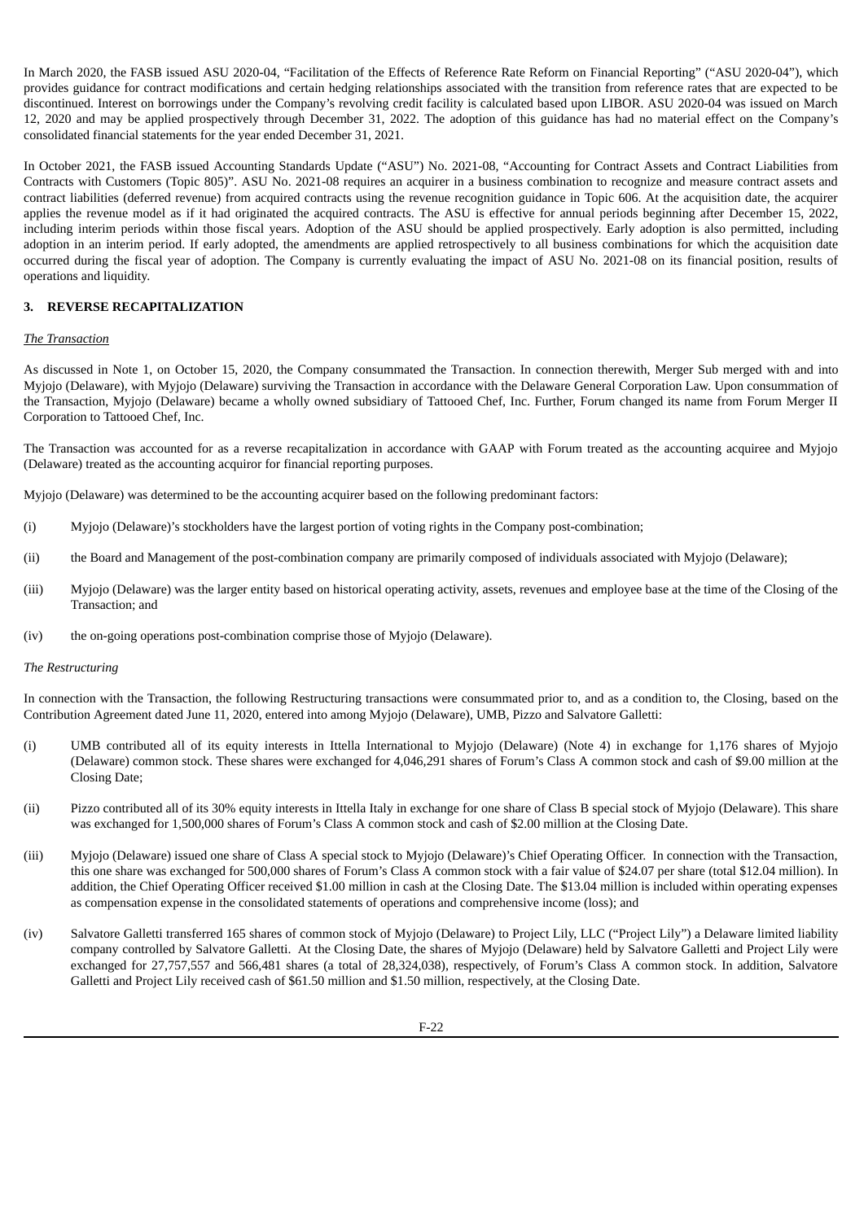In March 2020, the FASB issued ASU 2020-04, "Facilitation of the Effects of Reference Rate Reform on Financial Reporting" ("ASU 2020-04"), which provides guidance for contract modifications and certain hedging relationships associated with the transition from reference rates that are expected to be discontinued. Interest on borrowings under the Company's revolving credit facility is calculated based upon LIBOR. ASU 2020-04 was issued on March 12, 2020 and may be applied prospectively through December 31, 2022. The adoption of this guidance has had no material effect on the Company's consolidated financial statements for the year ended December 31, 2021.

In October 2021, the FASB issued Accounting Standards Update ("ASU") No. 2021-08, "Accounting for Contract Assets and Contract Liabilities from Contracts with Customers (Topic 805)". ASU No. 2021-08 requires an acquirer in a business combination to recognize and measure contract assets and contract liabilities (deferred revenue) from acquired contracts using the revenue recognition guidance in Topic 606. At the acquisition date, the acquirer applies the revenue model as if it had originated the acquired contracts. The ASU is effective for annual periods beginning after December 15, 2022, including interim periods within those fiscal years. Adoption of the ASU should be applied prospectively. Early adoption is also permitted, including adoption in an interim period. If early adopted, the amendments are applied retrospectively to all business combinations for which the acquisition date occurred during the fiscal year of adoption. The Company is currently evaluating the impact of ASU No. 2021-08 on its financial position, results of operations and liquidity.

## 3. REVERSE RECAPITALIZATION

*The Transaction*

As discussed in Note 1, on October 15, 2020, the Company consummated the Transaction. In connection therewith, Merger Sub merged with and into Myjojo (Delaware), with Myjojo (Delaware) surviving the Transaction in accordance with the Delaware General Corporation Law. Upon consummation of the Transaction, Myjojo (Delaware) became a wholly owned subsidiary of Tattooed Chef, Inc. Further, Forum changed its name from Forum Merger II Corporation to Tattooed Chef, Inc.

The Transaction was accounted for as a reverse recapitalization in accordance with GAAP with Forum treated as the accounting acquiree and Myjojo (Delaware) treated as the accounting acquiror for financial reporting purposes.

Myjojo (Delaware) was determined to be the accounting acquirer based on the following predominant factors:

(i) Myjojo (Delaware)'s stockholders have the largest portion of voting rights in the Company post-combination;

(ii) the Board and Management of the post-combination company are primarily composed of individuals associated with Myjojo (Delaware);

(iii) Myjojo (Delaware) was the larger entity based on historical operating activity, assets, revenues and employee base at the time of the Closing of the Transaction; and

(iv) the on-going operations post-combination comprise those of Myjojo (Delaware).

*The Restructuring*

In connection with the Transaction, the following Restructuring transactions were consummated prior to, and as a condition to, the Closing, based on the Contribution Agreement dated June 11, 2020, entered into among Myjojo (Delaware), UMB, Pizzo and Salvatore Galletti:

(i) UMB contributed all of its equity interests in Ittella International to Myjojo (Delaware) (Note 4) in exchange for 1,176 shares of Myjojo (Delaware) common stock. These shares were exchanged for 4,046,291 shares of Forum's Class A common stock and cash of $9.00 million at the Closing Date;

(ii) Pizzo contributed all of its 30% equity interests in Ittella Italy in exchange for one share of Class B special stock of Myjojo (Delaware). This share was exchanged for 1,500,000 shares of Forum's Class A common stock and cash of $2.00 million at the Closing Date.

(iii) Myjojo (Delaware) issued one share of Class A special stock to Myjojo (Delaware)'s Chief Operating Officer. In connection with the Transaction, this one share was exchanged for 500,000 shares of Forum's Class A common stock with a fair value of $24.07 per share (total $12.04 million). In addition, the Chief Operating Officer received $1.00 million in cash at the Closing Date. The $13.04 million is included within operating expenses as compensation expense in the consolidated statements of operations and comprehensive income (loss); and

(iv) Salvatore Galletti transferred 165 shares of common stock of Myjojo (Delaware) to Project Lily, LLC ("Project Lily") a Delaware limited liability company controlled by Salvatore Galletti. At the Closing Date, the shares of Myjojo (Delaware) held by Salvatore Galletti and Project Lily were exchanged for 27,757,557 and 566,481 shares (a total of 28,324,038), respectively, of Forum's Class A common stock. In addition, Salvatore Galletti and Project Lily received cash of $61.50 million and $1.50 million, respectively, at the Closing Date.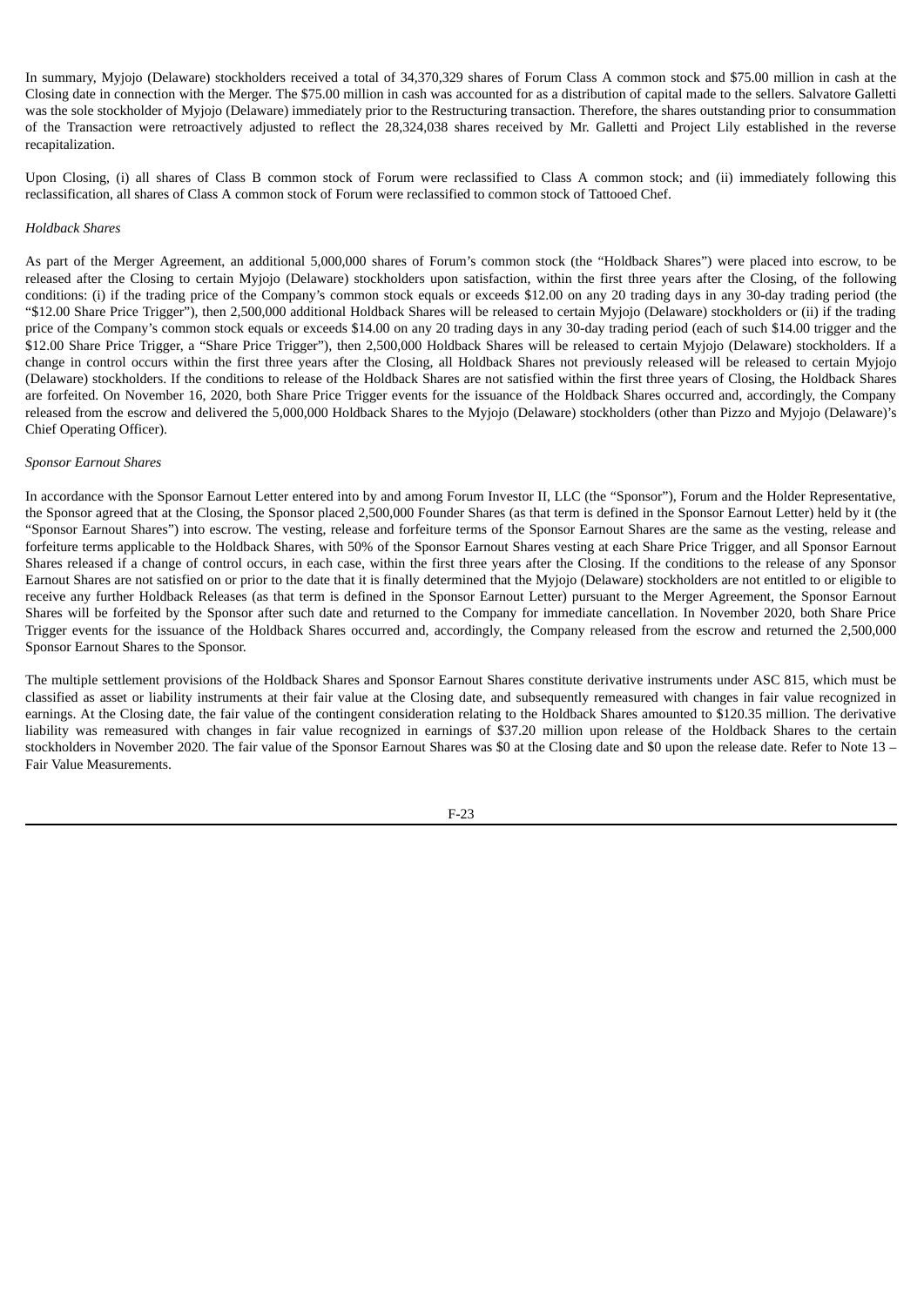In summary, Myjojo (Delaware) stockholders received a total of 34,370,329 shares of Forum Class A common stock and $75.00 million in cash at the Closing date in connection with the Merger. The $75.00 million in cash was accounted for as a distribution of capital made to the sellers. Salvatore Galletti was the sole stockholder of Myjojo (Delaware) immediately prior to the Restructuring transaction. Therefore, the shares outstanding prior to consummation of the Transaction were retroactively adjusted to reflect the 28,324,038 shares received by Mr. Galletti and Project Lily established in the reverse recapitalization.

Upon Closing, (i) all shares of Class B common stock of Forum were reclassified to Class A common stock; and (ii) immediately following this reclassification, all shares of Class A common stock of Forum were reclassified to common stock of Tattooed Chef.

*Holdback Shares*

As part of the Merger Agreement, an additional 5,000,000 shares of Forum's common stock (the "Holdback Shares") were placed into escrow, to be released after the Closing to certain Myjojo (Delaware) stockholders upon satisfaction, within the first three years after the Closing, of the following conditions: (i) if the trading price of the Company's common stock equals or exceeds $12.00 on any 20 trading days in any 30-day trading period (the "$12.00 Share Price Trigger"), then 2,500,000 additional Holdback Shares will be released to certain Myjojo (Delaware) stockholders or (ii) if the trading price of the Company's common stock equals or exceeds $14.00 on any 20 trading days in any 30-day trading period (each of such $14.00 trigger and the $12.00 Share Price Trigger, a "Share Price Trigger"), then 2,500,000 Holdback Shares will be released to certain Myjojo (Delaware) stockholders. If a change in control occurs within the first three years after the Closing, all Holdback Shares not previously released will be released to certain Myjojo (Delaware) stockholders. If the conditions to release of the Holdback Shares are not satisfied within the first three years of Closing, the Holdback Shares are forfeited. On November 16, 2020, both Share Price Trigger events for the issuance of the Holdback Shares occurred and, accordingly, the Company released from the escrow and delivered the 5,000,000 Holdback Shares to the Myjojo (Delaware) stockholders (other than Pizzo and Myjojo (Delaware)'s Chief Operating Officer).

*Sponsor Earnout Shares*

In accordance with the Sponsor Earnout Letter entered into by and among Forum Investor II, LLC (the "Sponsor"), Forum and the Holder Representative, the Sponsor agreed that at the Closing, the Sponsor placed 2,500,000 Founder Shares (as that term is defined in the Sponsor Earnout Letter) held by it (the "Sponsor Earnout Shares") into escrow. The vesting, release and forfeiture terms of the Sponsor Earnout Shares are the same as the vesting, release and forfeiture terms applicable to the Holdback Shares, with 50% of the Sponsor Earnout Shares vesting at each Share Price Trigger, and all Sponsor Earnout Shares released if a change of control occurs, in each case, within the first three years after the Closing. If the conditions to the release of any Sponsor Earnout Shares are not satisfied on or prior to the date that it is finally determined that the Myjojo (Delaware) stockholders are not entitled to or eligible to receive any further Holdback Releases (as that term is defined in the Sponsor Earnout Letter) pursuant to the Merger Agreement, the Sponsor Earnout Shares will be forfeited by the Sponsor after such date and returned to the Company for immediate cancellation. In November 2020, both Share Price Trigger events for the issuance of the Holdback Shares occurred and, accordingly, the Company released from the escrow and returned the 2,500,000 Sponsor Earnout Shares to the Sponsor.

The multiple settlement provisions of the Holdback Shares and Sponsor Earnout Shares constitute derivative instruments under ASC 815, which must be classified as asset or liability instruments at their fair value at the Closing date, and subsequently remeasured with changes in fair value recognized in earnings. At the Closing date, the fair value of the contingent consideration relating to the Holdback Shares amounted to $120.35 million. The derivative liability was remeasured with changes in fair value recognized in earnings of $37.20 million upon release of the Holdback Shares to the certain stockholders in November 2020. The fair value of the Sponsor Earnout Shares was $0 at the Closing date and $0 upon the release date. Refer to Note 13 – Fair Value Measurements.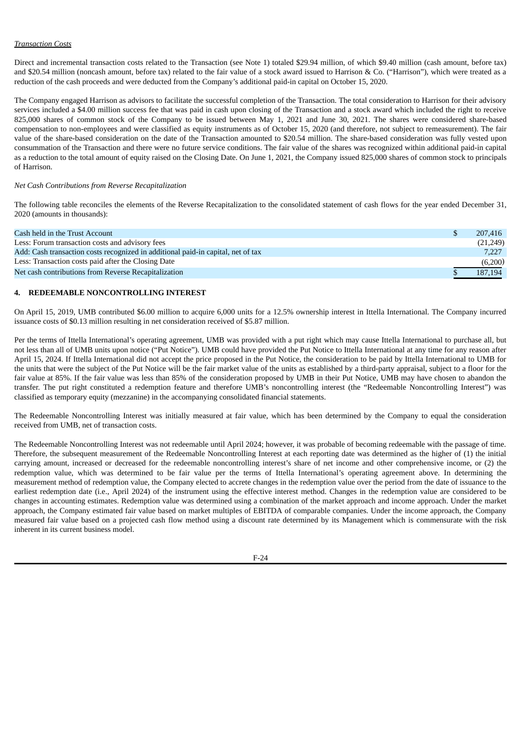*Transaction Costs*

Direct and incremental transaction costs related to the Transaction (see Note 1) totaled $29.94 million, of which $9.40 million (cash amount, before tax) and $20.54 million (noncash amount, before tax) related to the fair value of a stock award issued to Harrison & Co. ("Harrison"), which were treated as a reduction of the cash proceeds and were deducted from the Company's additional paid-in capital on October 15, 2020.

The Company engaged Harrison as advisors to facilitate the successful completion of the Transaction. The total consideration to Harrison for their advisory services included a $4.00 million success fee that was paid in cash upon closing of the Transaction and a stock award which included the right to receive 825,000 shares of common stock of the Company to be issued between May 1, 2021 and June 30, 2021. The shares were considered share-based compensation to non-employees and were classified as equity instruments as of October 15, 2020 (and therefore, not subject to remeasurement). The fair value of the share-based consideration on the date of the Transaction amounted to $20.54 million. The share-based consideration was fully vested upon consummation of the Transaction and there were no future service conditions. The fair value of the shares was recognized within additional paid-in capital as a reduction to the total amount of equity raised on the Closing Date. On June 1, 2021, the Company issued 825,000 shares of common stock to principals of Harrison.

*Net Cash Contributions from Reverse Recapitalization*

The following table reconciles the elements of the Reverse Recapitalization to the consolidated statement of cash flows for the year ended December 31, 2020 (amounts in thousands):

| | |
|---|---|
| Cash held in the Trust Account | $ 207,416 |
| Less: Forum transaction costs and advisory fees | (21,249) |
| Add: Cash transaction costs recognized in additional paid-in capital, net of tax | 7,227 |
| Less: Transaction costs paid after the Closing Date | (6,200) |
| Net cash contributions from Reverse Recapitalization | $ 187,194 |

## 4. REDEEMABLE NONCONTROLLING INTEREST

On April 15, 2019, UMB contributed $6.00 million to acquire 6,000 units for a 12.5% ownership interest in Ittella International. The Company incurred issuance costs of $0.13 million resulting in net consideration received of $5.87 million.

Per the terms of Ittella International's operating agreement, UMB was provided with a put right which may cause Ittella International to purchase all, but not less than all of UMB units upon notice ("Put Notice"). UMB could have provided the Put Notice to Ittella International at any time for any reason after April 15, 2024. If Ittella International did not accept the price proposed in the Put Notice, the consideration to be paid by Ittella International to UMB for the units that were the subject of the Put Notice will be the fair market value of the units as established by a third-party appraisal, subject to a floor for the fair value at 85%. If the fair value was less than 85% of the consideration proposed by UMB in their Put Notice, UMB may have chosen to abandon the transfer. The put right constituted a redemption feature and therefore UMB's noncontrolling interest (the "Redeemable Noncontrolling Interest") was classified as temporary equity (mezzanine) in the accompanying consolidated financial statements.

The Redeemable Noncontrolling Interest was initially measured at fair value, which has been determined by the Company to equal the consideration received from UMB, net of transaction costs.

The Redeemable Noncontrolling Interest was not redeemable until April 2024; however, it was probable of becoming redeemable with the passage of time. Therefore, the subsequent measurement of the Redeemable Noncontrolling Interest at each reporting date was determined as the higher of (1) the initial carrying amount, increased or decreased for the redeemable noncontrolling interest's share of net income and other comprehensive income, or (2) the redemption value, which was determined to be fair value per the terms of Ittella International's operating agreement above. In determining the measurement method of redemption value, the Company elected to accrete changes in the redemption value over the period from the date of issuance to the earliest redemption date (i.e., April 2024) of the instrument using the effective interest method. Changes in the redemption value are considered to be changes in accounting estimates. Redemption value was determined using a combination of the market approach and income approach. Under the market approach, the Company estimated fair value based on market multiples of EBITDA of comparable companies. Under the income approach, the Company measured fair value based on a projected cash flow method using a discount rate determined by its Management which is commensurate with the risk inherent in its current business model.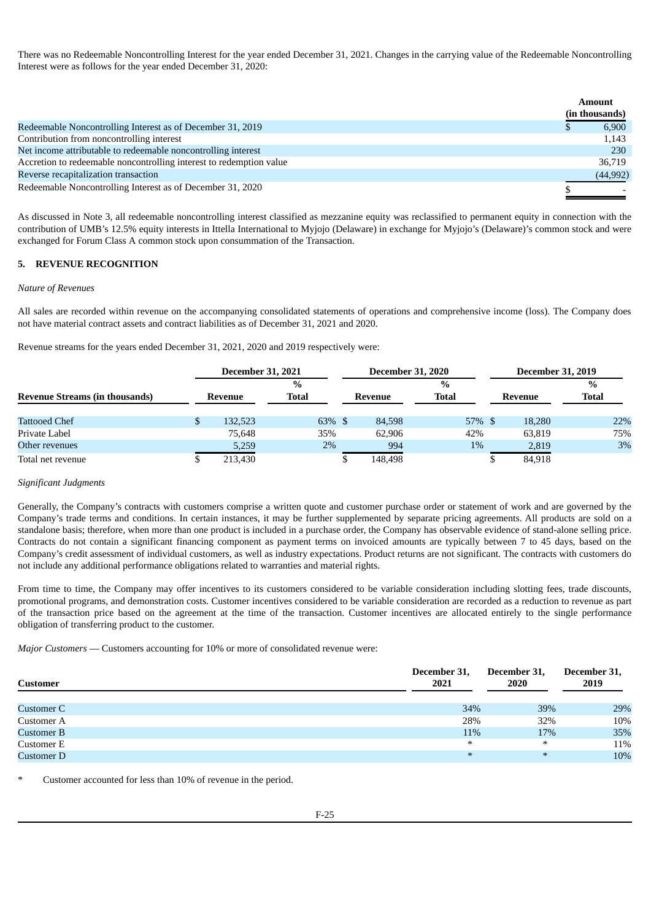There was no Redeemable Noncontrolling Interest for the year ended December 31, 2021. Changes in the carrying value of the Redeemable Noncontrolling Interest were as follows for the year ended December 31, 2020:

| | Amount (in thousands) |
|---|---|
| Redeemable Noncontrolling Interest as of December 31, 2019 | $ 6,900 |
| Contribution from noncontrolling interest | 1,143 |
| Net income attributable to redeemable noncontrolling interest | 230 |
| Accretion to redeemable noncontrolling interest to redemption value | 36,719 |
| Reverse recapitalization transaction | (44,992) |
| Redeemable Noncontrolling Interest as of December 31, 2020 | $ - |

As discussed in Note 3, all redeemable noncontrolling interest classified as mezzanine equity was reclassified to permanent equity in connection with the contribution of UMB's 12.5% equity interests in Ittella International to Myjojo (Delaware) in exchange for Myjojo's (Delaware)'s common stock and were exchanged for Forum Class A common stock upon consummation of the Transaction.

## 5. REVENUE RECOGNITION

*Nature of Revenues*

All sales are recorded within revenue on the accompanying consolidated statements of operations and comprehensive income (loss). The Company does not have material contract assets and contract liabilities as of December 31, 2021 and 2020.

Revenue streams for the years ended December 31, 2021, 2020 and 2019 respectively were:

| | December 31, 2021 | | December 31, 2020 | | December 31, 2019 | |
|---|---|---|---|---|---|---|
| **Revenue Streams (in thousands)** | **Revenue** | **% Total** | **Revenue** | **% Total** | **Revenue** | **% Total** |
| Tattooed Chef | $ 132,523 | 63% | $ 84,598 | 57% | $ 18,280 | 22% |
| Private Label | 75,648 | 35% | 62,906 | 42% | 63,819 | 75% |
| Other revenues | 5,259 | 2% | 994 | 1% | 2,819 | 3% |
| Total net revenue | $ 213,430 | | $ 148,498 | | $ 84,918 | |

*Significant Judgments*

Generally, the Company's contracts with customers comprise a written quote and customer purchase order or statement of work and are governed by the Company's trade terms and conditions. In certain instances, it may be further supplemented by separate pricing agreements. All products are sold on a standalone basis; therefore, when more than one product is included in a purchase order, the Company has observable evidence of stand-alone selling price. Contracts do not contain a significant financing component as payment terms on invoiced amounts are typically between 7 to 45 days, based on the Company's credit assessment of individual customers, as well as industry expectations. Product returns are not significant. The contracts with customers do not include any additional performance obligations related to warranties and material rights.

From time to time, the Company may offer incentives to its customers considered to be variable consideration including slotting fees, trade discounts, promotional programs, and demonstration costs. Customer incentives considered to be variable consideration are recorded as a reduction to revenue as part of the transaction price based on the agreement at the time of the transaction. Customer incentives are allocated entirely to the single performance obligation of transferring product to the customer.

*Major Customers* — Customers accounting for 10% or more of consolidated revenue were:

| Customer | December 31, 2021 | December 31, 2020 | December 31, 2019 |
|---|---|---|---|
| Customer C | 34% | 39% | 29% |
| Customer A | 28% | 32% | 10% |
| Customer B | 11% | 17% | 35% |
| Customer E | * | * | 11% |
| Customer D | * | * | 10% |

\* Customer accounted for less than 10% of revenue in the period.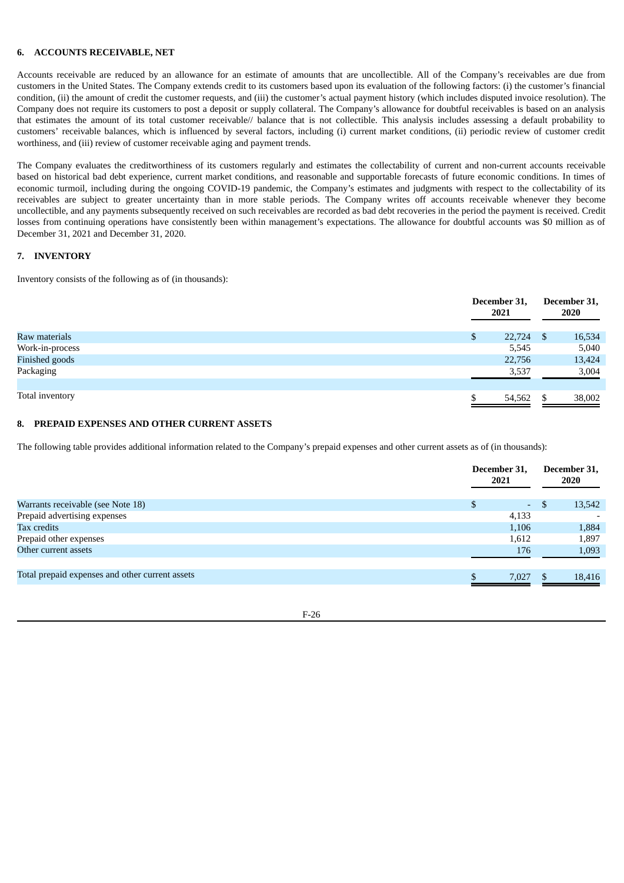## 6. ACCOUNTS RECEIVABLE, NET

Accounts receivable are reduced by an allowance for an estimate of amounts that are uncollectible. All of the Company's receivables are due from customers in the United States. The Company extends credit to its customers based upon its evaluation of the following factors: (i) the customer's financial condition, (ii) the amount of credit the customer requests, and (iii) the customer's actual payment history (which includes disputed invoice resolution). The Company does not require its customers to post a deposit or supply collateral. The Company's allowance for doubtful receivables is based on an analysis that estimates the amount of its total customer receivable// balance that is not collectible. This analysis includes assessing a default probability to customers' receivable balances, which is influenced by several factors, including (i) current market conditions, (ii) periodic review of customer credit worthiness, and (iii) review of customer receivable aging and payment trends.

The Company evaluates the creditworthiness of its customers regularly and estimates the collectability of current and non-current accounts receivable based on historical bad debt experience, current market conditions, and reasonable and supportable forecasts of future economic conditions. In times of economic turmoil, including during the ongoing COVID-19 pandemic, the Company's estimates and judgments with respect to the collectability of its receivables are subject to greater uncertainty than in more stable periods. The Company writes off accounts receivable whenever they become uncollectible, and any payments subsequently received on such receivables are recorded as bad debt recoveries in the period the payment is received. Credit losses from continuing operations have consistently been within management's expectations. The allowance for doubtful accounts was $0 million as of December 31, 2021 and December 31, 2020.

## 7. INVENTORY

Inventory consists of the following as of (in thousands):

| | December 31, 2021 | December 31, 2020 |
|---|---|---|
| Raw materials | $ 22,724 | $ 16,534 |
| Work-in-process | 5,545 | 5,040 |
| Finished goods | 22,756 | 13,424 |
| Packaging | 3,537 | 3,004 |
| Total inventory | $ 54,562 | $ 38,002 |

## 8. PREPAID EXPENSES AND OTHER CURRENT ASSETS

The following table provides additional information related to the Company's prepaid expenses and other current assets as of (in thousands):

| | December 31, 2021 | December 31, 2020 |
|---|---|---|
| Warrants receivable (see Note 18) | $ - | $ 13,542 |
| Prepaid advertising expenses | 4,133 | - |
| Tax credits | 1,106 | 1,884 |
| Prepaid other expenses | 1,612 | 1,897 |
| Other current assets | 176 | 1,093 |
| Total prepaid expenses and other current assets | $ 7,027 | $ 18,416 |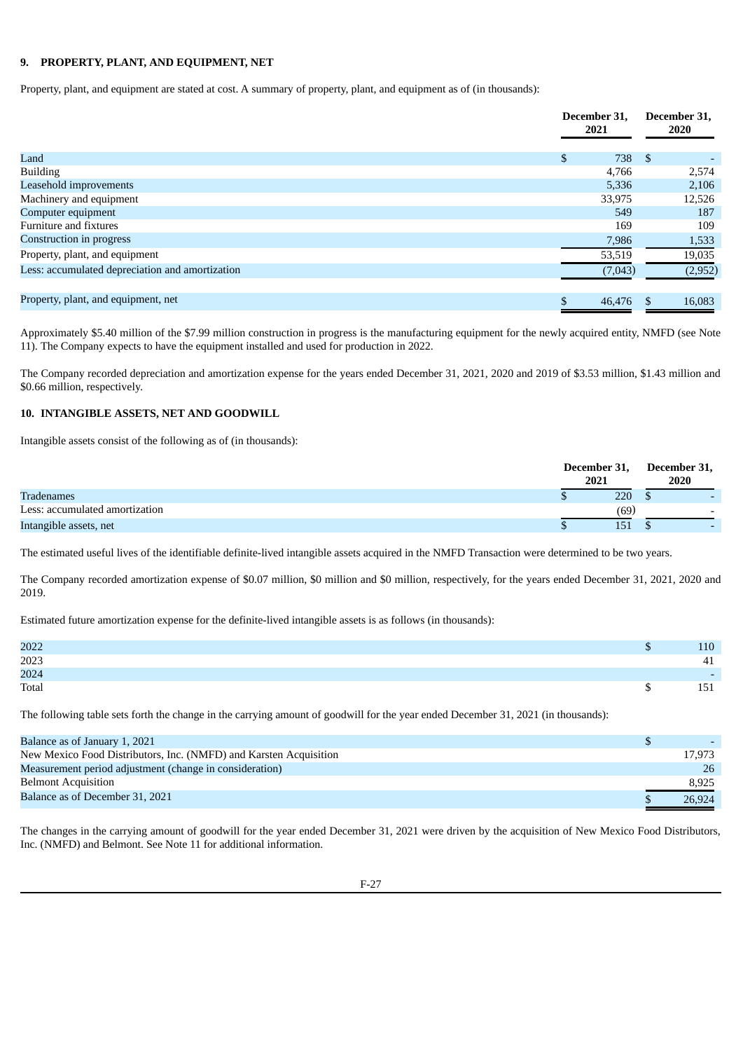## 9. PROPERTY, PLANT, AND EQUIPMENT, NET

Property, plant, and equipment are stated at cost. A summary of property, plant, and equipment as of (in thousands):

| | December 31, 2021 | December 31, 2020 |
|---|---|---|
| Land | $ 738 | $ - |
| Building | 4,766 | 2,574 |
| Leasehold improvements | 5,336 | 2,106 |
| Machinery and equipment | 33,975 | 12,526 |
| Computer equipment | 549 | 187 |
| Furniture and fixtures | 169 | 109 |
| Construction in progress | 7,986 | 1,533 |
| Property, plant, and equipment | 53,519 | 19,035 |
| Less: accumulated depreciation and amortization | (7,043) | (2,952) |
| Property, plant, and equipment, net | $ 46,476 | $ 16,083 |

Approximately $5.40 million of the $7.99 million construction in progress is the manufacturing equipment for the newly acquired entity, NMFD (see Note 11). The Company expects to have the equipment installed and used for production in 2022.

The Company recorded depreciation and amortization expense for the years ended December 31, 2021, 2020 and 2019 of $3.53 million, $1.43 million and $0.66 million, respectively.

## 10. INTANGIBLE ASSETS, NET AND GOODWILL

Intangible assets consist of the following as of (in thousands):

| | December 31, 2021 | December 31, 2020 |
|---|---|---|
| Tradenames | $ 220 | $ - |
| Less: accumulated amortization | (69) | - |
| Intangible assets, net | $ 151 | $ - |

The estimated useful lives of the identifiable definite-lived intangible assets acquired in the NMFD Transaction were determined to be two years.

The Company recorded amortization expense of $0.07 million, $0 million and $0 million, respectively, for the years ended December 31, 2021, 2020 and 2019.

Estimated future amortization expense for the definite-lived intangible assets is as follows (in thousands):

| | |
|---|---|
| 2022 | $ 110 |
| 2023 | 41 |
| 2024 | - |
| Total | $ 151 |

The following table sets forth the change in the carrying amount of goodwill for the year ended December 31, 2021 (in thousands):

| | |
|---|---|
| Balance as of January 1, 2021 | $ - |
| New Mexico Food Distributors, Inc. (NMFD) and Karsten Acquisition | 17,973 |
| Measurement period adjustment (change in consideration) | 26 |
| Belmont Acquisition | 8,925 |
| Balance as of December 31, 2021 | $ 26,924 |

The changes in the carrying amount of goodwill for the year ended December 31, 2021 were driven by the acquisition of New Mexico Food Distributors, Inc. (NMFD) and Belmont. See Note 11 for additional information.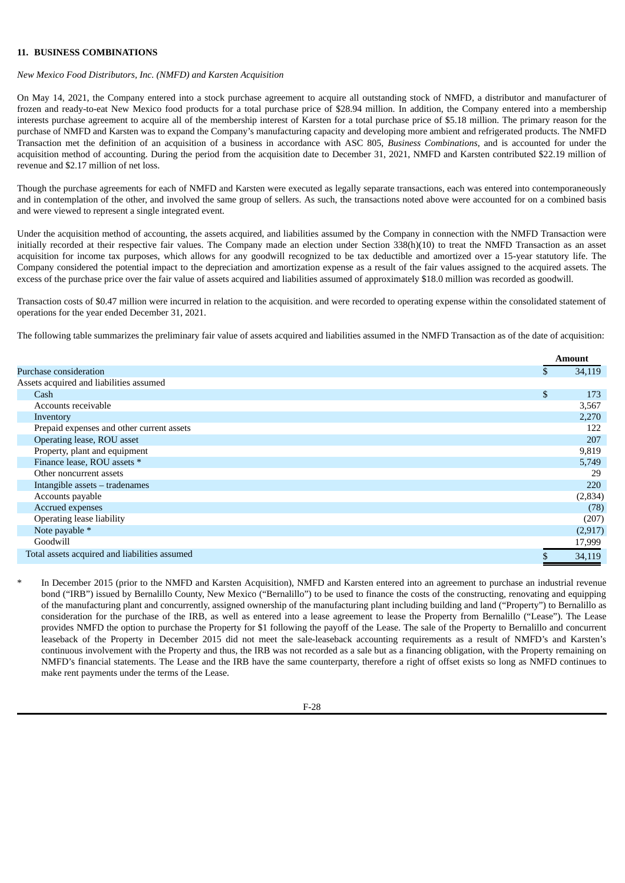### 11. BUSINESS COMBINATIONS

*New Mexico Food Distributors, Inc. (NMFD) and Karsten Acquisition*

On May 14, 2021, the Company entered into a stock purchase agreement to acquire all outstanding stock of NMFD, a distributor and manufacturer of frozen and ready-to-eat New Mexico food products for a total purchase price of $28.94 million. In addition, the Company entered into a membership interests purchase agreement to acquire all of the membership interest of Karsten for a total purchase price of $5.18 million. The primary reason for the purchase of NMFD and Karsten was to expand the Company's manufacturing capacity and developing more ambient and refrigerated products. The NMFD Transaction met the definition of an acquisition of a business in accordance with ASC 805, *Business Combinations*, and is accounted for under the acquisition method of accounting. During the period from the acquisition date to December 31, 2021, NMFD and Karsten contributed $22.19 million of revenue and $2.17 million of net loss.

Though the purchase agreements for each of NMFD and Karsten were executed as legally separate transactions, each was entered into contemporaneously and in contemplation of the other, and involved the same group of sellers. As such, the transactions noted above were accounted for on a combined basis and were viewed to represent a single integrated event.

Under the acquisition method of accounting, the assets acquired, and liabilities assumed by the Company in connection with the NMFD Transaction were initially recorded at their respective fair values. The Company made an election under Section 338(h)(10) to treat the NMFD Transaction as an asset acquisition for income tax purposes, which allows for any goodwill recognized to be tax deductible and amortized over a 15-year statutory life. The Company considered the potential impact to the depreciation and amortization expense as a result of the fair values assigned to the acquired assets. The excess of the purchase price over the fair value of assets acquired and liabilities assumed of approximately $18.0 million was recorded as goodwill.

Transaction costs of $0.47 million were incurred in relation to the acquisition. and were recorded to operating expense within the consolidated statement of operations for the year ended December 31, 2021.

The following table summarizes the preliminary fair value of assets acquired and liabilities assumed in the NMFD Transaction as of the date of acquisition:

| | Amount |
|---|---|
| Purchase consideration | $ 34,119 |
| Assets acquired and liabilities assumed | |
| Cash | $ 173 |
| Accounts receivable | 3,567 |
| Inventory | 2,270 |
| Prepaid expenses and other current assets | 122 |
| Operating lease, ROU asset | 207 |
| Property, plant and equipment | 9,819 |
| Finance lease, ROU assets * | 5,749 |
| Other noncurrent assets | 29 |
| Intangible assets – tradenames | 220 |
| Accounts payable | (2,834) |
| Accrued expenses | (78) |
| Operating lease liability | (207) |
| Note payable * | (2,917) |
| Goodwill | 17,999 |
| Total assets acquired and liabilities assumed | $ 34,119 |

\* In December 2015 (prior to the NMFD and Karsten Acquisition), NMFD and Karsten entered into an agreement to purchase an industrial revenue bond ("IRB") issued by Bernalillo County, New Mexico ("Bernalillo") to be used to finance the costs of the constructing, renovating and equipping of the manufacturing plant and concurrently, assigned ownership of the manufacturing plant including building and land ("Property") to Bernalillo as consideration for the purchase of the IRB, as well as entered into a lease agreement to lease the Property from Bernalillo ("Lease"). The Lease provides NMFD the option to purchase the Property for $1 following the payoff of the Lease. The sale of the Property to Bernalillo and concurrent leaseback of the Property in December 2015 did not meet the sale-leaseback accounting requirements as a result of NMFD's and Karsten's continuous involvement with the Property and thus, the IRB was not recorded as a sale but as a financing obligation, with the Property remaining on NMFD's financial statements. The Lease and the IRB have the same counterparty, therefore a right of offset exists so long as NMFD continues to make rent payments under the terms of the Lease.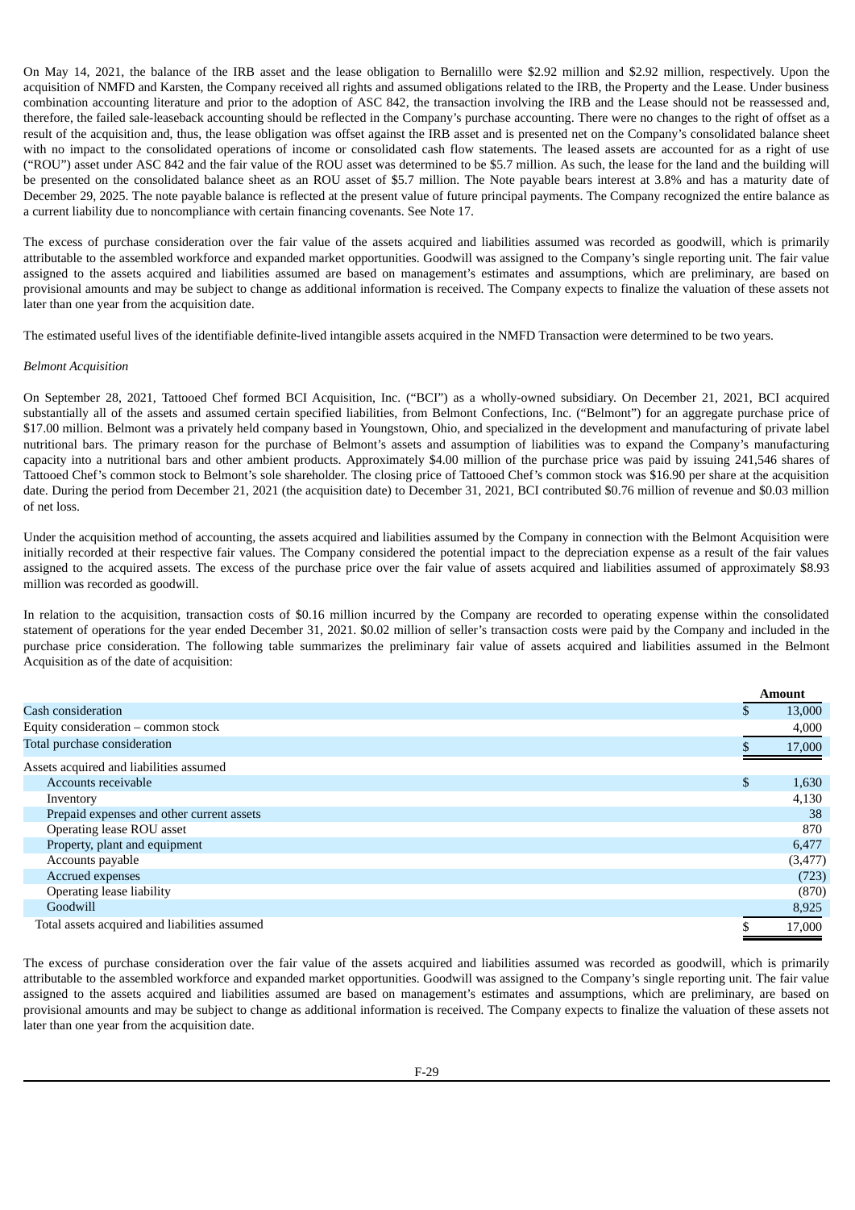On May 14, 2021, the balance of the IRB asset and the lease obligation to Bernalillo were $2.92 million and $2.92 million, respectively. Upon the acquisition of NMFD and Karsten, the Company received all rights and assumed obligations related to the IRB, the Property and the Lease. Under business combination accounting literature and prior to the adoption of ASC 842, the transaction involving the IRB and the Lease should not be reassessed and, therefore, the failed sale-leaseback accounting should be reflected in the Company's purchase accounting. There were no changes to the right of offset as a result of the acquisition and, thus, the lease obligation was offset against the IRB asset and is presented net on the Company's consolidated balance sheet with no impact to the consolidated operations of income or consolidated cash flow statements. The leased assets are accounted for as a right of use ("ROU") asset under ASC 842 and the fair value of the ROU asset was determined to be $5.7 million. As such, the lease for the land and the building will be presented on the consolidated balance sheet as an ROU asset of $5.7 million. The Note payable bears interest at 3.8% and has a maturity date of December 29, 2025. The note payable balance is reflected at the present value of future principal payments. The Company recognized the entire balance as a current liability due to noncompliance with certain financing covenants. See Note 17.

The excess of purchase consideration over the fair value of the assets acquired and liabilities assumed was recorded as goodwill, which is primarily attributable to the assembled workforce and expanded market opportunities. Goodwill was assigned to the Company's single reporting unit. The fair value assigned to the assets acquired and liabilities assumed are based on management's estimates and assumptions, which are preliminary, are based on provisional amounts and may be subject to change as additional information is received. The Company expects to finalize the valuation of these assets not later than one year from the acquisition date.

The estimated useful lives of the identifiable definite-lived intangible assets acquired in the NMFD Transaction were determined to be two years.

*Belmont Acquisition*

On September 28, 2021, Tattooed Chef formed BCI Acquisition, Inc. ("BCI") as a wholly-owned subsidiary. On December 21, 2021, BCI acquired substantially all of the assets and assumed certain specified liabilities, from Belmont Confections, Inc. ("Belmont") for an aggregate purchase price of $17.00 million. Belmont was a privately held company based in Youngstown, Ohio, and specialized in the development and manufacturing of private label nutritional bars. The primary reason for the purchase of Belmont's assets and assumption of liabilities was to expand the Company's manufacturing capacity into a nutritional bars and other ambient products. Approximately $4.00 million of the purchase price was paid by issuing 241,546 shares of Tattooed Chef's common stock to Belmont's sole shareholder. The closing price of Tattooed Chef's common stock was $16.90 per share at the acquisition date. During the period from December 21, 2021 (the acquisition date) to December 31, 2021, BCI contributed $0.76 million of revenue and $0.03 million of net loss.

Under the acquisition method of accounting, the assets acquired and liabilities assumed by the Company in connection with the Belmont Acquisition were initially recorded at their respective fair values. The Company considered the potential impact to the depreciation expense as a result of the fair values assigned to the acquired assets. The excess of the purchase price over the fair value of assets acquired and liabilities assumed of approximately $8.93 million was recorded as goodwill.

In relation to the acquisition, transaction costs of $0.16 million incurred by the Company are recorded to operating expense within the consolidated statement of operations for the year ended December 31, 2021. $0.02 million of seller's transaction costs were paid by the Company and included in the purchase price consideration. The following table summarizes the preliminary fair value of assets acquired and liabilities assumed in the Belmont Acquisition as of the date of acquisition:

| | Amount |
|---|---|
| Cash consideration | $ 13,000 |
| Equity consideration – common stock | 4,000 |
| Total purchase consideration | $ 17,000 |
| Assets acquired and liabilities assumed | |
| Accounts receivable | $ 1,630 |
| Inventory | 4,130 |
| Prepaid expenses and other current assets | 38 |
| Operating lease ROU asset | 870 |
| Property, plant and equipment | 6,477 |
| Accounts payable | (3,477) |
| Accrued expenses | (723) |
| Operating lease liability | (870) |
| Goodwill | 8,925 |
| Total assets acquired and liabilities assumed | $ 17,000 |

The excess of purchase consideration over the fair value of the assets acquired and liabilities assumed was recorded as goodwill, which is primarily attributable to the assembled workforce and expanded market opportunities. Goodwill was assigned to the Company's single reporting unit. The fair value assigned to the assets acquired and liabilities assumed are based on management's estimates and assumptions, which are preliminary, are based on provisional amounts and may be subject to change as additional information is received. The Company expects to finalize the valuation of these assets not later than one year from the acquisition date.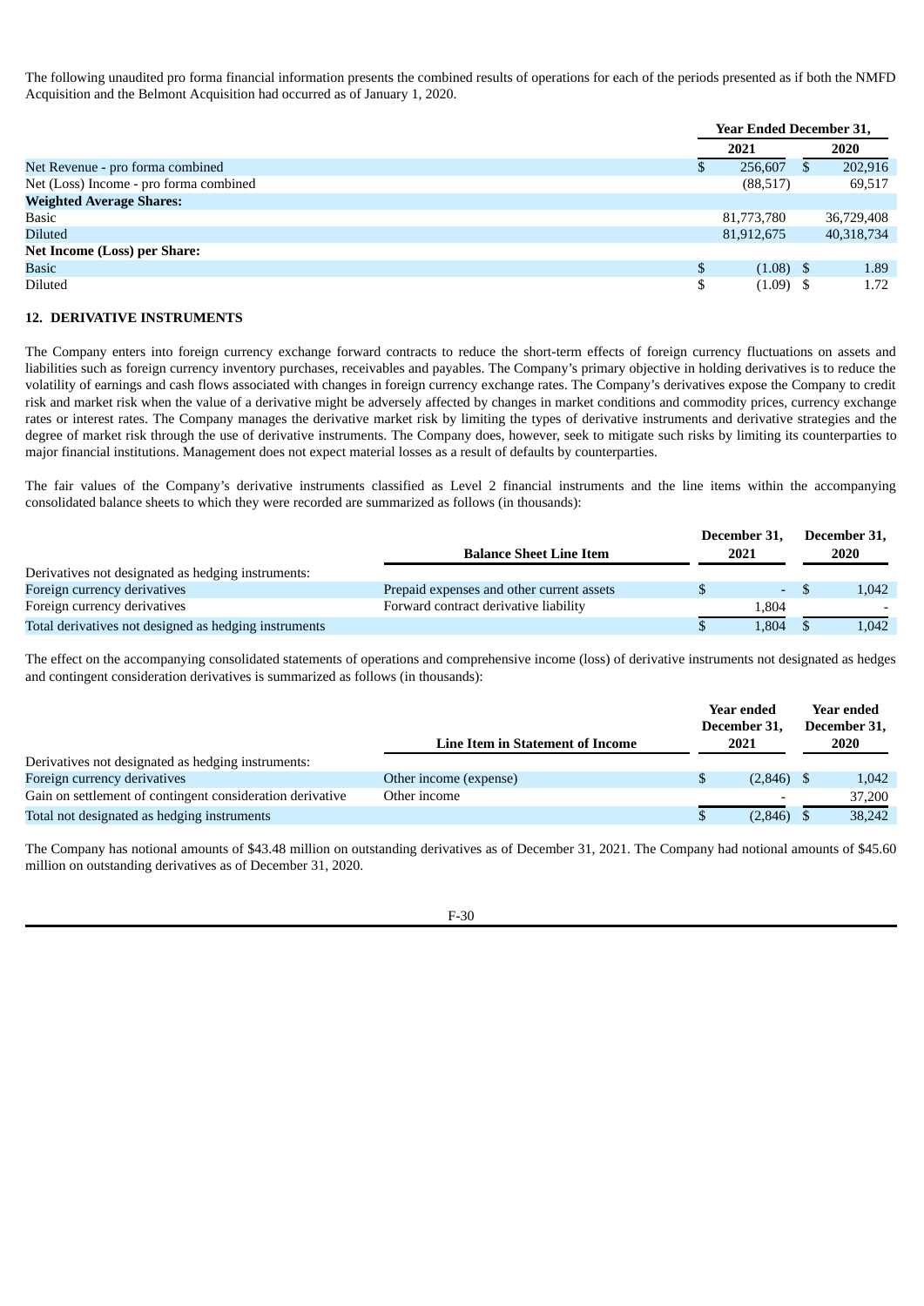The following unaudited pro forma financial information presents the combined results of operations for each of the periods presented as if both the NMFD Acquisition and the Belmont Acquisition had occurred as of January 1, 2020.

| | Year Ended December 31, | |
|---|---|---|
| | 2021 | 2020 |
| Net Revenue - pro forma combined | $ 256,607 | $ 202,916 |
| Net (Loss) Income - pro forma combined | (88,517) | 69,517 |
| **Weighted Average Shares:** | | |
| Basic | 81,773,780 | 36,729,408 |
| Diluted | 81,912,675 | 40,318,734 |
| **Net Income (Loss) per Share:** | | |
| Basic | $ (1.08) | $ 1.89 |
| Diluted | $ (1.09) | $ 1.72 |

**12. DERIVATIVE INSTRUMENTS**

The Company enters into foreign currency exchange forward contracts to reduce the short-term effects of foreign currency fluctuations on assets and liabilities such as foreign currency inventory purchases, receivables and payables. The Company's primary objective in holding derivatives is to reduce the volatility of earnings and cash flows associated with changes in foreign currency exchange rates. The Company's derivatives expose the Company to credit risk and market risk when the value of a derivative might be adversely affected by changes in market conditions and commodity prices, currency exchange rates or interest rates. The Company manages the derivative market risk by limiting the types of derivative instruments and derivative strategies and the degree of market risk through the use of derivative instruments. The Company does, however, seek to mitigate such risks by limiting its counterparties to major financial institutions. Management does not expect material losses as a result of defaults by counterparties.

The fair values of the Company's derivative instruments classified as Level 2 financial instruments and the line items within the accompanying consolidated balance sheets to which they were recorded are summarized as follows (in thousands):

| | Balance Sheet Line Item | December 31, 2021 | December 31, 2020 |
|---|---|---|---|
| Derivatives not designated as hedging instruments: | | | |
| Foreign currency derivatives | Prepaid expenses and other current assets | $ - | $ 1,042 |
| Foreign currency derivatives | Forward contract derivative liability | 1,804 | - |
| Total derivatives not designed as hedging instruments | | $ 1,804 | $ 1,042 |

The effect on the accompanying consolidated statements of operations and comprehensive income (loss) of derivative instruments not designated as hedges and contingent consideration derivatives is summarized as follows (in thousands):

| | Line Item in Statement of Income | Year ended December 31, 2021 | Year ended December 31, 2020 |
|---|---|---|---|
| Derivatives not designated as hedging instruments: | | | |
| Foreign currency derivatives | Other income (expense) | $ (2,846) | $ 1,042 |
| Gain on settlement of contingent consideration derivative | Other income | - | 37,200 |
| Total not designated as hedging instruments | | $ (2,846) | $ 38,242 |

The Company has notional amounts of $43.48 million on outstanding derivatives as of December 31, 2021. The Company had notional amounts of $45.60 million on outstanding derivatives as of December 31, 2020.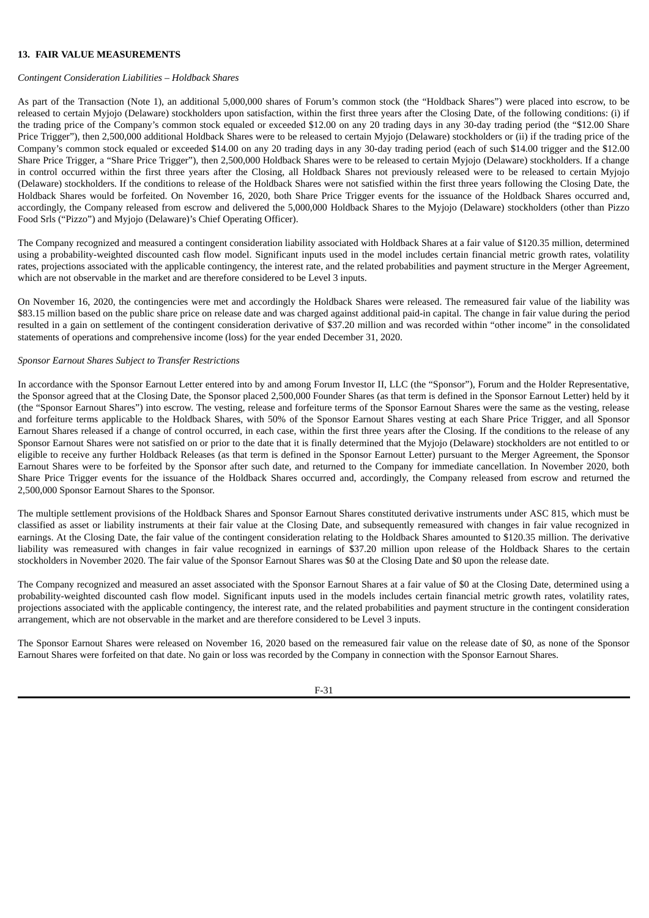## 13. FAIR VALUE MEASUREMENTS

*Contingent Consideration Liabilities – Holdback Shares*

As part of the Transaction (Note 1), an additional 5,000,000 shares of Forum's common stock (the "Holdback Shares") were placed into escrow, to be released to certain Myjojo (Delaware) stockholders upon satisfaction, within the first three years after the Closing Date, of the following conditions: (i) if the trading price of the Company's common stock equaled or exceeded $12.00 on any 20 trading days in any 30-day trading period (the "$12.00 Share Price Trigger"), then 2,500,000 additional Holdback Shares were to be released to certain Myjojo (Delaware) stockholders or (ii) if the trading price of the Company's common stock equaled or exceeded $14.00 on any 20 trading days in any 30-day trading period (each of such $14.00 trigger and the $12.00 Share Price Trigger, a "Share Price Trigger"), then 2,500,000 Holdback Shares were to be released to certain Myjojo (Delaware) stockholders. If a change in control occurred within the first three years after the Closing, all Holdback Shares not previously released were to be released to certain Myjojo (Delaware) stockholders. If the conditions to release of the Holdback Shares were not satisfied within the first three years following the Closing Date, the Holdback Shares would be forfeited. On November 16, 2020, both Share Price Trigger events for the issuance of the Holdback Shares occurred and, accordingly, the Company released from escrow and delivered the 5,000,000 Holdback Shares to the Myjojo (Delaware) stockholders (other than Pizzo Food Srls ("Pizzo") and Myjojo (Delaware)'s Chief Operating Officer).

The Company recognized and measured a contingent consideration liability associated with Holdback Shares at a fair value of $120.35 million, determined using a probability-weighted discounted cash flow model. Significant inputs used in the model includes certain financial metric growth rates, volatility rates, projections associated with the applicable contingency, the interest rate, and the related probabilities and payment structure in the Merger Agreement, which are not observable in the market and are therefore considered to be Level 3 inputs.

On November 16, 2020, the contingencies were met and accordingly the Holdback Shares were released. The remeasured fair value of the liability was $83.15 million based on the public share price on release date and was charged against additional paid-in capital. The change in fair value during the period resulted in a gain on settlement of the contingent consideration derivative of $37.20 million and was recorded within "other income" in the consolidated statements of operations and comprehensive income (loss) for the year ended December 31, 2020.

*Sponsor Earnout Shares Subject to Transfer Restrictions*

In accordance with the Sponsor Earnout Letter entered into by and among Forum Investor II, LLC (the "Sponsor"), Forum and the Holder Representative, the Sponsor agreed that at the Closing Date, the Sponsor placed 2,500,000 Founder Shares (as that term is defined in the Sponsor Earnout Letter) held by it (the "Sponsor Earnout Shares") into escrow. The vesting, release and forfeiture terms of the Sponsor Earnout Shares were the same as the vesting, release and forfeiture terms applicable to the Holdback Shares, with 50% of the Sponsor Earnout Shares vesting at each Share Price Trigger, and all Sponsor Earnout Shares released if a change of control occurred, in each case, within the first three years after the Closing. If the conditions to the release of any Sponsor Earnout Shares were not satisfied on or prior to the date that it is finally determined that the Myjojo (Delaware) stockholders are not entitled to or eligible to receive any further Holdback Releases (as that term is defined in the Sponsor Earnout Letter) pursuant to the Merger Agreement, the Sponsor Earnout Shares were to be forfeited by the Sponsor after such date, and returned to the Company for immediate cancellation. In November 2020, both Share Price Trigger events for the issuance of the Holdback Shares occurred and, accordingly, the Company released from escrow and returned the 2,500,000 Sponsor Earnout Shares to the Sponsor.

The multiple settlement provisions of the Holdback Shares and Sponsor Earnout Shares constituted derivative instruments under ASC 815, which must be classified as asset or liability instruments at their fair value at the Closing Date, and subsequently remeasured with changes in fair value recognized in earnings. At the Closing Date, the fair value of the contingent consideration relating to the Holdback Shares amounted to $120.35 million. The derivative liability was remeasured with changes in fair value recognized in earnings of $37.20 million upon release of the Holdback Shares to the certain stockholders in November 2020. The fair value of the Sponsor Earnout Shares was $0 at the Closing Date and $0 upon the release date.

The Company recognized and measured an asset associated with the Sponsor Earnout Shares at a fair value of $0 at the Closing Date, determined using a probability-weighted discounted cash flow model. Significant inputs used in the models includes certain financial metric growth rates, volatility rates, projections associated with the applicable contingency, the interest rate, and the related probabilities and payment structure in the contingent consideration arrangement, which are not observable in the market and are therefore considered to be Level 3 inputs.

The Sponsor Earnout Shares were released on November 16, 2020 based on the remeasured fair value on the release date of $0, as none of the Sponsor Earnout Shares were forfeited on that date. No gain or loss was recorded by the Company in connection with the Sponsor Earnout Shares.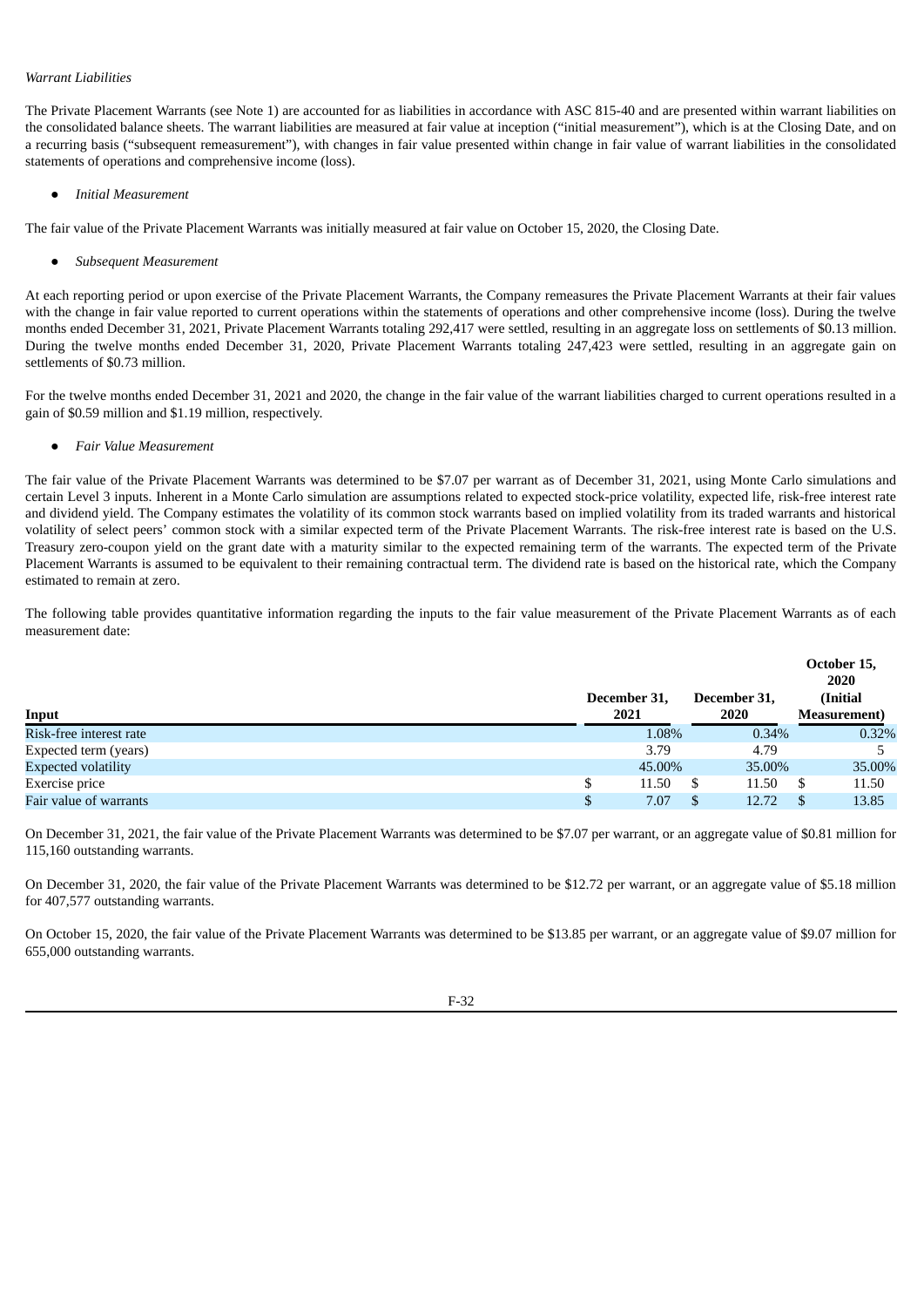*Warrant Liabilities*

The Private Placement Warrants (see Note 1) are accounted for as liabilities in accordance with ASC 815-40 and are presented within warrant liabilities on the consolidated balance sheets. The warrant liabilities are measured at fair value at inception ("initial measurement"), which is at the Closing Date, and on a recurring basis ("subsequent remeasurement"), with changes in fair value presented within change in fair value of warrant liabilities in the consolidated statements of operations and comprehensive income (loss).

- *Initial Measurement*

The fair value of the Private Placement Warrants was initially measured at fair value on October 15, 2020, the Closing Date.

- *Subsequent Measurement*

At each reporting period or upon exercise of the Private Placement Warrants, the Company remeasures the Private Placement Warrants at their fair values with the change in fair value reported to current operations within the statements of operations and other comprehensive income (loss). During the twelve months ended December 31, 2021, Private Placement Warrants totaling 292,417 were settled, resulting in an aggregate loss on settlements of $0.13 million. During the twelve months ended December 31, 2020, Private Placement Warrants totaling 247,423 were settled, resulting in an aggregate gain on settlements of $0.73 million.

For the twelve months ended December 31, 2021 and 2020, the change in the fair value of the warrant liabilities charged to current operations resulted in a gain of $0.59 million and $1.19 million, respectively.

- *Fair Value Measurement*

The fair value of the Private Placement Warrants was determined to be $7.07 per warrant as of December 31, 2021, using Monte Carlo simulations and certain Level 3 inputs. Inherent in a Monte Carlo simulation are assumptions related to expected stock-price volatility, expected life, risk-free interest rate and dividend yield. The Company estimates the volatility of its common stock warrants based on implied volatility from its traded warrants and historical volatility of select peers' common stock with a similar expected term of the Private Placement Warrants. The risk-free interest rate is based on the U.S. Treasury zero-coupon yield on the grant date with a maturity similar to the expected remaining term of the warrants. The expected term of the Private Placement Warrants is assumed to be equivalent to their remaining contractual term. The dividend rate is based on the historical rate, which the Company estimated to remain at zero.

The following table provides quantitative information regarding the inputs to the fair value measurement of the Private Placement Warrants as of each measurement date:

| Input | December 31, 2021 | December 31, 2020 | October 15, 2020 (Initial Measurement) |
|---|---|---|---|
| Risk-free interest rate | 1.08% | 0.34% | 0.32% |
| Expected term (years) | 3.79 | 4.79 | 5 |
| Expected volatility | 45.00% | 35.00% | 35.00% |
| Exercise price | $ 11.50 | $ 11.50 | $ 11.50 |
| Fair value of warrants | $ 7.07 | $ 12.72 | $ 13.85 |

On December 31, 2021, the fair value of the Private Placement Warrants was determined to be $7.07 per warrant, or an aggregate value of $0.81 million for 115,160 outstanding warrants.

On December 31, 2020, the fair value of the Private Placement Warrants was determined to be $12.72 per warrant, or an aggregate value of $5.18 million for 407,577 outstanding warrants.

On October 15, 2020, the fair value of the Private Placement Warrants was determined to be $13.85 per warrant, or an aggregate value of $9.07 million for 655,000 outstanding warrants.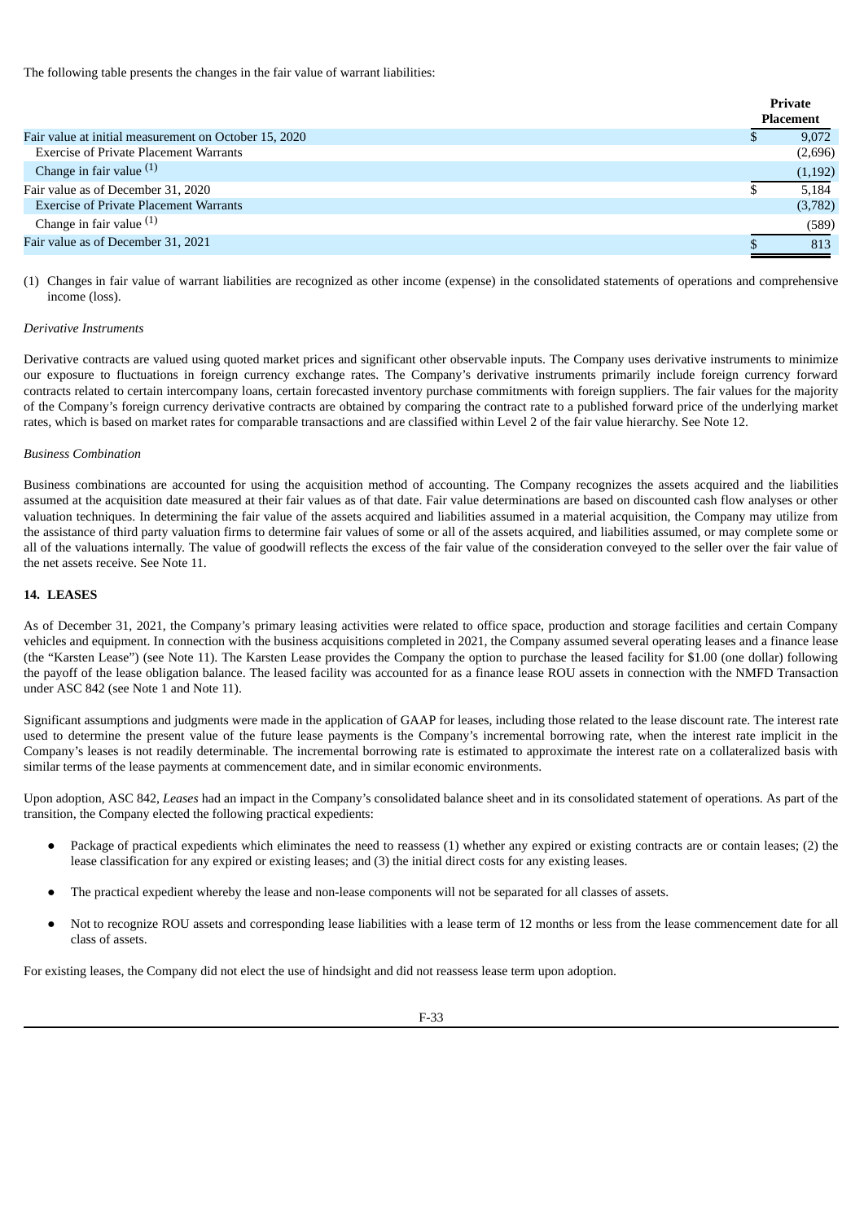The following table presents the changes in the fair value of warrant liabilities:

| | Private Placement |
|---|---|
| Fair value at initial measurement on October 15, 2020 | $ 9,072 |
| Exercise of Private Placement Warrants | (2,696) |
| Change in fair value [(1)] | (1,192) |
| Fair value as of December 31, 2020 | $ 5,184 |
| Exercise of Private Placement Warrants | (3,782) |
| Change in fair value [(1)] | (589) |
| Fair value as of December 31, 2021 | $ 813 |

(1) Changes in fair value of warrant liabilities are recognized as other income (expense) in the consolidated statements of operations and comprehensive income (loss).

*Derivative Instruments*

Derivative contracts are valued using quoted market prices and significant other observable inputs. The Company uses derivative instruments to minimize our exposure to fluctuations in foreign currency exchange rates. The Company's derivative instruments primarily include foreign currency forward contracts related to certain intercompany loans, certain forecasted inventory purchase commitments with foreign suppliers. The fair values for the majority of the Company's foreign currency derivative contracts are obtained by comparing the contract rate to a published forward price of the underlying market rates, which is based on market rates for comparable transactions and are classified within Level 2 of the fair value hierarchy. See Note 12.

*Business Combination*

Business combinations are accounted for using the acquisition method of accounting. The Company recognizes the assets acquired and the liabilities assumed at the acquisition date measured at their fair values as of that date. Fair value determinations are based on discounted cash flow analyses or other valuation techniques. In determining the fair value of the assets acquired and liabilities assumed in a material acquisition, the Company may utilize from the assistance of third party valuation firms to determine fair values of some or all of the assets acquired, and liabilities assumed, or may complete some or all of the valuations internally. The value of goodwill reflects the excess of the fair value of the consideration conveyed to the seller over the fair value of the net assets receive. See Note 11.

## 14. LEASES

As of December 31, 2021, the Company's primary leasing activities were related to office space, production and storage facilities and certain Company vehicles and equipment. In connection with the business acquisitions completed in 2021, the Company assumed several operating leases and a finance lease (the "Karsten Lease") (see Note 11). The Karsten Lease provides the Company the option to purchase the leased facility for $1.00 (one dollar) following the payoff of the lease obligation balance. The leased facility was accounted for as a finance lease ROU assets in connection with the NMFD Transaction under ASC 842 (see Note 1 and Note 11).

Significant assumptions and judgments were made in the application of GAAP for leases, including those related to the lease discount rate. The interest rate used to determine the present value of the future lease payments is the Company's incremental borrowing rate, when the interest rate implicit in the Company's leases is not readily determinable. The incremental borrowing rate is estimated to approximate the interest rate on a collateralized basis with similar terms of the lease payments at commencement date, and in similar economic environments.

Upon adoption, ASC 842, *Leases* had an impact in the Company's consolidated balance sheet and in its consolidated statement of operations. As part of the transition, the Company elected the following practical expedients:

- Package of practical expedients which eliminates the need to reassess (1) whether any expired or existing contracts are or contain leases; (2) the lease classification for any expired or existing leases; and (3) the initial direct costs for any existing leases.
- The practical expedient whereby the lease and non-lease components will not be separated for all classes of assets.
- Not to recognize ROU assets and corresponding lease liabilities with a lease term of 12 months or less from the lease commencement date for all class of assets.

For existing leases, the Company did not elect the use of hindsight and did not reassess lease term upon adoption.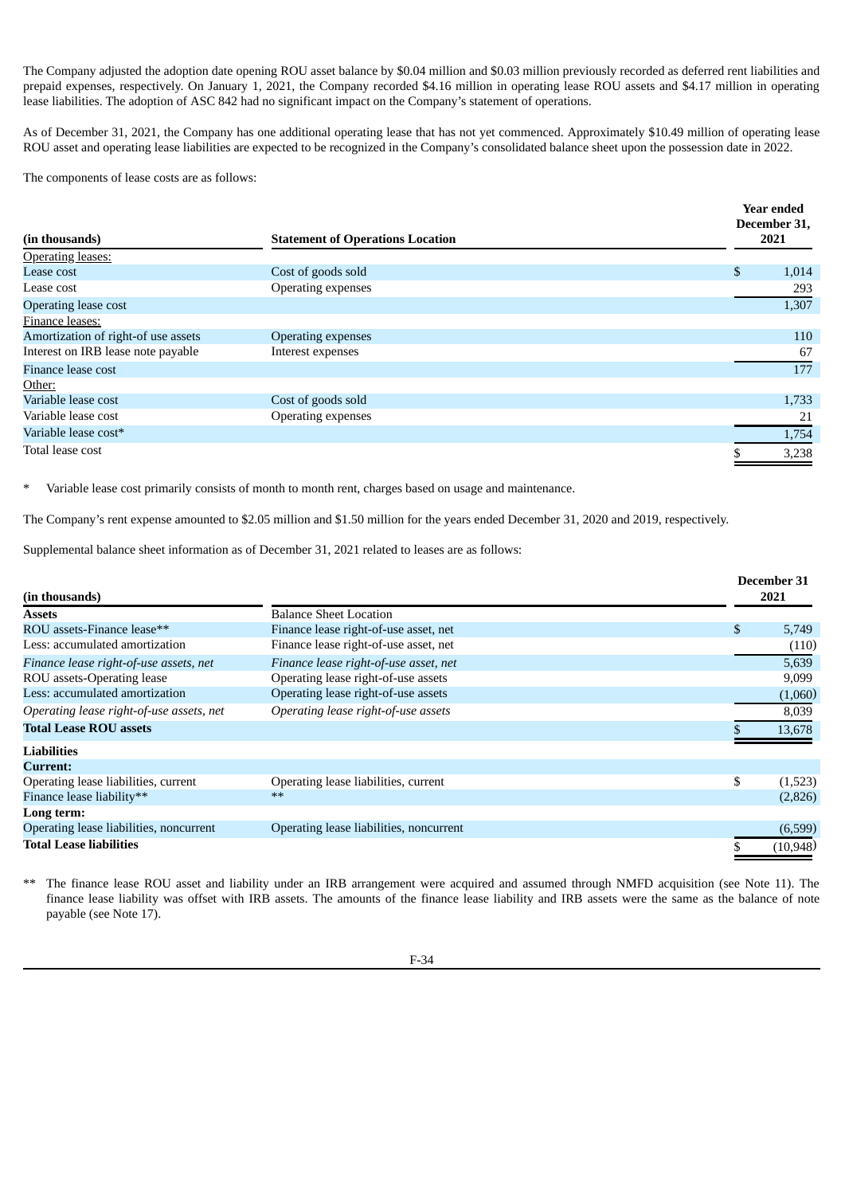The Company adjusted the adoption date opening ROU asset balance by \$0.04 million and \$0.03 million previously recorded as deferred rent liabilities and prepaid expenses, respectively. On January 1, 2021, the Company recorded \$4.16 million in operating lease ROU assets and \$4.17 million in operating lease liabilities. The adoption of ASC 842 had no significant impact on the Company's statement of operations.

As of December 31, 2021, the Company has one additional operating lease that has not yet commenced. Approximately \$10.49 million of operating lease ROU asset and operating lease liabilities are expected to be recognized in the Company's consolidated balance sheet upon the possession date in 2022.

The components of lease costs are as follows:

| (in thousands) | Statement of Operations Location | Year ended December 31, 2021 |
|---|---|---|
| Operating leases: | | |
| Lease cost | Cost of goods sold | \$ 1,014 |
| Lease cost | Operating expenses | 293 |
| Operating lease cost | | 1,307 |
| Finance leases: | | |
| Amortization of right-of use assets | Operating expenses | 110 |
| Interest on IRB lease note payable | Interest expenses | 67 |
| Finance lease cost | | 177 |
| Other: | | |
| Variable lease cost | Cost of goods sold | 1,733 |
| Variable lease cost | Operating expenses | 21 |
| Variable lease cost* | | 1,754 |
| Total lease cost | | \$ 3,238 |

\* Variable lease cost primarily consists of month to month rent, charges based on usage and maintenance.

The Company's rent expense amounted to \$2.05 million and \$1.50 million for the years ended December 31, 2020 and 2019, respectively.

Supplemental balance sheet information as of December 31, 2021 related to leases are as follows:

| (in thousands) | | December 31 2021 |
|---|---|---|
| **Assets** | Balance Sheet Location | |
| ROU assets-Finance lease** | Finance lease right-of-use asset, net | \$ 5,749 |
| Less: accumulated amortization | Finance lease right-of-use asset, net | (110) |
| *Finance lease right-of-use assets, net* | *Finance lease right-of-use asset, net* | 5,639 |
| ROU assets-Operating lease | Operating lease right-of-use assets | 9,099 |
| Less: accumulated amortization | Operating lease right-of-use assets | (1,060) |
| *Operating lease right-of-use assets, net* | *Operating lease right-of-use assets* | 8,039 |
| **Total Lease ROU assets** | | \$ 13,678 |
| **Liabilities** | | |
| **Current:** | | |
| Operating lease liabilities, current | Operating lease liabilities, current | \$ (1,523) |
| Finance lease liability** | ** | (2,826) |
| **Long term:** | | |
| Operating lease liabilities, noncurrent | Operating lease liabilities, noncurrent | (6,599) |
| **Total Lease liabilities** | | \$ (10,948) |

** The finance lease ROU asset and liability under an IRB arrangement were acquired and assumed through NMFD acquisition (see Note 11). The finance lease liability was offset with IRB assets. The amounts of the finance lease liability and IRB assets were the same as the balance of note payable (see Note 17).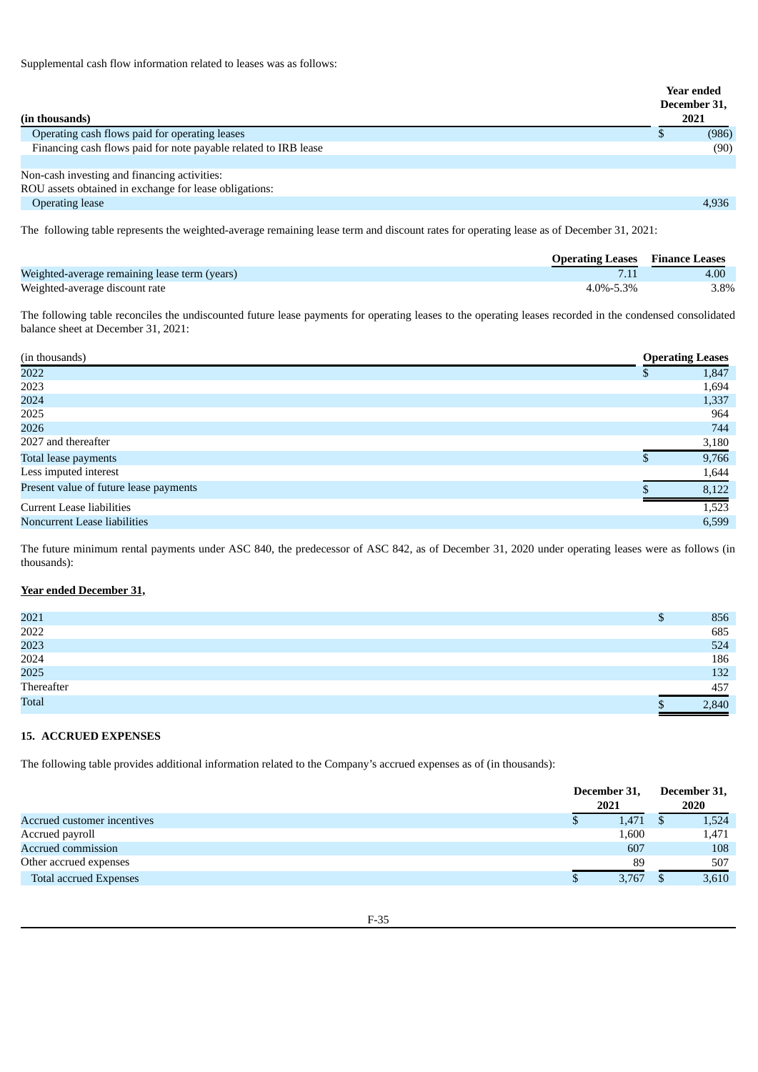Supplemental cash flow information related to leases was as follows:

| (in thousands) | Year ended December 31, 2021 |
|---|---|
| Operating cash flows paid for operating leases | $ (986) |
| Financing cash flows paid for note payable related to IRB lease | (90) |
| | |
| Non-cash investing and financing activities: | |
| ROU assets obtained in exchange for lease obligations: | |
| Operating lease | 4,936 |

The following table represents the weighted-average remaining lease term and discount rates for operating lease as of December 31, 2021:

| | Operating Leases | Finance Leases |
|---|---|---|
| Weighted-average remaining lease term (years) | 7.11 | 4.00 |
| Weighted-average discount rate | 4.0%-5.3% | 3.8% |

The following table reconciles the undiscounted future lease payments for operating leases to the operating leases recorded in the condensed consolidated balance sheet at December 31, 2021:

| (in thousands) | Operating Leases |
|---|---|
| 2022 | $ 1,847 |
| 2023 | 1,694 |
| 2024 | 1,337 |
| 2025 | 964 |
| 2026 | 744 |
| 2027 and thereafter | 3,180 |
| Total lease payments | $ 9,766 |
| Less imputed interest | 1,644 |
| Present value of future lease payments | $ 8,122 |
| Current Lease liabilities | 1,523 |
| Noncurrent Lease liabilities | 6,599 |

The future minimum rental payments under ASC 840, the predecessor of ASC 842, as of December 31, 2020 under operating leases were as follows (in thousands):

**Year ended December 31,**

| | |
|---|---|
| 2021 | $ 856 |
| 2022 | 685 |
| 2023 | 524 |
| 2024 | 186 |
| 2025 | 132 |
| Thereafter | 457 |
| Total | $ 2,840 |

## 15. ACCRUED EXPENSES

The following table provides additional information related to the Company's accrued expenses as of (in thousands):

| | December 31, 2021 | December 31, 2020 |
|---|---|---|
| Accrued customer incentives | $ 1,471 | $ 1,524 |
| Accrued payroll | 1,600 | 1,471 |
| Accrued commission | 607 | 108 |
| Other accrued expenses | 89 | 507 |
| Total accrued Expenses | $ 3,767 | $ 3,610 |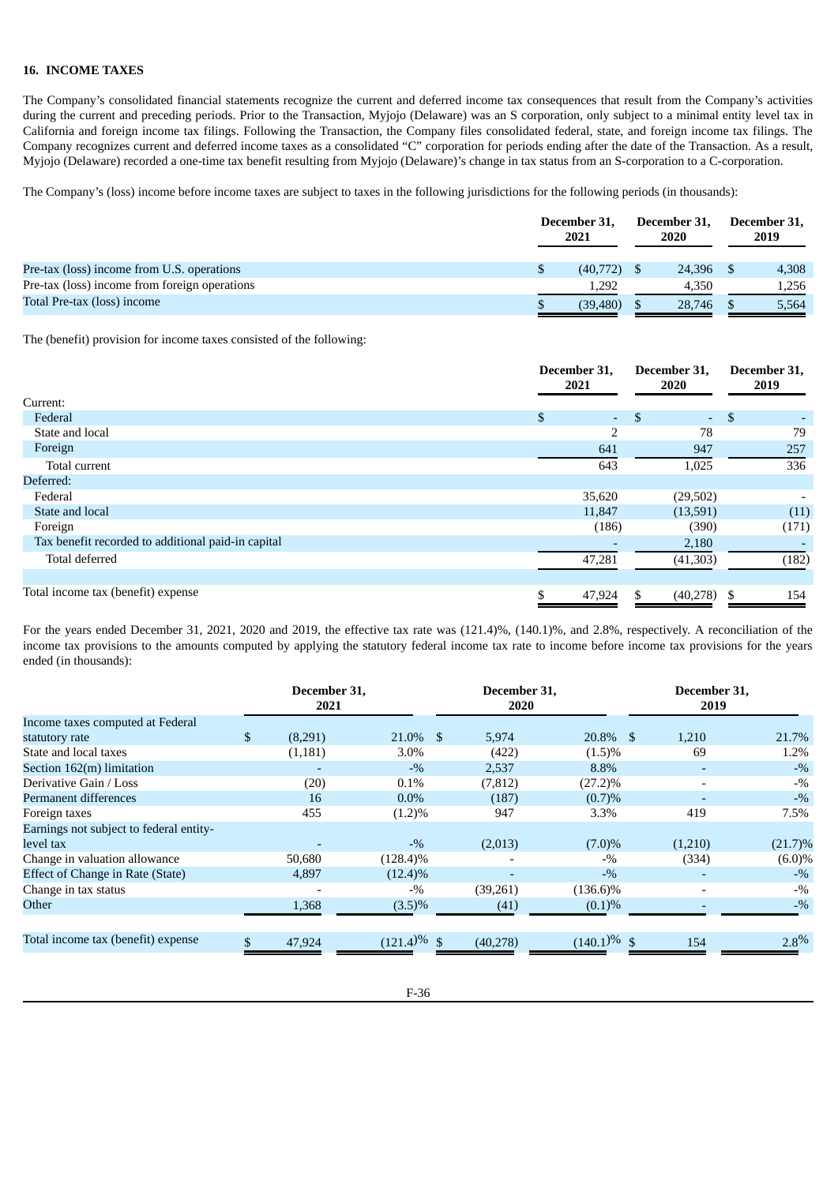### 16. INCOME TAXES

The Company's consolidated financial statements recognize the current and deferred income tax consequences that result from the Company's activities during the current and preceding periods. Prior to the Transaction, Myjojo (Delaware) was an S corporation, only subject to a minimal entity level tax in California and foreign income tax filings. Following the Transaction, the Company files consolidated federal, state, and foreign income tax filings. The Company recognizes current and deferred income taxes as a consolidated "C" corporation for periods ending after the date of the Transaction. As a result, Myjojo (Delaware) recorded a one-time tax benefit resulting from Myjojo (Delaware)'s change in tax status from an S-corporation to a C-corporation.

The Company's (loss) income before income taxes are subject to taxes in the following jurisdictions for the following periods (in thousands):

| | December 31, 2021 | December 31, 2020 | December 31, 2019 |
|---|---|---|---|
| Pre-tax (loss) income from U.S. operations | $ (40,772) | $ 24,396 | $ 4,308 |
| Pre-tax (loss) income from foreign operations | 1,292 | 4,350 | 1,256 |
| Total Pre-tax (loss) income | $ (39,480) | $ 28,746 | $ 5,564 |

The (benefit) provision for income taxes consisted of the following:

| | December 31, 2021 | December 31, 2020 | December 31, 2019 |
|---|---|---|---|
| Current: | | | |
| Federal | $ - | $ - | $ - |
| State and local | 2 | 78 | 79 |
| Foreign | 641 | 947 | 257 |
| Total current | 643 | 1,025 | 336 |
| Deferred: | | | |
| Federal | 35,620 | (29,502) | - |
| State and local | 11,847 | (13,591) | (11) |
| Foreign | (186) | (390) | (171) |
| Tax benefit recorded to additional paid-in capital | - | 2,180 | - |
| Total deferred | 47,281 | (41,303) | (182) |
| Total income tax (benefit) expense | $ 47,924 | $ (40,278) | $ 154 |

For the years ended December 31, 2021, 2020 and 2019, the effective tax rate was (121.4)%, (140.1)%, and 2.8%, respectively. A reconciliation of the income tax provisions to the amounts computed by applying the statutory federal income tax rate to income before income tax provisions for the years ended (in thousands):

| | December 31, 2021 | | December 31, 2020 | | December 31, 2019 | |
|---|---|---|---|---|---|---|
| Income taxes computed at Federal statutory rate | $ (8,291) | 21.0% | $ 5,974 | 20.8% | $ 1,210 | 21.7% |
| State and local taxes | (1,181) | 3.0% | (422) | (1.5)% | 69 | 1.2% |
| Section 162(m) limitation | - | -% | 2,537 | 8.8% | - | -% |
| Derivative Gain / Loss | (20) | 0.1% | (7,812) | (27.2)% | - | -% |
| Permanent differences | 16 | 0.0% | (187) | (0.7)% | - | -% |
| Foreign taxes | 455 | (1.2)% | 947 | 3.3% | 419 | 7.5% |
| Earnings not subject to federal entity-level tax | - | -% | (2,013) | (7.0)% | (1,210) | (21.7)% |
| Change in valuation allowance | 50,680 | (128.4)% | - | -% | (334) | (6.0)% |
| Effect of Change in Rate (State) | 4,897 | (12.4)% | - | -% | - | -% |
| Change in tax status | - | -% | (39,261) | (136.6)% | - | -% |
| Other | 1,368 | (3.5)% | (41) | (0.1)% | - | -% |
| Total income tax (benefit) expense | $ 47,924 | (121.4)% | $ (40,278) | (140.1)% | $ 154 | 2.8% |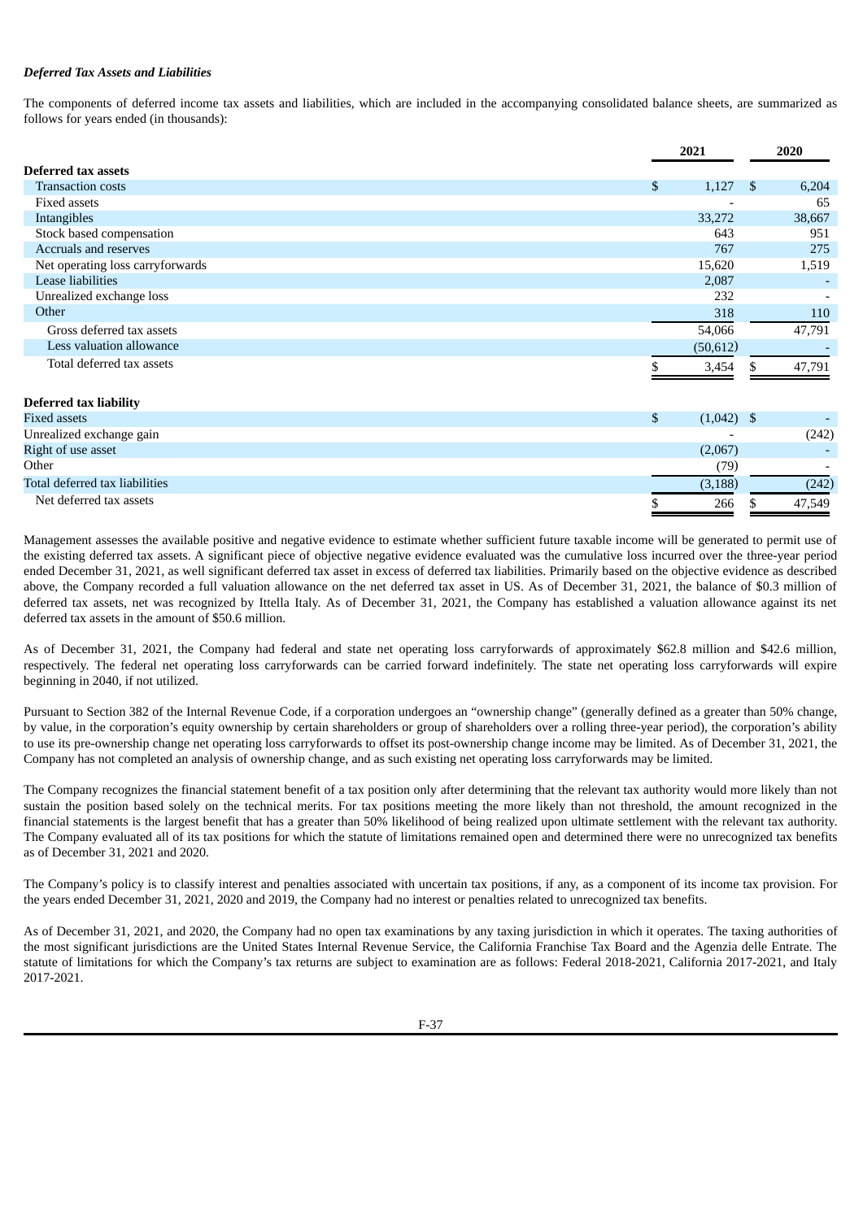***Deferred Tax Assets and Liabilities***

The components of deferred income tax assets and liabilities, which are included in the accompanying consolidated balance sheets, are summarized as follows for years ended (in thousands):

| | 2021 | 2020 |
|---|---|---|
| **Deferred tax assets** | | |
| Transaction costs | $ 1,127 | $ 6,204 |
| Fixed assets | - | 65 |
| Intangibles | 33,272 | 38,667 |
| Stock based compensation | 643 | 951 |
| Accruals and reserves | 767 | 275 |
| Net operating loss carryforwards | 15,620 | 1,519 |
| Lease liabilities | 2,087 | - |
| Unrealized exchange loss | 232 | - |
| Other | 318 | 110 |
| Gross deferred tax assets | 54,066 | 47,791 |
| Less valuation allowance | (50,612) | - |
| Total deferred tax assets | $ 3,454 | $ 47,791 |
| **Deferred tax liability** | | |
| Fixed assets | $ (1,042) | $ - |
| Unrealized exchange gain | - | (242) |
| Right of use asset | (2,067) | - |
| Other | (79) | - |
| Total deferred tax liabilities | (3,188) | (242) |
| Net deferred tax assets | $ 266 | $ 47,549 |

Management assesses the available positive and negative evidence to estimate whether sufficient future taxable income will be generated to permit use of the existing deferred tax assets. A significant piece of objective negative evidence evaluated was the cumulative loss incurred over the three-year period ended December 31, 2021, as well significant deferred tax asset in excess of deferred tax liabilities. Primarily based on the objective evidence as described above, the Company recorded a full valuation allowance on the net deferred tax asset in US. As of December 31, 2021, the balance of $0.3 million of deferred tax assets, net was recognized by Ittella Italy. As of December 31, 2021, the Company has established a valuation allowance against its net deferred tax assets in the amount of $50.6 million.

As of December 31, 2021, the Company had federal and state net operating loss carryforwards of approximately $62.8 million and $42.6 million, respectively. The federal net operating loss carryforwards can be carried forward indefinitely. The state net operating loss carryforwards will expire beginning in 2040, if not utilized.

Pursuant to Section 382 of the Internal Revenue Code, if a corporation undergoes an "ownership change" (generally defined as a greater than 50% change, by value, in the corporation's equity ownership by certain shareholders or group of shareholders over a rolling three-year period), the corporation's ability to use its pre-ownership change net operating loss carryforwards to offset its post-ownership change income may be limited. As of December 31, 2021, the Company has not completed an analysis of ownership change, and as such existing net operating loss carryforwards may be limited.

The Company recognizes the financial statement benefit of a tax position only after determining that the relevant tax authority would more likely than not sustain the position based solely on the technical merits. For tax positions meeting the more likely than not threshold, the amount recognized in the financial statements is the largest benefit that has a greater than 50% likelihood of being realized upon ultimate settlement with the relevant tax authority. The Company evaluated all of its tax positions for which the statute of limitations remained open and determined there were no unrecognized tax benefits as of December 31, 2021 and 2020.

The Company's policy is to classify interest and penalties associated with uncertain tax positions, if any, as a component of its income tax provision. For the years ended December 31, 2021, 2020 and 2019, the Company had no interest or penalties related to unrecognized tax benefits.

As of December 31, 2021, and 2020, the Company had no open tax examinations by any taxing jurisdiction in which it operates. The taxing authorities of the most significant jurisdictions are the United States Internal Revenue Service, the California Franchise Tax Board and the Agenzia delle Entrate. The statute of limitations for which the Company's tax returns are subject to examination are as follows: Federal 2018-2021, California 2017-2021, and Italy 2017-2021.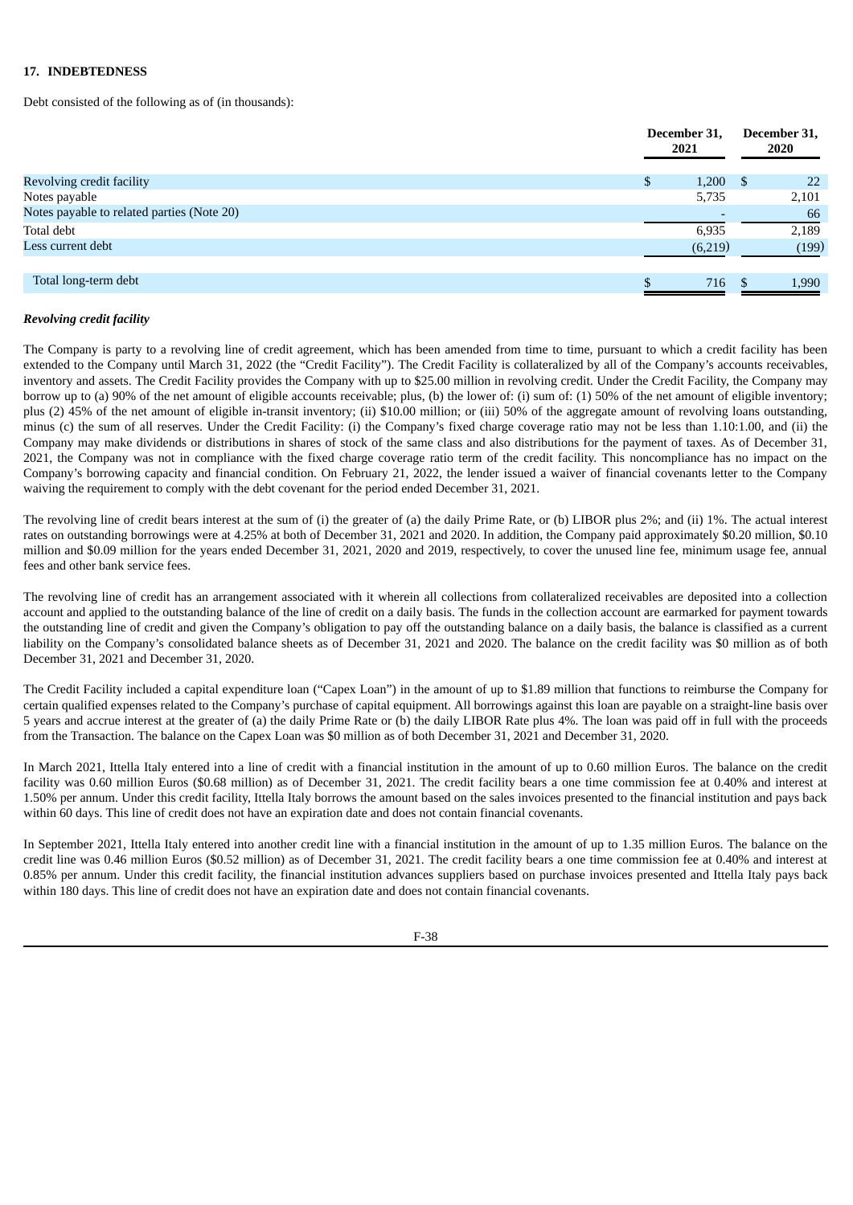**17. INDEBTEDNESS**

Debt consisted of the following as of (in thousands):

| | December 31, 2021 | December 31, 2020 |
|---|---|---|
| Revolving credit facility | $ 1,200 | $ 22 |
| Notes payable | 5,735 | 2,101 |
| Notes payable to related parties (Note 20) | - | 66 |
| Total debt | 6,935 | 2,189 |
| Less current debt | (6,219) | (199) |
| Total long-term debt | $ 716 | $ 1,990 |

***Revolving credit facility***

The Company is party to a revolving line of credit agreement, which has been amended from time to time, pursuant to which a credit facility has been extended to the Company until March 31, 2022 (the "Credit Facility"). The Credit Facility is collateralized by all of the Company's accounts receivables, inventory and assets. The Credit Facility provides the Company with up to $25.00 million in revolving credit. Under the Credit Facility, the Company may borrow up to (a) 90% of the net amount of eligible accounts receivable; plus, (b) the lower of: (i) sum of: (1) 50% of the net amount of eligible inventory; plus (2) 45% of the net amount of eligible in-transit inventory; (ii) $10.00 million; or (iii) 50% of the aggregate amount of revolving loans outstanding, minus (c) the sum of all reserves. Under the Credit Facility: (i) the Company's fixed charge coverage ratio may not be less than 1.10:1.00, and (ii) the Company may make dividends or distributions in shares of stock of the same class and also distributions for the payment of taxes. As of December 31, 2021, the Company was not in compliance with the fixed charge coverage ratio term of the credit facility. This noncompliance has no impact on the Company's borrowing capacity and financial condition. On February 21, 2022, the lender issued a waiver of financial covenants letter to the Company waiving the requirement to comply with the debt covenant for the period ended December 31, 2021.

The revolving line of credit bears interest at the sum of (i) the greater of (a) the daily Prime Rate, or (b) LIBOR plus 2%; and (ii) 1%. The actual interest rates on outstanding borrowings were at 4.25% at both of December 31, 2021 and 2020. In addition, the Company paid approximately $0.20 million, $0.10 million and $0.09 million for the years ended December 31, 2021, 2020 and 2019, respectively, to cover the unused line fee, minimum usage fee, annual fees and other bank service fees.

The revolving line of credit has an arrangement associated with it wherein all collections from collateralized receivables are deposited into a collection account and applied to the outstanding balance of the line of credit on a daily basis. The funds in the collection account are earmarked for payment towards the outstanding line of credit and given the Company's obligation to pay off the outstanding balance on a daily basis, the balance is classified as a current liability on the Company's consolidated balance sheets as of December 31, 2021 and 2020. The balance on the credit facility was $0 million as of both December 31, 2021 and December 31, 2020.

The Credit Facility included a capital expenditure loan ("Capex Loan") in the amount of up to $1.89 million that functions to reimburse the Company for certain qualified expenses related to the Company's purchase of capital equipment. All borrowings against this loan are payable on a straight-line basis over 5 years and accrue interest at the greater of (a) the daily Prime Rate or (b) the daily LIBOR Rate plus 4%. The loan was paid off in full with the proceeds from the Transaction. The balance on the Capex Loan was $0 million as of both December 31, 2021 and December 31, 2020.

In March 2021, Ittella Italy entered into a line of credit with a financial institution in the amount of up to 0.60 million Euros. The balance on the credit facility was 0.60 million Euros ($0.68 million) as of December 31, 2021. The credit facility bears a one time commission fee at 0.40% and interest at 1.50% per annum. Under this credit facility, Ittella Italy borrows the amount based on the sales invoices presented to the financial institution and pays back within 60 days. This line of credit does not have an expiration date and does not contain financial covenants.

In September 2021, Ittella Italy entered into another credit line with a financial institution in the amount of up to 1.35 million Euros. The balance on the credit line was 0.46 million Euros ($0.52 million) as of December 31, 2021. The credit facility bears a one time commission fee at 0.40% and interest at 0.85% per annum. Under this credit facility, the financial institution advances suppliers based on purchase invoices presented and Ittella Italy pays back within 180 days. This line of credit does not have an expiration date and does not contain financial covenants.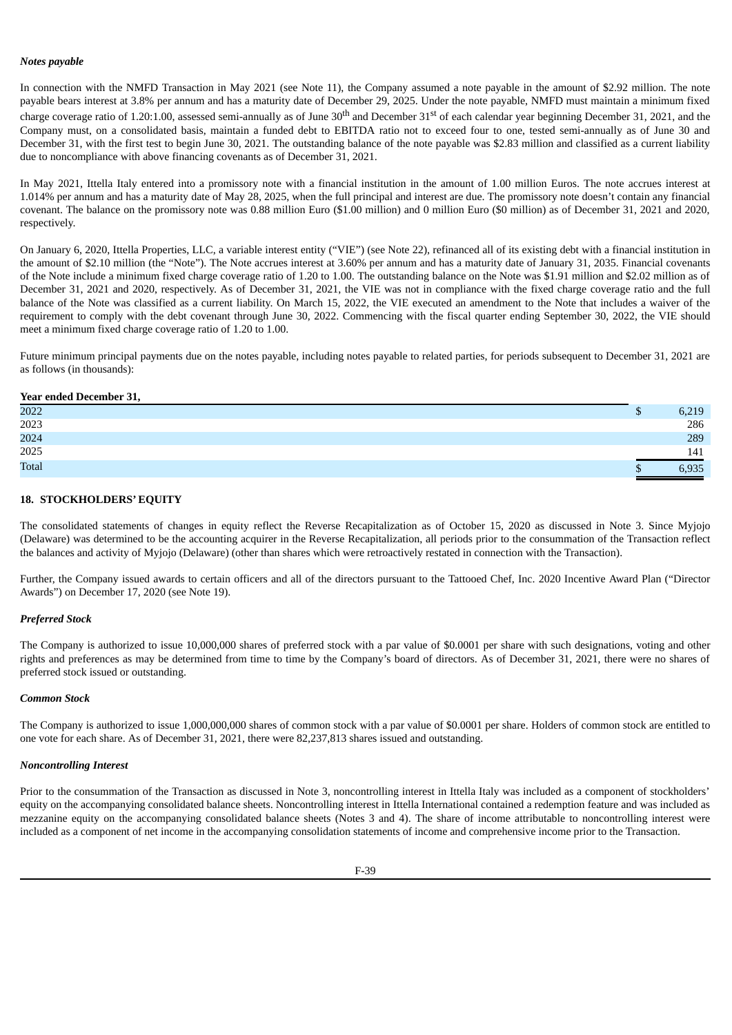*Notes payable*

In connection with the NMFD Transaction in May 2021 (see Note 11), the Company assumed a note payable in the amount of $2.92 million. The note payable bears interest at 3.8% per annum and has a maturity date of December 29, 2025. Under the note payable, NMFD must maintain a minimum fixed charge coverage ratio of 1.20:1.00, assessed semi-annually as of June 30th and December 31st of each calendar year beginning December 31, 2021, and the Company must, on a consolidated basis, maintain a funded debt to EBITDA ratio not to exceed four to one, tested semi-annually as of June 30 and December 31, with the first test to begin June 30, 2021. The outstanding balance of the note payable was $2.83 million and classified as a current liability due to noncompliance with above financing covenants as of December 31, 2021.

In May 2021, Ittella Italy entered into a promissory note with a financial institution in the amount of 1.00 million Euros. The note accrues interest at 1.014% per annum and has a maturity date of May 28, 2025, when the full principal and interest are due. The promissory note doesn't contain any financial covenant. The balance on the promissory note was 0.88 million Euro ($1.00 million) and 0 million Euro ($0 million) as of December 31, 2021 and 2020, respectively.

On January 6, 2020, Ittella Properties, LLC, a variable interest entity ("VIE") (see Note 22), refinanced all of its existing debt with a financial institution in the amount of $2.10 million (the "Note"). The Note accrues interest at 3.60% per annum and has a maturity date of January 31, 2035. Financial covenants of the Note include a minimum fixed charge coverage ratio of 1.20 to 1.00. The outstanding balance on the Note was $1.91 million and $2.02 million as of December 31, 2021 and 2020, respectively. As of December 31, 2021, the VIE was not in compliance with the fixed charge coverage ratio and the full balance of the Note was classified as a current liability. On March 15, 2022, the VIE executed an amendment to the Note that includes a waiver of the requirement to comply with the debt covenant through June 30, 2022. Commencing with the fiscal quarter ending September 30, 2022, the VIE should meet a minimum fixed charge coverage ratio of 1.20 to 1.00.

Future minimum principal payments due on the notes payable, including notes payable to related parties, for periods subsequent to December 31, 2021 are as follows (in thousands):

| **Year ended December 31,** | |
|---|---|
| 2022 | $ 6,219 |
| 2023 | 286 |
| 2024 | 289 |
| 2025 | 141 |
| Total | $ 6,935 |

## 18. STOCKHOLDERS' EQUITY

The consolidated statements of changes in equity reflect the Reverse Recapitalization as of October 15, 2020 as discussed in Note 3. Since Myjojo (Delaware) was determined to be the accounting acquirer in the Reverse Recapitalization, all periods prior to the consummation of the Transaction reflect the balances and activity of Myjojo (Delaware) (other than shares which were retroactively restated in connection with the Transaction).

Further, the Company issued awards to certain officers and all of the directors pursuant to the Tattooed Chef, Inc. 2020 Incentive Award Plan ("Director Awards") on December 17, 2020 (see Note 19).

*Preferred Stock*

The Company is authorized to issue 10,000,000 shares of preferred stock with a par value of $0.0001 per share with such designations, voting and other rights and preferences as may be determined from time to time by the Company's board of directors. As of December 31, 2021, there were no shares of preferred stock issued or outstanding.

*Common Stock*

The Company is authorized to issue 1,000,000,000 shares of common stock with a par value of $0.0001 per share. Holders of common stock are entitled to one vote for each share. As of December 31, 2021, there were 82,237,813 shares issued and outstanding.

*Noncontrolling Interest*

Prior to the consummation of the Transaction as discussed in Note 3, noncontrolling interest in Ittella Italy was included as a component of stockholders' equity on the accompanying consolidated balance sheets. Noncontrolling interest in Ittella International contained a redemption feature and was included as mezzanine equity on the accompanying consolidated balance sheets (Notes 3 and 4). The share of income attributable to noncontrolling interest were included as a component of net income in the accompanying consolidation statements of income and comprehensive income prior to the Transaction.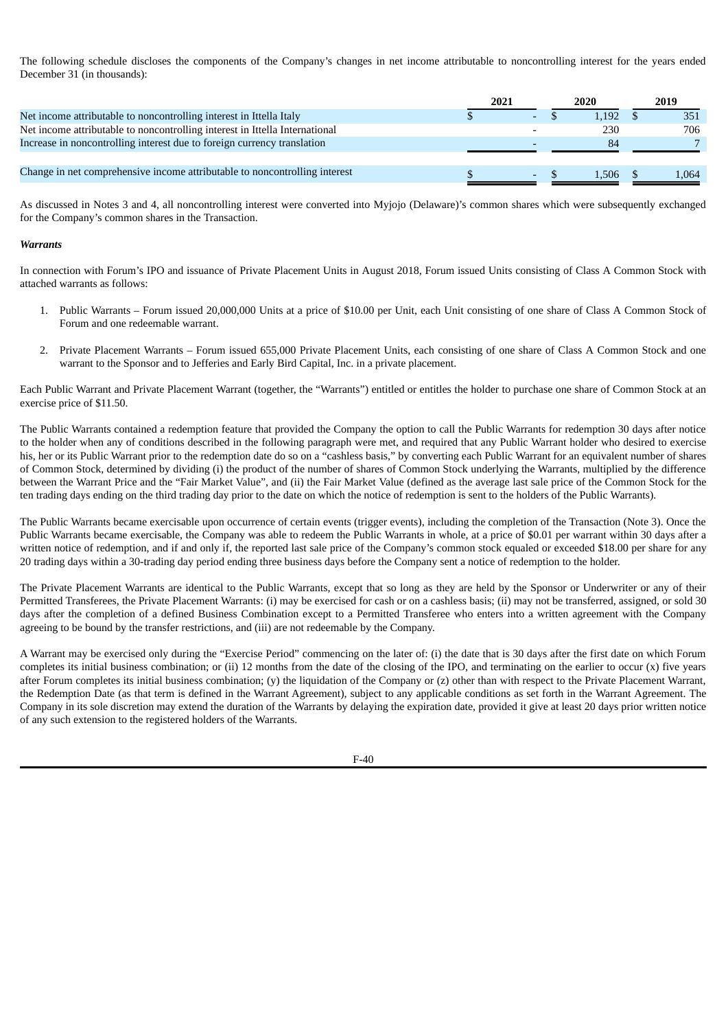The following schedule discloses the components of the Company's changes in net income attributable to noncontrolling interest for the years ended December 31 (in thousands):

| | 2021 | 2020 | 2019 |
|---|---|---|---|
| Net income attributable to noncontrolling interest in Ittella Italy | $ - | $ 1,192 | $ 351 |
| Net income attributable to noncontrolling interest in Ittella International | - | 230 | 706 |
| Increase in noncontrolling interest due to foreign currency translation | - | 84 | 7 |
| Change in net comprehensive income attributable to noncontrolling interest | $ - | $ 1,506 | $ 1,064 |

As discussed in Notes 3 and 4, all noncontrolling interest were converted into Myjojo (Delaware)'s common shares which were subsequently exchanged for the Company's common shares in the Transaction.

***Warrants***

In connection with Forum's IPO and issuance of Private Placement Units in August 2018, Forum issued Units consisting of Class A Common Stock with attached warrants as follows:

1. Public Warrants – Forum issued 20,000,000 Units at a price of $10.00 per Unit, each Unit consisting of one share of Class A Common Stock of Forum and one redeemable warrant.

2. Private Placement Warrants – Forum issued 655,000 Private Placement Units, each consisting of one share of Class A Common Stock and one warrant to the Sponsor and to Jefferies and Early Bird Capital, Inc. in a private placement.

Each Public Warrant and Private Placement Warrant (together, the "Warrants") entitled or entitles the holder to purchase one share of Common Stock at an exercise price of $11.50.

The Public Warrants contained a redemption feature that provided the Company the option to call the Public Warrants for redemption 30 days after notice to the holder when any of conditions described in the following paragraph were met, and required that any Public Warrant holder who desired to exercise his, her or its Public Warrant prior to the redemption date do so on a "cashless basis," by converting each Public Warrant for an equivalent number of shares of Common Stock, determined by dividing (i) the product of the number of shares of Common Stock underlying the Warrants, multiplied by the difference between the Warrant Price and the "Fair Market Value", and (ii) the Fair Market Value (defined as the average last sale price of the Common Stock for the ten trading days ending on the third trading day prior to the date on which the notice of redemption is sent to the holders of the Public Warrants).

The Public Warrants became exercisable upon occurrence of certain events (trigger events), including the completion of the Transaction (Note 3). Once the Public Warrants became exercisable, the Company was able to redeem the Public Warrants in whole, at a price of $0.01 per warrant within 30 days after a written notice of redemption, and if and only if, the reported last sale price of the Company's common stock equaled or exceeded $18.00 per share for any 20 trading days within a 30-trading day period ending three business days before the Company sent a notice of redemption to the holder.

The Private Placement Warrants are identical to the Public Warrants, except that so long as they are held by the Sponsor or Underwriter or any of their Permitted Transferees, the Private Placement Warrants: (i) may be exercised for cash or on a cashless basis; (ii) may not be transferred, assigned, or sold 30 days after the completion of a defined Business Combination except to a Permitted Transferee who enters into a written agreement with the Company agreeing to be bound by the transfer restrictions, and (iii) are not redeemable by the Company.

A Warrant may be exercised only during the "Exercise Period" commencing on the later of: (i) the date that is 30 days after the first date on which Forum completes its initial business combination; or (ii) 12 months from the date of the closing of the IPO, and terminating on the earlier to occur (x) five years after Forum completes its initial business combination; (y) the liquidation of the Company or (z) other than with respect to the Private Placement Warrant, the Redemption Date (as that term is defined in the Warrant Agreement), subject to any applicable conditions as set forth in the Warrant Agreement. The Company in its sole discretion may extend the duration of the Warrants by delaying the expiration date, provided it give at least 20 days prior written notice of any such extension to the registered holders of the Warrants.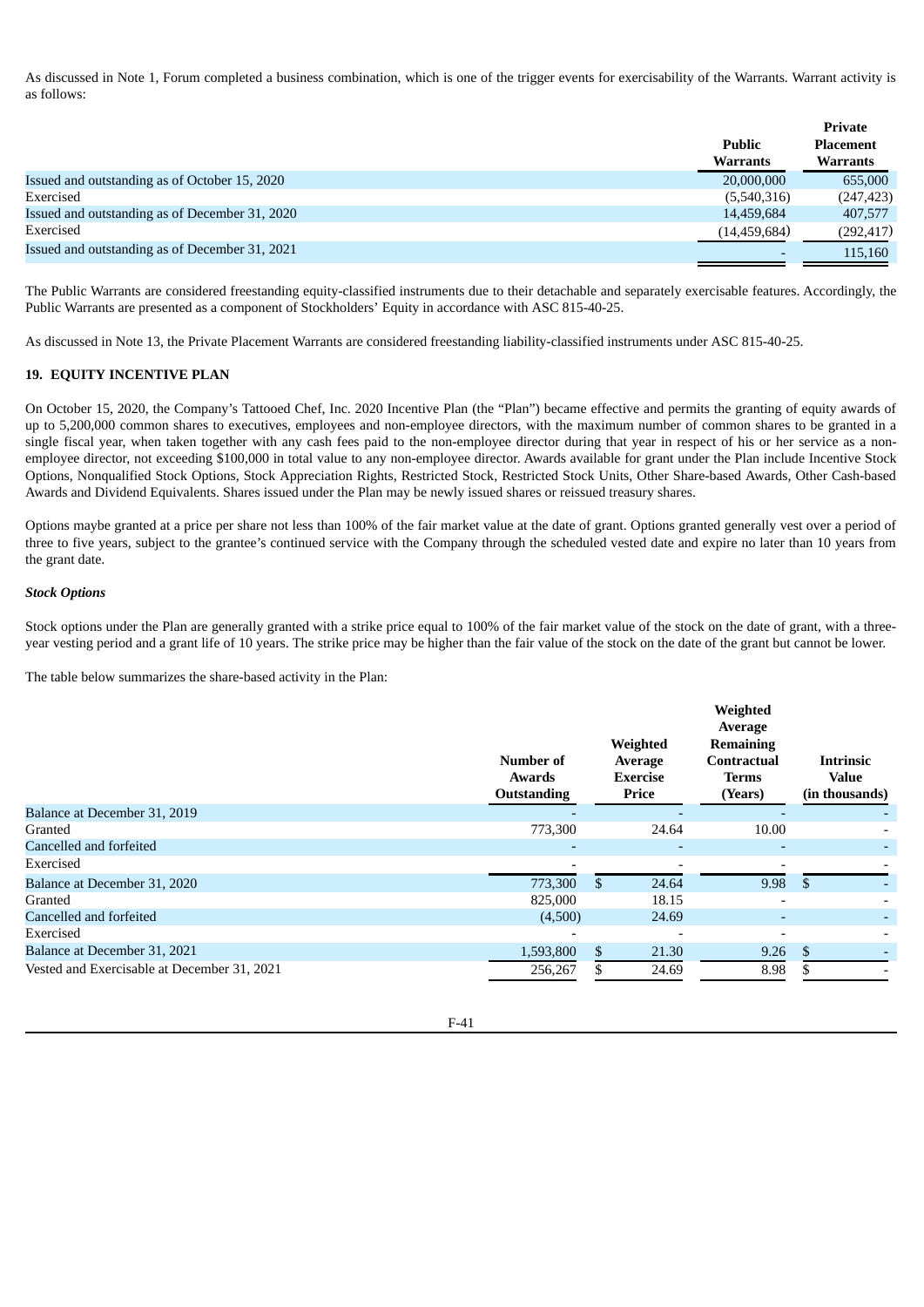As discussed in Note 1, Forum completed a business combination, which is one of the trigger events for exercisability of the Warrants. Warrant activity is as follows:

| | Public Warrants | Private Placement Warrants |
|---|---|---|
| Issued and outstanding as of October 15, 2020 | 20,000,000 | 655,000 |
| Exercised | (5,540,316) | (247,423) |
| Issued and outstanding as of December 31, 2020 | 14,459,684 | 407,577 |
| Exercised | (14,459,684) | (292,417) |
| Issued and outstanding as of December 31, 2021 | - | 115,160 |

The Public Warrants are considered freestanding equity-classified instruments due to their detachable and separately exercisable features. Accordingly, the Public Warrants are presented as a component of Stockholders' Equity in accordance with ASC 815-40-25.

As discussed in Note 13, the Private Placement Warrants are considered freestanding liability-classified instruments under ASC 815-40-25.

## 19. EQUITY INCENTIVE PLAN

On October 15, 2020, the Company's Tattooed Chef, Inc. 2020 Incentive Plan (the "Plan") became effective and permits the granting of equity awards of up to 5,200,000 common shares to executives, employees and non-employee directors, with the maximum number of common shares to be granted in a single fiscal year, when taken together with any cash fees paid to the non-employee director during that year in respect of his or her service as a non-employee director, not exceeding $100,000 in total value to any non-employee director. Awards available for grant under the Plan include Incentive Stock Options, Nonqualified Stock Options, Stock Appreciation Rights, Restricted Stock, Restricted Stock Units, Other Share-based Awards, Other Cash-based Awards and Dividend Equivalents. Shares issued under the Plan may be newly issued shares or reissued treasury shares.

Options maybe granted at a price per share not less than 100% of the fair market value at the date of grant. Options granted generally vest over a period of three to five years, subject to the grantee's continued service with the Company through the scheduled vested date and expire no later than 10 years from the grant date.

***Stock Options***

Stock options under the Plan are generally granted with a strike price equal to 100% of the fair market value of the stock on the date of grant, with a three-year vesting period and a grant life of 10 years. The strike price may be higher than the fair value of the stock on the date of the grant but cannot be lower.

The table below summarizes the share-based activity in the Plan:

| | Number of Awards Outstanding | Weighted Average Exercise Price | Weighted Average Remaining Contractual Terms (Years) | Intrinsic Value (in thousands) |
|---|---|---|---|---|
| Balance at December 31, 2019 | - | - | - | - |
| Granted | 773,300 | 24.64 | 10.00 | - |
| Cancelled and forfeited | - | - | - | - |
| Exercised | - | - | - | - |
| Balance at December 31, 2020 | 773,300 | $ 24.64 | 9.98 | $ - |
| Granted | 825,000 | 18.15 | - | - |
| Cancelled and forfeited | (4,500) | 24.69 | - | - |
| Exercised | - | - | - | - |
| Balance at December 31, 2021 | 1,593,800 | $ 21.30 | 9.26 | $ - |
| Vested and Exercisable at December 31, 2021 | 256,267 | $ 24.69 | 8.98 | $ - |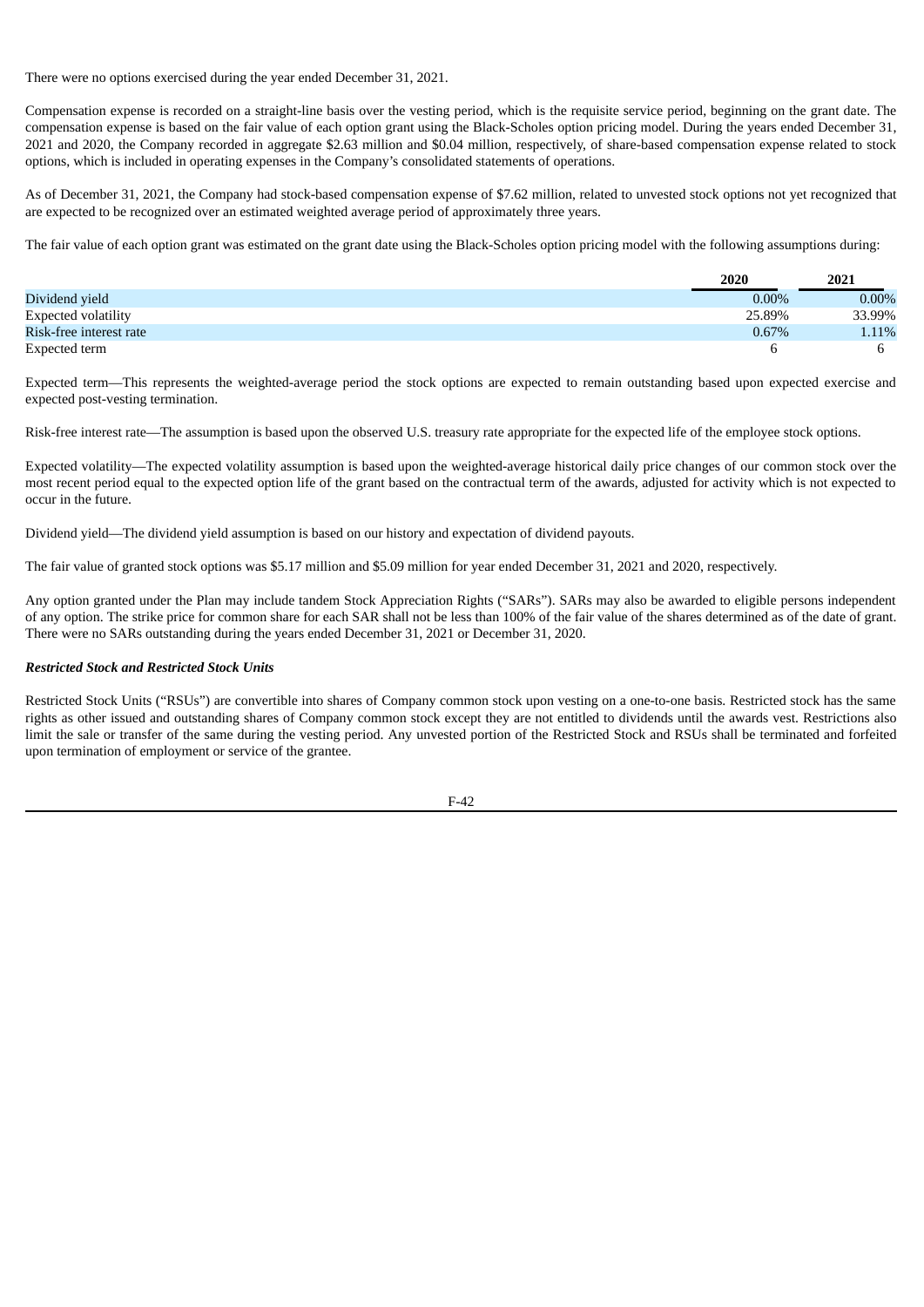There were no options exercised during the year ended December 31, 2021.

Compensation expense is recorded on a straight-line basis over the vesting period, which is the requisite service period, beginning on the grant date. The compensation expense is based on the fair value of each option grant using the Black-Scholes option pricing model. During the years ended December 31, 2021 and 2020, the Company recorded in aggregate $2.63 million and $0.04 million, respectively, of share-based compensation expense related to stock options, which is included in operating expenses in the Company's consolidated statements of operations.

As of December 31, 2021, the Company had stock-based compensation expense of $7.62 million, related to unvested stock options not yet recognized that are expected to be recognized over an estimated weighted average period of approximately three years.

The fair value of each option grant was estimated on the grant date using the Black-Scholes option pricing model with the following assumptions during:

| | 2020 | 2021 |
|---|---|---|
| Dividend yield | 0.00% | 0.00% |
| Expected volatility | 25.89% | 33.99% |
| Risk-free interest rate | 0.67% | 1.11% |
| Expected term | 6 | 6 |

Expected term—This represents the weighted-average period the stock options are expected to remain outstanding based upon expected exercise and expected post-vesting termination.

Risk-free interest rate—The assumption is based upon the observed U.S. treasury rate appropriate for the expected life of the employee stock options.

Expected volatility—The expected volatility assumption is based upon the weighted-average historical daily price changes of our common stock over the most recent period equal to the expected option life of the grant based on the contractual term of the awards, adjusted for activity which is not expected to occur in the future.

Dividend yield—The dividend yield assumption is based on our history and expectation of dividend payouts.

The fair value of granted stock options was $5.17 million and $5.09 million for year ended December 31, 2021 and 2020, respectively.

Any option granted under the Plan may include tandem Stock Appreciation Rights ("SARs"). SARs may also be awarded to eligible persons independent of any option. The strike price for common share for each SAR shall not be less than 100% of the fair value of the shares determined as of the date of grant. There were no SARs outstanding during the years ended December 31, 2021 or December 31, 2020.

***Restricted Stock and Restricted Stock Units***

Restricted Stock Units ("RSUs") are convertible into shares of Company common stock upon vesting on a one-to-one basis. Restricted stock has the same rights as other issued and outstanding shares of Company common stock except they are not entitled to dividends until the awards vest. Restrictions also limit the sale or transfer of the same during the vesting period. Any unvested portion of the Restricted Stock and RSUs shall be terminated and forfeited upon termination of employment or service of the grantee.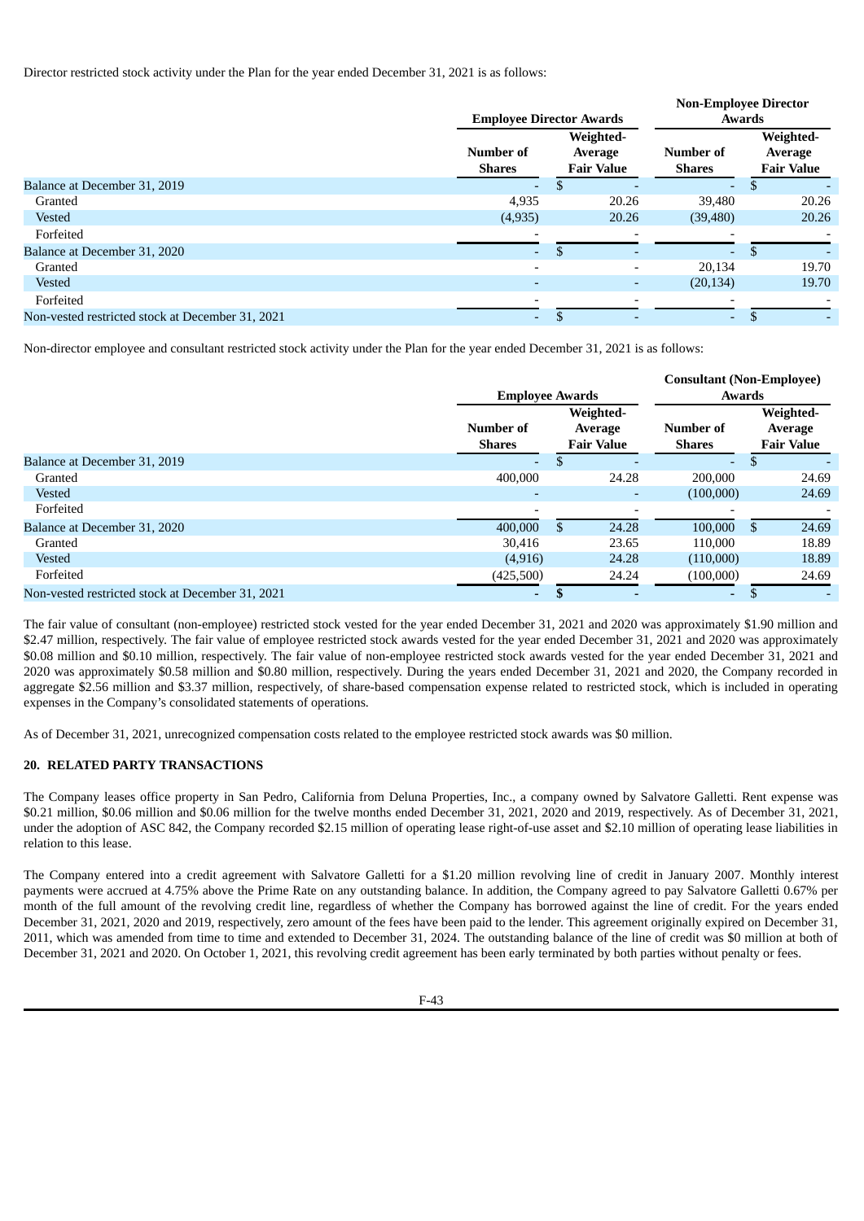Director restricted stock activity under the Plan for the year ended December 31, 2021 is as follows:

| | Employee Director Awards | | Non-Employee Director Awards | |
|---|---|---|---|---|
| | Number of Shares | Weighted-Average Fair Value | Number of Shares | Weighted-Average Fair Value |
| Balance at December 31, 2019 | - | $ - | - | $ - |
| Granted | 4,935 | 20.26 | 39,480 | 20.26 |
| Vested | (4,935) | 20.26 | (39,480) | 20.26 |
| Forfeited | - | - | - | - |
| Balance at December 31, 2020 | - | $ - | - | $ - |
| Granted | - | - | 20,134 | 19.70 |
| Vested | - | - | (20,134) | 19.70 |
| Forfeited | - | - | - | - |
| Non-vested restricted stock at December 31, 2021 | - | $ - | - | $ - |

Non-director employee and consultant restricted stock activity under the Plan for the year ended December 31, 2021 is as follows:

| | Employee Awards | | Consultant (Non-Employee) Awards | |
|---|---|---|---|---|
| | Number of Shares | Weighted-Average Fair Value | Number of Shares | Weighted-Average Fair Value |
| Balance at December 31, 2019 | - | $ - | - | $ - |
| Granted | 400,000 | 24.28 | 200,000 | 24.69 |
| Vested | - | - | (100,000) | 24.69 |
| Forfeited | - | - | - | - |
| Balance at December 31, 2020 | 400,000 | $ 24.28 | 100,000 | $ 24.69 |
| Granted | 30,416 | 23.65 | 110,000 | 18.89 |
| Vested | (4,916) | 24.28 | (110,000) | 18.89 |
| Forfeited | (425,500) | 24.24 | (100,000) | 24.69 |
| Non-vested restricted stock at December 31, 2021 | - | $ - | - | $ - |

The fair value of consultant (non-employee) restricted stock vested for the year ended December 31, 2021 and 2020 was approximately $1.90 million and $2.47 million, respectively. The fair value of employee restricted stock awards vested for the year ended December 31, 2021 and 2020 was approximately $0.08 million and $0.10 million, respectively. The fair value of non-employee restricted stock awards vested for the year ended December 31, 2021 and 2020 was approximately $0.58 million and $0.80 million, respectively. During the years ended December 31, 2021 and 2020, the Company recorded in aggregate $2.56 million and $3.37 million, respectively, of share-based compensation expense related to restricted stock, which is included in operating expenses in the Company's consolidated statements of operations.

As of December 31, 2021, unrecognized compensation costs related to the employee restricted stock awards was $0 million.

## 20. RELATED PARTY TRANSACTIONS

The Company leases office property in San Pedro, California from Deluna Properties, Inc., a company owned by Salvatore Galletti. Rent expense was $0.21 million, $0.06 million and $0.06 million for the twelve months ended December 31, 2021, 2020 and 2019, respectively. As of December 31, 2021, under the adoption of ASC 842, the Company recorded $2.15 million of operating lease right-of-use asset and $2.10 million of operating lease liabilities in relation to this lease.

The Company entered into a credit agreement with Salvatore Galletti for a $1.20 million revolving line of credit in January 2007. Monthly interest payments were accrued at 4.75% above the Prime Rate on any outstanding balance. In addition, the Company agreed to pay Salvatore Galletti 0.67% per month of the full amount of the revolving credit line, regardless of whether the Company has borrowed against the line of credit. For the years ended December 31, 2021, 2020 and 2019, respectively, zero amount of the fees have been paid to the lender. This agreement originally expired on December 31, 2011, which was amended from time to time and extended to December 31, 2024. The outstanding balance of the line of credit was $0 million at both of December 31, 2021 and 2020. On October 1, 2021, this revolving credit agreement has been early terminated by both parties without penalty or fees.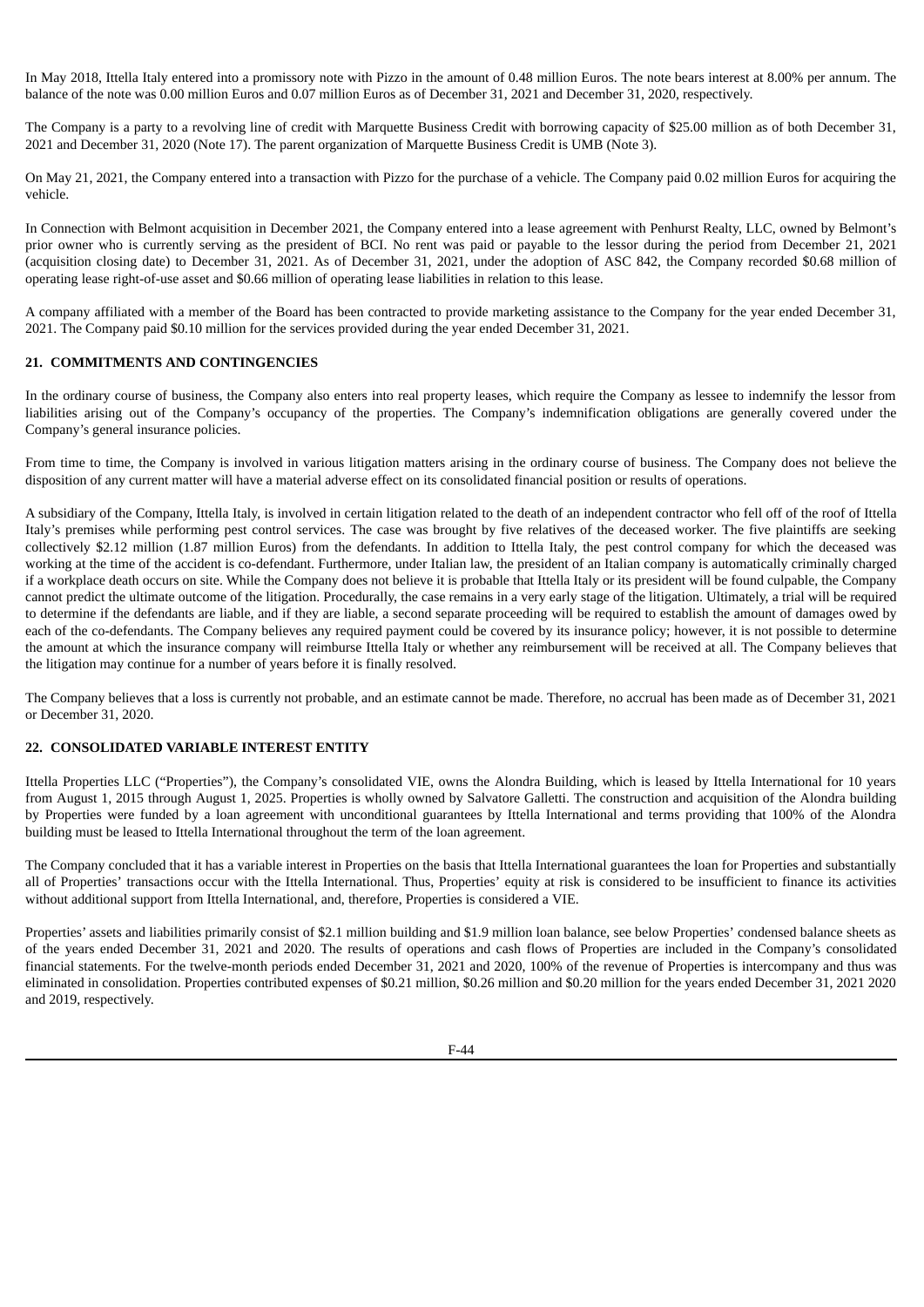In May 2018, Ittella Italy entered into a promissory note with Pizzo in the amount of 0.48 million Euros. The note bears interest at 8.00% per annum. The balance of the note was 0.00 million Euros and 0.07 million Euros as of December 31, 2021 and December 31, 2020, respectively.

The Company is a party to a revolving line of credit with Marquette Business Credit with borrowing capacity of $25.00 million as of both December 31, 2021 and December 31, 2020 (Note 17). The parent organization of Marquette Business Credit is UMB (Note 3).

On May 21, 2021, the Company entered into a transaction with Pizzo for the purchase of a vehicle. The Company paid 0.02 million Euros for acquiring the vehicle.

In Connection with Belmont acquisition in December 2021, the Company entered into a lease agreement with Penhurst Realty, LLC, owned by Belmont's prior owner who is currently serving as the president of BCI. No rent was paid or payable to the lessor during the period from December 21, 2021 (acquisition closing date) to December 31, 2021. As of December 31, 2021, under the adoption of ASC 842, the Company recorded $0.68 million of operating lease right-of-use asset and $0.66 million of operating lease liabilities in relation to this lease.

A company affiliated with a member of the Board has been contracted to provide marketing assistance to the Company for the year ended December 31, 2021. The Company paid $0.10 million for the services provided during the year ended December 31, 2021.

## 21. COMMITMENTS AND CONTINGENCIES

In the ordinary course of business, the Company also enters into real property leases, which require the Company as lessee to indemnify the lessor from liabilities arising out of the Company's occupancy of the properties. The Company's indemnification obligations are generally covered under the Company's general insurance policies.

From time to time, the Company is involved in various litigation matters arising in the ordinary course of business. The Company does not believe the disposition of any current matter will have a material adverse effect on its consolidated financial position or results of operations.

A subsidiary of the Company, Ittella Italy, is involved in certain litigation related to the death of an independent contractor who fell off of the roof of Ittella Italy's premises while performing pest control services. The case was brought by five relatives of the deceased worker. The five plaintiffs are seeking collectively $2.12 million (1.87 million Euros) from the defendants. In addition to Ittella Italy, the pest control company for which the deceased was working at the time of the accident is co-defendant. Furthermore, under Italian law, the president of an Italian company is automatically criminally charged if a workplace death occurs on site. While the Company does not believe it is probable that Ittella Italy or its president will be found culpable, the Company cannot predict the ultimate outcome of the litigation. Procedurally, the case remains in a very early stage of the litigation. Ultimately, a trial will be required to determine if the defendants are liable, and if they are liable, a second separate proceeding will be required to establish the amount of damages owed by each of the co-defendants. The Company believes any required payment could be covered by its insurance policy; however, it is not possible to determine the amount at which the insurance company will reimburse Ittella Italy or whether any reimbursement will be received at all. The Company believes that the litigation may continue for a number of years before it is finally resolved.

The Company believes that a loss is currently not probable, and an estimate cannot be made. Therefore, no accrual has been made as of December 31, 2021 or December 31, 2020.

## 22. CONSOLIDATED VARIABLE INTEREST ENTITY

Ittella Properties LLC ("Properties"), the Company's consolidated VIE, owns the Alondra Building, which is leased by Ittella International for 10 years from August 1, 2015 through August 1, 2025. Properties is wholly owned by Salvatore Galletti. The construction and acquisition of the Alondra building by Properties were funded by a loan agreement with unconditional guarantees by Ittella International and terms providing that 100% of the Alondra building must be leased to Ittella International throughout the term of the loan agreement.

The Company concluded that it has a variable interest in Properties on the basis that Ittella International guarantees the loan for Properties and substantially all of Properties' transactions occur with the Ittella International. Thus, Properties' equity at risk is considered to be insufficient to finance its activities without additional support from Ittella International, and, therefore, Properties is considered a VIE.

Properties' assets and liabilities primarily consist of $2.1 million building and $1.9 million loan balance, see below Properties' condensed balance sheets as of the years ended December 31, 2021 and 2020. The results of operations and cash flows of Properties are included in the Company's consolidated financial statements. For the twelve-month periods ended December 31, 2021 and 2020, 100% of the revenue of Properties is intercompany and thus was eliminated in consolidation. Properties contributed expenses of $0.21 million, $0.26 million and $0.20 million for the years ended December 31, 2021 2020 and 2019, respectively.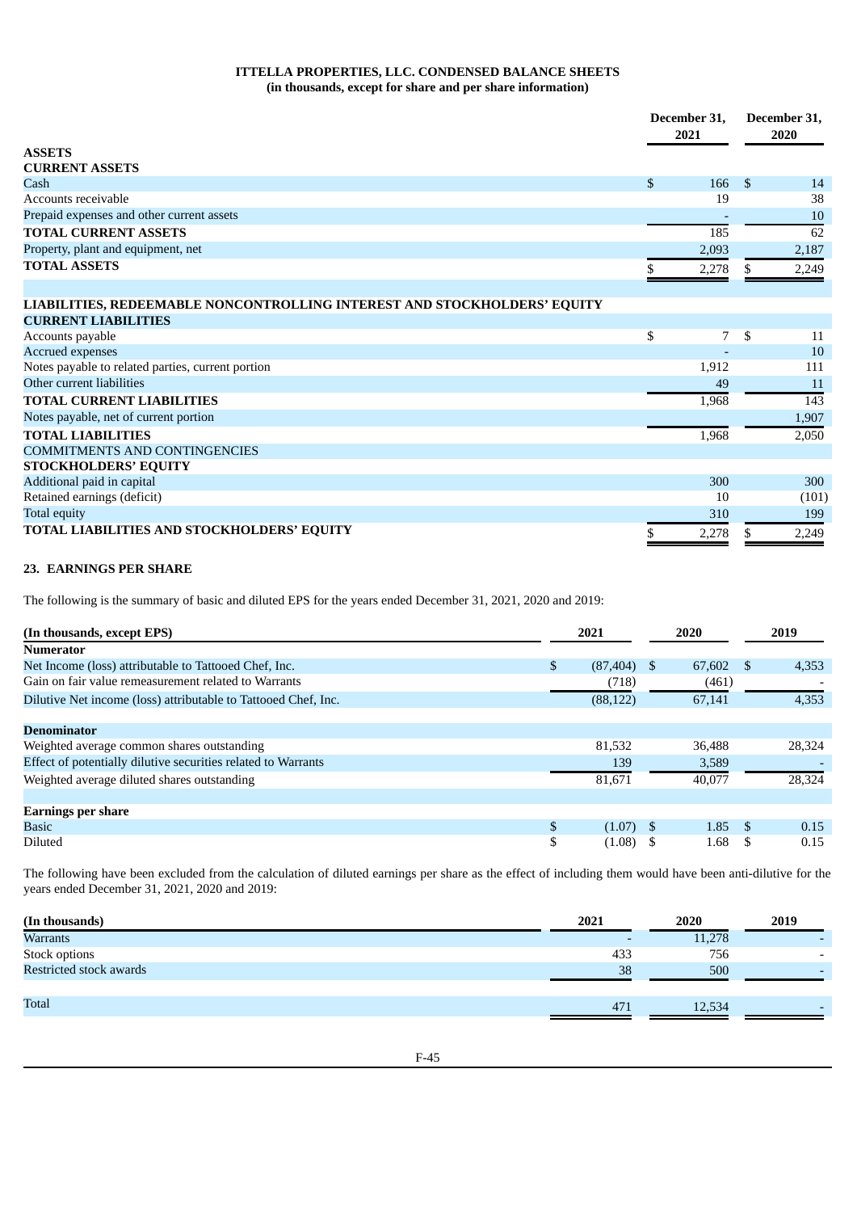**ITTELLA PROPERTIES, LLC. CONDENSED BALANCE SHEETS**
**(in thousands, except for share and per share information)**

| | December 31, 2021 | December 31, 2020 |
|---|---|---|
| **ASSETS** | | |
| **CURRENT ASSETS** | | |
| Cash | $ 166 | $ 14 |
| Accounts receivable | 19 | 38 |
| Prepaid expenses and other current assets | - | 10 |
| **TOTAL CURRENT ASSETS** | 185 | 62 |
| Property, plant and equipment, net | 2,093 | 2,187 |
| **TOTAL ASSETS** | $ 2,278 | $ 2,249 |
| | | |
| **LIABILITIES, REDEEMABLE NONCONTROLLING INTEREST AND STOCKHOLDERS' EQUITY** | | |
| **CURRENT LIABILITIES** | | |
| Accounts payable | $ 7 | $ 11 |
| Accrued expenses | - | 10 |
| Notes payable to related parties, current portion | 1,912 | 111 |
| Other current liabilities | 49 | 11 |
| **TOTAL CURRENT LIABILITIES** | 1,968 | 143 |
| Notes payable, net of current portion | | 1,907 |
| **TOTAL LIABILITIES** | 1,968 | 2,050 |
| COMMITMENTS AND CONTINGENCIES | | |
| **STOCKHOLDERS' EQUITY** | | |
| Additional paid in capital | 300 | 300 |
| Retained earnings (deficit) | 10 | (101) |
| Total equity | 310 | 199 |
| **TOTAL LIABILITIES AND STOCKHOLDERS' EQUITY** | $ 2,278 | $ 2,249 |

## 23. EARNINGS PER SHARE

The following is the summary of basic and diluted EPS for the years ended December 31, 2021, 2020 and 2019:

| (In thousands, except EPS) | 2021 | 2020 | 2019 |
|---|---|---|---|
| **Numerator** | | | |
| Net Income (loss) attributable to Tattooed Chef, Inc. | $ (87,404) | $ 67,602 | $ 4,353 |
| Gain on fair value remeasurement related to Warrants | (718) | (461) | - |
| Dilutive Net income (loss) attributable to Tattooed Chef, Inc. | (88,122) | 67,141 | 4,353 |
| | | | |
| **Denominator** | | | |
| Weighted average common shares outstanding | 81,532 | 36,488 | 28,324 |
| Effect of potentially dilutive securities related to Warrants | 139 | 3,589 | - |
| Weighted average diluted shares outstanding | 81,671 | 40,077 | 28,324 |
| | | | |
| **Earnings per share** | | | |
| Basic | $ (1.07) | $ 1.85 | $ 0.15 |
| Diluted | $ (1.08) | $ 1.68 | $ 0.15 |

The following have been excluded from the calculation of diluted earnings per share as the effect of including them would have been anti-dilutive for the years ended December 31, 2021, 2020 and 2019:

| (In thousands) | 2021 | 2020 | 2019 |
|---|---|---|---|
| Warrants | - | 11,278 | - |
| Stock options | 433 | 756 | - |
| Restricted stock awards | 38 | 500 | - |
| | | | |
| Total | 471 | 12,534 | - |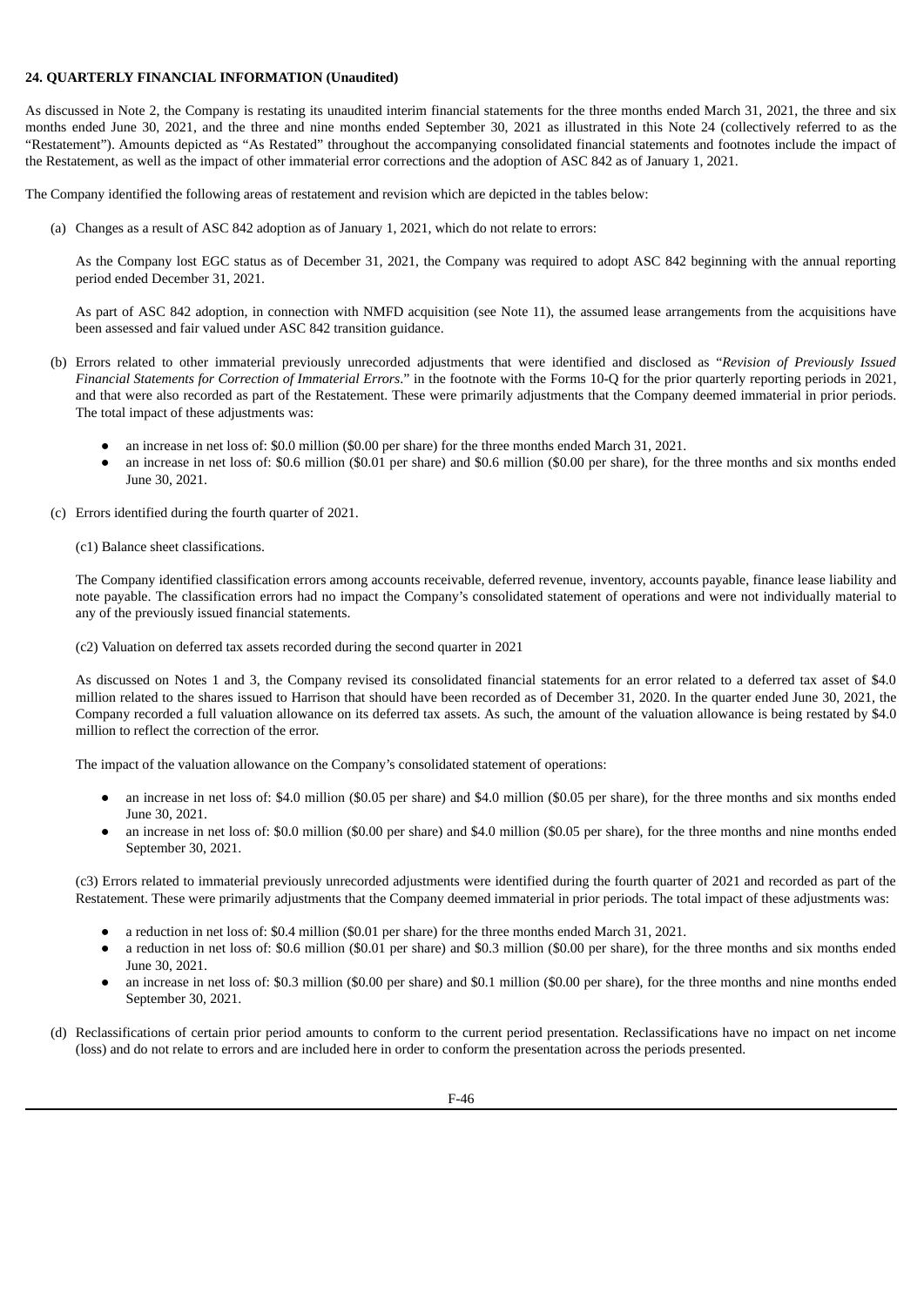## 24. QUARTERLY FINANCIAL INFORMATION (Unaudited)

As discussed in Note 2, the Company is restating its unaudited interim financial statements for the three months ended March 31, 2021, the three and six months ended June 30, 2021, and the three and nine months ended September 30, 2021 as illustrated in this Note 24 (collectively referred to as the "Restatement"). Amounts depicted as "As Restated" throughout the accompanying consolidated financial statements and footnotes include the impact of the Restatement, as well as the impact of other immaterial error corrections and the adoption of ASC 842 as of January 1, 2021.

The Company identified the following areas of restatement and revision which are depicted in the tables below:

(a) Changes as a result of ASC 842 adoption as of January 1, 2021, which do not relate to errors:

As the Company lost EGC status as of December 31, 2021, the Company was required to adopt ASC 842 beginning with the annual reporting period ended December 31, 2021.

As part of ASC 842 adoption, in connection with NMFD acquisition (see Note 11), the assumed lease arrangements from the acquisitions have been assessed and fair valued under ASC 842 transition guidance.

(b) Errors related to other immaterial previously unrecorded adjustments that were identified and disclosed as "*Revision of Previously Issued Financial Statements for Correction of Immaterial Errors*." in the footnote with the Forms 10-Q for the prior quarterly reporting periods in 2021, and that were also recorded as part of the Restatement. These were primarily adjustments that the Company deemed immaterial in prior periods. The total impact of these adjustments was:

- an increase in net loss of: \$0.0 million (\$0.00 per share) for the three months ended March 31, 2021.
- an increase in net loss of: \$0.6 million (\$0.01 per share) and \$0.6 million (\$0.00 per share), for the three months and six months ended June 30, 2021.

(c) Errors identified during the fourth quarter of 2021.

(c1) Balance sheet classifications.

The Company identified classification errors among accounts receivable, deferred revenue, inventory, accounts payable, finance lease liability and note payable. The classification errors had no impact the Company's consolidated statement of operations and were not individually material to any of the previously issued financial statements.

(c2) Valuation on deferred tax assets recorded during the second quarter in 2021

As discussed on Notes 1 and 3, the Company revised its consolidated financial statements for an error related to a deferred tax asset of \$4.0 million related to the shares issued to Harrison that should have been recorded as of December 31, 2020. In the quarter ended June 30, 2021, the Company recorded a full valuation allowance on its deferred tax assets. As such, the amount of the valuation allowance is being restated by \$4.0 million to reflect the correction of the error.

The impact of the valuation allowance on the Company's consolidated statement of operations:

- an increase in net loss of: \$4.0 million (\$0.05 per share) and \$4.0 million (\$0.05 per share), for the three months and six months ended June 30, 2021.
- an increase in net loss of: \$0.0 million (\$0.00 per share) and \$4.0 million (\$0.05 per share), for the three months and nine months ended September 30, 2021.

(c3) Errors related to immaterial previously unrecorded adjustments were identified during the fourth quarter of 2021 and recorded as part of the Restatement. These were primarily adjustments that the Company deemed immaterial in prior periods. The total impact of these adjustments was:

- a reduction in net loss of: \$0.4 million (\$0.01 per share) for the three months ended March 31, 2021.
- a reduction in net loss of: \$0.6 million (\$0.01 per share) and \$0.3 million (\$0.00 per share), for the three months and six months ended June 30, 2021.
- an increase in net loss of: \$0.3 million (\$0.00 per share) and \$0.1 million (\$0.00 per share), for the three months and nine months ended September 30, 2021.

(d) Reclassifications of certain prior period amounts to conform to the current period presentation. Reclassifications have no impact on net income (loss) and do not relate to errors and are included here in order to conform the presentation across the periods presented.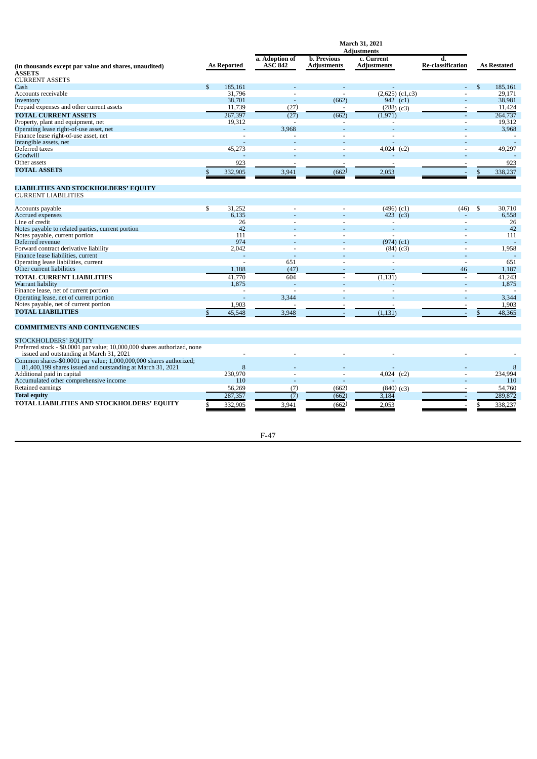| (in thousands except par value and shares, unaudited) | As Reported | a. Adoption of ASC 842 | b. Previous Adjustments | c. Current Adjustments | d. Re-classification | As Restated |
|---|---|---|---|---|---|---|
| | March 31, 2021 | | | | | |
| | | Adjustments | | | | |
| **ASSETS** | | | | | | |
| CURRENT ASSETS | | | | | | |
| Cash | $ 185,161 | - | - | - | - | $ 185,161 |
| Accounts receivable | 31,796 | - | - | (2,625) (c1,c3) | - | 29,171 |
| Inventory | 38,701 | - | (662) | 942 (c1) | - | 38,981 |
| Prepaid expenses and other current assets | 11,739 | (27) | - | (288) (c3) | - | 11,424 |
| **TOTAL CURRENT ASSETS** | 267,397 | (27) | (662) | (1,971) | - | 264,737 |
| Property, plant and equipment, net | 19,312 | - | - | - | - | 19,312 |
| Operating lease right-of-use asset, net | - | 3,968 | - | - | - | 3,968 |
| Finance lease right-of-use asset, net | - | - | - | - | - | - |
| Intangible assets, net | - | - | - | - | - | - |
| Deferred taxes | 45,273 | - | - | 4,024 (c2) | - | 49,297 |
| Goodwill | - | - | - | - | - | - |
| Other assets | 923 | - | - | - | - | 923 |
| **TOTAL ASSETS** | $ 332,905 | 3,941 | (662) | 2,053 | - | $ 338,237 |
| | | | | | | |
| **LIABILITIES AND STOCKHOLDERS' EQUITY** | | | | | | |
| CURRENT LIABILITIES | | | | | | |
| Accounts payable | $ 31,252 | - | - | (496) (c1) | (46) | $ 30,710 |
| Accrued expenses | 6,135 | - | - | 423 (c3) | - | 6,558 |
| Line of credit | 26 | - | - | - | - | 26 |
| Notes payable to related parties, current portion | 42 | - | - | - | - | 42 |
| Notes payable, current portion | 111 | - | - | - | - | 111 |
| Deferred revenue | 974 | - | - | (974) (c1) | - | - |
| Forward contract derivative liability | 2,042 | - | - | (84) (c3) | - | 1,958 |
| Finance lease liabilities, current | - | - | - | - | - | - |
| Operating lease liabilities, current | - | 651 | - | - | - | 651 |
| Other current liabilities | 1,188 | (47) | - | - | 46 | 1,187 |
| **TOTAL CURRENT LIABILITIES** | 41,770 | 604 | - | (1,131) | - | 41,243 |
| Warrant liability | 1,875 | - | - | - | - | 1,875 |
| Finance lease, net of current portion | - | - | - | - | - | - |
| Operating lease, net of current portion | - | 3,344 | - | - | - | 3,344 |
| Notes payable, net of current portion | 1,903 | - | - | - | - | 1,903 |
| **TOTAL LIABILITIES** | $ 45,548 | 3,948 | - | (1,131) | - | $ 48,365 |
| | | | | | | |
| **COMMITMENTS AND CONTINGENCIES** | | | | | | |
| | | | | | | |
| STOCKHOLDERS' EQUITY | | | | | | |
| Preferred stock - $0.0001 par value; 10,000,000 shares authorized, none issued and outstanding at March 31, 2021 | - | - | - | - | - | - |
| Common shares-$0.0001 par value; 1,000,000,000 shares authorized; 81,400,199 shares issued and outstanding at March 31, 2021 | 8 | - | - | - | - | 8 |
| Additional paid in capital | 230,970 | - | - | 4,024 (c2) | - | 234,994 |
| Accumulated other comprehensive income | 110 | - | - | - | - | 110 |
| Retained earnings | 56,269 | (7) | (662) | (840) (c3) | - | 54,760 |
| **Total equity** | 287,357 | (7) | (662) | 3,184 | - | 289,872 |
| **TOTAL LIABILITIES AND STOCKHOLDERS' EQUITY** | $ 332,905 | 3,941 | (662) | 2,053 | - | $ 338,237 |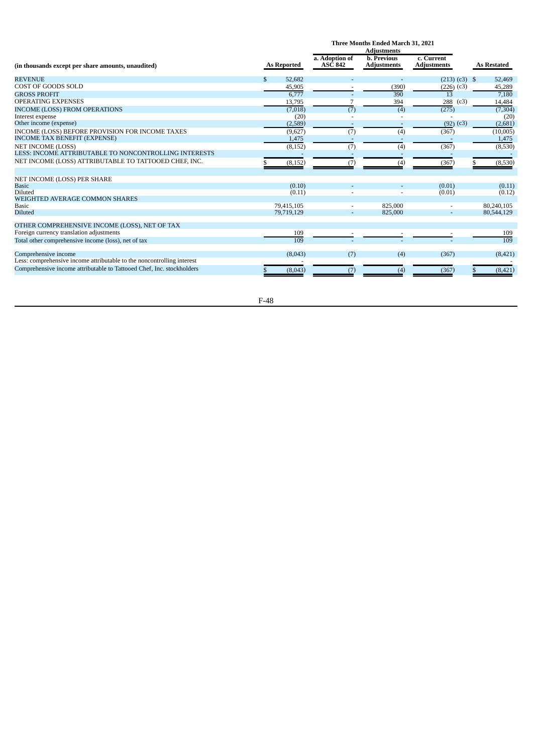| (in thousands except per share amounts, unaudited) | As Reported | a. Adoption of ASC 842 | b. Previous Adjustments | c. Current Adjustments | As Restated |
|---|---|---|---|---|---|
| | **Three Months Ended March 31, 2021** | | | | |
| | | **Adjustments** | | | |
| REVENUE | $ 52,682 | - | - | (213) (c3) | $ 52,469 |
| COST OF GOODS SOLD | 45,905 | - | (390) | (226) (c3) | 45,289 |
| GROSS PROFIT | 6,777 | - | 390 | 13 | 7,180 |
| OPERATING EXPENSES | 13,795 | 7 | 394 | 288 (c3) | 14,484 |
| INCOME (LOSS) FROM OPERATIONS | (7,018) | (7) | (4) | (275) | (7,304) |
| Interest expense | (20) | - | - | - | (20) |
| Other income (expense) | (2,589) | - | - | (92) (c3) | (2,681) |
| INCOME (LOSS) BEFORE PROVISION FOR INCOME TAXES | (9,627) | (7) | (4) | (367) | (10,005) |
| INCOME TAX BENEFIT (EXPENSE) | 1,475 | - | - | - | 1,475 |
| NET INCOME (LOSS) | (8,152) | (7) | (4) | (367) | (8,530) |
| LESS: INCOME ATTRIBUTABLE TO NONCONTROLLING INTERESTS | - | - | - | - | - |
| NET INCOME (LOSS) ATTRIBUTABLE TO TATTOOED CHEF, INC. | $ (8,152) | (7) | (4) | (367) | $ (8,530) |
| | | | | | |
| NET INCOME (LOSS) PER SHARE | | | | | |
| Basic | (0.10) | - | - | (0.01) | (0.11) |
| Diluted | (0.11) | - | - | (0.01) | (0.12) |
| WEIGHTED AVERAGE COMMON SHARES | | | | | |
| Basic | 79,415,105 | - | 825,000 | - | 80,240,105 |
| Diluted | 79,719,129 | - | 825,000 | - | 80,544,129 |
| | | | | | |
| OTHER COMPREHENSIVE INCOME (LOSS), NET OF TAX | | | | | |
| Foreign currency translation adjustments | 109 | - | - | - | 109 |
| Total other comprehensive income (loss), net of tax | 109 | - | - | - | 109 |
| | | | | | |
| Comprehensive income | (8,043) | (7) | (4) | (367) | (8,421) |
| Less: comprehensive income attributable to the noncontrolling interest | - | | | | - |
| Comprehensive income attributable to Tattooed Chef, Inc. stockholders | $ (8,043) | (7) | (4) | (367) | $ (8,421) |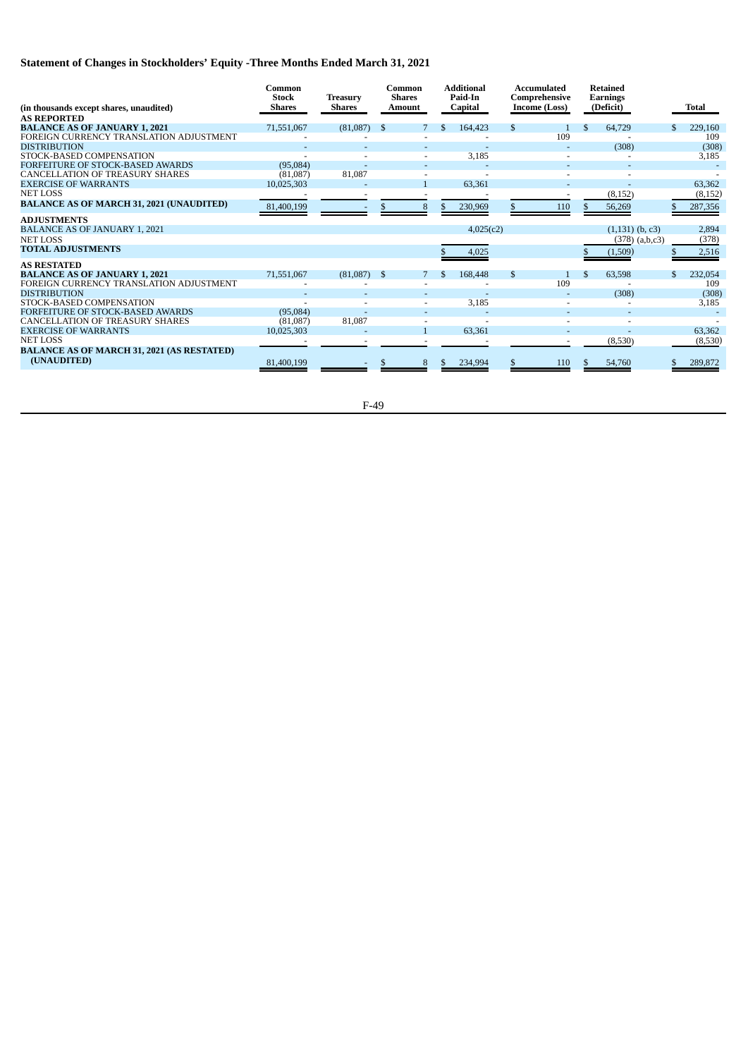## Statement of Changes in Stockholders' Equity -Three Months Ended March 31, 2021

| (in thousands except shares, unaudited) | Common Stock Shares | Treasury Shares | Common Shares Amount | Additional Paid-In Capital | Accumulated Comprehensive Income (Loss) | Retained Earnings (Deficit) | Total |
|---|---|---|---|---|---|---|---|
| **AS REPORTED** | | | | | | | |
| **BALANCE AS OF JANUARY 1, 2021** | 71,551,067 | (81,087) | $ 7 | $ 164,423 | $ 1 | $ 64,729 | $ 229,160 |
| FOREIGN CURRENCY TRANSLATION ADJUSTMENT | - | - | - | - | 109 | - | 109 |
| DISTRIBUTION | - | - | - | - | - | (308) | (308) |
| STOCK-BASED COMPENSATION | - | - | - | 3,185 | - | - | 3,185 |
| FORFEITURE OF STOCK-BASED AWARDS | (95,084) | - | - | - | - | - | - |
| CANCELLATION OF TREASURY SHARES | (81,087) | 81,087 | - | - | - | - | - |
| EXERCISE OF WARRANTS | 10,025,303 | - | 1 | 63,361 | - | - | 63,362 |
| NET LOSS | - | - | - | - | - | (8,152) | (8,152) |
| **BALANCE AS OF MARCH 31, 2021 (UNAUDITED)** | 81,400,199 | - | $ 8 | $ 230,969 | $ 110 | $ 56,269 | $ 287,356 |
| **ADJUSTMENTS** | | | | | | | |
| BALANCE AS OF JANUARY 1, 2021 | | | | 4,025(c2) | | (1,131) (b, c3) | 2,894 |
| NET LOSS | | | | | | (378) (a,b,c3) | (378) |
| **TOTAL ADJUSTMENTS** | | | | $ 4,025 | | $ (1,509) | $ 2,516 |
| **AS RESTATED** | | | | | | | |
| **BALANCE AS OF JANUARY 1, 2021** | 71,551,067 | (81,087) | $ 7 | $ 168,448 | $ 1 | $ 63,598 | $ 232,054 |
| FOREIGN CURRENCY TRANSLATION ADJUSTMENT | - | - | - | - | 109 | - | 109 |
| DISTRIBUTION | - | - | - | - | - | (308) | (308) |
| STOCK-BASED COMPENSATION | - | - | - | 3,185 | - | - | 3,185 |
| FORFEITURE OF STOCK-BASED AWARDS | (95,084) | - | - | - | - | - | - |
| CANCELLATION OF TREASURY SHARES | (81,087) | 81,087 | - | - | - | - | - |
| EXERCISE OF WARRANTS | 10,025,303 | - | 1 | 63,361 | - | - | 63,362 |
| NET LOSS | - | - | - | - | - | (8,530) | (8,530) |
| **BALANCE AS OF MARCH 31, 2021 (AS RESTATED) (UNAUDITED)** | 81,400,199 | - | $ 8 | $ 234,994 | $ 110 | $ 54,760 | $ 289,872 |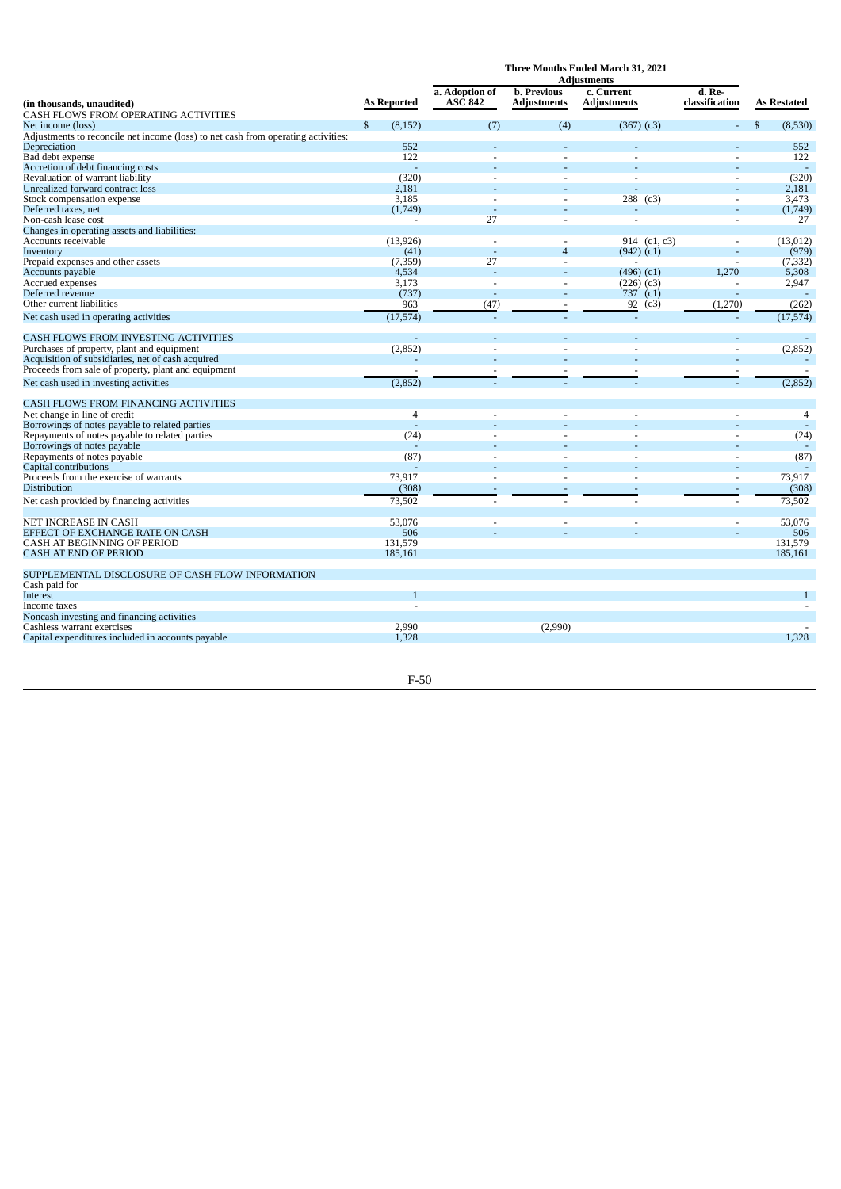| (in thousands, unaudited) | As Reported | a. Adoption of ASC 842 | b. Previous Adjustments | c. Current Adjustments | d. Re-classification | As Restated |
|---|---|---|---|---|---|---|
| | | Three Months Ended March 31, 2021 | | | | |
| | | Adjustments | | | | |
| CASH FLOWS FROM OPERATING ACTIVITIES | | | | | | |
| Net income (loss) | $ (8,152) | (7) | (4) | (367) (c3) | - | $ (8,530) |
| Adjustments to reconcile net income (loss) to net cash from operating activities: | | | | | | |
| Depreciation | 552 | - | - | - | - | 552 |
| Bad debt expense | 122 | - | - | - | - | 122 |
| Accretion of debt financing costs | - | - | - | - | - | - |
| Revaluation of warrant liability | (320) | - | - | - | - | (320) |
| Unrealized forward contract loss | 2,181 | - | - | - | - | 2,181 |
| Stock compensation expense | 3,185 | - | - | 288 (c3) | - | 3,473 |
| Deferred taxes, net | (1,749) | - | - | - | - | (1,749) |
| Non-cash lease cost | - | 27 | - | - | - | 27 |
| Changes in operating assets and liabilities: | | | | | | |
| Accounts receivable | (13,926) | - | - | 914 (c1, c3) | - | (13,012) |
| Inventory | (41) | - | 4 | (942) (c1) | - | (979) |
| Prepaid expenses and other assets | (7,359) | 27 | - | - | - | (7,332) |
| Accounts payable | 4,534 | - | - | (496) (c1) | 1,270 | 5,308 |
| Accrued expenses | 3,173 | - | - | (226) (c3) | - | 2,947 |
| Deferred revenue | (737) | - | - | 737 (c1) | - | - |
| Other current liabilities | 963 | (47) | - | 92 (c3) | (1,270) | (262) |
| Net cash used in operating activities | (17,574) | - | - | - | - | (17,574) |
| CASH FLOWS FROM INVESTING ACTIVITIES | - | - | - | - | - | - |
| Purchases of property, plant and equipment | (2,852) | - | - | - | - | (2,852) |
| Acquisition of subsidiaries, net of cash acquired | - | - | - | - | - | - |
| Proceeds from sale of property, plant and equipment | - | - | - | - | - | - |
| Net cash used in investing activities | (2,852) | - | - | - | - | (2,852) |
| CASH FLOWS FROM FINANCING ACTIVITIES | | | | | | |
| Net change in line of credit | 4 | - | - | - | - | 4 |
| Borrowings of notes payable to related parties | - | - | - | - | - | - |
| Repayments of notes payable to related parties | (24) | - | - | - | - | (24) |
| Borrowings of notes payable | - | - | - | - | - | - |
| Repayments of notes payable | (87) | - | - | - | - | (87) |
| Capital contributions | - | - | - | - | - | - |
| Proceeds from the exercise of warrants | 73,917 | - | - | - | - | 73,917 |
| Distribution | (308) | - | - | - | - | (308) |
| Net cash provided by financing activities | 73,502 | - | - | - | - | 73,502 |
| NET INCREASE IN CASH | 53,076 | - | - | - | - | 53,076 |
| EFFECT OF EXCHANGE RATE ON CASH | 506 | - | - | - | - | 506 |
| CASH AT BEGINNING OF PERIOD | 131,579 | | | | | 131,579 |
| CASH AT END OF PERIOD | 185,161 | | | | | 185,161 |
| SUPPLEMENTAL DISCLOSURE OF CASH FLOW INFORMATION | | | | | | |
| Cash paid for | | | | | | |
| Interest | 1 | | | | | 1 |
| Income taxes | - | | | | | - |
| Noncash investing and financing activities | | | | | | |
| Cashless warrant exercises | 2,990 | | (2,990) | | | - |
| Capital expenditures included in accounts payable | 1,328 | | | | | 1,328 |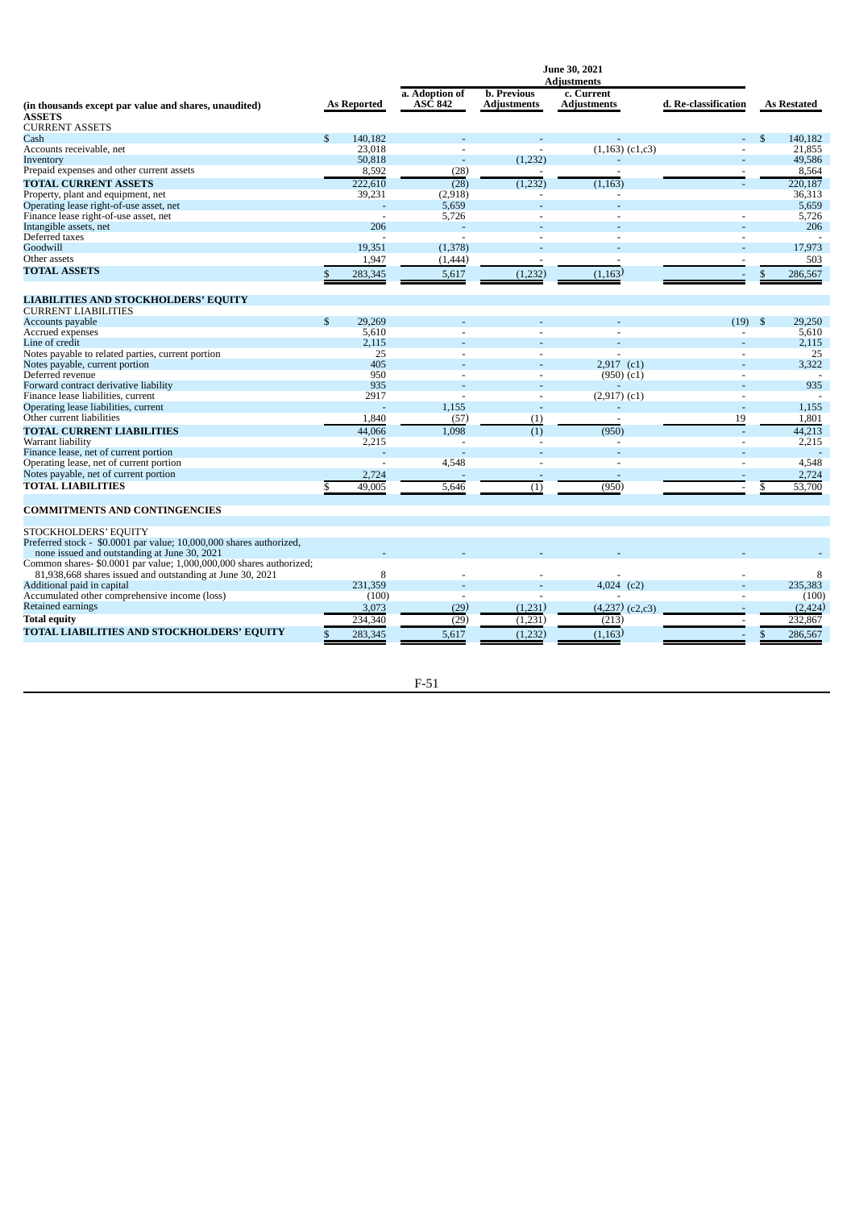| (in thousands except par value and shares, unaudited) | As Reported | a. Adoption of ASC 842 | b. Previous Adjustments | c. Current Adjustments | d. Re-classification | As Restated |
|---|---|---|---|---|---|---|
| | June 30, 2021 | | | | | |
| | | Adjustments | | | | |
| **ASSETS** | | | | | | |
| CURRENT ASSETS | | | | | | |
| Cash | $ 140,182 | - | - | - | - | $ 140,182 |
| Accounts receivable, net | 23,018 | - | - | (1,163) (c1,c3) | - | 21,855 |
| Inventory | 50,818 | - | (1,232) | - | - | 49,586 |
| Prepaid expenses and other current assets | 8,592 | (28) | - | - | - | 8,564 |
| **TOTAL CURRENT ASSETS** | 222,610 | (28) | (1,232) | (1,163) | - | 220,187 |
| Property, plant and equipment, net | 39,231 | (2,918) | - | - | | 36,313 |
| Operating lease right-of-use asset, net | - | 5,659 | - | - | - | 5,659 |
| Finance lease right-of-use asset, net | - | 5,726 | - | - | - | 5,726 |
| Intangible assets, net | 206 | - | - | - | - | 206 |
| Deferred taxes | - | - | - | - | - | - |
| Goodwill | 19,351 | (1,378) | - | - | - | 17,973 |
| Other assets | 1,947 | (1,444) | - | - | - | 503 |
| **TOTAL ASSETS** | $ 283,345 | 5,617 | (1,232) | (1,163) | - | $ 286,567 |
| | | | | | | |
| **LIABILITIES AND STOCKHOLDERS' EQUITY** | | | | | | |
| CURRENT LIABILITIES | | | | | | |
| Accounts payable | $ 29,269 | - | - | - | (19) | $ 29,250 |
| Accrued expenses | 5,610 | - | - | - | - | 5,610 |
| Line of credit | 2,115 | - | - | - | - | 2,115 |
| Notes payable to related parties, current portion | 25 | - | - | - | - | 25 |
| Notes payable, current portion | 405 | - | - | 2,917 (c1) | - | 3,322 |
| Deferred revenue | 950 | - | - | (950) (c1) | - | - |
| Forward contract derivative liability | 935 | - | - | - | - | 935 |
| Finance lease liabilities, current | 2917 | - | - | (2,917) (c1) | - | - |
| Operating lease liabilities, current | - | 1,155 | - | - | - | 1,155 |
| Other current liabilities | 1,840 | (57) | (1) | - | 19 | 1,801 |
| **TOTAL CURRENT LIABILITIES** | 44,066 | 1,098 | (1) | (950) | - | 44,213 |
| Warrant liability | 2,215 | - | - | - | - | 2,215 |
| Finance lease, net of current portion | - | - | - | - | - | - |
| Operating lease, net of current portion | - | 4,548 | - | - | - | 4,548 |
| Notes payable, net of current portion | 2,724 | - | - | - | - | 2,724 |
| **TOTAL LIABILITIES** | $ 49,005 | 5,646 | (1) | (950) | - | $ 53,700 |
| | | | | | | |
| **COMMITMENTS AND CONTINGENCIES** | | | | | | |
| | | | | | | |
| STOCKHOLDERS' EQUITY | | | | | | |
| Preferred stock - $0.0001 par value; 10,000,000 shares authorized, none issued and outstanding at June 30, 2021 | - | - | - | - | - | - |
| Common shares- $0.0001 par value; 1,000,000,000 shares authorized; 81,938,668 shares issued and outstanding at June 30, 2021 | 8 | - | - | - | - | 8 |
| Additional paid in capital | 231,359 | - | - | 4,024 (c2) | - | 235,383 |
| Accumulated other comprehensive income (loss) | (100) | - | - | - | - | (100) |
| Retained earnings | 3,073 | (29) | (1,231) | (4,237) (c2,c3) | - | (2,424) |
| **Total equity** | 234,340 | (29) | (1,231) | (213) | - | 232,867 |
| **TOTAL LIABILITIES AND STOCKHOLDERS' EQUITY** | $ 283,345 | 5,617 | (1,232) | (1,163) | - | $ 286,567 |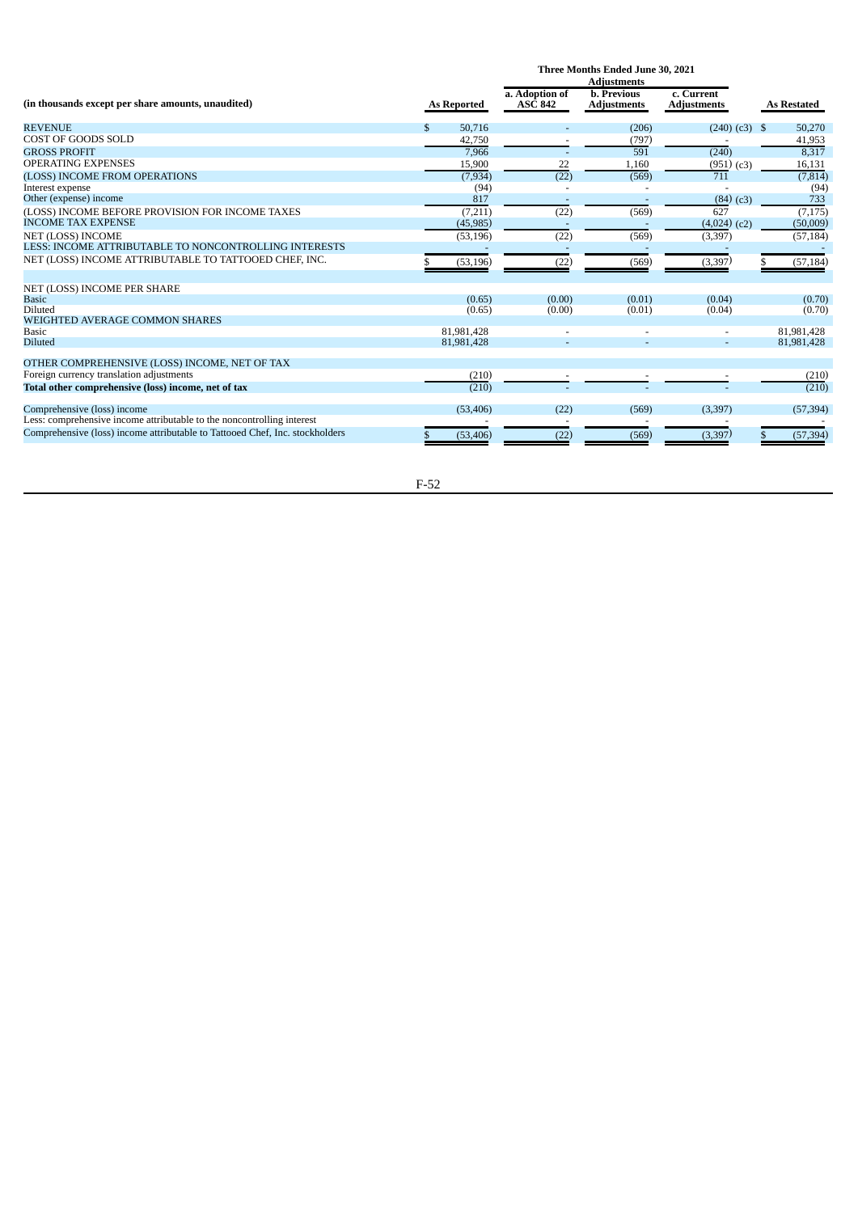| (in thousands except per share amounts, unaudited) | Three Months Ended June 30, 2021 | | | | |
|---|---|---|---|---|---|
| | | Adjustments | | | |
| | As Reported | a. Adoption of ASC 842 | b. Previous Adjustments | c. Current Adjustments | As Restated |
| REVENUE | $ 50,716 | - | (206) | (240) (c3) | $ 50,270 |
| COST OF GOODS SOLD | 42,750 | - | (797) | - | 41,953 |
| GROSS PROFIT | 7,966 | - | 591 | (240) | 8,317 |
| OPERATING EXPENSES | 15,900 | 22 | 1,160 | (951) (c3) | 16,131 |
| (LOSS) INCOME FROM OPERATIONS | (7,934) | (22) | (569) | 711 | (7,814) |
| Interest expense | (94) | - | - | - | (94) |
| Other (expense) income | 817 | - | - | (84) (c3) | 733 |
| (LOSS) INCOME BEFORE PROVISION FOR INCOME TAXES | (7,211) | (22) | (569) | 627 | (7,175) |
| INCOME TAX EXPENSE | (45,985) | - | - | (4,024) (c2) | (50,009) |
| NET (LOSS) INCOME | (53,196) | (22) | (569) | (3,397) | (57,184) |
| LESS: INCOME ATTRIBUTABLE TO NONCONTROLLING INTERESTS | - | - | - | - | - |
| NET (LOSS) INCOME ATTRIBUTABLE TO TATTOOED CHEF, INC. | $ (53,196) | (22) | (569) | (3,397) | $ (57,184) |
| | | | | | |
| NET (LOSS) INCOME PER SHARE | | | | | |
| Basic | (0.65) | (0.00) | (0.01) | (0.04) | (0.70) |
| Diluted | (0.65) | (0.00) | (0.01) | (0.04) | (0.70) |
| WEIGHTED AVERAGE COMMON SHARES | | | | | |
| Basic | 81,981,428 | - | - | - | 81,981,428 |
| Diluted | 81,981,428 | - | - | - | 81,981,428 |
| | | | | | |
| OTHER COMPREHENSIVE (LOSS) INCOME, NET OF TAX | | | | | |
| Foreign currency translation adjustments | (210) | - | - | - | (210) |
| **Total other comprehensive (loss) income, net of tax** | (210) | - | - | - | (210) |
| | | | | | |
| Comprehensive (loss) income | (53,406) | (22) | (569) | (3,397) | (57,394) |
| Less: comprehensive income attributable to the noncontrolling interest | - | - | - | - | - |
| Comprehensive (loss) income attributable to Tattooed Chef, Inc. stockholders | $ (53,406) | (22) | (569) | (3,397) | $ (57,394) |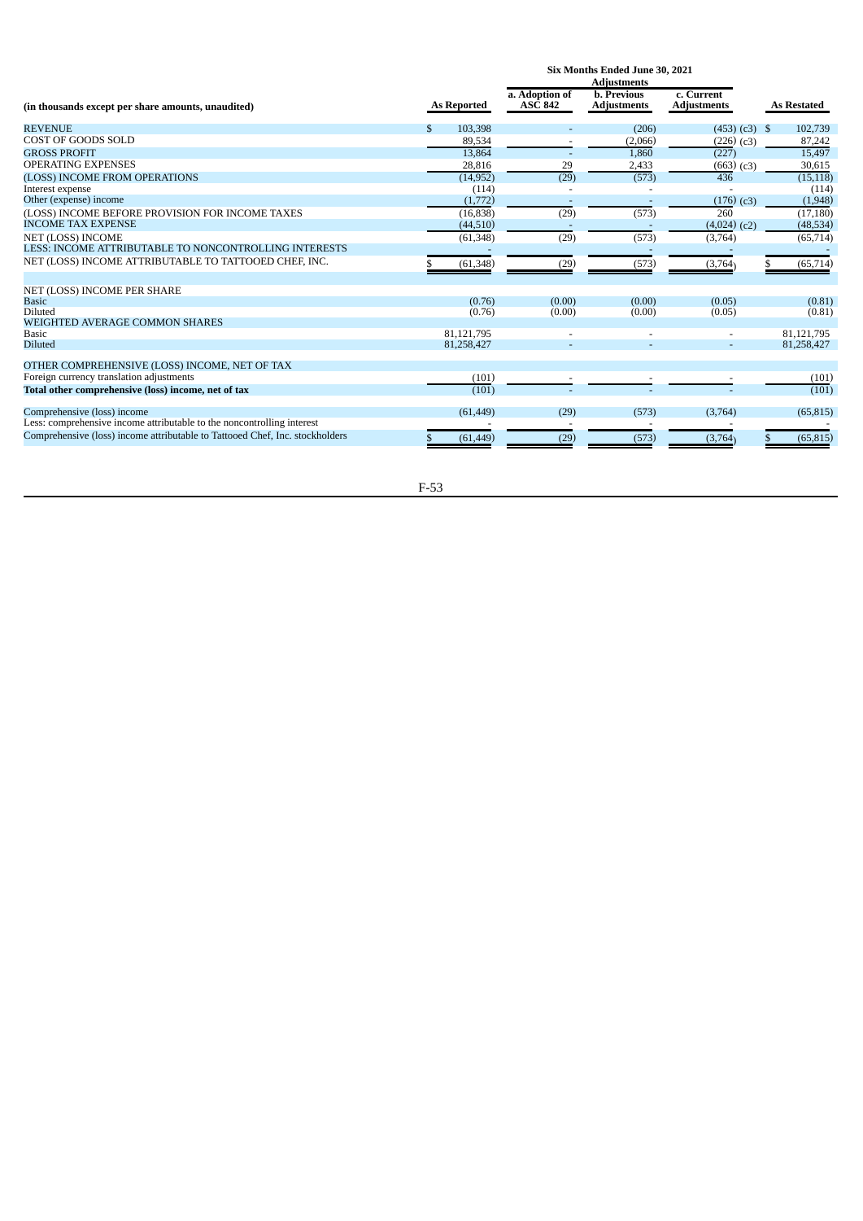| (in thousands except per share amounts, unaudited) | Six Months Ended June 30, 2021 | | | | |
|---|---|---|---|---|---|
| | | Adjustments | | | |
| | As Reported | a. Adoption of ASC 842 | b. Previous Adjustments | c. Current Adjustments | As Restated |
| REVENUE | $ 103,398 | - | (206) | (453) (c3) | $ 102,739 |
| COST OF GOODS SOLD | 89,534 | - | (2,066) | (226) (c3) | 87,242 |
| GROSS PROFIT | 13,864 | - | 1,860 | (227) | 15,497 |
| OPERATING EXPENSES | 28,816 | 29 | 2,433 | (663) (c3) | 30,615 |
| (LOSS) INCOME FROM OPERATIONS | (14,952) | (29) | (573) | 436 | (15,118) |
| Interest expense | (114) | - | - | - | (114) |
| Other (expense) income | (1,772) | - | - | (176) (c3) | (1,948) |
| (LOSS) INCOME BEFORE PROVISION FOR INCOME TAXES | (16,838) | (29) | (573) | 260 | (17,180) |
| INCOME TAX EXPENSE | (44,510) | - | - | (4,024) (c2) | (48,534) |
| NET (LOSS) INCOME | (61,348) | (29) | (573) | (3,764) | (65,714) |
| LESS: INCOME ATTRIBUTABLE TO NONCONTROLLING INTERESTS | - | - | - | - | - |
| NET (LOSS) INCOME ATTRIBUTABLE TO TATTOOED CHEF, INC. | $ (61,348) | (29) | (573) | (3,764) | $ (65,714) |
| | | | | | |
| NET (LOSS) INCOME PER SHARE | | | | | |
| Basic | (0.76) | (0.00) | (0.00) | (0.05) | (0.81) |
| Diluted | (0.76) | (0.00) | (0.00) | (0.05) | (0.81) |
| WEIGHTED AVERAGE COMMON SHARES | | | | | |
| Basic | 81,121,795 | - | - | - | 81,121,795 |
| Diluted | 81,258,427 | - | - | - | 81,258,427 |
| | | | | | |
| OTHER COMPREHENSIVE (LOSS) INCOME, NET OF TAX | | | | | |
| Foreign currency translation adjustments | (101) | - | - | - | (101) |
| **Total other comprehensive (loss) income, net of tax** | (101) | - | - | - | (101) |
| | | | | | |
| Comprehensive (loss) income | (61,449) | (29) | (573) | (3,764) | (65,815) |
| Less: comprehensive income attributable to the noncontrolling interest | - | - | - | - | - |
| Comprehensive (loss) income attributable to Tattooed Chef, Inc. stockholders | $ (61,449) | (29) | (573) | (3,764) | $ (65,815) |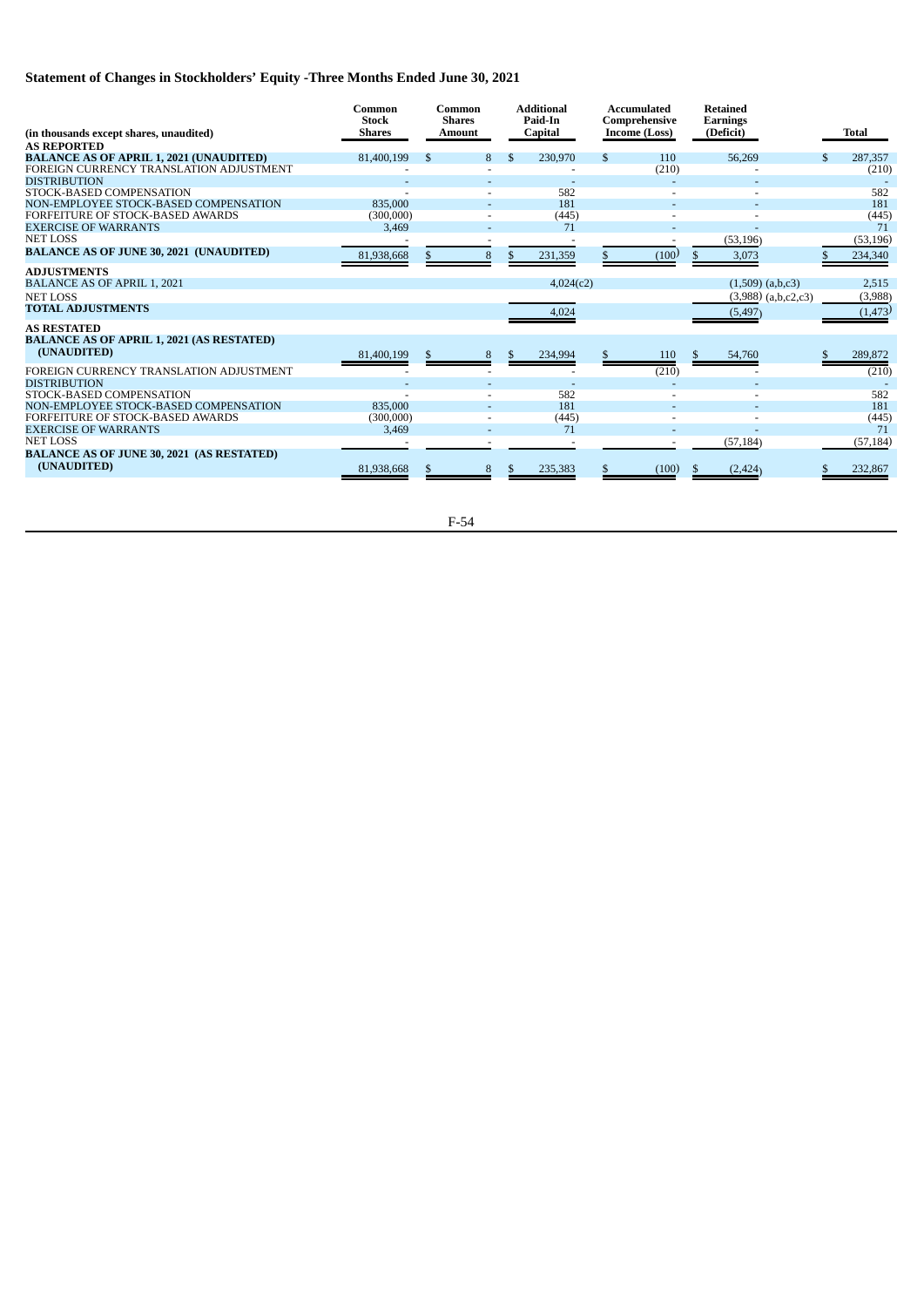## Statement of Changes in Stockholders' Equity -Three Months Ended June 30, 2021

| (in thousands except shares, unaudited) | Common Stock Shares | Common Shares Amount | Additional Paid-In Capital | Accumulated Comprehensive Income (Loss) | Retained Earnings (Deficit) | Total |
|---|---|---|---|---|---|---|
| **AS REPORTED** | | | | | | |
| **BALANCE AS OF APRIL 1, 2021 (UNAUDITED)** | 81,400,199 | $ 8 | $ 230,970 | $ 110 | 56,269 | $ 287,357 |
| FOREIGN CURRENCY TRANSLATION ADJUSTMENT | - | - | - | (210) | - | (210) |
| DISTRIBUTION | - | - | - | - | - | - |
| STOCK-BASED COMPENSATION | - | - | 582 | - | - | 582 |
| NON-EMPLOYEE STOCK-BASED COMPENSATION | 835,000 | - | 181 | - | - | 181 |
| FORFEITURE OF STOCK-BASED AWARDS | (300,000) | - | (445) | - | - | (445) |
| EXERCISE OF WARRANTS | 3,469 | - | 71 | - | - | 71 |
| NET LOSS | - | - | - | - | (53,196) | (53,196) |
| **BALANCE AS OF JUNE 30, 2021 (UNAUDITED)** | 81,938,668 | $ 8 | $ 231,359 | $ (100) | $ 3,073 | $ 234,340 |
| **ADJUSTMENTS** | | | | | | |
| BALANCE AS OF APRIL 1, 2021 | | | 4,024(c2) | | (1,509) (a,b,c3) | 2,515 |
| NET LOSS | | | | | (3,988) (a,b,c2,c3) | (3,988) |
| **TOTAL ADJUSTMENTS** | | | 4,024 | | (5,497) | (1,473) |
| **AS RESTATED** | | | | | | |
| **BALANCE AS OF APRIL 1, 2021 (AS RESTATED) (UNAUDITED)** | 81,400,199 | $ 8 | $ 234,994 | $ 110 | $ 54,760 | $ 289,872 |
| FOREIGN CURRENCY TRANSLATION ADJUSTMENT | - | - | - | (210) | - | (210) |
| DISTRIBUTION | - | - | - | - | - | - |
| STOCK-BASED COMPENSATION | - | - | 582 | - | - | 582 |
| NON-EMPLOYEE STOCK-BASED COMPENSATION | 835,000 | - | 181 | - | - | 181 |
| FORFEITURE OF STOCK-BASED AWARDS | (300,000) | - | (445) | - | - | (445) |
| EXERCISE OF WARRANTS | 3,469 | - | 71 | - | - | 71 |
| NET LOSS | - | - | - | - | (57,184) | (57,184) |
| **BALANCE AS OF JUNE 30, 2021 (AS RESTATED) (UNAUDITED)** | 81,938,668 | $ 8 | $ 235,383 | $ (100) | $ (2,424) | $ 232,867 |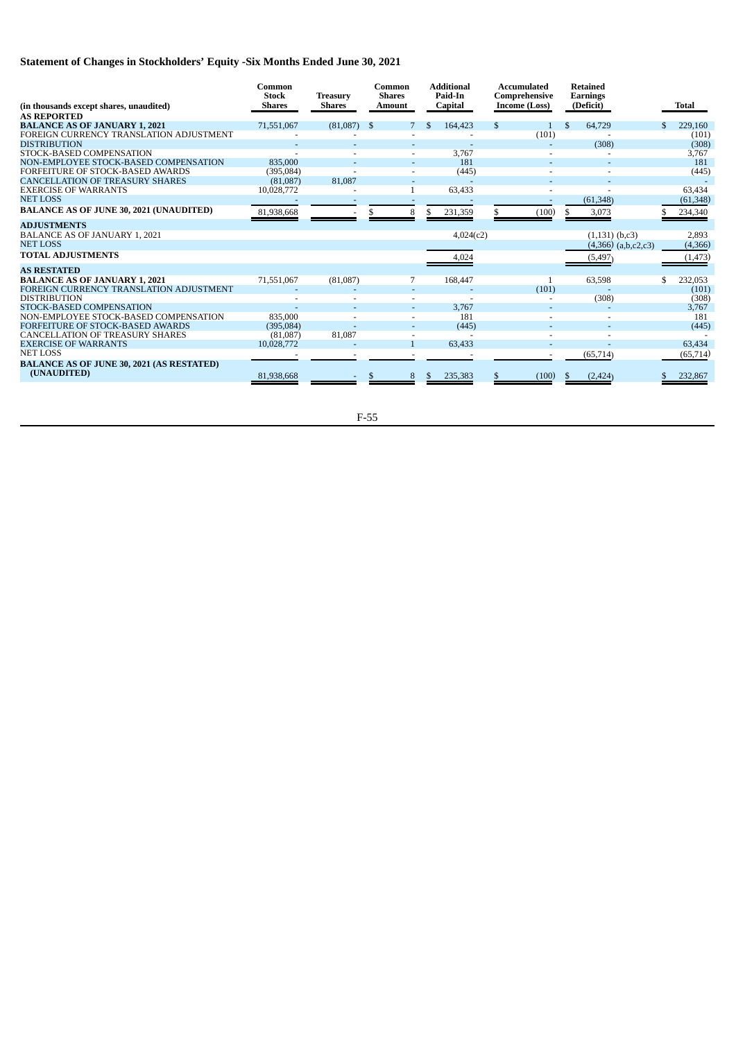## Statement of Changes in Stockholders' Equity -Six Months Ended June 30, 2021

| (in thousands except shares, unaudited) | Common Stock Shares | Treasury Shares | Common Shares Amount | Additional Paid-In Capital | Accumulated Comprehensive Income (Loss) | Retained Earnings (Deficit) | Total |
|---|---|---|---|---|---|---|---|
| **AS REPORTED** | | | | | | | |
| **BALANCE AS OF JANUARY 1, 2021** | 71,551,067 | (81,087) | $ 7 | $ 164,423 | $ 1 | $ 64,729 | $ 229,160 |
| FOREIGN CURRENCY TRANSLATION ADJUSTMENT | - | - | - | - | (101) | - | (101) |
| DISTRIBUTION | - | - | - | - | - | (308) | (308) |
| STOCK-BASED COMPENSATION | - | - | - | 3,767 | - | - | 3,767 |
| NON-EMPLOYEE STOCK-BASED COMPENSATION | 835,000 | - | - | 181 | - | - | 181 |
| FORFEITURE OF STOCK-BASED AWARDS | (395,084) | - | - | (445) | - | - | (445) |
| CANCELLATION OF TREASURY SHARES | (81,087) | 81,087 | - | - | - | - | - |
| EXERCISE OF WARRANTS | 10,028,772 | - | 1 | 63,433 | - | - | 63,434 |
| NET LOSS | - | - | - | - | - | (61,348) | (61,348) |
| **BALANCE AS OF JUNE 30, 2021 (UNAUDITED)** | 81,938,668 | - | $ 8 | $ 231,359 | $ (100) | $ 3,073 | $ 234,340 |
| **ADJUSTMENTS** | | | | | | | |
| BALANCE AS OF JANUARY 1, 2021 | | | | 4,024(c2) | | (1,131) (b,c3) | 2,893 |
| NET LOSS | | | | | | (4,366) (a,b,c2,c3) | (4,366) |
| **TOTAL ADJUSTMENTS** | | | | 4,024 | | (5,497) | (1,473) |
| **AS RESTATED** | | | | | | | |
| **BALANCE AS OF JANUARY 1, 2021** | 71,551,067 | (81,087) | 7 | 168,447 | 1 | 63,598 | $ 232,053 |
| FOREIGN CURRENCY TRANSLATION ADJUSTMENT | - | - | - | - | (101) | - | (101) |
| DISTRIBUTION | - | - | - | - | - | (308) | (308) |
| STOCK-BASED COMPENSATION | - | - | - | 3,767 | - | - | 3,767 |
| NON-EMPLOYEE STOCK-BASED COMPENSATION | 835,000 | - | - | 181 | - | - | 181 |
| FORFEITURE OF STOCK-BASED AWARDS | (395,084) | - | - | (445) | - | - | (445) |
| CANCELLATION OF TREASURY SHARES | (81,087) | 81,087 | - | - | - | - | - |
| EXERCISE OF WARRANTS | 10,028,772 | - | 1 | 63,433 | - | - | 63,434 |
| NET LOSS | - | - | - | - | - | (65,714) | (65,714) |
| **BALANCE AS OF JUNE 30, 2021 (AS RESTATED) (UNAUDITED)** | 81,938,668 | - | $ 8 | $ 235,383 | $ (100) | $ (2,424) | $ 232,867 |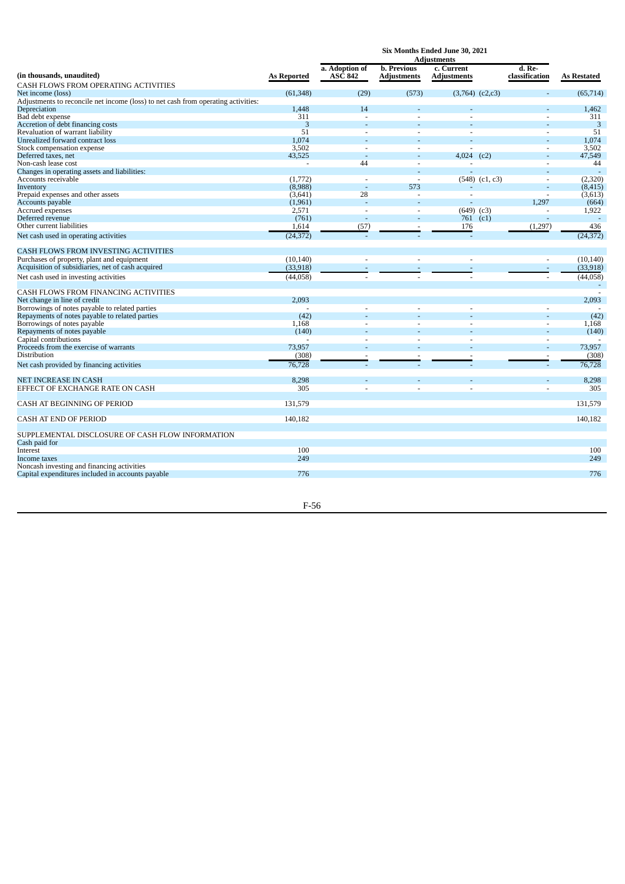| (in thousands, unaudited) | As Reported | a. Adoption of ASC 842 | b. Previous Adjustments | c. Current Adjustments | | d. Re-classification | As Restated |
|---|---|---|---|---|---|---|---|
| | Six Months Ended June 30, 2021 | | | | | | |
| | | Adjustments | | | | | |
| CASH FLOWS FROM OPERATING ACTIVITIES | | | | | | | |
| Net income (loss) | (61,348) | (29) | (573) | (3,764) | (c2,c3) | - | (65,714) |
| Adjustments to reconcile net income (loss) to net cash from operating activities: | | | | | | | |
| Depreciation | 1,448 | 14 | - | - | | - | 1,462 |
| Bad debt expense | 311 | - | - | - | | - | 311 |
| Accretion of debt financing costs | 3 | - | - | - | | - | 3 |
| Revaluation of warrant liability | 51 | - | - | - | | - | 51 |
| Unrealized forward contract loss | 1,074 | - | - | - | | - | 1,074 |
| Stock compensation expense | 3,502 | - | - | - | | - | 3,502 |
| Deferred taxes, net | 43,525 | - | - | 4,024 | (c2) | - | 47,549 |
| Non-cash lease cost | - | 44 | - | - | | - | 44 |
| Changes in operating assets and liabilities: | | | - | - | | - | - |
| Accounts receivable | (1,772) | - | - | (548) | (c1, c3) | - | (2,320) |
| Inventory | (8,988) | - | 573 | - | | - | (8,415) |
| Prepaid expenses and other assets | (3,641) | 28 | - | - | | - | (3,613) |
| Accounts payable | (1,961) | - | - | - | | 1,297 | (664) |
| Accrued expenses | 2,571 | - | - | (649) | (c3) | - | 1,922 |
| Deferred revenue | (761) | - | - | 761 | (c1) | - | - |
| Other current liabilities | 1,614 | (57) | - | 176 | | (1,297) | 436 |
| Net cash used in operating activities | (24,372) | - | - | - | | | (24,372) |
| CASH FLOWS FROM INVESTING ACTIVITIES | | | | | | | |
| Purchases of property, plant and equipment | (10,140) | - | - | - | | - | (10,140) |
| Acquisition of subsidiaries, net of cash acquired | (33,918) | - | - | - | | - | (33,918) |
| Net cash used in investing activities | (44,058) | - | - | - | | - | (44,058) |
| | | | | | | | - |
| CASH FLOWS FROM FINANCING ACTIVITIES | | | | | | | - |
| Net change in line of credit | 2,093 | | | | | | 2,093 |
| Borrowings of notes payable to related parties | - | - | - | - | | - | - |
| Repayments of notes payable to related parties | (42) | - | - | - | | - | (42) |
| Borrowings of notes payable | 1,168 | - | - | - | | - | 1,168 |
| Repayments of notes payable | (140) | - | - | - | | - | (140) |
| Capital contributions | - | - | - | - | | - | - |
| Proceeds from the exercise of warrants | 73,957 | - | - | - | | - | 73,957 |
| Distribution | (308) | - | - | - | | - | (308) |
| Net cash provided by financing activities | 76,728 | - | - | - | | - | 76,728 |
| NET INCREASE IN CASH | 8,298 | - | - | - | | - | 8,298 |
| EFFECT OF EXCHANGE RATE ON CASH | 305 | - | - | - | | - | 305 |
| CASH AT BEGINNING OF PERIOD | 131,579 | | | | | | 131,579 |
| CASH AT END OF PERIOD | 140,182 | | | | | | 140,182 |
| SUPPLEMENTAL DISCLOSURE OF CASH FLOW INFORMATION | | | | | | | |
| Cash paid for | | | | | | | |
| Interest | 100 | | | | | | 100 |
| Income taxes | 249 | | | | | | 249 |
| Noncash investing and financing activities | | | | | | | |
| Capital expenditures included in accounts payable | 776 | | | | | | 776 |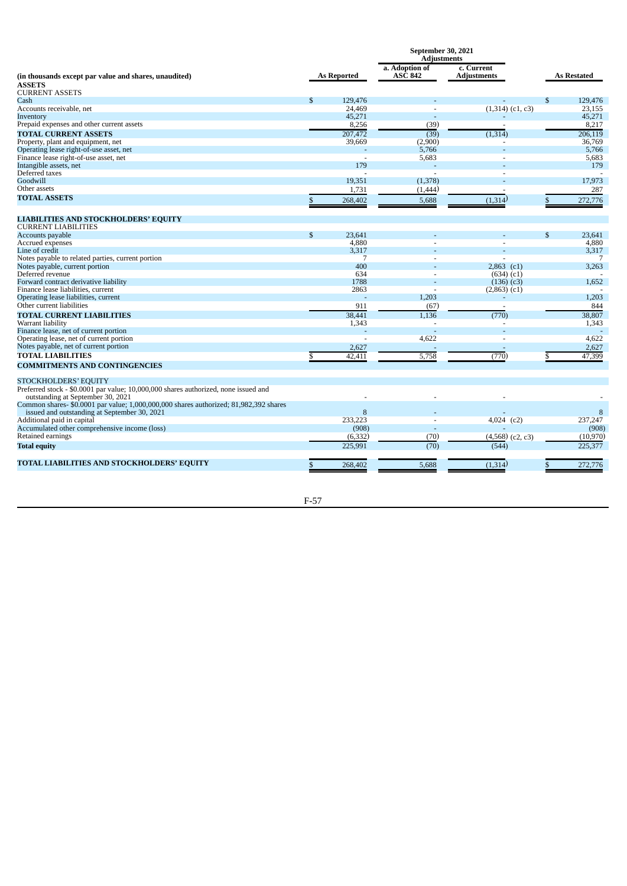| (in thousands except par value and shares, unaudited) | As Reported | a. Adoption of ASC 842 | c. Current Adjustments | As Restated |
|---|---|---|---|---|
| | September 30, 2021 | Adjustments | | |
| **ASSETS** | | | | |
| CURRENT ASSETS | | | | |
| Cash | $ 129,476 | - | - | $ 129,476 |
| Accounts receivable, net | 24,469 | - | (1,314) (c1, c3) | 23,155 |
| Inventory | 45,271 | - | - | 45,271 |
| Prepaid expenses and other current assets | 8,256 | (39) | - | 8,217 |
| **TOTAL CURRENT ASSETS** | 207,472 | (39) | (1,314) | 206,119 |
| Property, plant and equipment, net | 39,669 | (2,900) | - | 36,769 |
| Operating lease right-of-use asset, net | - | 5,766 | - | 5,766 |
| Finance lease right-of-use asset, net | - | 5,683 | - | 5,683 |
| Intangible assets, net | 179 | - | - | 179 |
| Deferred taxes | - | - | - | - |
| Goodwill | 19,351 | (1,378) | - | 17,973 |
| Other assets | 1,731 | (1,444) | - | 287 |
| **TOTAL ASSETS** | $ 268,402 | 5,688 | (1,314) | $ 272,776 |
| **LIABILITIES AND STOCKHOLDERS' EQUITY** | | | | |
| CURRENT LIABILITIES | | | | |
| Accounts payable | $ 23,641 | - | - | $ 23,641 |
| Accrued expenses | 4,880 | - | - | 4,880 |
| Line of credit | 3,317 | - | - | 3,317 |
| Notes payable to related parties, current portion | 7 | - | - | 7 |
| Notes payable, current portion | 400 | - | 2,863 (c1) | 3,263 |
| Deferred revenue | 634 | - | (634) (c1) | - |
| Forward contract derivative liability | 1788 | - | (136) (c3) | 1,652 |
| Finance lease liabilities, current | 2863 | - | (2,863) (c1) | - |
| Operating lease liabilities, current | - | 1,203 | - | 1,203 |
| Other current liabilities | 911 | (67) | - | 844 |
| **TOTAL CURRENT LIABILITIES** | 38,441 | 1,136 | (770) | 38,807 |
| Warrant liability | 1,343 | - | - | 1,343 |
| Finance lease, net of current portion | - | - | - | - |
| Operating lease, net of current portion | - | 4,622 | - | 4,622 |
| Notes payable, net of current portion | 2,627 | - | - | 2,627 |
| **TOTAL LIABILITIES** | $ 42,411 | 5,758 | (770) | $ 47,399 |
| **COMMITMENTS AND CONTINGENCIES** | | | | |
| STOCKHOLDERS' EQUITY | | | | |
| Preferred stock - $0.0001 par value; 10,000,000 shares authorized, none issued and outstanding at September 30, 2021 | - | - | - | - |
| Common shares- $0.0001 par value; 1,000,000,000 shares authorized; 81,982,392 shares issued and outstanding at September 30, 2021 | 8 | - | - | 8 |
| Additional paid in capital | 233,223 | - | 4,024 (c2) | 237,247 |
| Accumulated other comprehensive income (loss) | (908) | - | - | (908) |
| Retained earnings | (6,332) | (70) | (4,568) (c2, c3) | (10,970) |
| **Total equity** | 225,991 | (70) | (544) | 225,377 |
| **TOTAL LIABILITIES AND STOCKHOLDERS' EQUITY** | $ 268,402 | 5,688 | (1,314) | $ 272,776 |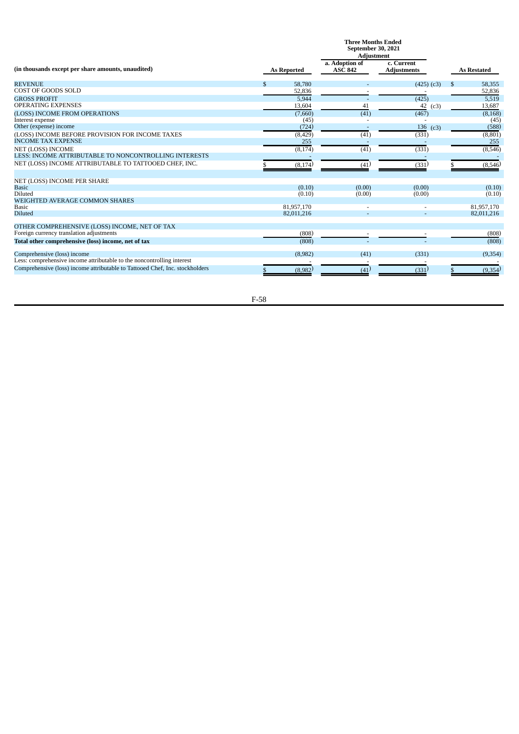| (in thousands except per share amounts, unaudited) | Three Months Ended September 30, 2021 | | | |
|---|---|---|---|---|
| | | Adjustment | | |
| | As Reported | a. Adoption of ASC 842 | c. Current Adjustments | As Restated |
| REVENUE | $ 58,780 | - | (425) (c3) | $ 58,355 |
| COST OF GOODS SOLD | 52,836 | - | - | 52,836 |
| GROSS PROFIT | 5,944 | - | (425) | 5,519 |
| OPERATING EXPENSES | 13,604 | 41 | 42 (c3) | 13,687 |
| (LOSS) INCOME FROM OPERATIONS | (7,660) | (41) | (467) | (8,168) |
| Interest expense | (45) | - | - | (45) |
| Other (expense) income | (724) | - | 136 (c3) | (588) |
| (LOSS) INCOME BEFORE PROVISION FOR INCOME TAXES | (8,429) | (41) | (331) | (8,801) |
| INCOME TAX EXPENSE | 255 | - | - | 255 |
| NET (LOSS) INCOME | (8,174) | (41) | (331) | (8,546) |
| LESS: INCOME ATTRIBUTABLE TO NONCONTROLLING INTERESTS | - | - | - | - |
| NET (LOSS) INCOME ATTRIBUTABLE TO TATTOOED CHEF, INC. | $ (8,174) | (41) | (331) | $ (8,546) |
| | | | | |
| NET (LOSS) INCOME PER SHARE | | | | |
| Basic | (0.10) | (0.00) | (0.00) | (0.10) |
| Diluted | (0.10) | (0.00) | (0.00) | (0.10) |
| WEIGHTED AVERAGE COMMON SHARES | | | | |
| Basic | 81,957,170 | - | - | 81,957,170 |
| Diluted | 82,011,216 | - | - | 82,011,216 |
| | | | | |
| OTHER COMPREHENSIVE (LOSS) INCOME, NET OF TAX | | | | |
| Foreign currency translation adjustments | (808) | - | - | (808) |
| **Total other comprehensive (loss) income, net of tax** | (808) | - | - | (808) |
| | | | | |
| Comprehensive (loss) income | (8,982) | (41) | (331) | (9,354) |
| Less: comprehensive income attributable to the noncontrolling interest | - | - | - | - |
| Comprehensive (loss) income attributable to Tattooed Chef, Inc. stockholders | $ (8,982) | (41) | (331) | $ (9,354) |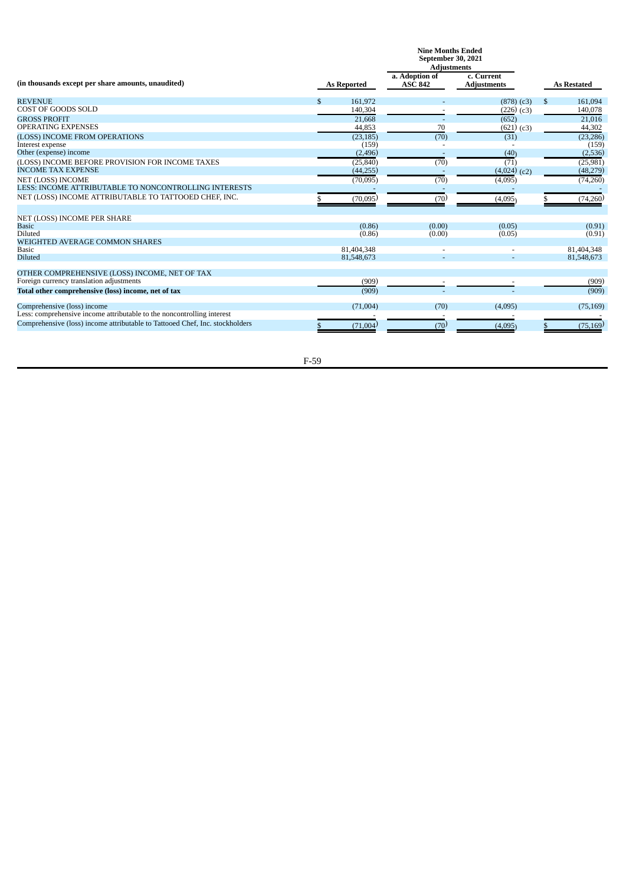| (in thousands except per share amounts, unaudited) | Nine Months Ended September 30, 2021 | | | |
|---|---|---|---|---|
| | | Adjustments | | |
| | As Reported | a. Adoption of ASC 842 | c. Current Adjustments | As Restated |
| REVENUE | $ 161,972 | - | (878) (c3) | $ 161,094 |
| COST OF GOODS SOLD | 140,304 | - | (226) (c3) | 140,078 |
| GROSS PROFIT | 21,668 | - | (652) | 21,016 |
| OPERATING EXPENSES | 44,853 | 70 | (621) (c3) | 44,302 |
| (LOSS) INCOME FROM OPERATIONS | (23,185) | (70) | (31) | (23,286) |
| Interest expense | (159) | - | - | (159) |
| Other (expense) income | (2,496) | - | (40) | (2,536) |
| (LOSS) INCOME BEFORE PROVISION FOR INCOME TAXES | (25,840) | (70) | (71) | (25,981) |
| INCOME TAX EXPENSE | (44,255) | - | (4,024) (c2) | (48,279) |
| NET (LOSS) INCOME | (70,095) | (70) | (4,095) | (74,260) |
| LESS: INCOME ATTRIBUTABLE TO NONCONTROLLING INTERESTS | - | - | - | - |
| NET (LOSS) INCOME ATTRIBUTABLE TO TATTOOED CHEF, INC. | $ (70,095) | (70) | (4,095) | $ (74,260) |
| | | | | |
| NET (LOSS) INCOME PER SHARE | | | | |
| Basic | (0.86) | (0.00) | (0.05) | (0.91) |
| Diluted | (0.86) | (0.00) | (0.05) | (0.91) |
| WEIGHTED AVERAGE COMMON SHARES | | | | |
| Basic | 81,404,348 | - | - | 81,404,348 |
| Diluted | 81,548,673 | - | - | 81,548,673 |
| | | | | |
| OTHER COMPREHENSIVE (LOSS) INCOME, NET OF TAX | | | | |
| Foreign currency translation adjustments | (909) | - | - | (909) |
| **Total other comprehensive (loss) income, net of tax** | (909) | - | - | (909) |
| | | | | |
| Comprehensive (loss) income | (71,004) | (70) | (4,095) | (75,169) |
| Less: comprehensive income attributable to the noncontrolling interest | - | - | - | - |
| Comprehensive (loss) income attributable to Tattooed Chef, Inc. stockholders | $ (71,004) | (70) | (4,095) | $ (75,169) |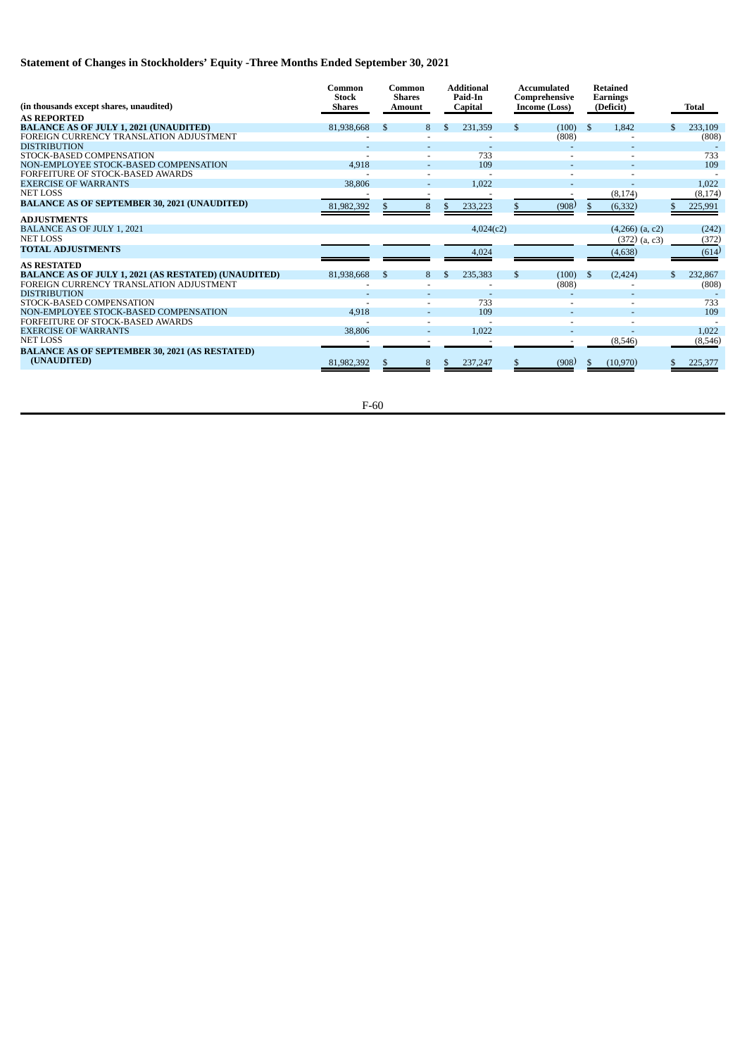## Statement of Changes in Stockholders' Equity -Three Months Ended September 30, 2021

| (in thousands except shares, unaudited) | Common Stock Shares | Common Shares Amount | Additional Paid-In Capital | Accumulated Comprehensive Income (Loss) | Retained Earnings (Deficit) | Total |
|---|---|---|---|---|---|---|
| **AS REPORTED** | | | | | | |
| **BALANCE AS OF JULY 1, 2021 (UNAUDITED)** | 81,938,668 | $ 8 | $ 231,359 | $ (100) | $ 1,842 | $ 233,109 |
| FOREIGN CURRENCY TRANSLATION ADJUSTMENT | - | - | - | (808) | - | (808) |
| DISTRIBUTION | - | - | - | - | - | - |
| STOCK-BASED COMPENSATION | - | - | 733 | - | - | 733 |
| NON-EMPLOYEE STOCK-BASED COMPENSATION | 4,918 | - | 109 | - | - | 109 |
| FORFEITURE OF STOCK-BASED AWARDS | - | - | - | - | - | - |
| EXERCISE OF WARRANTS | 38,806 | - | 1,022 | - | - | 1,022 |
| NET LOSS | - | - | - | - | (8,174) | (8,174) |
| **BALANCE AS OF SEPTEMBER 30, 2021 (UNAUDITED)** | 81,982,392 | $ 8 | $ 233,223 | $ (908) | $ (6,332) | $ 225,991 |
| **ADJUSTMENTS** | | | | | | |
| BALANCE AS OF JULY 1, 2021 | | | 4,024(c2) | | (4,266) (a, c2) | (242) |
| NET LOSS | | | | | (372) (a, c3) | (372) |
| **TOTAL ADJUSTMENTS** | | | 4,024 | | (4,638) | (614) |
| **AS RESTATED** | | | | | | |
| **BALANCE AS OF JULY 1, 2021 (AS RESTATED) (UNAUDITED)** | 81,938,668 | $ 8 | $ 235,383 | $ (100) | $ (2,424) | $ 232,867 |
| FOREIGN CURRENCY TRANSLATION ADJUSTMENT | - | - | - | (808) | - | (808) |
| DISTRIBUTION | - | - | - | - | - | - |
| STOCK-BASED COMPENSATION | - | - | 733 | - | - | 733 |
| NON-EMPLOYEE STOCK-BASED COMPENSATION | 4,918 | - | 109 | - | - | 109 |
| FORFEITURE OF STOCK-BASED AWARDS | - | - | - | - | - | - |
| EXERCISE OF WARRANTS | 38,806 | - | 1,022 | - | - | 1,022 |
| NET LOSS | - | - | - | - | (8,546) | (8,546) |
| **BALANCE AS OF SEPTEMBER 30, 2021 (AS RESTATED) (UNAUDITED)** | 81,982,392 | $ 8 | $ 237,247 | $ (908) | $ (10,970) | $ 225,377 |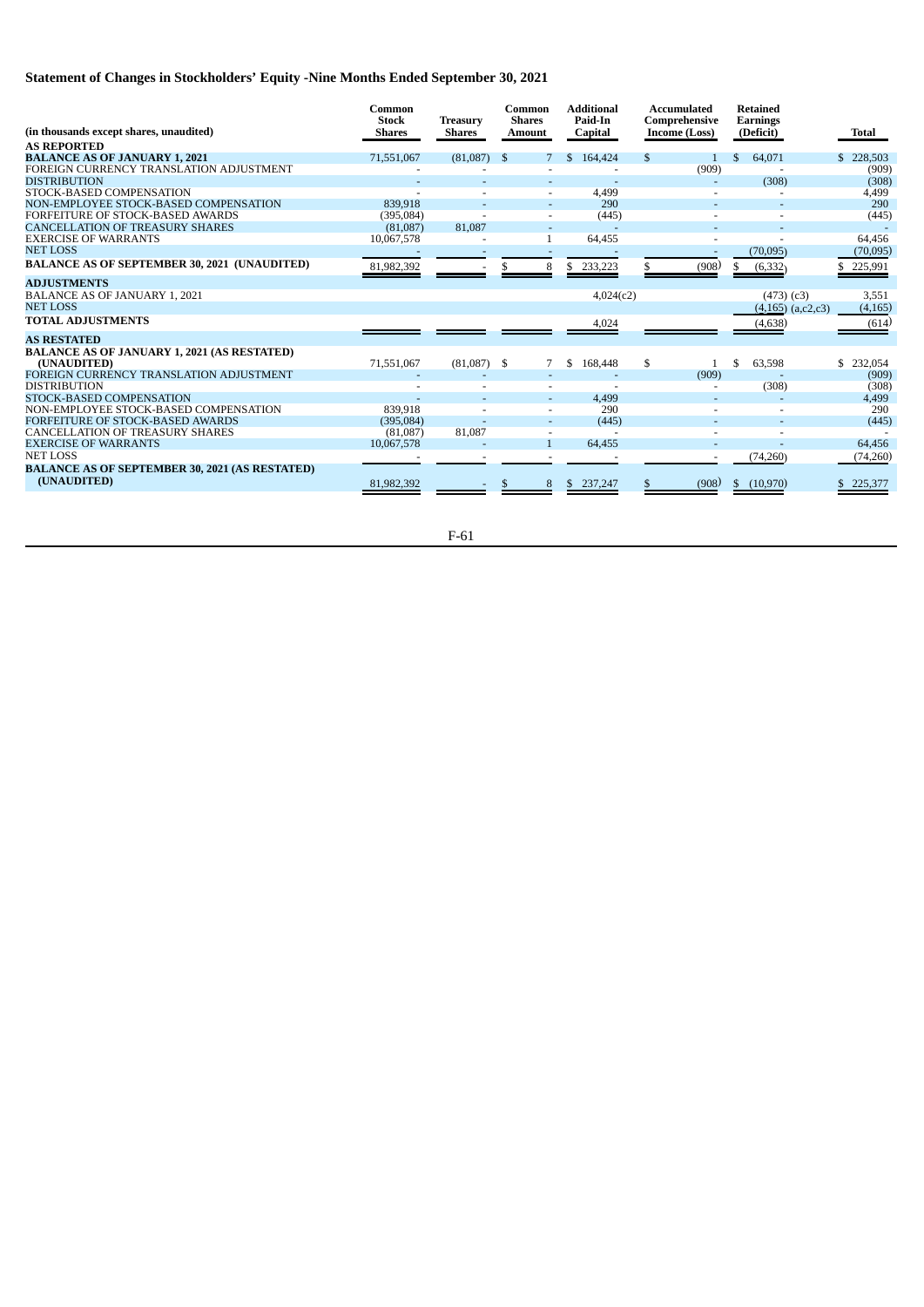## Statement of Changes in Stockholders' Equity -Nine Months Ended September 30, 2021

| (in thousands except shares, unaudited) | Common Stock Shares | Treasury Shares | Common Shares Amount | Additional Paid-In Capital | Accumulated Comprehensive Income (Loss) | Retained Earnings (Deficit) | Total |
|---|---|---|---|---|---|---|---|
| **AS REPORTED** | | | | | | | |
| **BALANCE AS OF JANUARY 1, 2021** | 71,551,067 | (81,087) | $ 7 | $ 164,424 | $ 1 | $ 64,071 | $ 228,503 |
| FOREIGN CURRENCY TRANSLATION ADJUSTMENT | - | - | - | - | (909) | - | (909) |
| DISTRIBUTION | - | - | - | - | - | (308) | (308) |
| STOCK-BASED COMPENSATION | - | - | - | 4,499 | - | - | 4,499 |
| NON-EMPLOYEE STOCK-BASED COMPENSATION | 839,918 | - | - | 290 | - | - | 290 |
| FORFEITURE OF STOCK-BASED AWARDS | (395,084) | - | - | (445) | - | - | (445) |
| CANCELLATION OF TREASURY SHARES | (81,087) | 81,087 | - | - | - | - | - |
| EXERCISE OF WARRANTS | 10,067,578 | - | 1 | 64,455 | - | - | 64,456 |
| NET LOSS | - | - | - | - | - | (70,095) | (70,095) |
| **BALANCE AS OF SEPTEMBER 30, 2021 (UNAUDITED)** | 81,982,392 | - | $ 8 | $ 233,223 | $ (908) | $ (6,332) | $ 225,991 |
| **ADJUSTMENTS** | | | | | | | |
| BALANCE AS OF JANUARY 1, 2021 | | | | 4,024(c2) | | (473) (c3) | 3,551 |
| NET LOSS | | | | | | (4,165) (a,c2,c3) | (4,165) |
| **TOTAL ADJUSTMENTS** | | | | 4,024 | | (4,638) | (614) |
| **AS RESTATED** | | | | | | | |
| **BALANCE AS OF JANUARY 1, 2021 (AS RESTATED) (UNAUDITED)** | 71,551,067 | (81,087) | $ 7 | $ 168,448 | $ 1 | $ 63,598 | $ 232,054 |
| FOREIGN CURRENCY TRANSLATION ADJUSTMENT | - | - | - | - | (909) | - | (909) |
| DISTRIBUTION | - | - | - | - | - | (308) | (308) |
| STOCK-BASED COMPENSATION | - | - | - | 4,499 | - | - | 4,499 |
| NON-EMPLOYEE STOCK-BASED COMPENSATION | 839,918 | - | - | 290 | - | - | 290 |
| FORFEITURE OF STOCK-BASED AWARDS | (395,084) | - | - | (445) | - | - | (445) |
| CANCELLATION OF TREASURY SHARES | (81,087) | 81,087 | - | - | - | - | - |
| EXERCISE OF WARRANTS | 10,067,578 | - | 1 | 64,455 | - | - | 64,456 |
| NET LOSS | - | - | - | - | - | (74,260) | (74,260) |
| **BALANCE AS OF SEPTEMBER 30, 2021 (AS RESTATED) (UNAUDITED)** | 81,982,392 | - | $ 8 | $ 237,247 | $ (908) | $ (10,970) | $ 225,377 |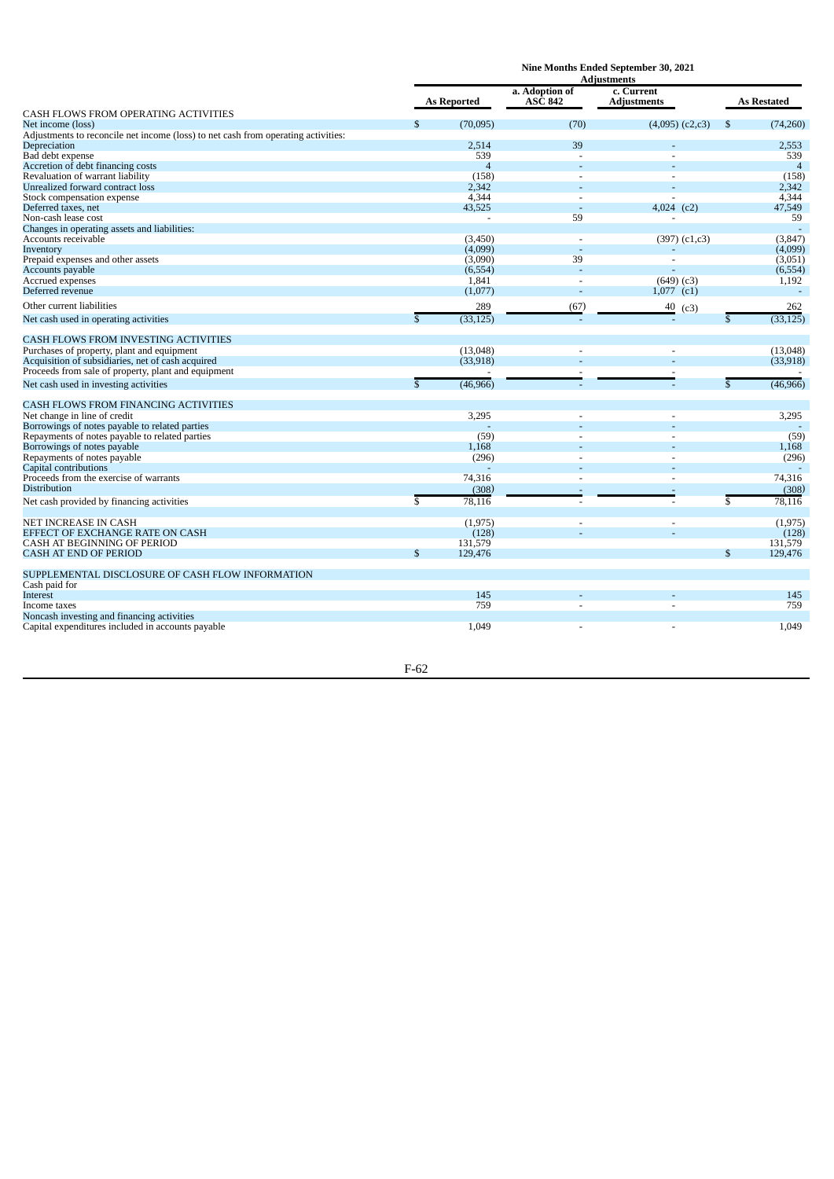| | Nine Months Ended September 30, 2021 | | | |
|---|---|---|---|---|
| | | Adjustments | | |
| | As Reported | a. Adoption of ASC 842 | c. Current Adjustments | As Restated |
| CASH FLOWS FROM OPERATING ACTIVITIES | | | | |
| Net income (loss) | $ (70,095) | (70) | (4,095) (c2,c3) | $ (74,260) |
| Adjustments to reconcile net income (loss) to net cash from operating activities: | | | | |
| Depreciation | 2,514 | 39 | - | 2,553 |
| Bad debt expense | 539 | - | - | 539 |
| Accretion of debt financing costs | 4 | - | - | 4 |
| Revaluation of warrant liability | (158) | - | - | (158) |
| Unrealized forward contract loss | 2,342 | - | - | 2,342 |
| Stock compensation expense | 4,344 | - | - | 4,344 |
| Deferred taxes, net | 43,525 | - | 4,024 (c2) | 47,549 |
| Non-cash lease cost | - | 59 | - | 59 |
| Changes in operating assets and liabilities: | | | | - |
| Accounts receivable | (3,450) | - | (397) (c1,c3) | (3,847) |
| Inventory | (4,099) | - | - | (4,099) |
| Prepaid expenses and other assets | (3,090) | 39 | - | (3,051) |
| Accounts payable | (6,554) | - | - | (6,554) |
| Accrued expenses | 1,841 | - | (649) (c3) | 1,192 |
| Deferred revenue | (1,077) | - | 1,077 (c1) | - |
| Other current liabilities | 289 | (67) | 40 (c3) | 262 |
| Net cash used in operating activities | $ (33,125) | - | - | $ (33,125) |
| CASH FLOWS FROM INVESTING ACTIVITIES | | | | |
| Purchases of property, plant and equipment | (13,048) | - | - | (13,048) |
| Acquisition of subsidiaries, net of cash acquired | (33,918) | - | - | (33,918) |
| Proceeds from sale of property, plant and equipment | - | - | - | - |
| Net cash used in investing activities | $ (46,966) | - | - | $ (46,966) |
| CASH FLOWS FROM FINANCING ACTIVITIES | | | | |
| Net change in line of credit | 3,295 | - | - | 3,295 |
| Borrowings of notes payable to related parties | - | - | - | - |
| Repayments of notes payable to related parties | (59) | - | - | (59) |
| Borrowings of notes payable | 1,168 | - | - | 1,168 |
| Repayments of notes payable | (296) | - | - | (296) |
| Capital contributions | - | - | - | - |
| Proceeds from the exercise of warrants | 74,316 | - | - | 74,316 |
| Distribution | (308) | - | - | (308) |
| Net cash provided by financing activities | $ 78,116 | - | - | $ 78,116 |
| NET INCREASE IN CASH | (1,975) | - | - | (1,975) |
| EFFECT OF EXCHANGE RATE ON CASH | (128) | - | - | (128) |
| CASH AT BEGINNING OF PERIOD | 131,579 | | | 131,579 |
| CASH AT END OF PERIOD | $ 129,476 | | | $ 129,476 |
| SUPPLEMENTAL DISCLOSURE OF CASH FLOW INFORMATION | | | | |
| Cash paid for | | | | |
| Interest | 145 | - | - | 145 |
| Income taxes | 759 | - | - | 759 |
| Noncash investing and financing activities | | | | |
| Capital expenditures included in accounts payable | 1,049 | - | - | 1,049 |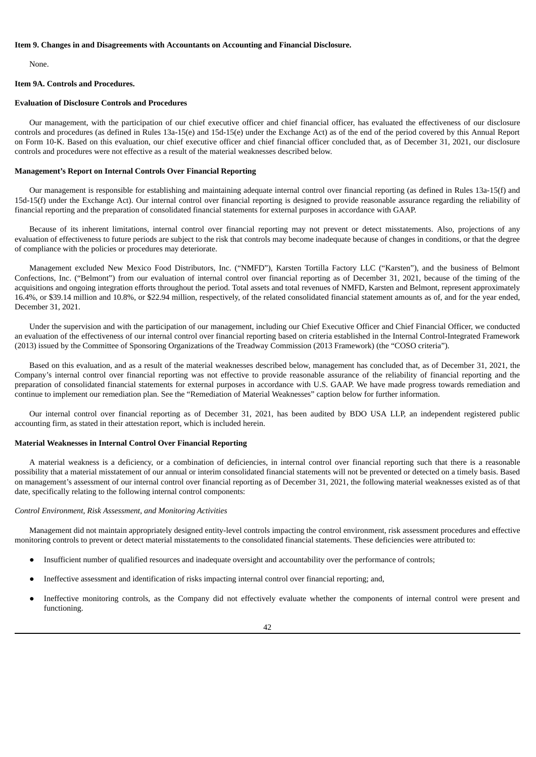**Item 9. Changes in and Disagreements with Accountants on Accounting and Financial Disclosure.**

None.

**Item 9A. Controls and Procedures.**

**Evaluation of Disclosure Controls and Procedures**

Our management, with the participation of our chief executive officer and chief financial officer, has evaluated the effectiveness of our disclosure controls and procedures (as defined in Rules 13a-15(e) and 15d-15(e) under the Exchange Act) as of the end of the period covered by this Annual Report on Form 10-K. Based on this evaluation, our chief executive officer and chief financial officer concluded that, as of December 31, 2021, our disclosure controls and procedures were not effective as a result of the material weaknesses described below.

**Management's Report on Internal Controls Over Financial Reporting**

Our management is responsible for establishing and maintaining adequate internal control over financial reporting (as defined in Rules 13a-15(f) and 15d-15(f) under the Exchange Act). Our internal control over financial reporting is designed to provide reasonable assurance regarding the reliability of financial reporting and the preparation of consolidated financial statements for external purposes in accordance with GAAP.

Because of its inherent limitations, internal control over financial reporting may not prevent or detect misstatements. Also, projections of any evaluation of effectiveness to future periods are subject to the risk that controls may become inadequate because of changes in conditions, or that the degree of compliance with the policies or procedures may deteriorate.

Management excluded New Mexico Food Distributors, Inc. ("NMFD"), Karsten Tortilla Factory LLC ("Karsten"), and the business of Belmont Confections, Inc. ("Belmont") from our evaluation of internal control over financial reporting as of December 31, 2021, because of the timing of the acquisitions and ongoing integration efforts throughout the period. Total assets and total revenues of NMFD, Karsten and Belmont, represent approximately 16.4%, or $39.14 million and 10.8%, or $22.94 million, respectively, of the related consolidated financial statement amounts as of, and for the year ended, December 31, 2021.

Under the supervision and with the participation of our management, including our Chief Executive Officer and Chief Financial Officer, we conducted an evaluation of the effectiveness of our internal control over financial reporting based on criteria established in the Internal Control-Integrated Framework (2013) issued by the Committee of Sponsoring Organizations of the Treadway Commission (2013 Framework) (the "COSO criteria").

Based on this evaluation, and as a result of the material weaknesses described below, management has concluded that, as of December 31, 2021, the Company's internal control over financial reporting was not effective to provide reasonable assurance of the reliability of financial reporting and the preparation of consolidated financial statements for external purposes in accordance with U.S. GAAP. We have made progress towards remediation and continue to implement our remediation plan. See the "Remediation of Material Weaknesses" caption below for further information.

Our internal control over financial reporting as of December 31, 2021, has been audited by BDO USA LLP, an independent registered public accounting firm, as stated in their attestation report, which is included herein.

**Material Weaknesses in Internal Control Over Financial Reporting**

A material weakness is a deficiency, or a combination of deficiencies, in internal control over financial reporting such that there is a reasonable possibility that a material misstatement of our annual or interim consolidated financial statements will not be prevented or detected on a timely basis. Based on management's assessment of our internal control over financial reporting as of December 31, 2021, the following material weaknesses existed as of that date, specifically relating to the following internal control components:

*Control Environment, Risk Assessment, and Monitoring Activities*

Management did not maintain appropriately designed entity-level controls impacting the control environment, risk assessment procedures and effective monitoring controls to prevent or detect material misstatements to the consolidated financial statements. These deficiencies were attributed to:

- Insufficient number of qualified resources and inadequate oversight and accountability over the performance of controls;
- Ineffective assessment and identification of risks impacting internal control over financial reporting; and,
- Ineffective monitoring controls, as the Company did not effectively evaluate whether the components of internal control were present and functioning.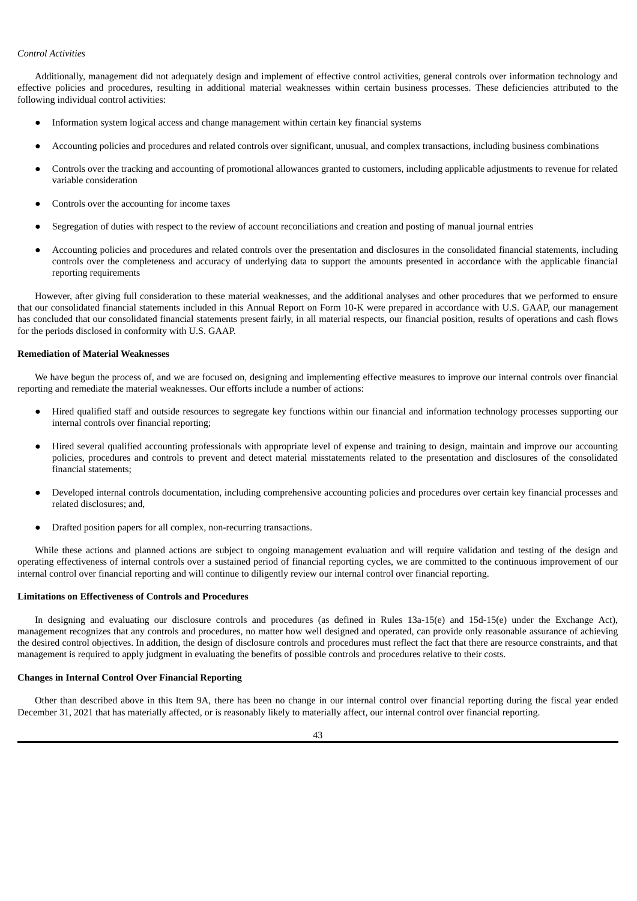*Control Activities*

Additionally, management did not adequately design and implement of effective control activities, general controls over information technology and effective policies and procedures, resulting in additional material weaknesses within certain business processes. These deficiencies attributed to the following individual control activities:

- Information system logical access and change management within certain key financial systems
- Accounting policies and procedures and related controls over significant, unusual, and complex transactions, including business combinations
- Controls over the tracking and accounting of promotional allowances granted to customers, including applicable adjustments to revenue for related variable consideration
- Controls over the accounting for income taxes
- Segregation of duties with respect to the review of account reconciliations and creation and posting of manual journal entries
- Accounting policies and procedures and related controls over the presentation and disclosures in the consolidated financial statements, including controls over the completeness and accuracy of underlying data to support the amounts presented in accordance with the applicable financial reporting requirements

However, after giving full consideration to these material weaknesses, and the additional analyses and other procedures that we performed to ensure that our consolidated financial statements included in this Annual Report on Form 10-K were prepared in accordance with U.S. GAAP, our management has concluded that our consolidated financial statements present fairly, in all material respects, our financial position, results of operations and cash flows for the periods disclosed in conformity with U.S. GAAP.

**Remediation of Material Weaknesses**

We have begun the process of, and we are focused on, designing and implementing effective measures to improve our internal controls over financial reporting and remediate the material weaknesses. Our efforts include a number of actions:

- Hired qualified staff and outside resources to segregate key functions within our financial and information technology processes supporting our internal controls over financial reporting;
- Hired several qualified accounting professionals with appropriate level of expense and training to design, maintain and improve our accounting policies, procedures and controls to prevent and detect material misstatements related to the presentation and disclosures of the consolidated financial statements;
- Developed internal controls documentation, including comprehensive accounting policies and procedures over certain key financial processes and related disclosures; and,
- Drafted position papers for all complex, non-recurring transactions.

While these actions and planned actions are subject to ongoing management evaluation and will require validation and testing of the design and operating effectiveness of internal controls over a sustained period of financial reporting cycles, we are committed to the continuous improvement of our internal control over financial reporting and will continue to diligently review our internal control over financial reporting.

**Limitations on Effectiveness of Controls and Procedures**

In designing and evaluating our disclosure controls and procedures (as defined in Rules 13a-15(e) and 15d-15(e) under the Exchange Act), management recognizes that any controls and procedures, no matter how well designed and operated, can provide only reasonable assurance of achieving the desired control objectives. In addition, the design of disclosure controls and procedures must reflect the fact that there are resource constraints, and that management is required to apply judgment in evaluating the benefits of possible controls and procedures relative to their costs.

**Changes in Internal Control Over Financial Reporting**

Other than described above in this Item 9A, there has been no change in our internal control over financial reporting during the fiscal year ended December 31, 2021 that has materially affected, or is reasonably likely to materially affect, our internal control over financial reporting.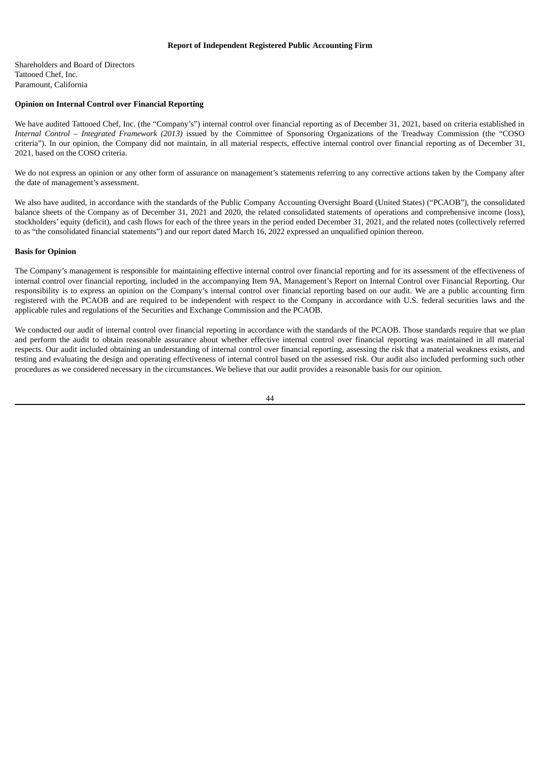**Report of Independent Registered Public Accounting Firm**

Shareholders and Board of Directors
Tattooed Chef, Inc.
Paramount, California

**Opinion on Internal Control over Financial Reporting**

We have audited Tattooed Chef, Inc. (the "Company's") internal control over financial reporting as of December 31, 2021, based on criteria established in *Internal Control – Integrated Framework (2013)* issued by the Committee of Sponsoring Organizations of the Treadway Commission (the "COSO criteria"). In our opinion, the Company did not maintain, in all material respects, effective internal control over financial reporting as of December 31, 2021, based on the COSO criteria.

We do not express an opinion or any other form of assurance on management's statements referring to any corrective actions taken by the Company after the date of management's assessment.

We also have audited, in accordance with the standards of the Public Company Accounting Oversight Board (United States) ("PCAOB"), the consolidated balance sheets of the Company as of December 31, 2021 and 2020, the related consolidated statements of operations and comprehensive income (loss), stockholders' equity (deficit), and cash flows for each of the three years in the period ended December 31, 2021, and the related notes (collectively referred to as "the consolidated financial statements") and our report dated March 16, 2022 expressed an unqualified opinion thereon.

**Basis for Opinion**

The Company's management is responsible for maintaining effective internal control over financial reporting and for its assessment of the effectiveness of internal control over financial reporting, included in the accompanying Item 9A, Management's Report on Internal Control over Financial Reporting. Our responsibility is to express an opinion on the Company's internal control over financial reporting based on our audit. We are a public accounting firm registered with the PCAOB and are required to be independent with respect to the Company in accordance with U.S. federal securities laws and the applicable rules and regulations of the Securities and Exchange Commission and the PCAOB.

We conducted our audit of internal control over financial reporting in accordance with the standards of the PCAOB. Those standards require that we plan and perform the audit to obtain reasonable assurance about whether effective internal control over financial reporting was maintained in all material respects. Our audit included obtaining an understanding of internal control over financial reporting, assessing the risk that a material weakness exists, and testing and evaluating the design and operating effectiveness of internal control based on the assessed risk. Our audit also included performing such other procedures as we considered necessary in the circumstances. We believe that our audit provides a reasonable basis for our opinion.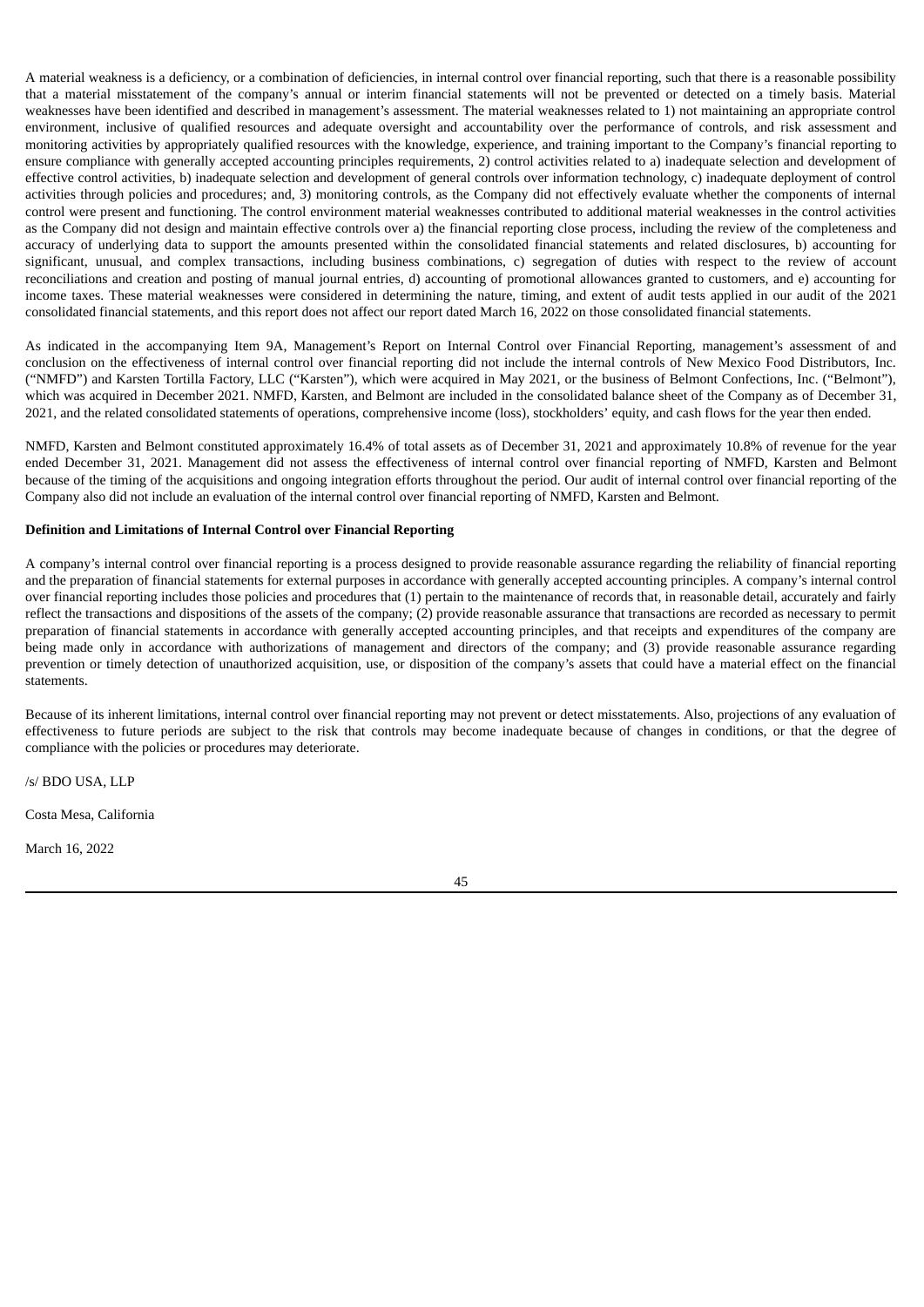A material weakness is a deficiency, or a combination of deficiencies, in internal control over financial reporting, such that there is a reasonable possibility that a material misstatement of the company's annual or interim financial statements will not be prevented or detected on a timely basis. Material weaknesses have been identified and described in management's assessment. The material weaknesses related to 1) not maintaining an appropriate control environment, inclusive of qualified resources and adequate oversight and accountability over the performance of controls, and risk assessment and monitoring activities by appropriately qualified resources with the knowledge, experience, and training important to the Company's financial reporting to ensure compliance with generally accepted accounting principles requirements, 2) control activities related to a) inadequate selection and development of effective control activities, b) inadequate selection and development of general controls over information technology, c) inadequate deployment of control activities through policies and procedures; and, 3) monitoring controls, as the Company did not effectively evaluate whether the components of internal control were present and functioning. The control environment material weaknesses contributed to additional material weaknesses in the control activities as the Company did not design and maintain effective controls over a) the financial reporting close process, including the review of the completeness and accuracy of underlying data to support the amounts presented within the consolidated financial statements and related disclosures, b) accounting for significant, unusual, and complex transactions, including business combinations, c) segregation of duties with respect to the review of account reconciliations and creation and posting of manual journal entries, d) accounting of promotional allowances granted to customers, and e) accounting for income taxes. These material weaknesses were considered in determining the nature, timing, and extent of audit tests applied in our audit of the 2021 consolidated financial statements, and this report does not affect our report dated March 16, 2022 on those consolidated financial statements.

As indicated in the accompanying Item 9A, Management's Report on Internal Control over Financial Reporting, management's assessment of and conclusion on the effectiveness of internal control over financial reporting did not include the internal controls of New Mexico Food Distributors, Inc. ("NMFD") and Karsten Tortilla Factory, LLC ("Karsten"), which were acquired in May 2021, or the business of Belmont Confections, Inc. ("Belmont"), which was acquired in December 2021. NMFD, Karsten, and Belmont are included in the consolidated balance sheet of the Company as of December 31, 2021, and the related consolidated statements of operations, comprehensive income (loss), stockholders' equity, and cash flows for the year then ended.

NMFD, Karsten and Belmont constituted approximately 16.4% of total assets as of December 31, 2021 and approximately 10.8% of revenue for the year ended December 31, 2021. Management did not assess the effectiveness of internal control over financial reporting of NMFD, Karsten and Belmont because of the timing of the acquisitions and ongoing integration efforts throughout the period. Our audit of internal control over financial reporting of the Company also did not include an evaluation of the internal control over financial reporting of NMFD, Karsten and Belmont.

**Definition and Limitations of Internal Control over Financial Reporting**

A company's internal control over financial reporting is a process designed to provide reasonable assurance regarding the reliability of financial reporting and the preparation of financial statements for external purposes in accordance with generally accepted accounting principles. A company's internal control over financial reporting includes those policies and procedures that (1) pertain to the maintenance of records that, in reasonable detail, accurately and fairly reflect the transactions and dispositions of the assets of the company; (2) provide reasonable assurance that transactions are recorded as necessary to permit preparation of financial statements in accordance with generally accepted accounting principles, and that receipts and expenditures of the company are being made only in accordance with authorizations of management and directors of the company; and (3) provide reasonable assurance regarding prevention or timely detection of unauthorized acquisition, use, or disposition of the company's assets that could have a material effect on the financial statements.

Because of its inherent limitations, internal control over financial reporting may not prevent or detect misstatements. Also, projections of any evaluation of effectiveness to future periods are subject to the risk that controls may become inadequate because of changes in conditions, or that the degree of compliance with the policies or procedures may deteriorate.

/s/ BDO USA, LLP

Costa Mesa, California

March 16, 2022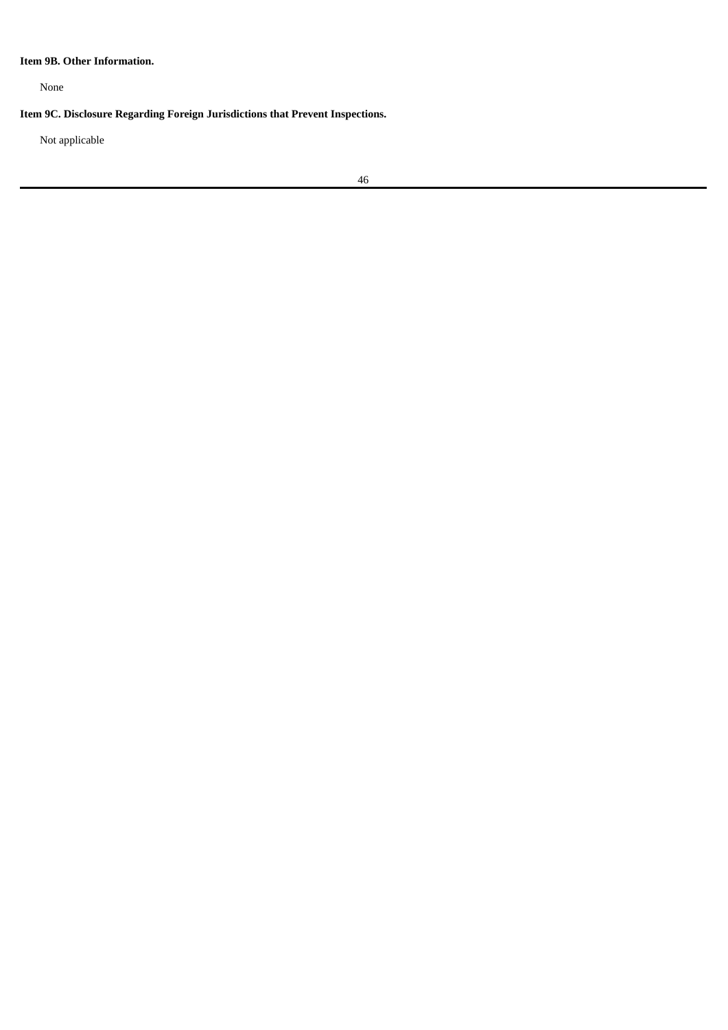**Item 9B. Other Information.**

None

**Item 9C. Disclosure Regarding Foreign Jurisdictions that Prevent Inspections.**

Not applicable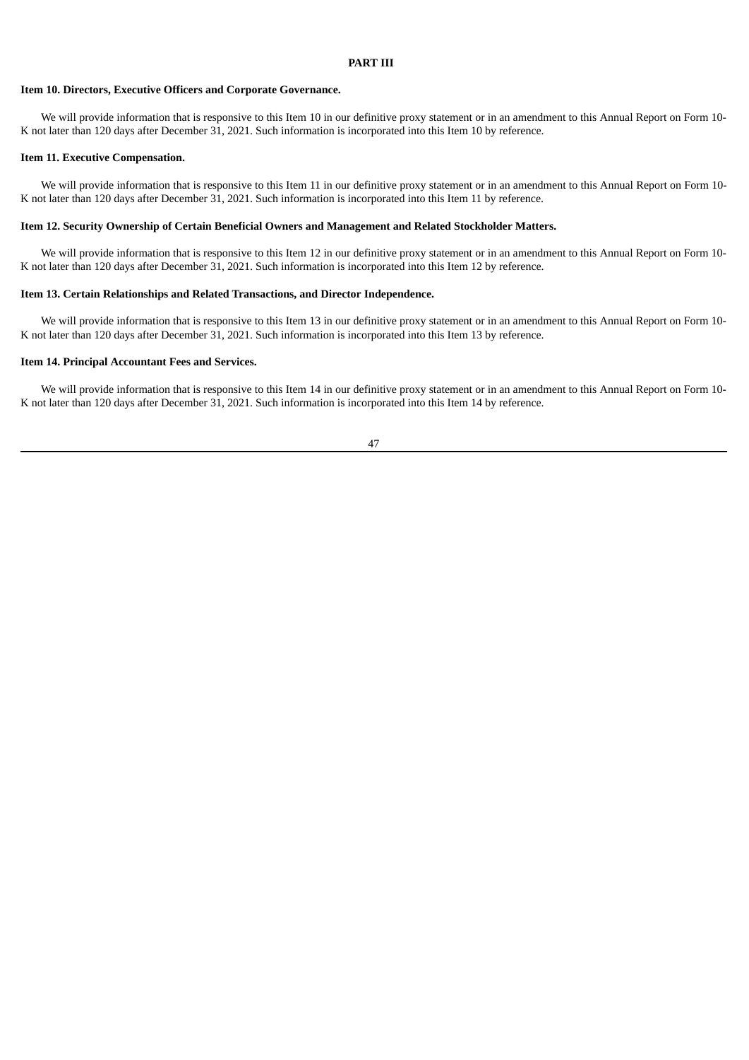# PART III

### Item 10. Directors, Executive Officers and Corporate Governance.

We will provide information that is responsive to this Item 10 in our definitive proxy statement or in an amendment to this Annual Report on Form 10-K not later than 120 days after December 31, 2021. Such information is incorporated into this Item 10 by reference.

### Item 11. Executive Compensation.

We will provide information that is responsive to this Item 11 in our definitive proxy statement or in an amendment to this Annual Report on Form 10-K not later than 120 days after December 31, 2021. Such information is incorporated into this Item 11 by reference.

### Item 12. Security Ownership of Certain Beneficial Owners and Management and Related Stockholder Matters.

We will provide information that is responsive to this Item 12 in our definitive proxy statement or in an amendment to this Annual Report on Form 10-K not later than 120 days after December 31, 2021. Such information is incorporated into this Item 12 by reference.

### Item 13. Certain Relationships and Related Transactions, and Director Independence.

We will provide information that is responsive to this Item 13 in our definitive proxy statement or in an amendment to this Annual Report on Form 10-K not later than 120 days after December 31, 2021. Such information is incorporated into this Item 13 by reference.

### Item 14. Principal Accountant Fees and Services.

We will provide information that is responsive to this Item 14 in our definitive proxy statement or in an amendment to this Annual Report on Form 10-K not later than 120 days after December 31, 2021. Such information is incorporated into this Item 14 by reference.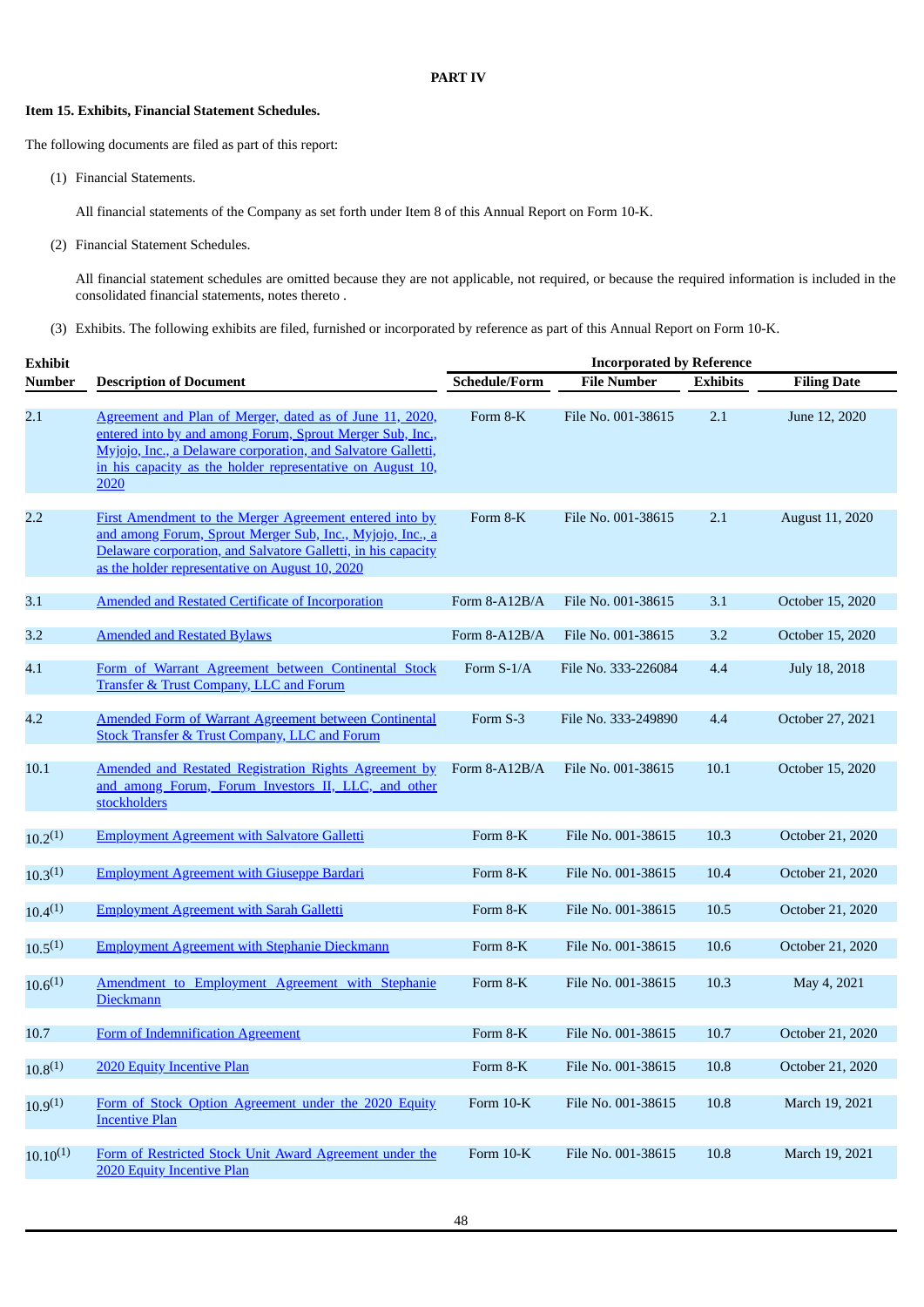## PART IV

### Item 15. Exhibits, Financial Statement Schedules.

The following documents are filed as part of this report:

(1) Financial Statements.

All financial statements of the Company as set forth under Item 8 of this Annual Report on Form 10-K.

(2) Financial Statement Schedules.

All financial statement schedules are omitted because they are not applicable, not required, or because the required information is included in the consolidated financial statements, notes thereto .

(3) Exhibits. The following exhibits are filed, furnished or incorporated by reference as part of this Annual Report on Form 10-K.

| Exhibit Number | Description of Document | Incorporated by Reference | | | |
|---|---|---|---|---|---|
| | | **Schedule/Form** | **File Number** | **Exhibits** | **Filing Date** |
| 2.1 | Agreement and Plan of Merger, dated as of June 11, 2020, entered into by and among Forum, Sprout Merger Sub, Inc., Myjojo, Inc., a Delaware corporation, and Salvatore Galletti, in his capacity as the holder representative on August 10, 2020 | Form 8-K | File No. 001-38615 | 2.1 | June 12, 2020 |
| 2.2 | First Amendment to the Merger Agreement entered into by and among Forum, Sprout Merger Sub, Inc., Myjojo, Inc., a Delaware corporation, and Salvatore Galletti, in his capacity as the holder representative on August 10, 2020 | Form 8-K | File No. 001-38615 | 2.1 | August 11, 2020 |
| 3.1 | Amended and Restated Certificate of Incorporation | Form 8-A12B/A | File No. 001-38615 | 3.1 | October 15, 2020 |
| 3.2 | Amended and Restated Bylaws | Form 8-A12B/A | File No. 001-38615 | 3.2 | October 15, 2020 |
| 4.1 | Form of Warrant Agreement between Continental Stock Transfer & Trust Company, LLC and Forum | Form S-1/A | File No. 333-226084 | 4.4 | July 18, 2018 |
| 4.2 | Amended Form of Warrant Agreement between Continental Stock Transfer & Trust Company, LLC and Forum | Form S-3 | File No. 333-249890 | 4.4 | October 27, 2021 |
| 10.1 | Amended and Restated Registration Rights Agreement by and among Forum, Forum Investors II, LLC, and other stockholders | Form 8-A12B/A | File No. 001-38615 | 10.1 | October 15, 2020 |
| 10.2[(1)] | Employment Agreement with Salvatore Galletti | Form 8-K | File No. 001-38615 | 10.3 | October 21, 2020 |
| 10.3[(1)] | Employment Agreement with Giuseppe Bardari | Form 8-K | File No. 001-38615 | 10.4 | October 21, 2020 |
| 10.4[(1)] | Employment Agreement with Sarah Galletti | Form 8-K | File No. 001-38615 | 10.5 | October 21, 2020 |
| 10.5[(1)] | Employment Agreement with Stephanie Dieckmann | Form 8-K | File No. 001-38615 | 10.6 | October 21, 2020 |
| 10.6[(1)] | Amendment to Employment Agreement with Stephanie Dieckmann | Form 8-K | File No. 001-38615 | 10.3 | May 4, 2021 |
| 10.7 | Form of Indemnification Agreement | Form 8-K | File No. 001-38615 | 10.7 | October 21, 2020 |
| 10.8[(1)] | 2020 Equity Incentive Plan | Form 8-K | File No. 001-38615 | 10.8 | October 21, 2020 |
| 10.9[(1)] | Form of Stock Option Agreement under the 2020 Equity Incentive Plan | Form 10-K | File No. 001-38615 | 10.8 | March 19, 2021 |
| 10.10[(1)] | Form of Restricted Stock Unit Award Agreement under the 2020 Equity Incentive Plan | Form 10-K | File No. 001-38615 | 10.8 | March 19, 2021 |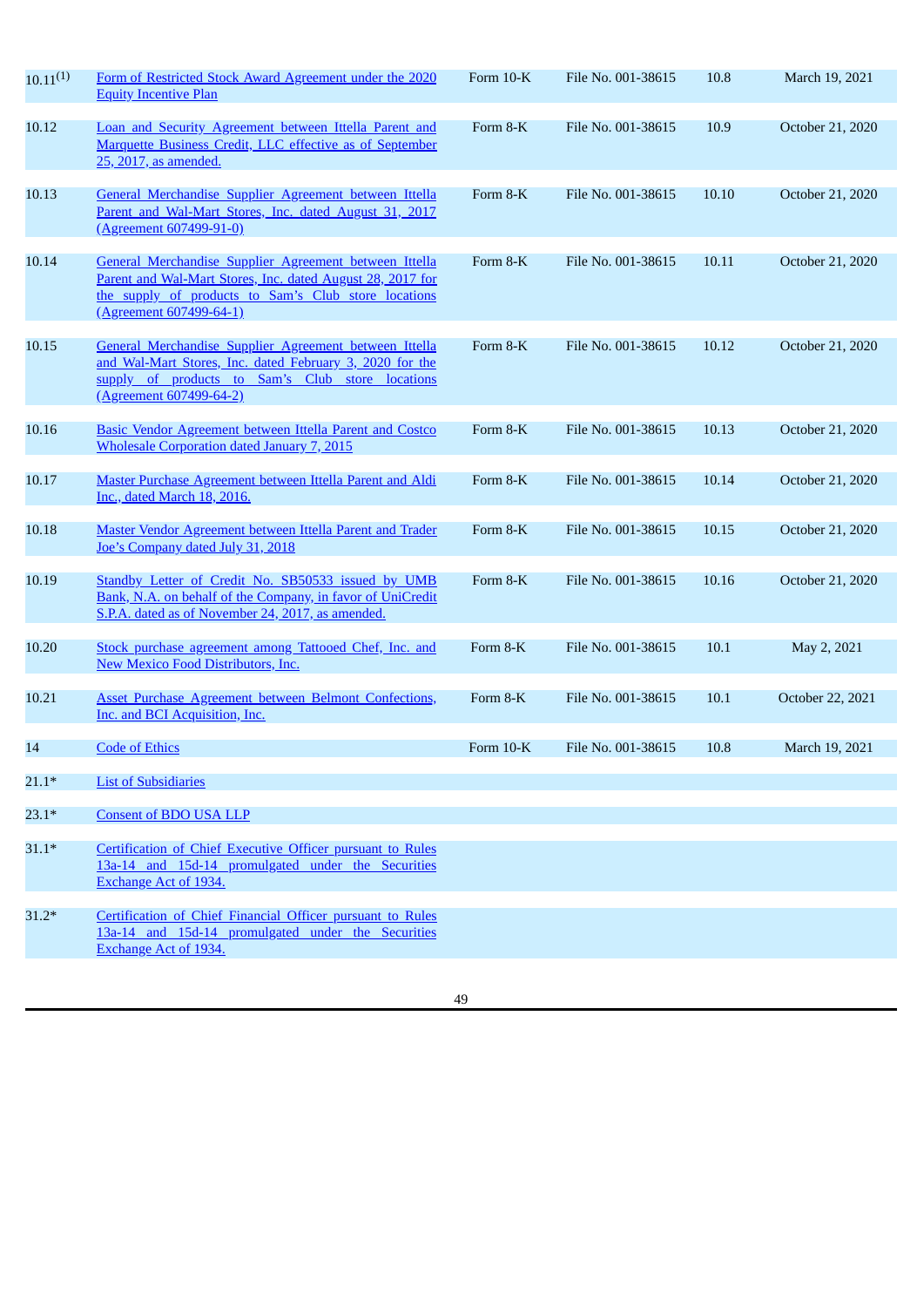| | | | | | |
|---|---|---|---|---|---|
| 10.11[1] | Form of Restricted Stock Award Agreement under the 2020 Equity Incentive Plan | Form 10-K | File No. 001-38615 | 10.8 | March 19, 2021 |
| 10.12 | Loan and Security Agreement between Ittella Parent and Marquette Business Credit, LLC effective as of September 25, 2017, as amended. | Form 8-K | File No. 001-38615 | 10.9 | October 21, 2020 |
| 10.13 | General Merchandise Supplier Agreement between Ittella Parent and Wal-Mart Stores, Inc. dated August 31, 2017 (Agreement 607499-91-0) | Form 8-K | File No. 001-38615 | 10.10 | October 21, 2020 |
| 10.14 | General Merchandise Supplier Agreement between Ittella Parent and Wal-Mart Stores, Inc. dated August 28, 2017 for the supply of products to Sam's Club store locations (Agreement 607499-64-1) | Form 8-K | File No. 001-38615 | 10.11 | October 21, 2020 |
| 10.15 | General Merchandise Supplier Agreement between Ittella and Wal-Mart Stores, Inc. dated February 3, 2020 for the supply of products to Sam's Club store locations (Agreement 607499-64-2) | Form 8-K | File No. 001-38615 | 10.12 | October 21, 2020 |
| 10.16 | Basic Vendor Agreement between Ittella Parent and Costco Wholesale Corporation dated January 7, 2015 | Form 8-K | File No. 001-38615 | 10.13 | October 21, 2020 |
| 10.17 | Master Purchase Agreement between Ittella Parent and Aldi Inc., dated March 18, 2016. | Form 8-K | File No. 001-38615 | 10.14 | October 21, 2020 |
| 10.18 | Master Vendor Agreement between Ittella Parent and Trader Joe's Company dated July 31, 2018 | Form 8-K | File No. 001-38615 | 10.15 | October 21, 2020 |
| 10.19 | Standby Letter of Credit No. SB50533 issued by UMB Bank, N.A. on behalf of the Company, in favor of UniCredit S.P.A. dated as of November 24, 2017, as amended. | Form 8-K | File No. 001-38615 | 10.16 | October 21, 2020 |
| 10.20 | Stock purchase agreement among Tattooed Chef, Inc. and New Mexico Food Distributors, Inc. | Form 8-K | File No. 001-38615 | 10.1 | May 2, 2021 |
| 10.21 | Asset Purchase Agreement between Belmont Confections, Inc. and BCI Acquisition, Inc. | Form 8-K | File No. 001-38615 | 10.1 | October 22, 2021 |
| 14 | Code of Ethics | Form 10-K | File No. 001-38615 | 10.8 | March 19, 2021 |
| 21.1* | List of Subsidiaries | | | | |
| 23.1* | Consent of BDO USA LLP | | | | |
| 31.1* | Certification of Chief Executive Officer pursuant to Rules 13a-14 and 15d-14 promulgated under the Securities Exchange Act of 1934. | | | | |
| 31.2* | Certification of Chief Financial Officer pursuant to Rules 13a-14 and 15d-14 promulgated under the Securities Exchange Act of 1934. | | | | |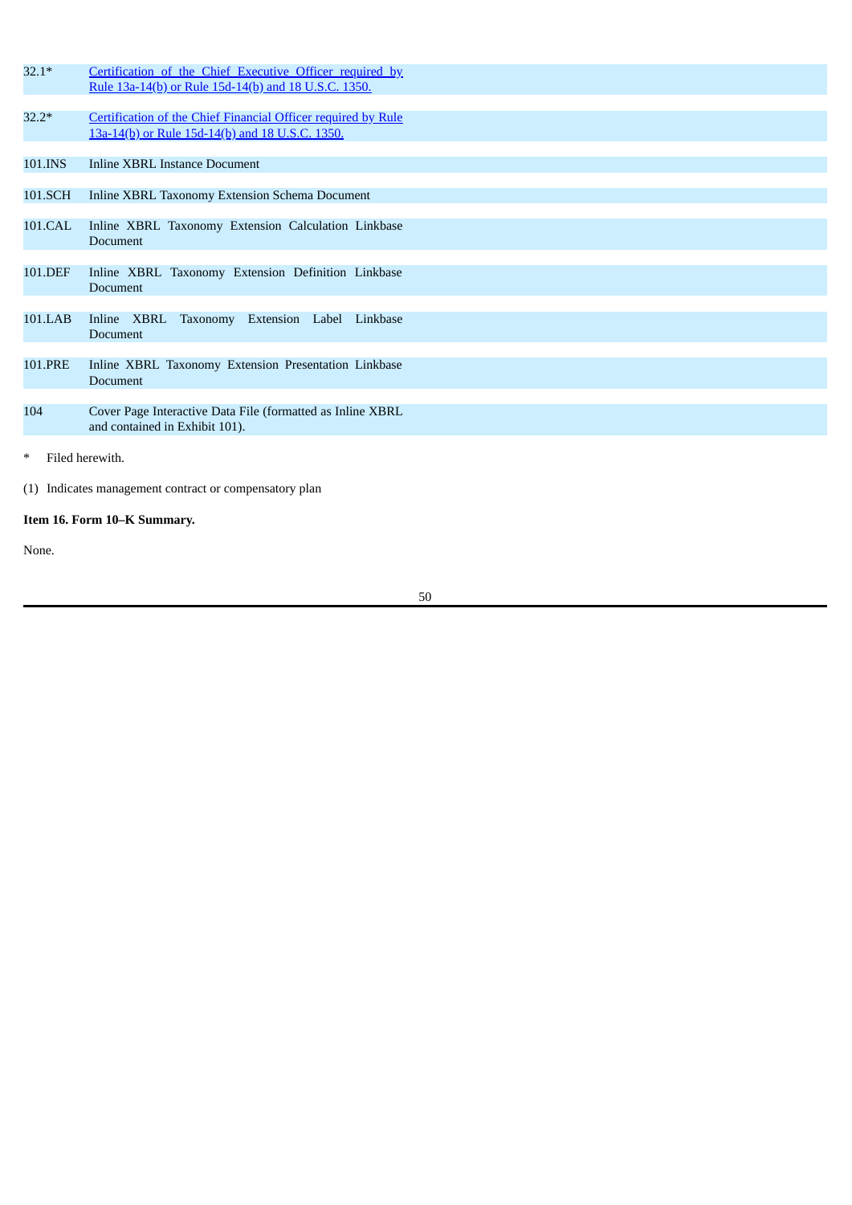| | |
|---|---|
| 32.1* | Certification of the Chief Executive Officer required by Rule 13a-14(b) or Rule 15d-14(b) and 18 U.S.C. 1350. |
| 32.2* | Certification of the Chief Financial Officer required by Rule 13a-14(b) or Rule 15d-14(b) and 18 U.S.C. 1350. |
| 101.INS | Inline XBRL Instance Document |
| 101.SCH | Inline XBRL Taxonomy Extension Schema Document |
| 101.CAL | Inline XBRL Taxonomy Extension Calculation Linkbase Document |
| 101.DEF | Inline XBRL Taxonomy Extension Definition Linkbase Document |
| 101.LAB | Inline XBRL Taxonomy Extension Label Linkbase Document |
| 101.PRE | Inline XBRL Taxonomy Extension Presentation Linkbase Document |
| 104 | Cover Page Interactive Data File (formatted as Inline XBRL and contained in Exhibit 101). |

\* Filed herewith.

(1) Indicates management contract or compensatory plan

**Item 16. Form 10–K Summary.**

None.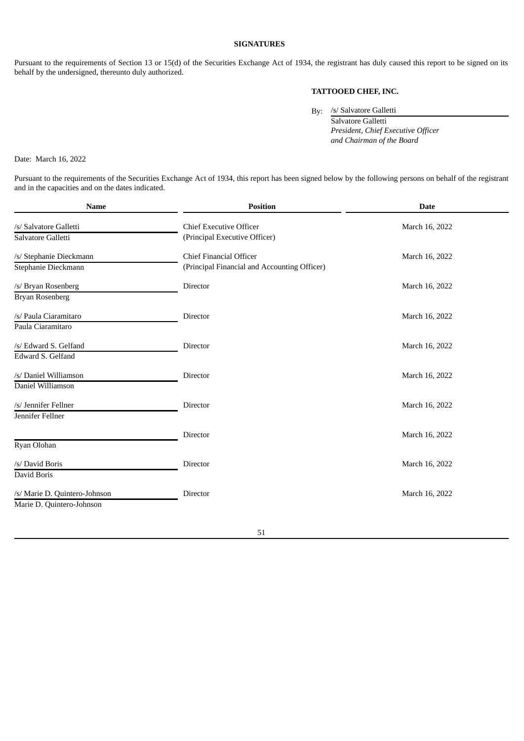**SIGNATURES**

Pursuant to the requirements of Section 13 or 15(d) of the Securities Exchange Act of 1934, the registrant has duly caused this report to be signed on its behalf by the undersigned, thereunto duly authorized.

**TATTOOED CHEF, INC.**

By: /s/ Salvatore Galletti
Salvatore Galletti
*President, Chief Executive Officer and Chairman of the Board*

Date: March 16, 2022

Pursuant to the requirements of the Securities Exchange Act of 1934, this report has been signed below by the following persons on behalf of the registrant and in the capacities and on the dates indicated.

| Name | Position | Date |
|---|---|---|
| /s/ Salvatore Galletti<br>Salvatore Galletti | Chief Executive Officer<br>(Principal Executive Officer) | March 16, 2022 |
| /s/ Stephanie Dieckmann<br>Stephanie Dieckmann | Chief Financial Officer<br>(Principal Financial and Accounting Officer) | March 16, 2022 |
| /s/ Bryan Rosenberg<br>Bryan Rosenberg | Director | March 16, 2022 |
| /s/ Paula Ciaramitaro<br>Paula Ciaramitaro | Director | March 16, 2022 |
| /s/ Edward S. Gelfand<br>Edward S. Gelfand | Director | March 16, 2022 |
| /s/ Daniel Williamson<br>Daniel Williamson | Director | March 16, 2022 |
| /s/ Jennifer Fellner<br>Jennifer Fellner | Director | March 16, 2022 |
| Ryan Olohan | Director | March 16, 2022 |
| /s/ David Boris<br>David Boris | Director | March 16, 2022 |
| /s/ Marie D. Quintero-Johnson<br>Marie D. Quintero-Johnson | Director | March 16, 2022 |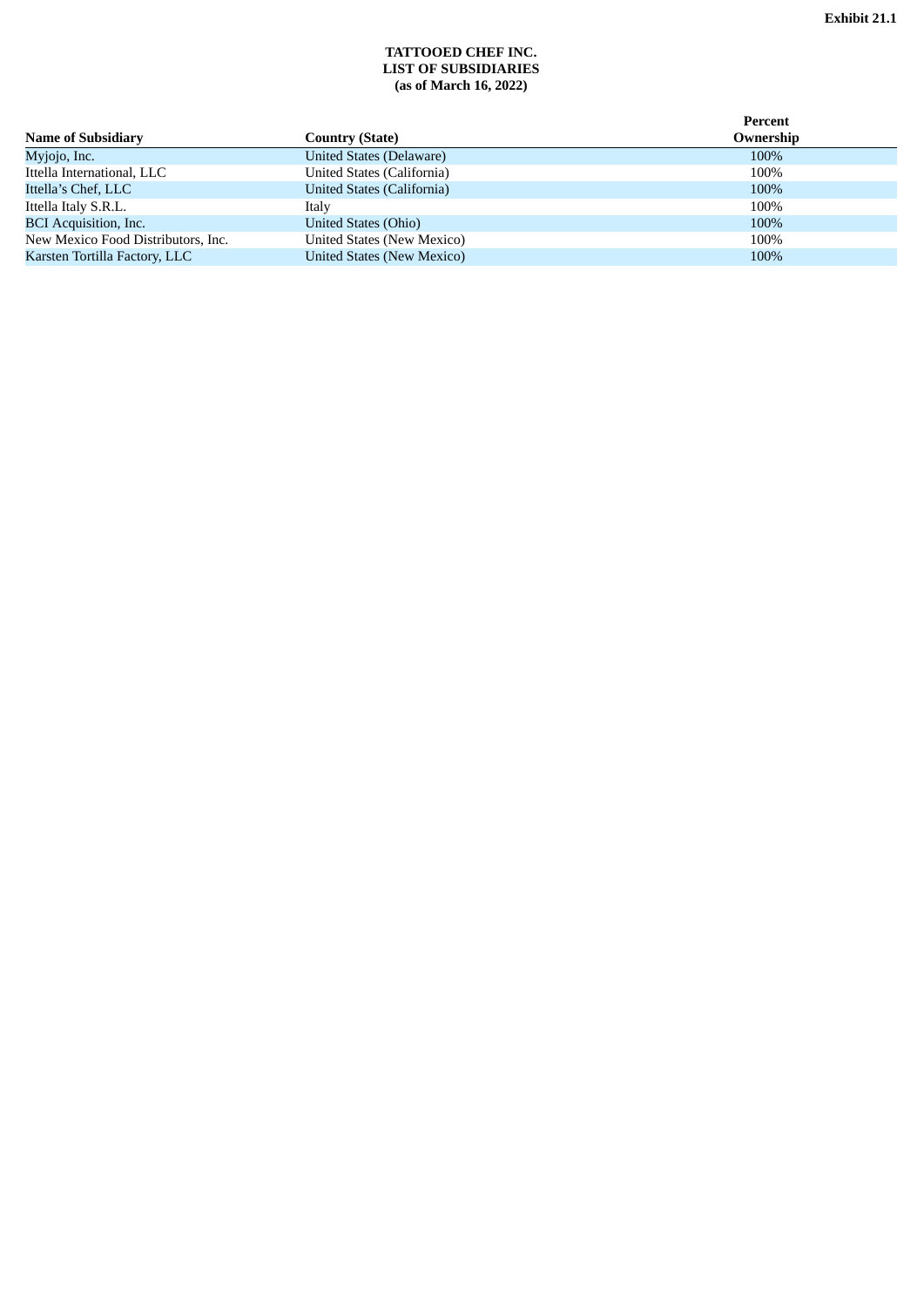Exhibit 21.1

**TATTOOED CHEF INC.**
**LIST OF SUBSIDIARIES**
**(as of March 16, 2022)**

| Name of Subsidiary | Country (State) | Percent Ownership |
|---|---|---|
| Myjojo, Inc. | United States (Delaware) | 100% |
| Ittella International, LLC | United States (California) | 100% |
| Ittella's Chef, LLC | United States (California) | 100% |
| Ittella Italy S.R.L. | Italy | 100% |
| BCI Acquisition, Inc. | United States (Ohio) | 100% |
| New Mexico Food Distributors, Inc. | United States (New Mexico) | 100% |
| Karsten Tortilla Factory, LLC | United States (New Mexico) | 100% |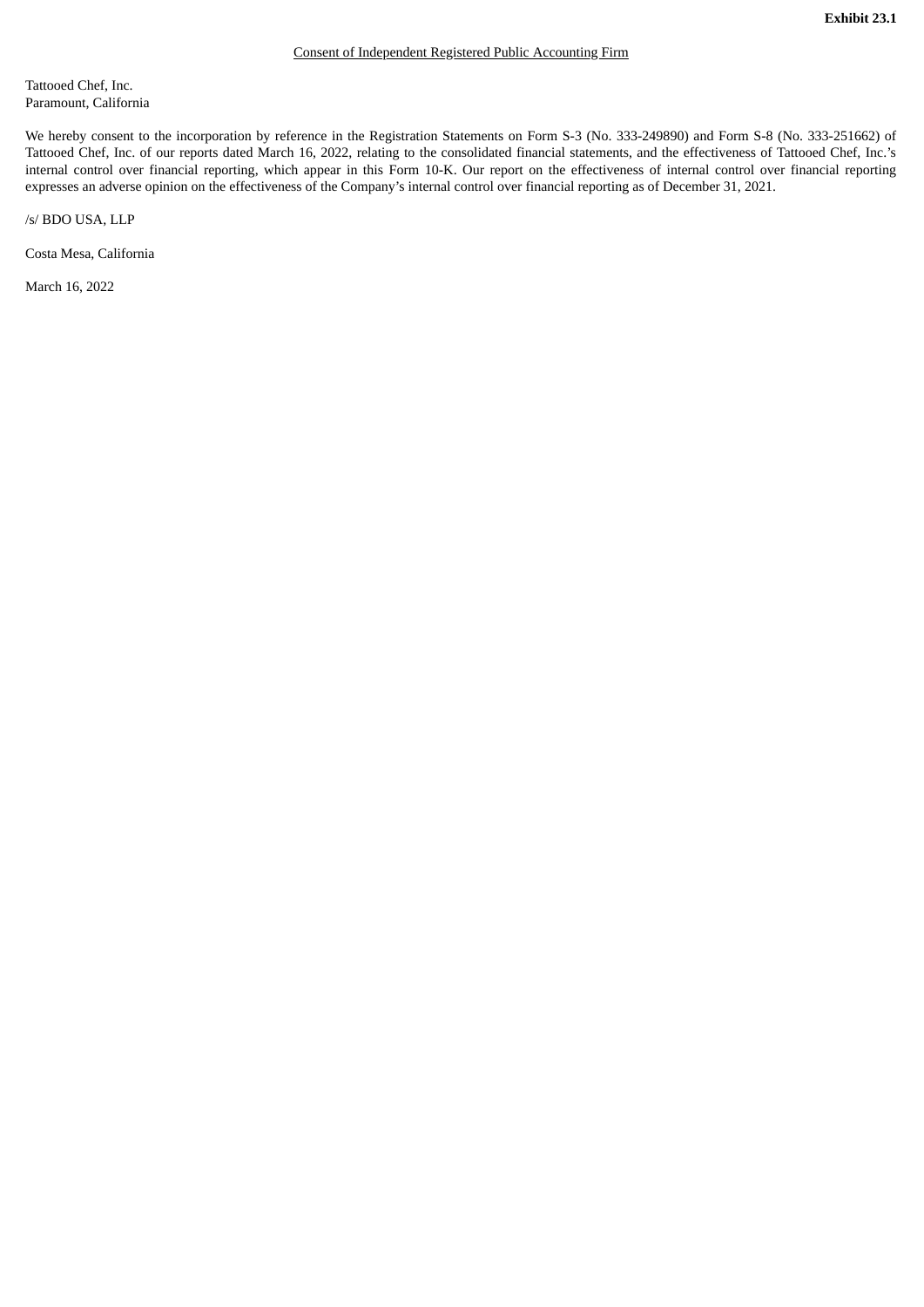**Exhibit 23.1**

Consent of Independent Registered Public Accounting Firm

Tattooed Chef, Inc.
Paramount, California

We hereby consent to the incorporation by reference in the Registration Statements on Form S-3 (No. 333-249890) and Form S-8 (No. 333-251662) of Tattooed Chef, Inc. of our reports dated March 16, 2022, relating to the consolidated financial statements, and the effectiveness of Tattooed Chef, Inc.'s internal control over financial reporting, which appear in this Form 10-K. Our report on the effectiveness of internal control over financial reporting expresses an adverse opinion on the effectiveness of the Company's internal control over financial reporting as of December 31, 2021.

/s/ BDO USA, LLP

Costa Mesa, California

March 16, 2022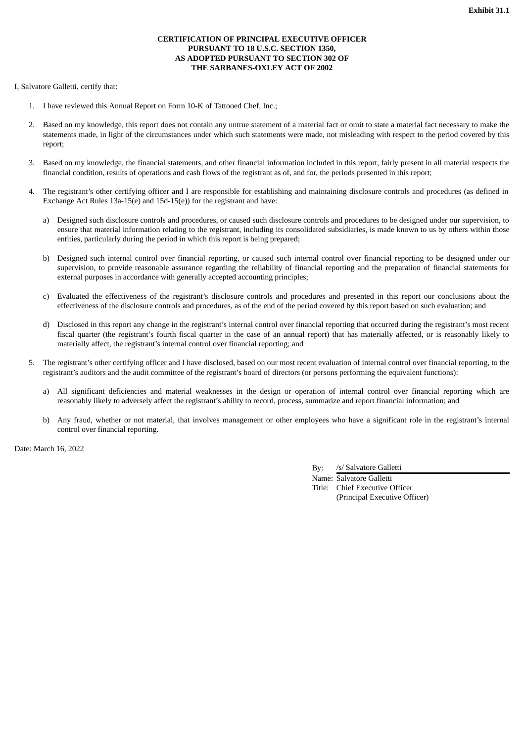**Exhibit 31.1**

**CERTIFICATION OF PRINCIPAL EXECUTIVE OFFICER PURSUANT TO 18 U.S.C. SECTION 1350, AS ADOPTED PURSUANT TO SECTION 302 OF THE SARBANES-OXLEY ACT OF 2002**

I, Salvatore Galletti, certify that:

1. I have reviewed this Annual Report on Form 10-K of Tattooed Chef, Inc.;

2. Based on my knowledge, this report does not contain any untrue statement of a material fact or omit to state a material fact necessary to make the statements made, in light of the circumstances under which such statements were made, not misleading with respect to the period covered by this report;

3. Based on my knowledge, the financial statements, and other financial information included in this report, fairly present in all material respects the financial condition, results of operations and cash flows of the registrant as of, and for, the periods presented in this report;

4. The registrant's other certifying officer and I are responsible for establishing and maintaining disclosure controls and procedures (as defined in Exchange Act Rules 13a-15(e) and 15d-15(e)) for the registrant and have:

   a) Designed such disclosure controls and procedures, or caused such disclosure controls and procedures to be designed under our supervision, to ensure that material information relating to the registrant, including its consolidated subsidiaries, is made known to us by others within those entities, particularly during the period in which this report is being prepared;

   b) Designed such internal control over financial reporting, or caused such internal control over financial reporting to be designed under our supervision, to provide reasonable assurance regarding the reliability of financial reporting and the preparation of financial statements for external purposes in accordance with generally accepted accounting principles;

   c) Evaluated the effectiveness of the registrant's disclosure controls and procedures and presented in this report our conclusions about the effectiveness of the disclosure controls and procedures, as of the end of the period covered by this report based on such evaluation; and

   d) Disclosed in this report any change in the registrant's internal control over financial reporting that occurred during the registrant's most recent fiscal quarter (the registrant's fourth fiscal quarter in the case of an annual report) that has materially affected, or is reasonably likely to materially affect, the registrant's internal control over financial reporting; and

5. The registrant's other certifying officer and I have disclosed, based on our most recent evaluation of internal control over financial reporting, to the registrant's auditors and the audit committee of the registrant's board of directors (or persons performing the equivalent functions):

   a) All significant deficiencies and material weaknesses in the design or operation of internal control over financial reporting which are reasonably likely to adversely affect the registrant's ability to record, process, summarize and report financial information; and

   b) Any fraud, whether or not material, that involves management or other employees who have a significant role in the registrant's internal control over financial reporting.

Date: March 16, 2022

By: /s/ Salvatore Galletti
Name: Salvatore Galletti
Title: Chief Executive Officer
(Principal Executive Officer)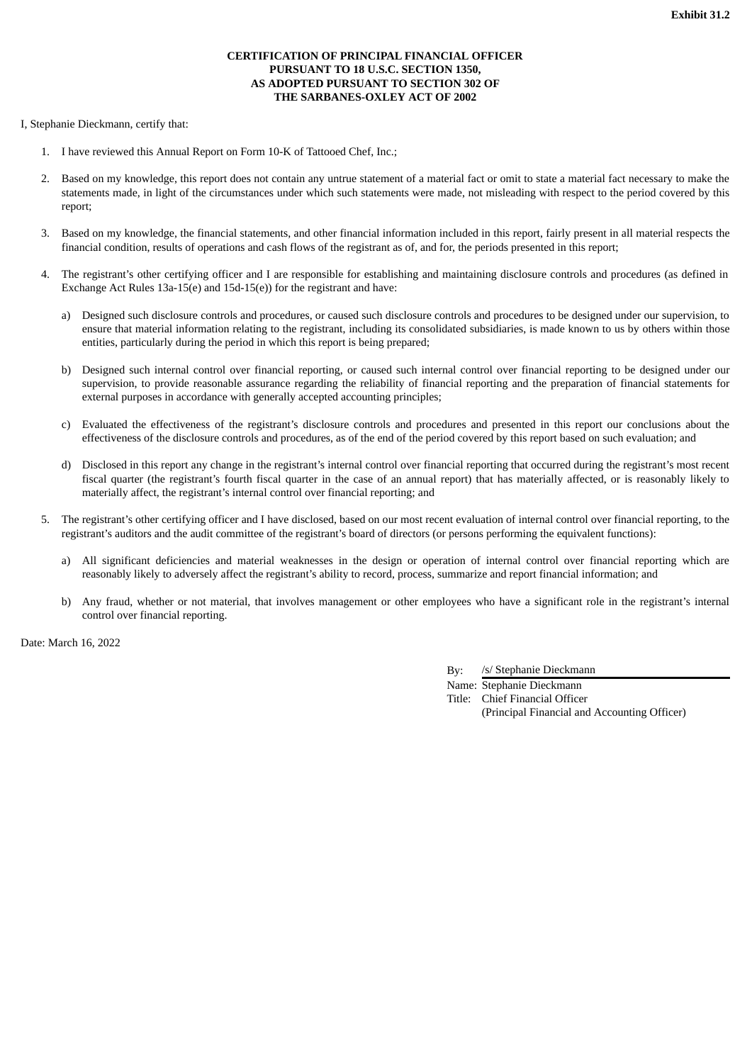**Exhibit 31.2**

**CERTIFICATION OF PRINCIPAL FINANCIAL OFFICER
PURSUANT TO 18 U.S.C. SECTION 1350,
AS ADOPTED PURSUANT TO SECTION 302 OF
THE SARBANES-OXLEY ACT OF 2002**

I, Stephanie Dieckmann, certify that:

1. I have reviewed this Annual Report on Form 10-K of Tattooed Chef, Inc.;

2. Based on my knowledge, this report does not contain any untrue statement of a material fact or omit to state a material fact necessary to make the statements made, in light of the circumstances under which such statements were made, not misleading with respect to the period covered by this report;

3. Based on my knowledge, the financial statements, and other financial information included in this report, fairly present in all material respects the financial condition, results of operations and cash flows of the registrant as of, and for, the periods presented in this report;

4. The registrant's other certifying officer and I are responsible for establishing and maintaining disclosure controls and procedures (as defined in Exchange Act Rules 13a-15(e) and 15d-15(e)) for the registrant and have:

   a) Designed such disclosure controls and procedures, or caused such disclosure controls and procedures to be designed under our supervision, to ensure that material information relating to the registrant, including its consolidated subsidiaries, is made known to us by others within those entities, particularly during the period in which this report is being prepared;

   b) Designed such internal control over financial reporting, or caused such internal control over financial reporting to be designed under our supervision, to provide reasonable assurance regarding the reliability of financial reporting and the preparation of financial statements for external purposes in accordance with generally accepted accounting principles;

   c) Evaluated the effectiveness of the registrant's disclosure controls and procedures and presented in this report our conclusions about the effectiveness of the disclosure controls and procedures, as of the end of the period covered by this report based on such evaluation; and

   d) Disclosed in this report any change in the registrant's internal control over financial reporting that occurred during the registrant's most recent fiscal quarter (the registrant's fourth fiscal quarter in the case of an annual report) that has materially affected, or is reasonably likely to materially affect, the registrant's internal control over financial reporting; and

5. The registrant's other certifying officer and I have disclosed, based on our most recent evaluation of internal control over financial reporting, to the registrant's auditors and the audit committee of the registrant's board of directors (or persons performing the equivalent functions):

   a) All significant deficiencies and material weaknesses in the design or operation of internal control over financial reporting which are reasonably likely to adversely affect the registrant's ability to record, process, summarize and report financial information; and

   b) Any fraud, whether or not material, that involves management or other employees who have a significant role in the registrant's internal control over financial reporting.

Date: March 16, 2022

By: /s/ Stephanie Dieckmann
Name: Stephanie Dieckmann
Title: Chief Financial Officer
(Principal Financial and Accounting Officer)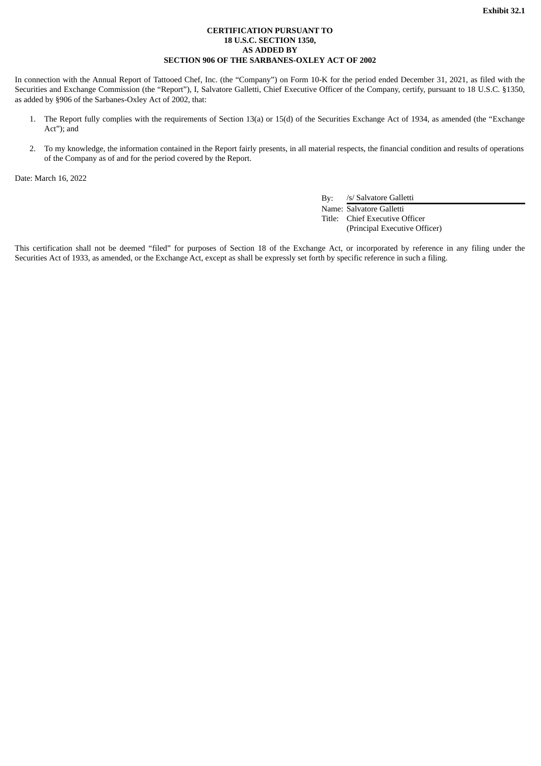**Exhibit 32.1**

**CERTIFICATION PURSUANT TO
18 U.S.C. SECTION 1350,
AS ADDED BY
SECTION 906 OF THE SARBANES-OXLEY ACT OF 2002**

In connection with the Annual Report of Tattooed Chef, Inc. (the "Company") on Form 10-K for the period ended December 31, 2021, as filed with the Securities and Exchange Commission (the "Report"), I, Salvatore Galletti, Chief Executive Officer of the Company, certify, pursuant to 18 U.S.C. §1350, as added by §906 of the Sarbanes-Oxley Act of 2002, that:

1. The Report fully complies with the requirements of Section 13(a) or 15(d) of the Securities Exchange Act of 1934, as amended (the "Exchange Act"); and

2. To my knowledge, the information contained in the Report fairly presents, in all material respects, the financial condition and results of operations of the Company as of and for the period covered by the Report.

Date: March 16, 2022

By: /s/ Salvatore Galletti
Name: Salvatore Galletti
Title: Chief Executive Officer
(Principal Executive Officer)

This certification shall not be deemed "filed" for purposes of Section 18 of the Exchange Act, or incorporated by reference in any filing under the Securities Act of 1933, as amended, or the Exchange Act, except as shall be expressly set forth by specific reference in such a filing.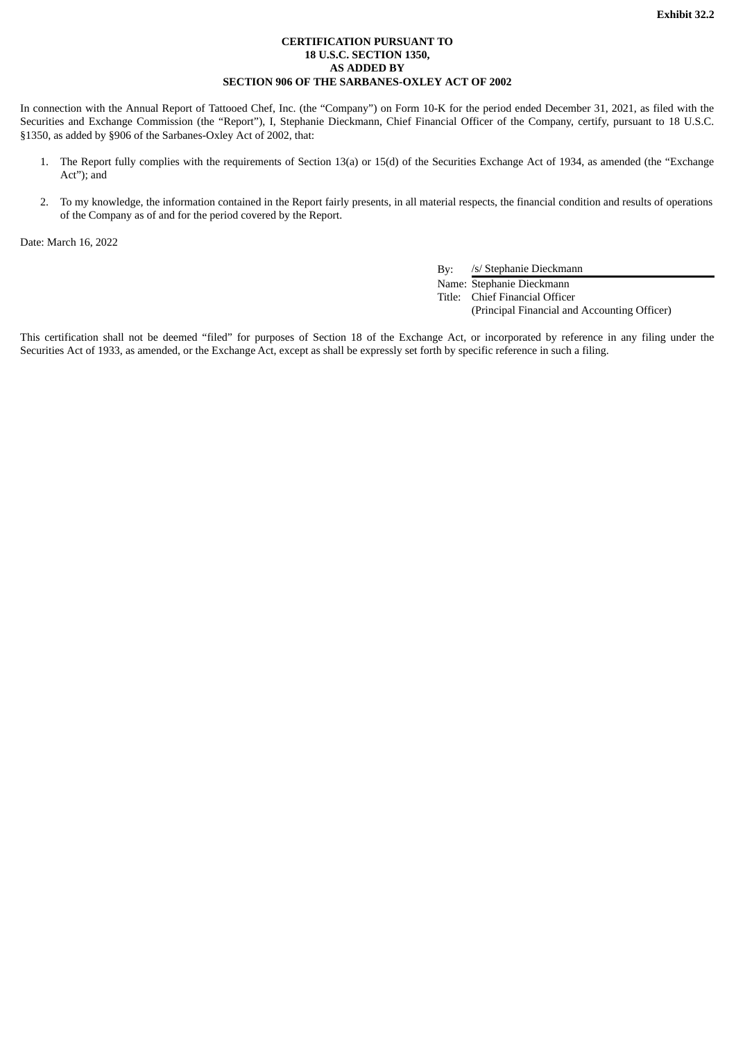**Exhibit 32.2**

**CERTIFICATION PURSUANT TO**
**18 U.S.C. SECTION 1350,**
**AS ADDED BY**
**SECTION 906 OF THE SARBANES-OXLEY ACT OF 2002**

In connection with the Annual Report of Tattooed Chef, Inc. (the "Company") on Form 10-K for the period ended December 31, 2021, as filed with the Securities and Exchange Commission (the "Report"), I, Stephanie Dieckmann, Chief Financial Officer of the Company, certify, pursuant to 18 U.S.C. §1350, as added by §906 of the Sarbanes-Oxley Act of 2002, that:

1. The Report fully complies with the requirements of Section 13(a) or 15(d) of the Securities Exchange Act of 1934, as amended (the "Exchange Act"); and
2. To my knowledge, the information contained in the Report fairly presents, in all material respects, the financial condition and results of operations of the Company as of and for the period covered by the Report.

Date: March 16, 2022

By: /s/ Stephanie Dieckmann
Name: Stephanie Dieckmann
Title: Chief Financial Officer
(Principal Financial and Accounting Officer)

This certification shall not be deemed "filed" for purposes of Section 18 of the Exchange Act, or incorporated by reference in any filing under the Securities Act of 1933, as amended, or the Exchange Act, except as shall be expressly set forth by specific reference in such a filing.